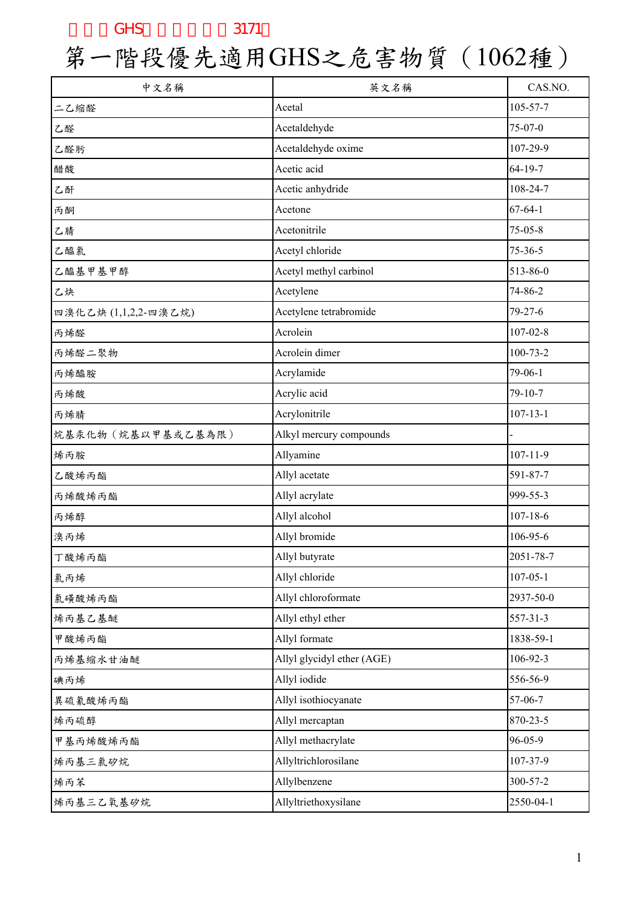# 第一階段優先適用GHS之危害物質（1062種）

| 中文名稱 | 英文名稱 | CAS.NO. |
|---|---|---|
| 二乙縮醛 | Acetal | 105-57-7 |
| 乙醛 | Acetaldehyde | 75-07-0 |
| 乙醛肟 | Acetaldehyde oxime | 107-29-9 |
| 醋酸 | Acetic acid | 64-19-7 |
| 乙酐 | Acetic anhydride | 108-24-7 |
| 丙酮 | Acetone | 67-64-1 |
| 乙腈 | Acetonitrile | 75-05-8 |
| 乙醯氯 | Acetyl chloride | 75-36-5 |
| 乙醯基甲基甲醇 | Acetyl methyl carbinol | 513-86-0 |
| 乙炔 | Acetylene | 74-86-2 |
| 四溴化乙炔 (1,1,2,2-四溴乙烷) | Acetylene tetrabromide | 79-27-6 |
| 丙烯醛 | Acrolein | 107-02-8 |
| 丙烯醛二聚物 | Acrolein dimer | 100-73-2 |
| 丙烯醯胺 | Acrylamide | 79-06-1 |
| 丙烯酸 | Acrylic acid | 79-10-7 |
| 丙烯腈 | Acrylonitrile | 107-13-1 |
| 烷基汞化物（烷基以甲基或乙基為限） | Alkyl mercury compounds | - |
| 烯丙胺 | Allyamine | 107-11-9 |
| 乙酸烯丙酯 | Allyl acetate | 591-87-7 |
| 丙烯酸烯丙酯 | Allyl acrylate | 999-55-3 |
| 丙烯醇 | Allyl alcohol | 107-18-6 |
| 溴丙烯 | Allyl bromide | 106-95-6 |
| 丁酸烯丙酯 | Allyl butyrate | 2051-78-7 |
| 氯丙烯 | Allyl chloride | 107-05-1 |
| 氯磺酸烯丙酯 | Allyl chloroformate | 2937-50-0 |
| 烯丙基乙基醚 | Allyl ethyl ether | 557-31-3 |
| 甲酸烯丙酯 | Allyl formate | 1838-59-1 |
| 丙烯基縮水甘油醚 | Allyl glycidyl ether (AGE) | 106-92-3 |
| 碘丙烯 | Allyl iodide | 556-56-9 |
| 異硫氰酸烯丙酯 | Allyl isothiocyanate | 57-06-7 |
| 烯丙硫醇 | Allyl mercaptan | 870-23-5 |
| 甲基丙烯酸烯丙酯 | Allyl methacrylate | 96-05-9 |
| 烯丙基三氯矽烷 | Allyltrichlorosilane | 107-37-9 |
| 烯丙苯 | Allylbenzene | 300-57-2 |
| 烯丙基三乙氧基矽烷 | Allyltriethoxysilane | 2550-04-1 |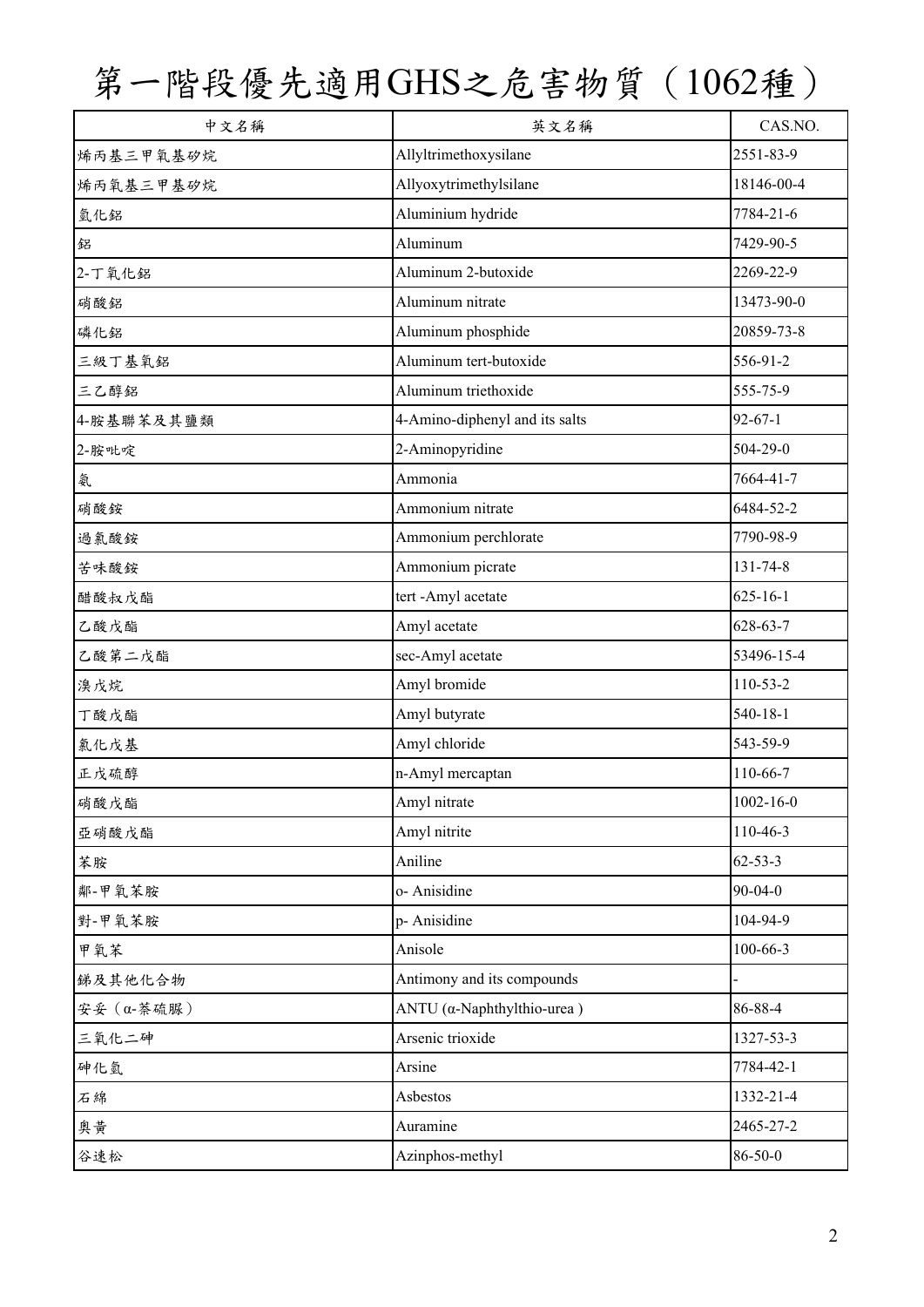# 第一階段優先適用GHS之危害物質（1062種）

| 中文名稱 | 英文名稱 | CAS.NO. |
|---|---|---|
| 烯丙基三甲氧基矽烷 | Allyltrimethoxysilane | 2551-83-9 |
| 烯丙氧基三甲基矽烷 | Allyoxytrimethylsilane | 18146-00-4 |
| 氫化鋁 | Aluminium hydride | 7784-21-6 |
| 鋁 | Aluminum | 7429-90-5 |
| 2-丁氧化鋁 | Aluminum 2-butoxide | 2269-22-9 |
| 硝酸鋁 | Aluminum nitrate | 13473-90-0 |
| 磷化鋁 | Aluminum phosphide | 20859-73-8 |
| 三級丁基氧鋁 | Aluminum tert-butoxide | 556-91-2 |
| 三乙醇鋁 | Aluminum triethoxide | 555-75-9 |
| 4-胺基聯苯及其鹽類 | 4-Amino-diphenyl and its salts | 92-67-1 |
| 2-胺吡啶 | 2-Aminopyridine | 504-29-0 |
| 氨 | Ammonia | 7664-41-7 |
| 硝酸銨 | Ammonium nitrate | 6484-52-2 |
| 過氯酸銨 | Ammonium perchlorate | 7790-98-9 |
| 苦味酸銨 | Ammonium picrate | 131-74-8 |
| 醋酸叔戊酯 | tert -Amyl acetate | 625-16-1 |
| 乙酸戊酯 | Amyl acetate | 628-63-7 |
| 乙酸第二戊酯 | sec-Amyl acetate | 53496-15-4 |
| 溴戊烷 | Amyl bromide | 110-53-2 |
| 丁酸戊酯 | Amyl butyrate | 540-18-1 |
| 氯化戊基 | Amyl chloride | 543-59-9 |
| 正戊硫醇 | n-Amyl mercaptan | 110-66-7 |
| 硝酸戊酯 | Amyl nitrate | 1002-16-0 |
| 亞硝酸戊酯 | Amyl nitrite | 110-46-3 |
| 苯胺 | Aniline | 62-53-3 |
| 鄰-甲氧苯胺 | o- Anisidine | 90-04-0 |
| 對-甲氧苯胺 | p- Anisidine | 104-94-9 |
| 甲氧苯 | Anisole | 100-66-3 |
| 銻及其他化合物 | Antimony and its compounds | - |
| 安妥（α-萘硫脲） | ANTU (α-Naphthylthio-urea ) | 86-88-4 |
| 三氧化二砷 | Arsenic trioxide | 1327-53-3 |
| 砷化氫 | Arsine | 7784-42-1 |
| 石綿 | Asbestos | 1332-21-4 |
| 奧黃 | Auramine | 2465-27-2 |
| 谷速松 | Azinphos-methyl | 86-50-0 |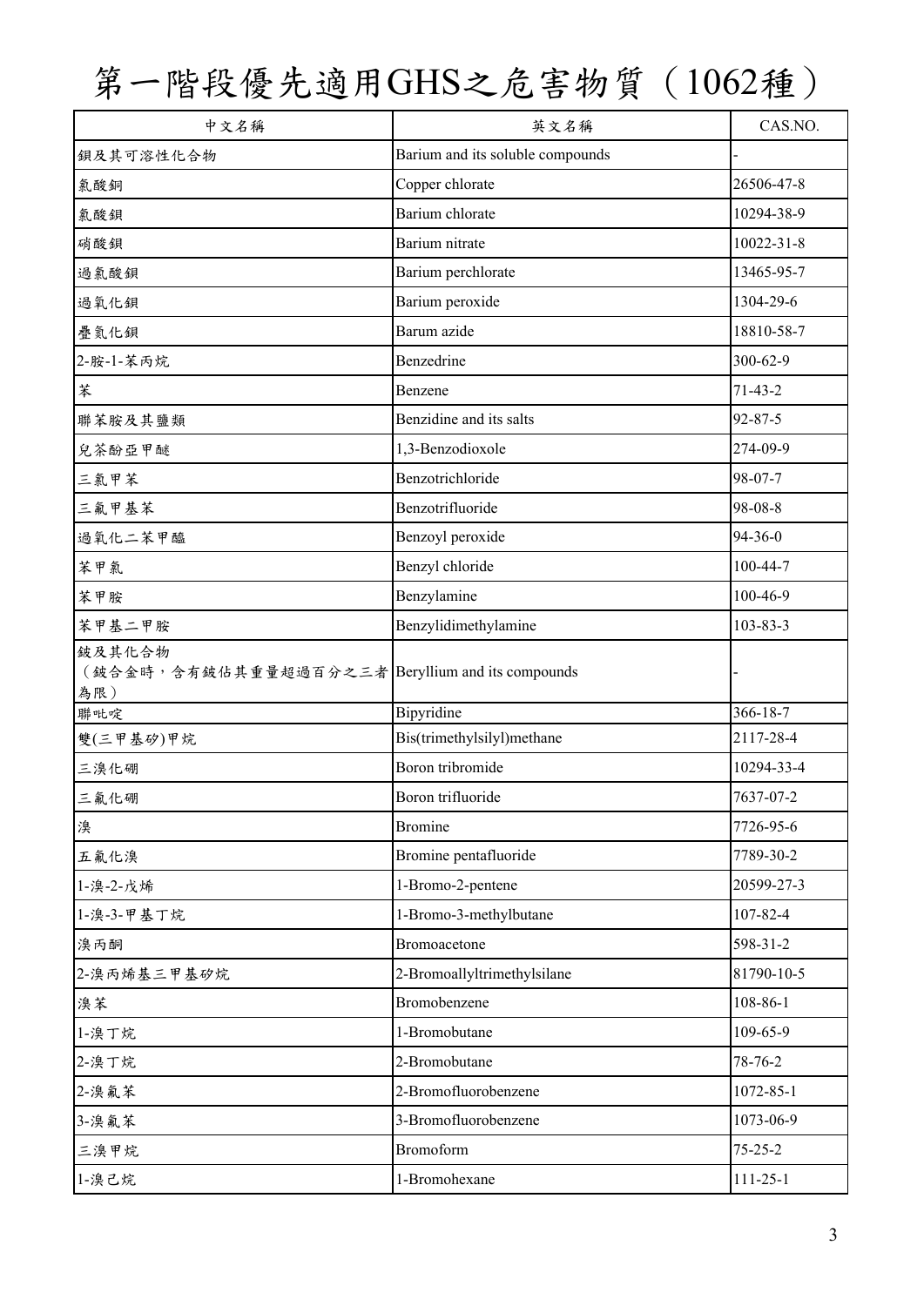# 第一階段優先適用GHS之危害物質（1062種）

| 中文名稱 | 英文名稱 | CAS.NO. |
|---|---|---|
| 鋇及其可溶性化合物 | Barium and its soluble compounds | - |
| 氯酸銅 | Copper chlorate | 26506-47-8 |
| 氯酸鋇 | Barium chlorate | 10294-38-9 |
| 硝酸鋇 | Barium nitrate | 10022-31-8 |
| 過氯酸鋇 | Barium perchlorate | 13465-95-7 |
| 過氧化鋇 | Barium peroxide | 1304-29-6 |
| 疊氮化鋇 | Barum azide | 18810-58-7 |
| 2-胺-1-苯丙烷 | Benzedrine | 300-62-9 |
| 苯 | Benzene | 71-43-2 |
| 聯苯胺及其鹽類 | Benzidine and its salts | 92-87-5 |
| 兒茶酚亞甲醚 | 1,3-Benzodioxole | 274-09-9 |
| 三氯甲苯 | Benzotrichloride | 98-07-7 |
| 三氟甲基苯 | Benzotrifluoride | 98-08-8 |
| 過氧化二苯甲醯 | Benzoyl peroxide | 94-36-0 |
| 苯甲氯 | Benzyl chloride | 100-44-7 |
| 苯甲胺 | Benzylamine | 100-46-9 |
| 苯甲基二甲胺 | Benzylidimethylamine | 103-83-3 |
| 鈹及其化合物（鈹合金時，含有鈹佔其重量超過百分之三者為限） | Beryllium and its compounds | - |
| 聯吡啶 | Bipyridine | 366-18-7 |
| 雙(三甲基矽)甲烷 | Bis(trimethylsilyl)methane | 2117-28-4 |
| 三溴化硼 | Boron tribromide | 10294-33-4 |
| 三氟化硼 | Boron trifluoride | 7637-07-2 |
| 溴 | Bromine | 7726-95-6 |
| 五氟化溴 | Bromine pentafluoride | 7789-30-2 |
| 1-溴-2-戊烯 | 1-Bromo-2-pentene | 20599-27-3 |
| 1-溴-3-甲基丁烷 | 1-Bromo-3-methylbutane | 107-82-4 |
| 溴丙酮 | Bromoacetone | 598-31-2 |
| 2-溴丙烯基三甲基矽烷 | 2-Bromoallyltrimethylsilane | 81790-10-5 |
| 溴苯 | Bromobenzene | 108-86-1 |
| 1-溴丁烷 | 1-Bromobutane | 109-65-9 |
| 2-溴丁烷 | 2-Bromobutane | 78-76-2 |
| 2-溴氟苯 | 2-Bromofluorobenzene | 1072-85-1 |
| 3-溴氟苯 | 3-Bromofluorobenzene | 1073-06-9 |
| 三溴甲烷 | Bromoform | 75-25-2 |
| 1-溴己烷 | 1-Bromohexane | 111-25-1 |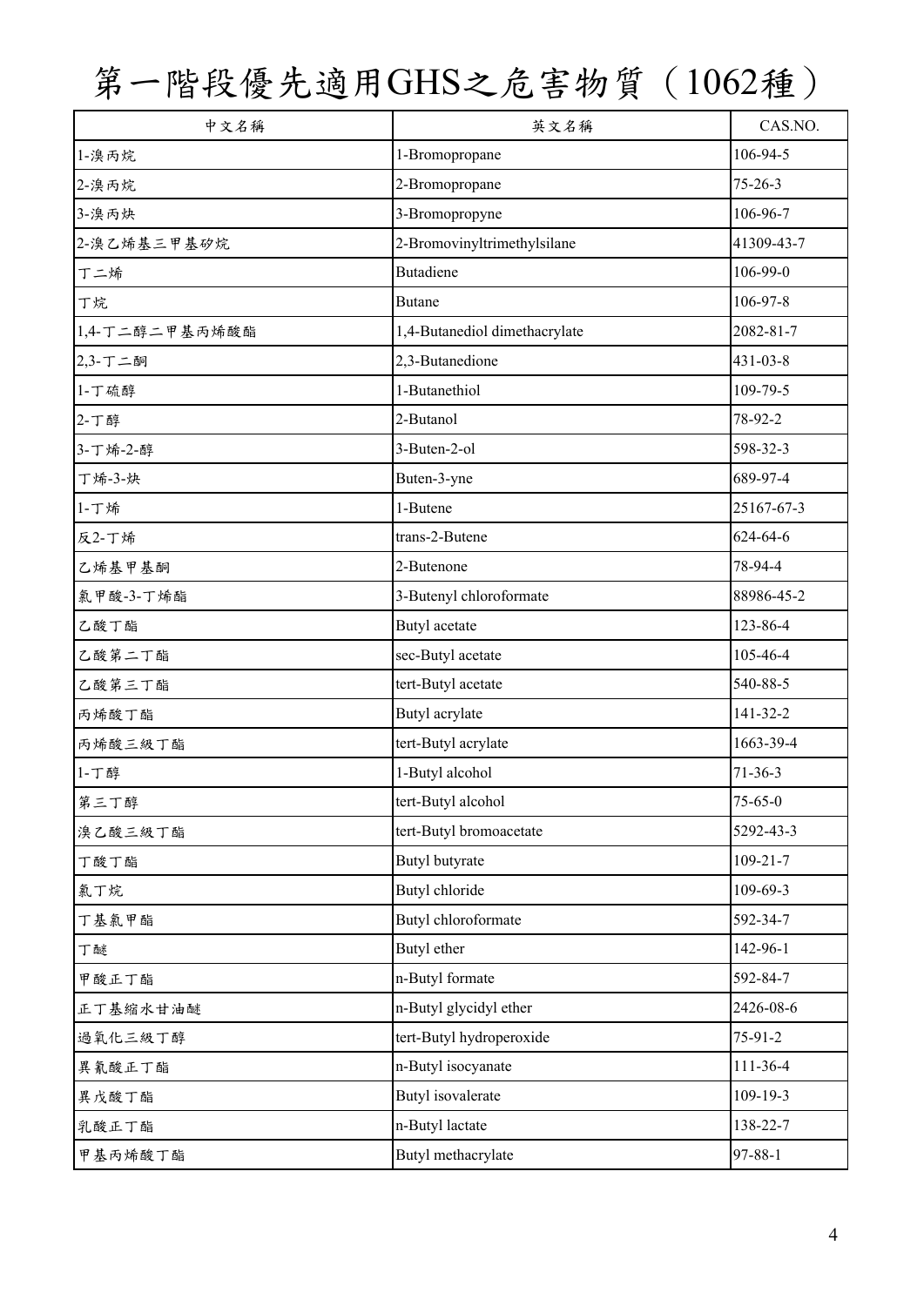# 第一階段優先適用GHS之危害物質（1062種）

| 中文名稱 | 英文名稱 | CAS.NO. |
|---|---|---|
| 1-溴丙烷 | 1-Bromopropane | 106-94-5 |
| 2-溴丙烷 | 2-Bromopropane | 75-26-3 |
| 3-溴丙炔 | 3-Bromopropyne | 106-96-7 |
| 2-溴乙烯基三甲基矽烷 | 2-Bromovinyltrimethylsilane | 41309-43-7 |
| 丁二烯 | Butadiene | 106-99-0 |
| 丁烷 | Butane | 106-97-8 |
| 1,4-丁二醇二甲基丙烯酸酯 | 1,4-Butanediol dimethacrylate | 2082-81-7 |
| 2,3-丁二酮 | 2,3-Butanedione | 431-03-8 |
| 1-丁硫醇 | 1-Butanethiol | 109-79-5 |
| 2-丁醇 | 2-Butanol | 78-92-2 |
| 3-丁烯-2-醇 | 3-Buten-2-ol | 598-32-3 |
| 丁烯-3-炔 | Buten-3-yne | 689-97-4 |
| 1-丁烯 | 1-Butene | 25167-67-3 |
| 反2-丁烯 | trans-2-Butene | 624-64-6 |
| 乙烯基甲基酮 | 2-Butenone | 78-94-4 |
| 氯甲酸-3-丁烯酯 | 3-Butenyl chloroformate | 88986-45-2 |
| 乙酸丁酯 | Butyl acetate | 123-86-4 |
| 乙酸第二丁酯 | sec-Butyl acetate | 105-46-4 |
| 乙酸第三丁酯 | tert-Butyl acetate | 540-88-5 |
| 丙烯酸丁酯 | Butyl acrylate | 141-32-2 |
| 丙烯酸三級丁酯 | tert-Butyl acrylate | 1663-39-4 |
| 1-丁醇 | 1-Butyl alcohol | 71-36-3 |
| 第三丁醇 | tert-Butyl alcohol | 75-65-0 |
| 溴乙酸三級丁酯 | tert-Butyl bromoacetate | 5292-43-3 |
| 丁酸丁酯 | Butyl butyrate | 109-21-7 |
| 氯丁烷 | Butyl chloride | 109-69-3 |
| 丁基氯甲酯 | Butyl chloroformate | 592-34-7 |
| 丁醚 | Butyl ether | 142-96-1 |
| 甲酸正丁酯 | n-Butyl formate | 592-84-7 |
| 正丁基縮水甘油醚 | n-Butyl glycidyl ether | 2426-08-6 |
| 過氧化三級丁醇 | tert-Butyl hydroperoxide | 75-91-2 |
| 異氰酸正丁酯 | n-Butyl isocyanate | 111-36-4 |
| 異戊酸丁酯 | Butyl isovalerate | 109-19-3 |
| 乳酸正丁酯 | n-Butyl lactate | 138-22-7 |
| 甲基丙烯酸丁酯 | Butyl methacrylate | 97-88-1 |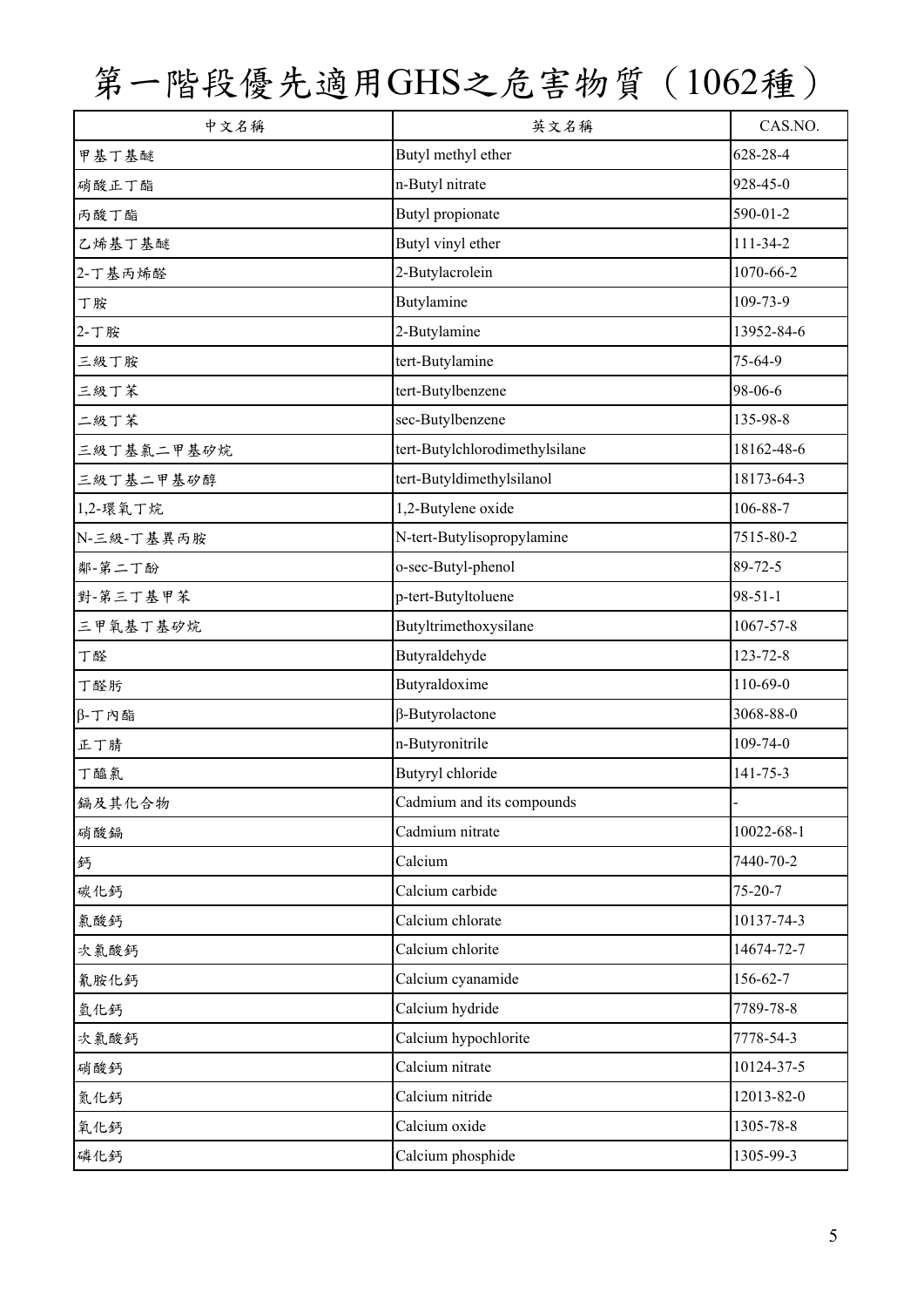# 第一階段優先適用GHS之危害物質（1062種）

| 中文名稱 | 英文名稱 | CAS.NO. |
|---|---|---|
| 甲基丁基醚 | Butyl methyl ether | 628-28-4 |
| 硝酸正丁酯 | n-Butyl nitrate | 928-45-0 |
| 丙酸丁酯 | Butyl propionate | 590-01-2 |
| 乙烯基丁基醚 | Butyl vinyl ether | 111-34-2 |
| 2-丁基丙烯醛 | 2-Butylacrolein | 1070-66-2 |
| 丁胺 | Butylamine | 109-73-9 |
| 2-丁胺 | 2-Butylamine | 13952-84-6 |
| 三級丁胺 | tert-Butylamine | 75-64-9 |
| 三級丁苯 | tert-Butylbenzene | 98-06-6 |
| 二級丁苯 | sec-Butylbenzene | 135-98-8 |
| 三級丁基氯二甲基矽烷 | tert-Butylchlorodimethylsilane | 18162-48-6 |
| 三級丁基二甲基矽醇 | tert-Butyldimethylsilanol | 18173-64-3 |
| 1,2-環氧丁烷 | 1,2-Butylene oxide | 106-88-7 |
| N-三級-丁基異丙胺 | N-tert-Butylisopropylamine | 7515-80-2 |
| 鄰-第二丁酚 | o-sec-Butyl-phenol | 89-72-5 |
| 對-第三丁基甲苯 | p-tert-Butyltoluene | 98-51-1 |
| 三甲氧基丁基矽烷 | Butyltrimethoxysilane | 1067-57-8 |
| 丁醛 | Butyraldehyde | 123-72-8 |
| 丁醛肟 | Butyraldoxime | 110-69-0 |
| β-丁內酯 | β-Butyrolactone | 3068-88-0 |
| 正丁腈 | n-Butyronitrile | 109-74-0 |
| 丁醯氯 | Butyryl chloride | 141-75-3 |
| 鎘及其化合物 | Cadmium and its compounds | - |
| 硝酸鎘 | Cadmium nitrate | 10022-68-1 |
| 鈣 | Calcium | 7440-70-2 |
| 碳化鈣 | Calcium carbide | 75-20-7 |
| 氯酸鈣 | Calcium chlorate | 10137-74-3 |
| 次氯酸鈣 | Calcium chlorite | 14674-72-7 |
| 氰胺化鈣 | Calcium cyanamide | 156-62-7 |
| 氫化鈣 | Calcium hydride | 7789-78-8 |
| 次氯酸鈣 | Calcium hypochlorite | 7778-54-3 |
| 硝酸鈣 | Calcium nitrate | 10124-37-5 |
| 氮化鈣 | Calcium nitride | 12013-82-0 |
| 氧化鈣 | Calcium oxide | 1305-78-8 |
| 磷化鈣 | Calcium phosphide | 1305-99-3 |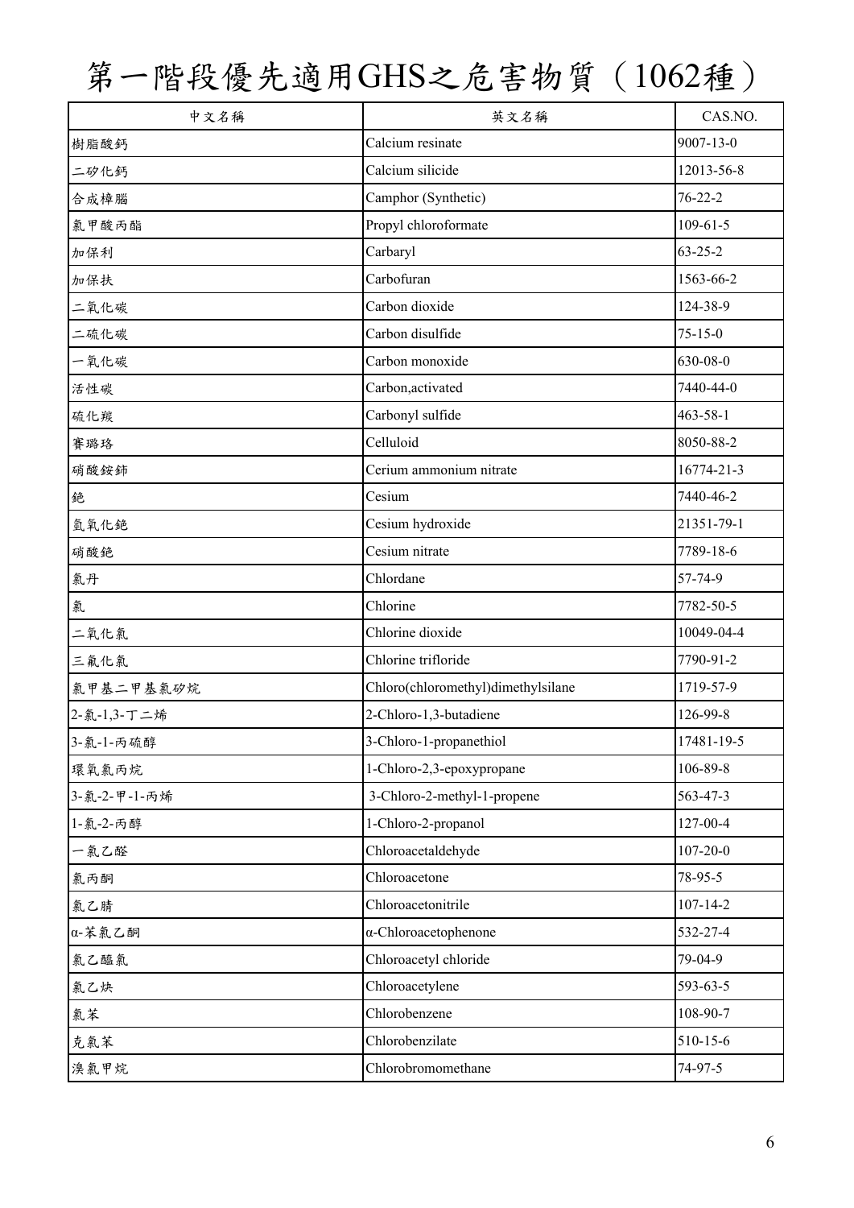# 第一階段優先適用GHS之危害物質（1062種）

| 中文名稱 | 英文名稱 | CAS.NO. |
|---|---|---|
| 樹脂酸鈣 | Calcium resinate | 9007-13-0 |
| 二矽化鈣 | Calcium silicide | 12013-56-8 |
| 合成樟腦 | Camphor (Synthetic) | 76-22-2 |
| 氯甲酸丙酯 | Propyl chloroformate | 109-61-5 |
| 加保利 | Carbaryl | 63-25-2 |
| 加保扶 | Carbofuran | 1563-66-2 |
| 二氧化碳 | Carbon dioxide | 124-38-9 |
| 二硫化碳 | Carbon disulfide | 75-15-0 |
| 一氧化碳 | Carbon monoxide | 630-08-0 |
| 活性碳 | Carbon,activated | 7440-44-0 |
| 硫化羰 | Carbonyl sulfide | 463-58-1 |
| 賽璐珞 | Celluloid | 8050-88-2 |
| 硝酸銨鈰 | Cerium ammonium nitrate | 16774-21-3 |
| 銫 | Cesium | 7440-46-2 |
| 氫氧化銫 | Cesium hydroxide | 21351-79-1 |
| 硝酸銫 | Cesium nitrate | 7789-18-6 |
| 氯丹 | Chlordane | 57-74-9 |
| 氯 | Chlorine | 7782-50-5 |
| 二氧化氯 | Chlorine dioxide | 10049-04-4 |
| 三氟化氯 | Chlorine trifloride | 7790-91-2 |
| 氯甲基二甲基氯矽烷 | Chloro(chloromethyl)dimethylsilane | 1719-57-9 |
| 2-氯-1,3-丁二烯 | 2-Chloro-1,3-butadiene | 126-99-8 |
| 3-氯-1-丙硫醇 | 3-Chloro-1-propanethiol | 17481-19-5 |
| 環氧氯丙烷 | 1-Chloro-2,3-epoxypropane | 106-89-8 |
| 3-氯-2-甲-1-丙烯 | 3-Chloro-2-methyl-1-propene | 563-47-3 |
| 1-氯-2-丙醇 | 1-Chloro-2-propanol | 127-00-4 |
| 一氯乙醛 | Chloroacetaldehyde | 107-20-0 |
| 氯丙酮 | Chloroacetone | 78-95-5 |
| 氯乙腈 | Chloroacetonitrile | 107-14-2 |
| α-苯氯乙酮 | α-Chloroacetophenone | 532-27-4 |
| 氯乙醯氯 | Chloroacetyl chloride | 79-04-9 |
| 氯乙炔 | Chloroacetylene | 593-63-5 |
| 氯苯 | Chlorobenzene | 108-90-7 |
| 克氯苯 | Chlorobenzilate | 510-15-6 |
| 溴氯甲烷 | Chlorobromomethane | 74-97-5 |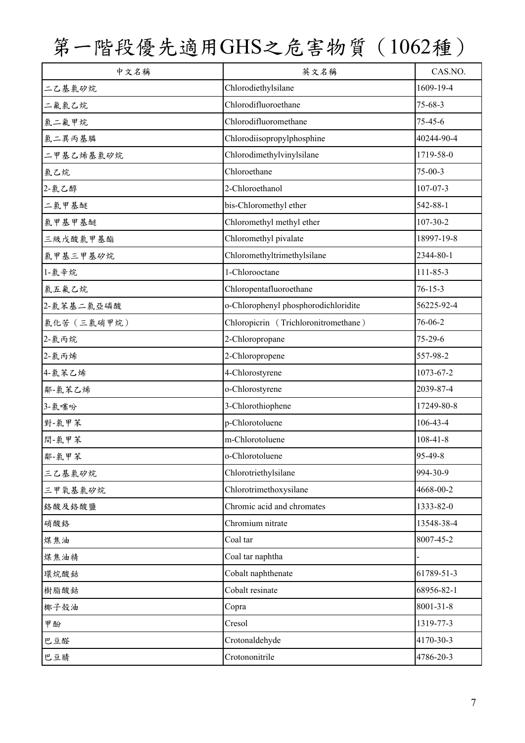# 第一階段優先適用GHS之危害物質（1062種）

| 中文名稱 | 英文名稱 | CAS.NO. |
|---|---|---|
| 二乙基氯矽烷 | Chlorodiethylsilane | 1609-19-4 |
| 二氟氯乙烷 | Chlorodifluoroethane | 75-68-3 |
| 氯二氟甲烷 | Chlorodifluoromethane | 75-45-6 |
| 氯二異丙基膦 | Chlorodiisopropylphosphine | 40244-90-4 |
| 二甲基乙烯基氯矽烷 | Chlorodimethylvinylsilane | 1719-58-0 |
| 氯乙烷 | Chloroethane | 75-00-3 |
| 2-氯乙醇 | 2-Chloroethanol | 107-07-3 |
| 二氯甲基醚 | bis-Chloromethyl ether | 542-88-1 |
| 氯甲基甲基醚 | Chloromethyl methyl ether | 107-30-2 |
| 三級戊酸氯甲基酯 | Chloromethyl pivalate | 18997-19-8 |
| 氯甲基三甲基矽烷 | Chloromethyltrimethylsilane | 2344-80-1 |
| 1-氯辛烷 | 1-Chlorooctane | 111-85-3 |
| 氯五氟乙烷 | Chloropentafluoroethane | 76-15-3 |
| 2-氯苯基二氯亞磷酸 | o-Chlorophenyl phosphorodichloridite | 56225-92-4 |
| 氯化苦（三氯硝甲烷） | Chloropicrin （Trichloronitromethane） | 76-06-2 |
| 2-氯丙烷 | 2-Chloropropane | 75-29-6 |
| 2-氯丙烯 | 2-Chloropropene | 557-98-2 |
| 4-氯苯乙烯 | 4-Chlorostyrene | 1073-67-2 |
| 鄰-氯苯乙烯 | o-Chlorostyrene | 2039-87-4 |
| 3-氯噻吩 | 3-Chlorothiophene | 17249-80-8 |
| 對-氯甲苯 | p-Chlorotoluene | 106-43-4 |
| 間-氯甲苯 | m-Chlorotoluene | 108-41-8 |
| 鄰-氯甲苯 | o-Chlorotoluene | 95-49-8 |
| 三乙基氯矽烷 | Chlorotriethylsilane | 994-30-9 |
| 三甲氧基氯矽烷 | Chlorotrimethoxysilane | 4668-00-2 |
| 鉻酸及鉻酸鹽 | Chromic acid and chromates | 1333-82-0 |
| 硝酸鉻 | Chromium nitrate | 13548-38-4 |
| 煤焦油 | Coal tar | 8007-45-2 |
| 煤焦油精 | Coal tar naphtha | - |
| 環烷酸鈷 | Cobalt naphthenate | 61789-51-3 |
| 樹脂酸鈷 | Cobalt resinate | 68956-82-1 |
| 椰子殼油 | Copra | 8001-31-8 |
| 甲酚 | Cresol | 1319-77-3 |
| 巴豆醛 | Crotonaldehyde | 4170-30-3 |
| 巴豆腈 | Crotononitrile | 4786-20-3 |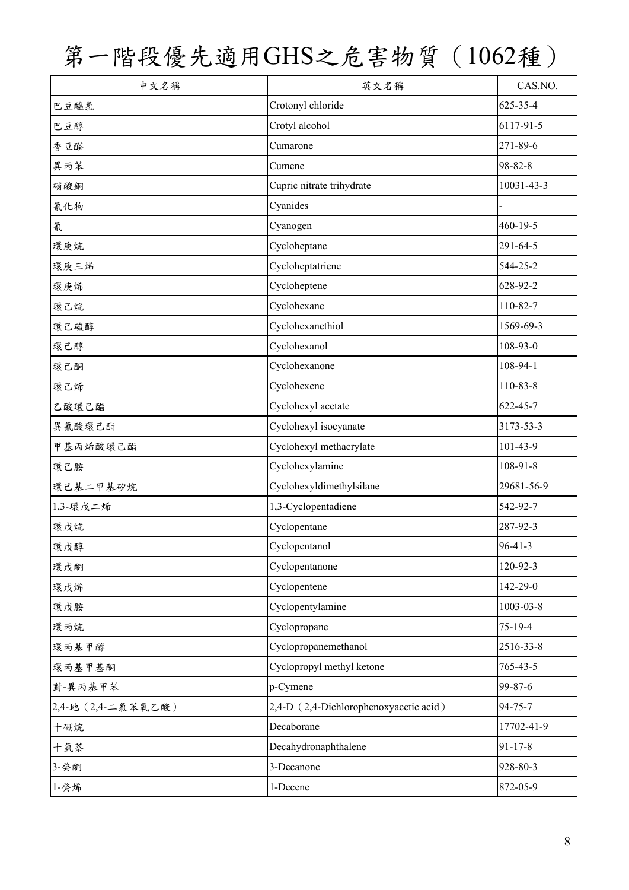# 第一階段優先適用GHS之危害物質（1062種）

| 中文名稱 | 英文名稱 | CAS.NO. |
|---|---|---|
| 巴豆醯氯 | Crotonyl chloride | 625-35-4 |
| 巴豆醇 | Crotyl alcohol | 6117-91-5 |
| 香豆醛 | Cumarone | 271-89-6 |
| 異丙苯 | Cumene | 98-82-8 |
| 硝酸銅 | Cupric nitrate trihydrate | 10031-43-3 |
| 氰化物 | Cyanides | - |
| 氰 | Cyanogen | 460-19-5 |
| 環庚烷 | Cycloheptane | 291-64-5 |
| 環庚三烯 | Cycloheptatriene | 544-25-2 |
| 環庚烯 | Cycloheptene | 628-92-2 |
| 環己烷 | Cyclohexane | 110-82-7 |
| 環己硫醇 | Cyclohexanethiol | 1569-69-3 |
| 環己醇 | Cyclohexanol | 108-93-0 |
| 環己酮 | Cyclohexanone | 108-94-1 |
| 環己烯 | Cyclohexene | 110-83-8 |
| 乙酸環己酯 | Cyclohexyl acetate | 622-45-7 |
| 異氰酸環己酯 | Cyclohexyl isocyanate | 3173-53-3 |
| 甲基丙烯酸環己酯 | Cyclohexyl methacrylate | 101-43-9 |
| 環己胺 | Cyclohexylamine | 108-91-8 |
| 環己基二甲基矽烷 | Cyclohexyldimethylsilane | 29681-56-9 |
| 1,3-環戊二烯 | 1,3-Cyclopentadiene | 542-92-7 |
| 環戊烷 | Cyclopentane | 287-92-3 |
| 環戊醇 | Cyclopentanol | 96-41-3 |
| 環戊酮 | Cyclopentanone | 120-92-3 |
| 環戊烯 | Cyclopentene | 142-29-0 |
| 環戊胺 | Cyclopentylamine | 1003-03-8 |
| 環丙烷 | Cyclopropane | 75-19-4 |
| 環丙基甲醇 | Cyclopropanemethanol | 2516-33-8 |
| 環丙基甲基酮 | Cyclopropyl methyl ketone | 765-43-5 |
| 對-異丙基甲苯 | p-Cymene | 99-87-6 |
| 2,4-地（2,4-二氯苯氧乙酸） | 2,4-D（2,4-Dichlorophenoxyacetic acid） | 94-75-7 |
| 十硼烷 | Decaborane | 17702-41-9 |
| 十氫萘 | Decahydronaphthalene | 91-17-8 |
| 3-癸酮 | 3-Decanone | 928-80-3 |
| 1-癸烯 | 1-Decene | 872-05-9 |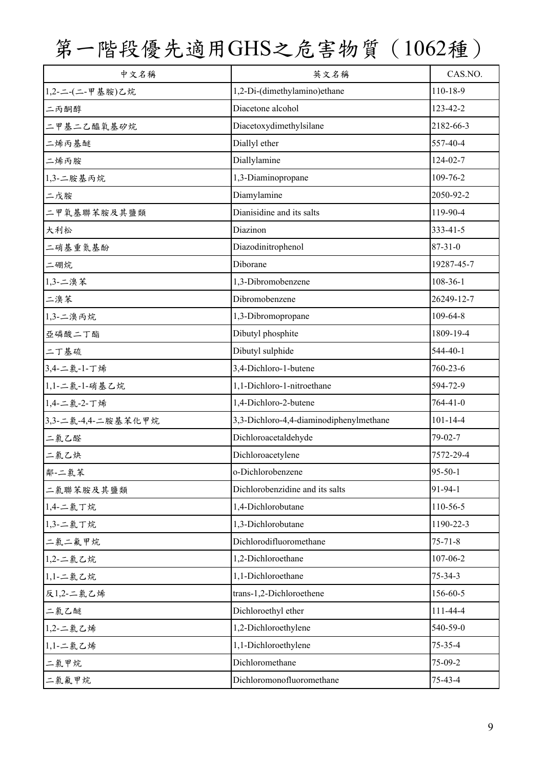# 第一階段優先適用GHS之危害物質（1062種）

| 中文名稱 | 英文名稱 | CAS.NO. |
|---|---|---|
| 1,2-二-(二-甲基胺)乙烷 | 1,2-Di-(dimethylamino)ethane | 110-18-9 |
| 二丙酮醇 | Diacetone alcohol | 123-42-2 |
| 二甲基二乙醯氧基矽烷 | Diacetoxydimethylsilane | 2182-66-3 |
| 二烯丙基醚 | Diallyl ether | 557-40-4 |
| 二烯丙胺 | Diallylamine | 124-02-7 |
| 1,3-二胺基丙烷 | 1,3-Diaminopropane | 109-76-2 |
| 二戊胺 | Diamylamine | 2050-92-2 |
| 二甲氧基聯苯胺及其鹽類 | Dianisidine and its salts | 119-90-4 |
| 大利松 | Diazinon | 333-41-5 |
| 二硝基重氮基酚 | Diazodinitrophenol | 87-31-0 |
| 二硼烷 | Diborane | 19287-45-7 |
| 1,3-二溴苯 | 1,3-Dibromobenzene | 108-36-1 |
| 二溴苯 | Dibromobenzene | 26249-12-7 |
| 1,3-二溴丙烷 | 1,3-Dibromopropane | 109-64-8 |
| 亞磷酸二丁酯 | Dibutyl phosphite | 1809-19-4 |
| 二丁基硫 | Dibutyl sulphide | 544-40-1 |
| 3,4-二氯-1-丁烯 | 3,4-Dichloro-1-butene | 760-23-6 |
| 1,1-二氯-1-硝基乙烷 | 1,1-Dichloro-1-nitroethane | 594-72-9 |
| 1,4-二氯-2-丁烯 | 1,4-Dichloro-2-butene | 764-41-0 |
| 3,3-二氯-4,4-二胺基苯化甲烷 | 3,3-Dichloro-4,4-diaminodiphenylmethane | 101-14-4 |
| 二氯乙醛 | Dichloroacetaldehyde | 79-02-7 |
| 二氯乙炔 | Dichloroacetylene | 7572-29-4 |
| 鄰-二氯苯 | o-Dichlorobenzene | 95-50-1 |
| 二氯聯苯胺及其鹽類 | Dichlorobenzidine and its salts | 91-94-1 |
| 1,4-二氯丁烷 | 1,4-Dichlorobutane | 110-56-5 |
| 1,3-二氯丁烷 | 1,3-Dichlorobutane | 1190-22-3 |
| 二氯二氟甲烷 | Dichlorodifluoromethane | 75-71-8 |
| 1,2-二氯乙烷 | 1,2-Dichloroethane | 107-06-2 |
| 1,1-二氯乙烷 | 1,1-Dichloroethane | 75-34-3 |
| 反1,2-二氯乙烯 | trans-1,2-Dichloroethene | 156-60-5 |
| 二氯乙醚 | Dichloroethyl ether | 111-44-4 |
| 1,2-二氯乙烯 | 1,2-Dichloroethylene | 540-59-0 |
| 1,1-二氯乙烯 | 1,1-Dichloroethylene | 75-35-4 |
| 二氯甲烷 | Dichloromethane | 75-09-2 |
| 二氯氟甲烷 | Dichloromonofluoromethane | 75-43-4 |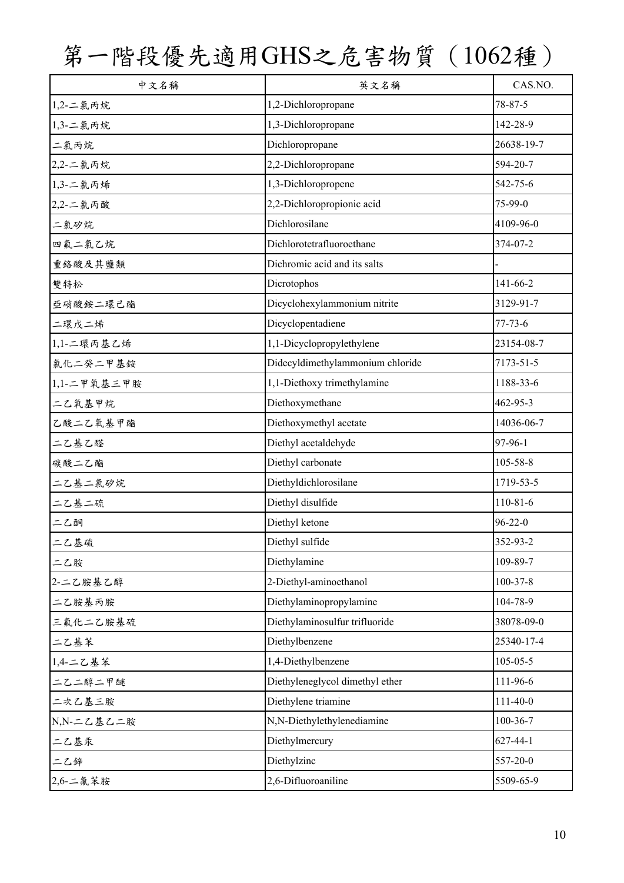# 第一階段優先適用GHS之危害物質（1062種）

| 中文名稱 | 英文名稱 | CAS.NO. |
| --- | --- | --- |
| 1,2-二氯丙烷 | 1,2-Dichloropropane | 78-87-5 |
| 1,3-二氯丙烷 | 1,3-Dichloropropane | 142-28-9 |
| 二氯丙烷 | Dichloropropane | 26638-19-7 |
| 2,2-二氯丙烷 | 2,2-Dichloropropane | 594-20-7 |
| 1,3-二氯丙烯 | 1,3-Dichloropropene | 542-75-6 |
| 2,2-二氯丙酸 | 2,2-Dichloropropionic acid | 75-99-0 |
| 二氯矽烷 | Dichlorosilane | 4109-96-0 |
| 四氟二氯乙烷 | Dichlorotetrafluoroethane | 374-07-2 |
| 重鉻酸及其鹽類 | Dichromic acid and its salts | - |
| 雙特松 | Dicrotophos | 141-66-2 |
| 亞硝酸銨二環己酯 | Dicyclohexylammonium nitrite | 3129-91-7 |
| 二環戊二烯 | Dicyclopentadiene | 77-73-6 |
| 1,1-二環丙基乙烯 | 1,1-Dicyclopropylethylene | 23154-08-7 |
| 氯化二癸二甲基銨 | Didecyldimethylammonium chloride | 7173-51-5 |
| 1,1-二甲氧基三甲胺 | 1,1-Diethoxy trimethylamine | 1188-33-6 |
| 二乙氧基甲烷 | Diethoxymethane | 462-95-3 |
| 乙酸二乙氧基甲酯 | Diethoxymethyl acetate | 14036-06-7 |
| 二乙基乙醛 | Diethyl acetaldehyde | 97-96-1 |
| 碳酸二乙酯 | Diethyl carbonate | 105-58-8 |
| 二乙基二氯矽烷 | Diethyldichlorosilane | 1719-53-5 |
| 二乙基二硫 | Diethyl disulfide | 110-81-6 |
| 二乙酮 | Diethyl ketone | 96-22-0 |
| 二乙基硫 | Diethyl sulfide | 352-93-2 |
| 二乙胺 | Diethylamine | 109-89-7 |
| 2-二乙胺基乙醇 | 2-Diethyl-aminoethanol | 100-37-8 |
| 二乙胺基丙胺 | Diethylaminopropylamine | 104-78-9 |
| 三氟化二乙胺基硫 | Diethylaminosulfur trifluoride | 38078-09-0 |
| 二乙基苯 | Diethylbenzene | 25340-17-4 |
| 1,4-二乙基苯 | 1,4-Diethylbenzene | 105-05-5 |
| 二乙二醇二甲醚 | Diethyleneglycol dimethyl ether | 111-96-6 |
| 二次乙基三胺 | Diethylene triamine | 111-40-0 |
| N,N-二乙基乙二胺 | N,N-Diethylethylenediamine | 100-36-7 |
| 二乙基汞 | Diethylmercury | 627-44-1 |
| 二乙鋅 | Diethylzinc | 557-20-0 |
| 2,6-二氟苯胺 | 2,6-Difluoroaniline | 5509-65-9 |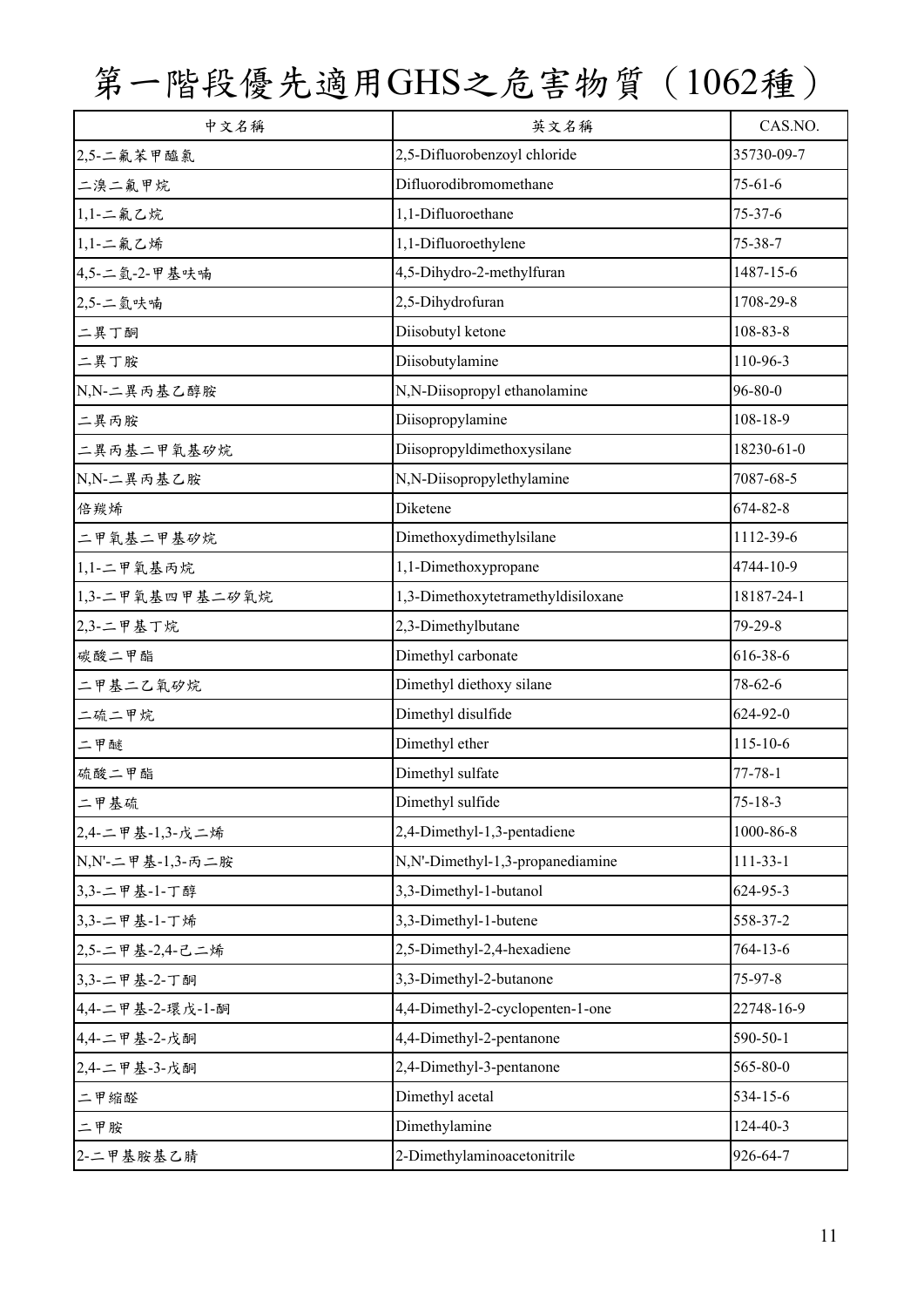# 第一階段優先適用GHS之危害物質（1062種）

| 中文名稱 | 英文名稱 | CAS.NO. |
|---|---|---|
| 2,5-二氟苯甲醯氯 | 2,5-Difluorobenzoyl chloride | 35730-09-7 |
| 二溴二氟甲烷 | Difluorodibromomethane | 75-61-6 |
| 1,1-二氟乙烷 | 1,1-Difluoroethane | 75-37-6 |
| 1,1-二氟乙烯 | 1,1-Difluoroethylene | 75-38-7 |
| 4,5-二氫-2-甲基呋喃 | 4,5-Dihydro-2-methylfuran | 1487-15-6 |
| 2,5-二氫呋喃 | 2,5-Dihydrofuran | 1708-29-8 |
| 二異丁酮 | Diisobutyl ketone | 108-83-8 |
| 二異丁胺 | Diisobutylamine | 110-96-3 |
| N,N-二異丙基乙醇胺 | N,N-Diisopropyl ethanolamine | 96-80-0 |
| 二異丙胺 | Diisopropylamine | 108-18-9 |
| 二異丙基二甲氧基矽烷 | Diisopropyldimethoxysilane | 18230-61-0 |
| N,N-二異丙基乙胺 | N,N-Diisopropylethylamine | 7087-68-5 |
| 倍羰烯 | Diketene | 674-82-8 |
| 二甲氧基二甲基矽烷 | Dimethoxydimethylsilane | 1112-39-6 |
| 1,1-二甲氧基丙烷 | 1,1-Dimethoxypropane | 4744-10-9 |
| 1,3-二甲氧基四甲基二矽氧烷 | 1,3-Dimethoxytetramethyldisiloxane | 18187-24-1 |
| 2,3-二甲基丁烷 | 2,3-Dimethylbutane | 79-29-8 |
| 碳酸二甲酯 | Dimethyl carbonate | 616-38-6 |
| 二甲基二乙氧矽烷 | Dimethyl diethoxy silane | 78-62-6 |
| 二硫二甲烷 | Dimethyl disulfide | 624-92-0 |
| 二甲醚 | Dimethyl ether | 115-10-6 |
| 硫酸二甲酯 | Dimethyl sulfate | 77-78-1 |
| 二甲基硫 | Dimethyl sulfide | 75-18-3 |
| 2,4-二甲基-1,3-戊二烯 | 2,4-Dimethyl-1,3-pentadiene | 1000-86-8 |
| N,N'-二甲基-1,3-丙二胺 | N,N'-Dimethyl-1,3-propanediamine | 111-33-1 |
| 3,3-二甲基-1-丁醇 | 3,3-Dimethyl-1-butanol | 624-95-3 |
| 3,3-二甲基-1-丁烯 | 3,3-Dimethyl-1-butene | 558-37-2 |
| 2,5-二甲基-2,4-己二烯 | 2,5-Dimethyl-2,4-hexadiene | 764-13-6 |
| 3,3-二甲基-2-丁酮 | 3,3-Dimethyl-2-butanone | 75-97-8 |
| 4,4-二甲基-2-環戊-1-酮 | 4,4-Dimethyl-2-cyclopenten-1-one | 22748-16-9 |
| 4,4-二甲基-2-戊酮 | 4,4-Dimethyl-2-pentanone | 590-50-1 |
| 2,4-二甲基-3-戊酮 | 2,4-Dimethyl-3-pentanone | 565-80-0 |
| 二甲縮醛 | Dimethyl acetal | 534-15-6 |
| 二甲胺 | Dimethylamine | 124-40-3 |
| 2-二甲基胺基乙腈 | 2-Dimethylaminoacetonitrile | 926-64-7 |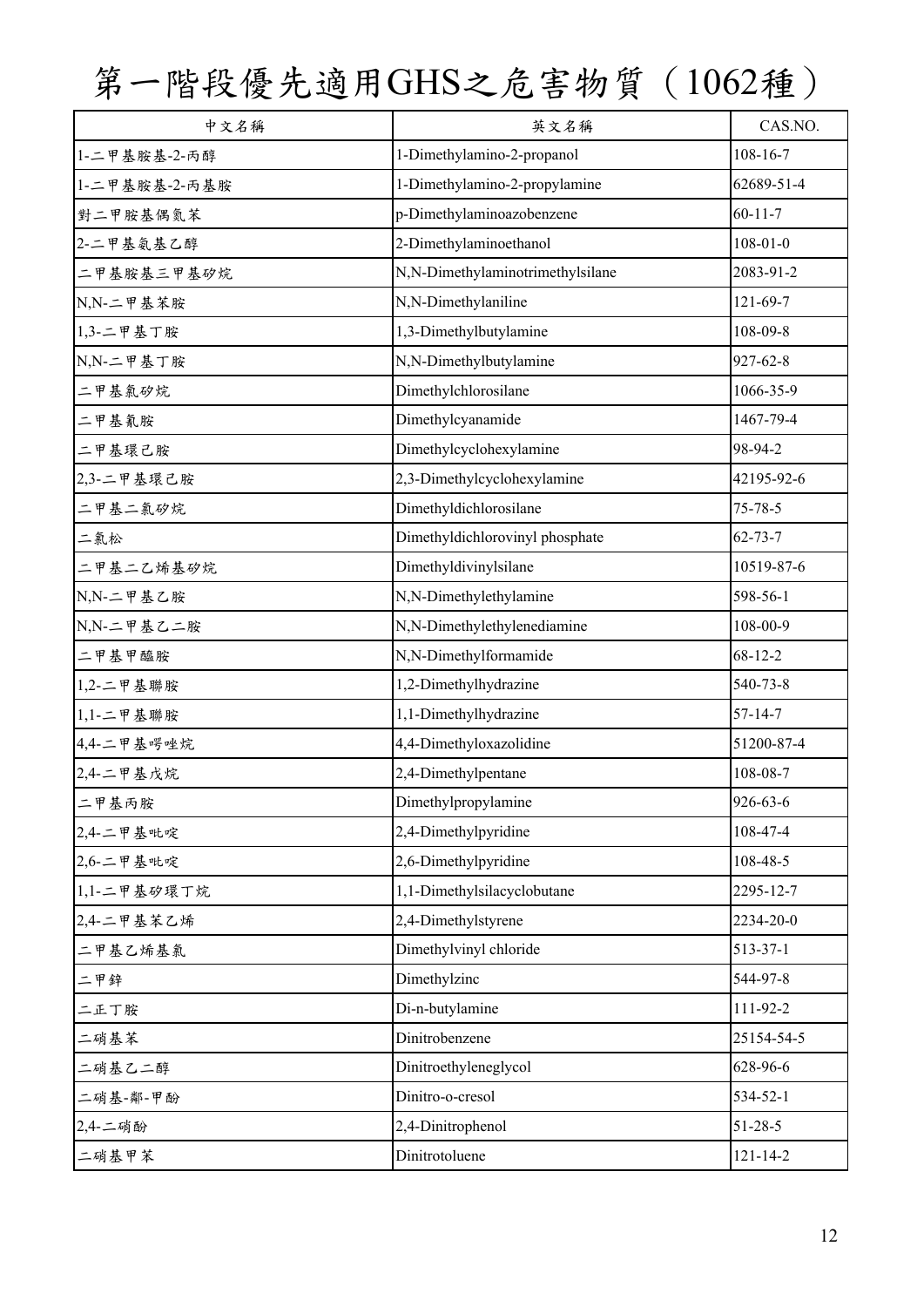# 第一階段優先適用GHS之危害物質（1062種）

| 中文名稱 | 英文名稱 | CAS.NO. |
|---|---|---|
| 1-二甲基胺基-2-丙醇 | 1-Dimethylamino-2-propanol | 108-16-7 |
| 1-二甲基胺基-2-丙基胺 | 1-Dimethylamino-2-propylamine | 62689-51-4 |
| 對二甲胺基偶氮苯 | p-Dimethylaminoazobenzene | 60-11-7 |
| 2-二甲基氨基乙醇 | 2-Dimethylaminoethanol | 108-01-0 |
| 二甲基胺基三甲基矽烷 | N,N-Dimethylaminotrimethylsilane | 2083-91-2 |
| N,N-二甲基苯胺 | N,N-Dimethylaniline | 121-69-7 |
| 1,3-二甲基丁胺 | 1,3-Dimethylbutylamine | 108-09-8 |
| N,N-二甲基丁胺 | N,N-Dimethylbutylamine | 927-62-8 |
| 二甲基氯矽烷 | Dimethylchlorosilane | 1066-35-9 |
| 二甲基氰胺 | Dimethylcyanamide | 1467-79-4 |
| 二甲基環己胺 | Dimethylcyclohexylamine | 98-94-2 |
| 2,3-二甲基環己胺 | 2,3-Dimethylcyclohexylamine | 42195-92-6 |
| 二甲基二氯矽烷 | Dimethyldichlorosilane | 75-78-5 |
| 二氯松 | Dimethyldichlorovinyl phosphate | 62-73-7 |
| 二甲基二乙烯基矽烷 | Dimethyldivinylsilane | 10519-87-6 |
| N,N-二甲基乙胺 | N,N-Dimethylethylamine | 598-56-1 |
| N,N-二甲基乙二胺 | N,N-Dimethylethylenediamine | 108-00-9 |
| 二甲基甲醯胺 | N,N-Dimethylformamide | 68-12-2 |
| 1,2-二甲基聯胺 | 1,2-Dimethylhydrazine | 540-73-8 |
| 1,1-二甲基聯胺 | 1,1-Dimethylhydrazine | 57-14-7 |
| 4,4-二甲基噁唑烷 | 4,4-Dimethyloxazolidine | 51200-87-4 |
| 2,4-二甲基戊烷 | 2,4-Dimethylpentane | 108-08-7 |
| 二甲基丙胺 | Dimethylpropylamine | 926-63-6 |
| 2,4-二甲基吡啶 | 2,4-Dimethylpyridine | 108-47-4 |
| 2,6-二甲基吡啶 | 2,6-Dimethylpyridine | 108-48-5 |
| 1,1-二甲基矽環丁烷 | 1,1-Dimethylsilacyclobutane | 2295-12-7 |
| 2,4-二甲基苯乙烯 | 2,4-Dimethylstyrene | 2234-20-0 |
| 二甲基乙烯基氯 | Dimethylvinyl chloride | 513-37-1 |
| 二甲鋅 | Dimethylzinc | 544-97-8 |
| 二正丁胺 | Di-n-butylamine | 111-92-2 |
| 二硝基苯 | Dinitrobenzene | 25154-54-5 |
| 二硝基乙二醇 | Dinitroethyleneglycol | 628-96-6 |
| 二硝基-鄰-甲酚 | Dinitro-o-cresol | 534-52-1 |
| 2,4-二硝酚 | 2,4-Dinitrophenol | 51-28-5 |
| 二硝基甲苯 | Dinitrotoluene | 121-14-2 |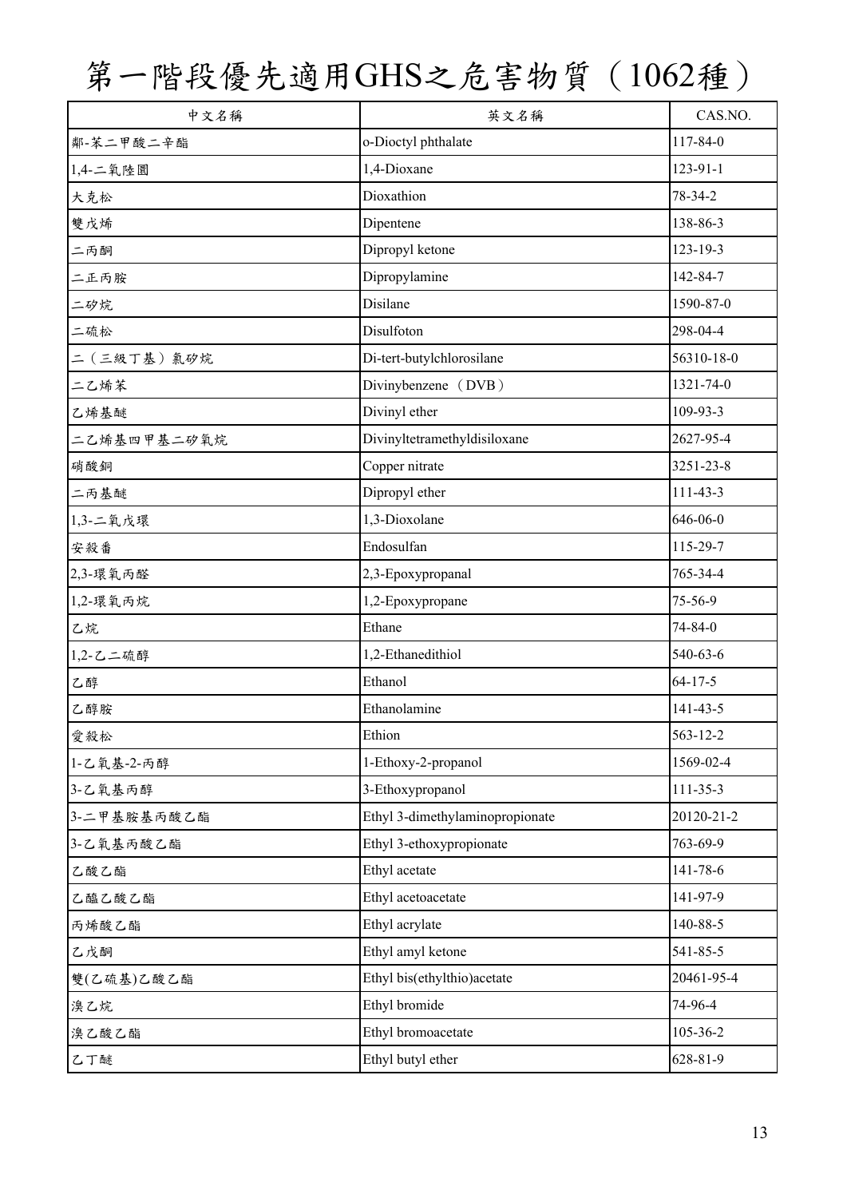# 第一階段優先適用GHS之危害物質（1062種）

| 中文名稱 | 英文名稱 | CAS.NO. |
|---|---|---|
| 鄰-苯二甲酸二辛酯 | o-Dioctyl phthalate | 117-84-0 |
| 1,4-二氧陸圜 | 1,4-Dioxane | 123-91-1 |
| 大克松 | Dioxathion | 78-34-2 |
| 雙戊烯 | Dipentene | 138-86-3 |
| 二丙酮 | Dipropyl ketone | 123-19-3 |
| 二正丙胺 | Dipropylamine | 142-84-7 |
| 二矽烷 | Disilane | 1590-87-0 |
| 二硫松 | Disulfoton | 298-04-4 |
| 二（三級丁基）氯矽烷 | Di-tert-butylchlorosilane | 56310-18-0 |
| 二乙烯苯 | Divinybenzene（DVB） | 1321-74-0 |
| 乙烯基醚 | Divinyl ether | 109-93-3 |
| 二乙烯基四甲基二矽氧烷 | Divinyltetramethyldisiloxane | 2627-95-4 |
| 硝酸銅 | Copper nitrate | 3251-23-8 |
| 二丙基醚 | Dipropyl ether | 111-43-3 |
| 1,3-二氧戊環 | 1,3-Dioxolane | 646-06-0 |
| 安殺番 | Endosulfan | 115-29-7 |
| 2,3-環氧丙醛 | 2,3-Epoxypropanal | 765-34-4 |
| 1,2-環氧丙烷 | 1,2-Epoxypropane | 75-56-9 |
| 乙烷 | Ethane | 74-84-0 |
| 1,2-乙二硫醇 | 1,2-Ethanedithiol | 540-63-6 |
| 乙醇 | Ethanol | 64-17-5 |
| 乙醇胺 | Ethanolamine | 141-43-5 |
| 愛殺松 | Ethion | 563-12-2 |
| 1-乙氧基-2-丙醇 | 1-Ethoxy-2-propanol | 1569-02-4 |
| 3-乙氧基丙醇 | 3-Ethoxypropanol | 111-35-3 |
| 3-二甲基胺基丙酸乙酯 | Ethyl 3-dimethylaminopropionate | 20120-21-2 |
| 3-乙氧基丙酸乙酯 | Ethyl 3-ethoxypropionate | 763-69-9 |
| 乙酸乙酯 | Ethyl acetate | 141-78-6 |
| 乙醯乙酸乙酯 | Ethyl acetoacetate | 141-97-9 |
| 丙烯酸乙酯 | Ethyl acrylate | 140-88-5 |
| 乙戊酮 | Ethyl amyl ketone | 541-85-5 |
| 雙(乙硫基)乙酸乙酯 | Ethyl bis(ethylthio)acetate | 20461-95-4 |
| 溴乙烷 | Ethyl bromide | 74-96-4 |
| 溴乙酸乙酯 | Ethyl bromoacetate | 105-36-2 |
| 乙丁醚 | Ethyl butyl ether | 628-81-9 |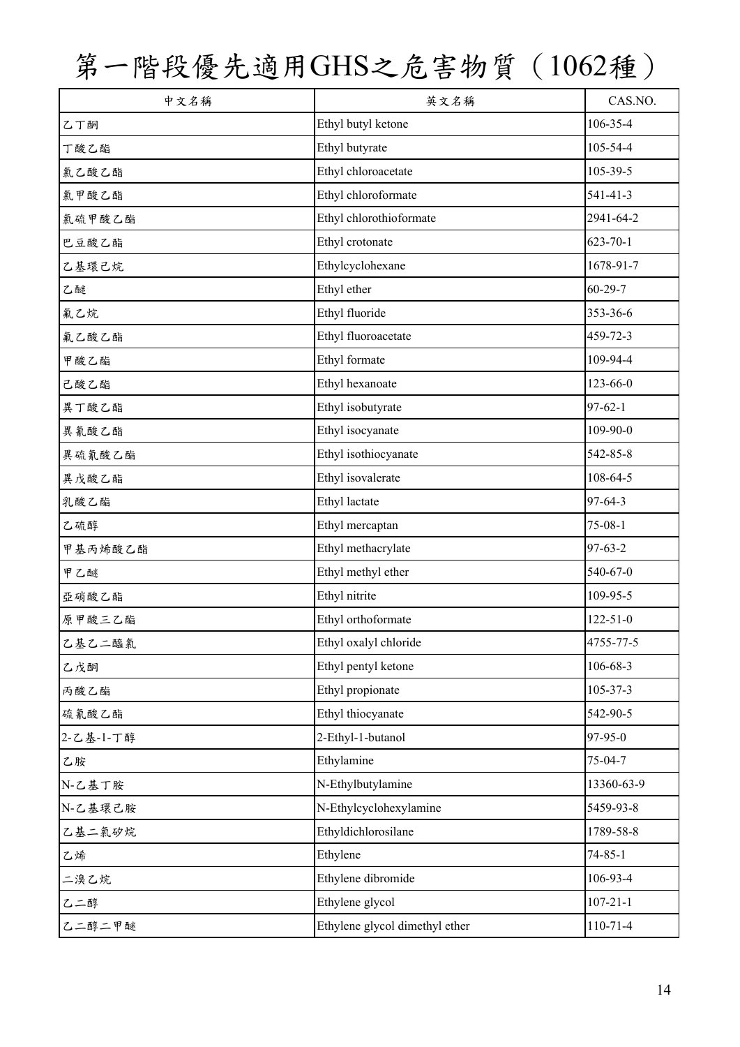# 第一階段優先適用GHS之危害物質（1062種）

| 中文名稱 | 英文名稱 | CAS.NO. |
|---|---|---|
| 乙丁酮 | Ethyl butyl ketone | 106-35-4 |
| 丁酸乙酯 | Ethyl butyrate | 105-54-4 |
| 氯乙酸乙酯 | Ethyl chloroacetate | 105-39-5 |
| 氯甲酸乙酯 | Ethyl chloroformate | 541-41-3 |
| 氯硫甲酸乙酯 | Ethyl chlorothioformate | 2941-64-2 |
| 巴豆酸乙酯 | Ethyl crotonate | 623-70-1 |
| 乙基環己烷 | Ethylcyclohexane | 1678-91-7 |
| 乙醚 | Ethyl ether | 60-29-7 |
| 氟乙烷 | Ethyl fluoride | 353-36-6 |
| 氟乙酸乙酯 | Ethyl fluoroacetate | 459-72-3 |
| 甲酸乙酯 | Ethyl formate | 109-94-4 |
| 己酸乙酯 | Ethyl hexanoate | 123-66-0 |
| 異丁酸乙酯 | Ethyl isobutyrate | 97-62-1 |
| 異氰酸乙酯 | Ethyl isocyanate | 109-90-0 |
| 異硫氰酸乙酯 | Ethyl isothiocyanate | 542-85-8 |
| 異戊酸乙酯 | Ethyl isovalerate | 108-64-5 |
| 乳酸乙酯 | Ethyl lactate | 97-64-3 |
| 乙硫醇 | Ethyl mercaptan | 75-08-1 |
| 甲基丙烯酸乙酯 | Ethyl methacrylate | 97-63-2 |
| 甲乙醚 | Ethyl methyl ether | 540-67-0 |
| 亞硝酸乙酯 | Ethyl nitrite | 109-95-5 |
| 原甲酸三乙酯 | Ethyl orthoformate | 122-51-0 |
| 乙基乙二醯氯 | Ethyl oxalyl chloride | 4755-77-5 |
| 乙戊酮 | Ethyl pentyl ketone | 106-68-3 |
| 丙酸乙酯 | Ethyl propionate | 105-37-3 |
| 硫氰酸乙酯 | Ethyl thiocyanate | 542-90-5 |
| 2-乙基-1-丁醇 | 2-Ethyl-1-butanol | 97-95-0 |
| 乙胺 | Ethylamine | 75-04-7 |
| N-乙基丁胺 | N-Ethylbutylamine | 13360-63-9 |
| N-乙基環己胺 | N-Ethylcyclohexylamine | 5459-93-8 |
| 乙基二氯矽烷 | Ethyldichlorosilane | 1789-58-8 |
| 乙烯 | Ethylene | 74-85-1 |
| 二溴乙烷 | Ethylene dibromide | 106-93-4 |
| 乙二醇 | Ethylene glycol | 107-21-1 |
| 乙二醇二甲醚 | Ethylene glycol dimethyl ether | 110-71-4 |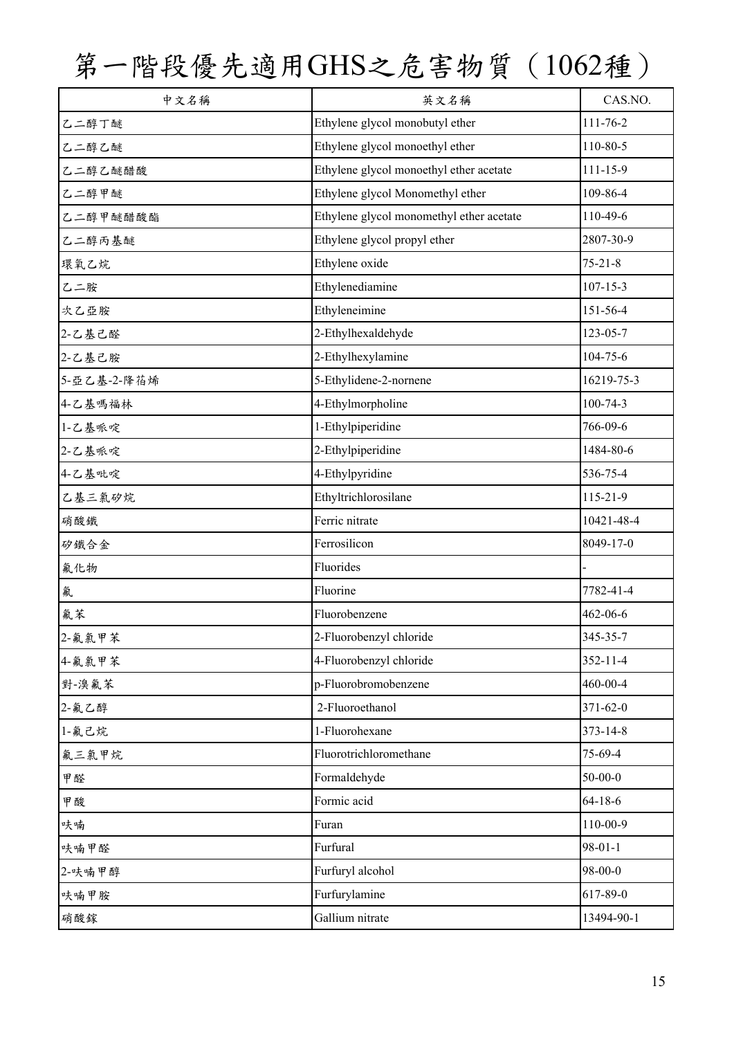# 第一階段優先適用GHS之危害物質（1062種）

| 中文名稱 | 英文名稱 | CAS.NO. |
|---|---|---|
| 乙二醇丁醚 | Ethylene glycol monobutyl ether | 111-76-2 |
| 乙二醇乙醚 | Ethylene glycol monoethyl ether | 110-80-5 |
| 乙二醇乙醚醋酸 | Ethylene glycol monoethyl ether acetate | 111-15-9 |
| 乙二醇甲醚 | Ethylene glycol Monomethyl ether | 109-86-4 |
| 乙二醇甲醚醋酸酯 | Ethylene glycol monomethyl ether acetate | 110-49-6 |
| 乙二醇丙基醚 | Ethylene glycol propyl ether | 2807-30-9 |
| 環氧乙烷 | Ethylene oxide | 75-21-8 |
| 乙二胺 | Ethylenediamine | 107-15-3 |
| 次乙亞胺 | Ethyleneimine | 151-56-4 |
| 2-乙基己醛 | 2-Ethylhexaldehyde | 123-05-7 |
| 2-乙基己胺 | 2-Ethylhexylamine | 104-75-6 |
| 5-亞乙基-2-降莰烯 | 5-Ethylidene-2-nornene | 16219-75-3 |
| 4-乙基嗎福林 | 4-Ethylmorpholine | 100-74-3 |
| 1-乙基哌啶 | 1-Ethylpiperidine | 766-09-6 |
| 2-乙基哌啶 | 2-Ethylpiperidine | 1484-80-6 |
| 4-乙基吡啶 | 4-Ethylpyridine | 536-75-4 |
| 乙基三氯矽烷 | Ethyltrichlorosilane | 115-21-9 |
| 硝酸鐵 | Ferric nitrate | 10421-48-4 |
| 矽鐵合金 | Ferrosilicon | 8049-17-0 |
| 氟化物 | Fluorides | - |
| 氟 | Fluorine | 7782-41-4 |
| 氟苯 | Fluorobenzene | 462-06-6 |
| 2-氟氯甲苯 | 2-Fluorobenzyl chloride | 345-35-7 |
| 4-氟氯甲苯 | 4-Fluorobenzyl chloride | 352-11-4 |
| 對-溴氟苯 | p-Fluorobromobenzene | 460-00-4 |
| 2-氟乙醇 | 2-Fluoroethanol | 371-62-0 |
| 1-氟己烷 | 1-Fluorohexane | 373-14-8 |
| 氟三氯甲烷 | Fluorotrichloromethane | 75-69-4 |
| 甲醛 | Formaldehyde | 50-00-0 |
| 甲酸 | Formic acid | 64-18-6 |
| 呋喃 | Furan | 110-00-9 |
| 呋喃甲醛 | Furfural | 98-01-1 |
| 2-呋喃甲醇 | Furfuryl alcohol | 98-00-0 |
| 呋喃甲胺 | Furfurylamine | 617-89-0 |
| 硝酸鎵 | Gallium nitrate | 13494-90-1 |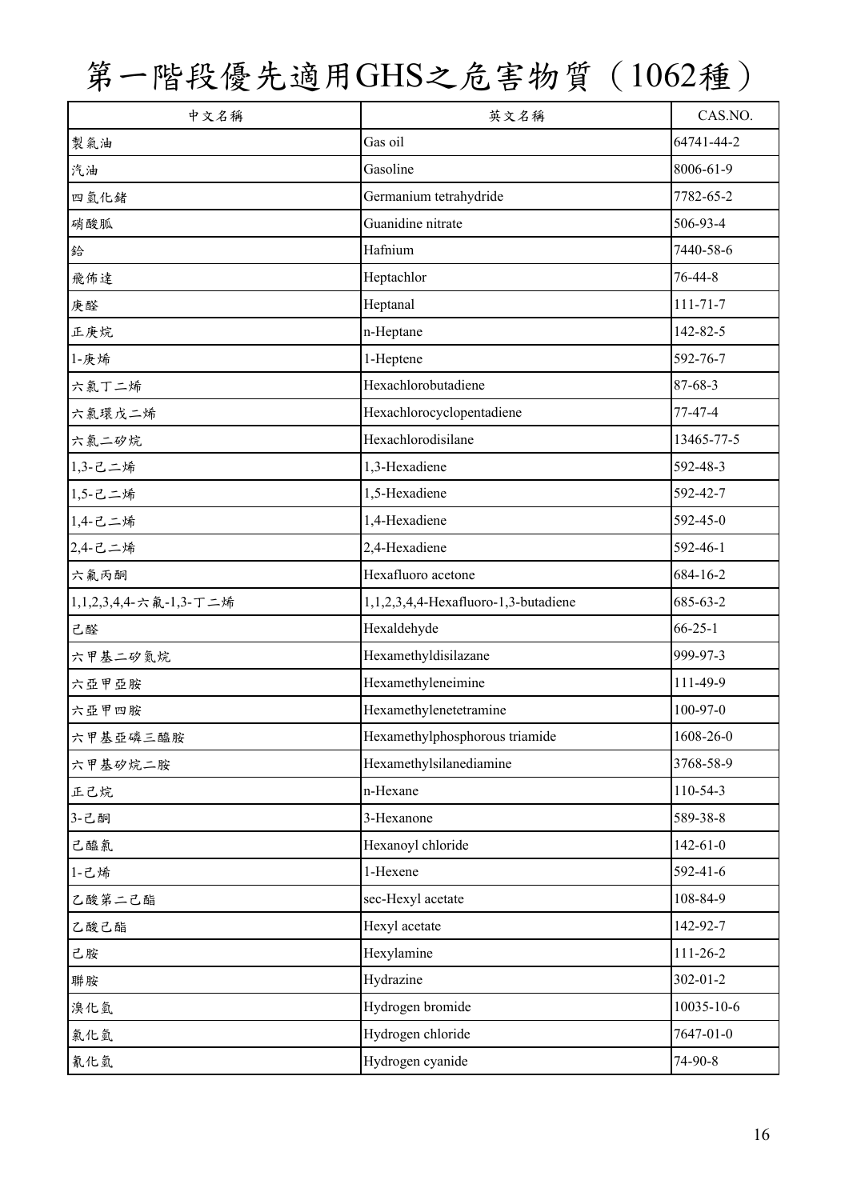# 第一階段優先適用GHS之危害物質（1062種）

| 中文名稱 | 英文名稱 | CAS.NO. |
|---|---|---|
| 製氣油 | Gas oil | 64741-44-2 |
| 汽油 | Gasoline | 8006-61-9 |
| 四氫化鍺 | Germanium tetrahydride | 7782-65-2 |
| 硝酸胍 | Guanidine nitrate | 506-93-4 |
| 鉿 | Hafnium | 7440-58-6 |
| 飛佈達 | Heptachlor | 76-44-8 |
| 庚醛 | Heptanal | 111-71-7 |
| 正庚烷 | n-Heptane | 142-82-5 |
| 1-庚烯 | 1-Heptene | 592-76-7 |
| 六氯丁二烯 | Hexachlorobutadiene | 87-68-3 |
| 六氯環戊二烯 | Hexachlorocyclopentadiene | 77-47-4 |
| 六氯二矽烷 | Hexachlorodisilane | 13465-77-5 |
| 1,3-己二烯 | 1,3-Hexadiene | 592-48-3 |
| 1,5-己二烯 | 1,5-Hexadiene | 592-42-7 |
| 1,4-己二烯 | 1,4-Hexadiene | 592-45-0 |
| 2,4-己二烯 | 2,4-Hexadiene | 592-46-1 |
| 六氟丙酮 | Hexafluoro acetone | 684-16-2 |
| 1,1,2,3,4,4-六氟-1,3-丁二烯 | 1,1,2,3,4,4-Hexafluoro-1,3-butadiene | 685-63-2 |
| 己醛 | Hexaldehyde | 66-25-1 |
| 六甲基二矽氮烷 | Hexamethyldisilazane | 999-97-3 |
| 六亞甲亞胺 | Hexamethyleneimine | 111-49-9 |
| 六亞甲四胺 | Hexamethylenetetramine | 100-97-0 |
| 六甲基亞磷三醯胺 | Hexamethylphosphorous triamide | 1608-26-0 |
| 六甲基矽烷二胺 | Hexamethylsilanediamine | 3768-58-9 |
| 正己烷 | n-Hexane | 110-54-3 |
| 3-己酮 | 3-Hexanone | 589-38-8 |
| 己醯氯 | Hexanoyl chloride | 142-61-0 |
| 1-己烯 | 1-Hexene | 592-41-6 |
| 乙酸第二己酯 | sec-Hexyl acetate | 108-84-9 |
| 乙酸己酯 | Hexyl acetate | 142-92-7 |
| 己胺 | Hexylamine | 111-26-2 |
| 聯胺 | Hydrazine | 302-01-2 |
| 溴化氫 | Hydrogen bromide | 10035-10-6 |
| 氯化氫 | Hydrogen chloride | 7647-01-0 |
| 氰化氫 | Hydrogen cyanide | 74-90-8 |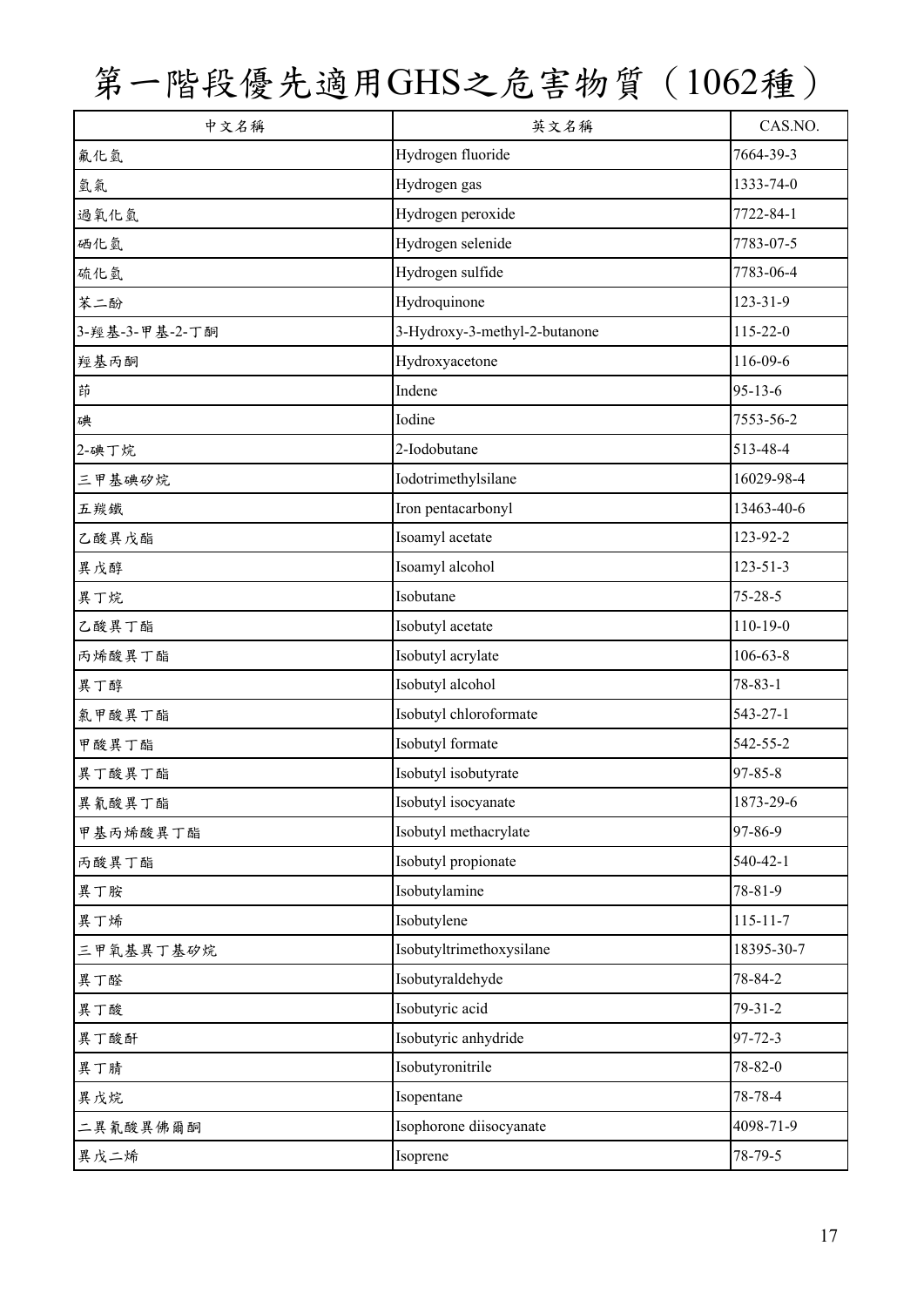# 第一階段優先適用GHS之危害物質（1062種）

| 中文名稱 | 英文名稱 | CAS.NO. |
|---|---|---|
| 氟化氫 | Hydrogen fluoride | 7664-39-3 |
| 氫氣 | Hydrogen gas | 1333-74-0 |
| 過氧化氫 | Hydrogen peroxide | 7722-84-1 |
| 硒化氫 | Hydrogen selenide | 7783-07-5 |
| 硫化氫 | Hydrogen sulfide | 7783-06-4 |
| 苯二酚 | Hydroquinone | 123-31-9 |
| 3-羥基-3-甲基-2-丁酮 | 3-Hydroxy-3-methyl-2-butanone | 115-22-0 |
| 羥基丙酮 | Hydroxyacetone | 116-09-6 |
| 茚 | Indene | 95-13-6 |
| 碘 | Iodine | 7553-56-2 |
| 2-碘丁烷 | 2-Iodobutane | 513-48-4 |
| 三甲基碘矽烷 | Iodotrimethylsilane | 16029-98-4 |
| 五羰鐵 | Iron pentacarbonyl | 13463-40-6 |
| 乙酸異戊酯 | Isoamyl acetate | 123-92-2 |
| 異戊醇 | Isoamyl alcohol | 123-51-3 |
| 異丁烷 | Isobutane | 75-28-5 |
| 乙酸異丁酯 | Isobutyl acetate | 110-19-0 |
| 丙烯酸異丁酯 | Isobutyl acrylate | 106-63-8 |
| 異丁醇 | Isobutyl alcohol | 78-83-1 |
| 氯甲酸異丁酯 | Isobutyl chloroformate | 543-27-1 |
| 甲酸異丁酯 | Isobutyl formate | 542-55-2 |
| 異丁酸異丁酯 | Isobutyl isobutyrate | 97-85-8 |
| 異氰酸異丁酯 | Isobutyl isocyanate | 1873-29-6 |
| 甲基丙烯酸異丁酯 | Isobutyl methacrylate | 97-86-9 |
| 丙酸異丁酯 | Isobutyl propionate | 540-42-1 |
| 異丁胺 | Isobutylamine | 78-81-9 |
| 異丁烯 | Isobutylene | 115-11-7 |
| 三甲氧基異丁基矽烷 | Isobutyltrimethoxysilane | 18395-30-7 |
| 異丁醛 | Isobutyraldehyde | 78-84-2 |
| 異丁酸 | Isobutyric acid | 79-31-2 |
| 異丁酸酐 | Isobutyric anhydride | 97-72-3 |
| 異丁腈 | Isobutyronitrile | 78-82-0 |
| 異戊烷 | Isopentane | 78-78-4 |
| 二異氰酸異佛爾酮 | Isophorone diisocyanate | 4098-71-9 |
| 異戊二烯 | Isoprene | 78-79-5 |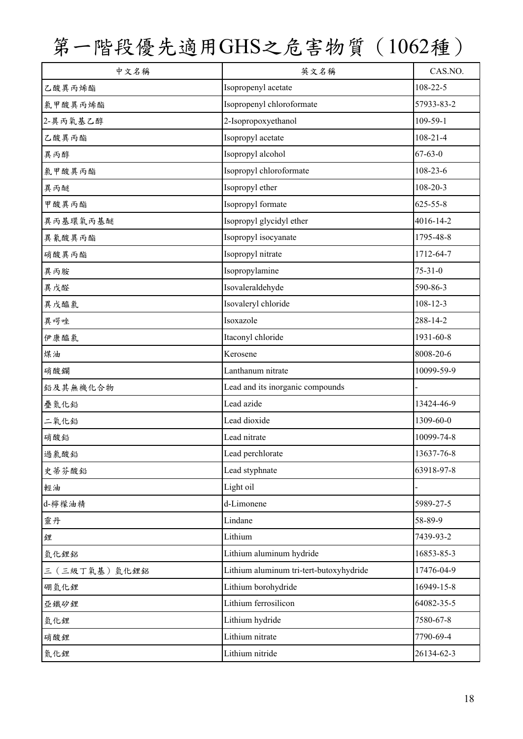# 第一階段優先適用GHS之危害物質（1062種）

| 中文名稱 | 英文名稱 | CAS.NO. |
|---|---|---|
| 乙酸異丙烯酯 | Isopropenyl acetate | 108-22-5 |
| 氯甲酸異丙烯酯 | Isopropenyl chloroformate | 57933-83-2 |
| 2-異丙氧基乙醇 | 2-Isopropoxyethanol | 109-59-1 |
| 乙酸異丙酯 | Isopropyl acetate | 108-21-4 |
| 異丙醇 | Isopropyl alcohol | 67-63-0 |
| 氯甲酸異丙酯 | Isopropyl chloroformate | 108-23-6 |
| 異丙醚 | Isopropyl ether | 108-20-3 |
| 甲酸異丙酯 | Isopropyl formate | 625-55-8 |
| 異丙基環氧丙基醚 | Isopropyl glycidyl ether | 4016-14-2 |
| 異氰酸異丙酯 | Isopropyl isocyanate | 1795-48-8 |
| 硝酸異丙酯 | Isopropyl nitrate | 1712-64-7 |
| 異丙胺 | Isopropylamine | 75-31-0 |
| 異戊醛 | Isovaleraldehyde | 590-86-3 |
| 異戊醯氯 | Isovaleryl chloride | 108-12-3 |
| 異噁唑 | Isoxazole | 288-14-2 |
| 伊康醯氯 | Itaconyl chloride | 1931-60-8 |
| 煤油 | Kerosene | 8008-20-6 |
| 硝酸鑭 | Lanthanum nitrate | 10099-59-9 |
| 鉛及其無機化合物 | Lead and its inorganic compounds | - |
| 疊氮化鉛 | Lead azide | 13424-46-9 |
| 二氧化鉛 | Lead dioxide | 1309-60-0 |
| 硝酸鉛 | Lead nitrate | 10099-74-8 |
| 過氯酸鉛 | Lead perchlorate | 13637-76-8 |
| 史蒂芬酸鉛 | Lead styphnate | 63918-97-8 |
| 輕油 | Light oil | - |
| d-檸檬油精 | d-Limonene | 5989-27-5 |
| 靈丹 | Lindane | 58-89-9 |
| 鋰 | Lithium | 7439-93-2 |
| 氫化鋰鋁 | Lithium aluminum hydride | 16853-85-3 |
| 三（三級丁氧基）氫化鋰鋁 | Lithium aluminum tri-tert-butoxyhydride | 17476-04-9 |
| 硼氫化鋰 | Lithium borohydride | 16949-15-8 |
| 亞鐵矽鋰 | Lithium ferrosilicon | 64082-35-5 |
| 氫化鋰 | Lithium hydride | 7580-67-8 |
| 硝酸鋰 | Lithium nitrate | 7790-69-4 |
| 氮化鋰 | Lithium nitride | 26134-62-3 |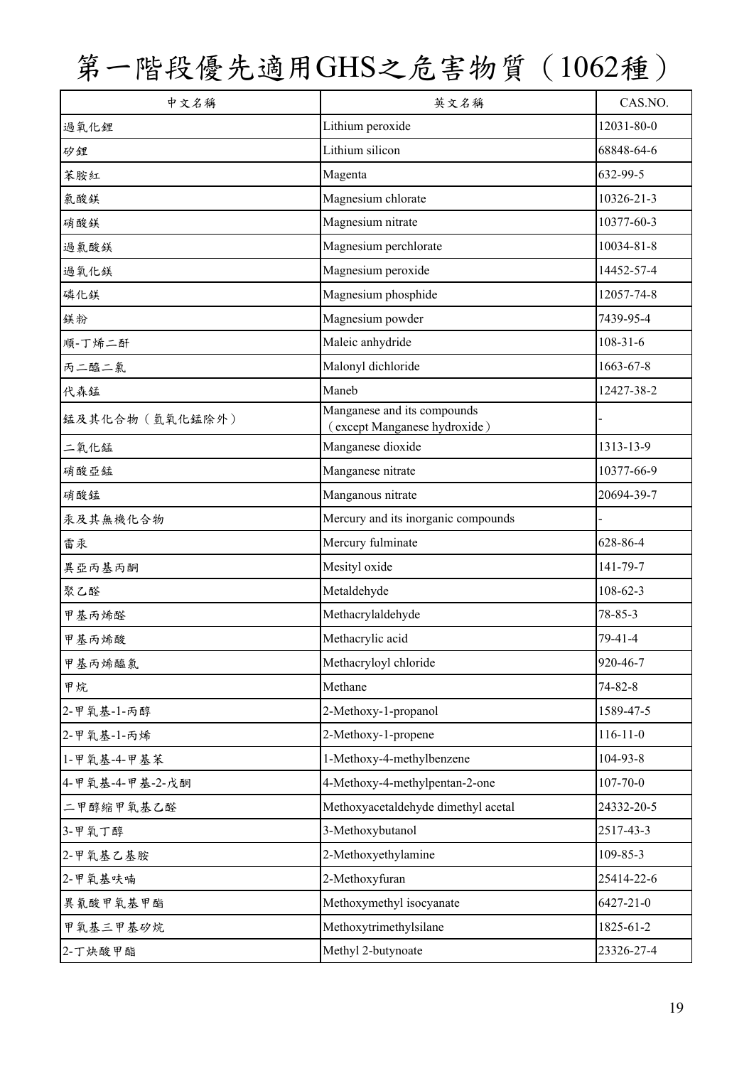# 第一階段優先適用GHS之危害物質（1062種）

| 中文名稱 | 英文名稱 | CAS.NO. |
| --- | --- | --- |
| 過氧化鋰 | Lithium peroxide | 12031-80-0 |
| 矽鋰 | Lithium silicon | 68848-64-6 |
| 苯胺紅 | Magenta | 632-99-5 |
| 氯酸鎂 | Magnesium chlorate | 10326-21-3 |
| 硝酸鎂 | Magnesium nitrate | 10377-60-3 |
| 過氯酸鎂 | Magnesium perchlorate | 10034-81-8 |
| 過氧化鎂 | Magnesium peroxide | 14452-57-4 |
| 磷化鎂 | Magnesium phosphide | 12057-74-8 |
| 鎂粉 | Magnesium powder | 7439-95-4 |
| 順-丁烯二酐 | Maleic anhydride | 108-31-6 |
| 丙二醯二氯 | Malonyl dichloride | 1663-67-8 |
| 代森錳 | Maneb | 12427-38-2 |
| 錳及其化合物（氫氧化錳除外） | Manganese and its compounds（except Manganese hydroxide） | - |
| 二氧化錳 | Manganese dioxide | 1313-13-9 |
| 硝酸亞錳 | Manganese nitrate | 10377-66-9 |
| 硝酸錳 | Manganous nitrate | 20694-39-7 |
| 汞及其無機化合物 | Mercury and its inorganic compounds | - |
| 雷汞 | Mercury fulminate | 628-86-4 |
| 異亞丙基丙酮 | Mesityl oxide | 141-79-7 |
| 聚乙醛 | Metaldehyde | 108-62-3 |
| 甲基丙烯醛 | Methacrylaldehyde | 78-85-3 |
| 甲基丙烯酸 | Methacrylic acid | 79-41-4 |
| 甲基丙烯醯氯 | Methacryloyl chloride | 920-46-7 |
| 甲烷 | Methane | 74-82-8 |
| 2-甲氧基-1-丙醇 | 2-Methoxy-1-propanol | 1589-47-5 |
| 2-甲氧基-1-丙烯 | 2-Methoxy-1-propene | 116-11-0 |
| 1-甲氧基-4-甲基苯 | 1-Methoxy-4-methylbenzene | 104-93-8 |
| 4-甲氧基-4-甲基-2-戊酮 | 4-Methoxy-4-methylpentan-2-one | 107-70-0 |
| 二甲醇縮甲氧基乙醛 | Methoxyacetaldehyde dimethyl acetal | 24332-20-5 |
| 3-甲氧丁醇 | 3-Methoxybutanol | 2517-43-3 |
| 2-甲氧基乙基胺 | 2-Methoxyethylamine | 109-85-3 |
| 2-甲氧基呋喃 | 2-Methoxyfuran | 25414-22-6 |
| 異氰酸甲氧基甲酯 | Methoxymethyl isocyanate | 6427-21-0 |
| 甲氧基三甲基矽烷 | Methoxytrimethylsilane | 1825-61-2 |
| 2-丁炔酸甲酯 | Methyl 2-butynoate | 23326-27-4 |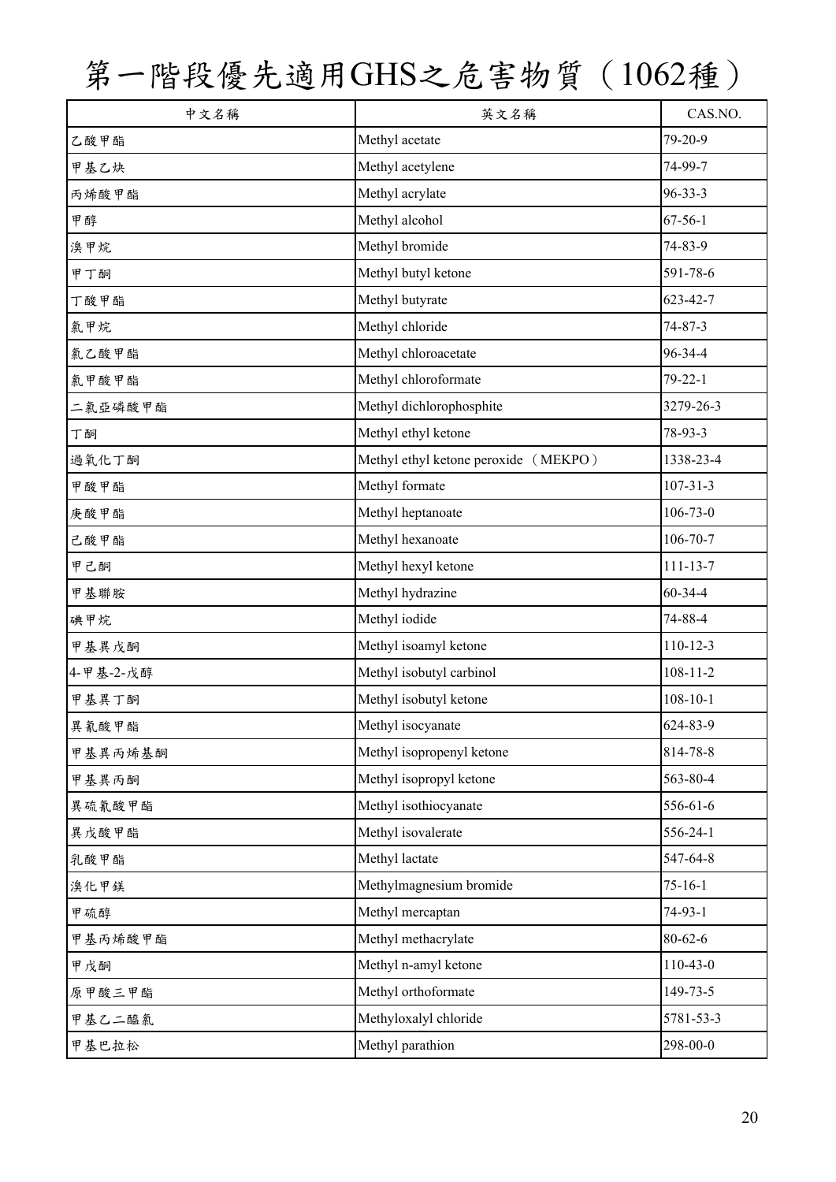# 第一階段優先適用GHS之危害物質（1062種）

| 中文名稱 | 英文名稱 | CAS.NO. |
|---|---|---|
| 乙酸甲酯 | Methyl acetate | 79-20-9 |
| 甲基乙炔 | Methyl acetylene | 74-99-7 |
| 丙烯酸甲酯 | Methyl acrylate | 96-33-3 |
| 甲醇 | Methyl alcohol | 67-56-1 |
| 溴甲烷 | Methyl bromide | 74-83-9 |
| 甲丁酮 | Methyl butyl ketone | 591-78-6 |
| 丁酸甲酯 | Methyl butyrate | 623-42-7 |
| 氯甲烷 | Methyl chloride | 74-87-3 |
| 氯乙酸甲酯 | Methyl chloroacetate | 96-34-4 |
| 氯甲酸甲酯 | Methyl chloroformate | 79-22-1 |
| 二氯亞磷酸甲酯 | Methyl dichlorophosphite | 3279-26-3 |
| 丁酮 | Methyl ethyl ketone | 78-93-3 |
| 過氧化丁酮 | Methyl ethyl ketone peroxide （MEKPO） | 1338-23-4 |
| 甲酸甲酯 | Methyl formate | 107-31-3 |
| 庚酸甲酯 | Methyl heptanoate | 106-73-0 |
| 己酸甲酯 | Methyl hexanoate | 106-70-7 |
| 甲己酮 | Methyl hexyl ketone | 111-13-7 |
| 甲基聯胺 | Methyl hydrazine | 60-34-4 |
| 碘甲烷 | Methyl iodide | 74-88-4 |
| 甲基異戊酮 | Methyl isoamyl ketone | 110-12-3 |
| 4-甲基-2-戊醇 | Methyl isobutyl carbinol | 108-11-2 |
| 甲基異丁酮 | Methyl isobutyl ketone | 108-10-1 |
| 異氰酸甲酯 | Methyl isocyanate | 624-83-9 |
| 甲基異丙烯基酮 | Methyl isopropenyl ketone | 814-78-8 |
| 甲基異丙酮 | Methyl isopropyl ketone | 563-80-4 |
| 異硫氰酸甲酯 | Methyl isothiocyanate | 556-61-6 |
| 異戊酸甲酯 | Methyl isovalerate | 556-24-1 |
| 乳酸甲酯 | Methyl lactate | 547-64-8 |
| 溴化甲鎂 | Methylmagnesium bromide | 75-16-1 |
| 甲硫醇 | Methyl mercaptan | 74-93-1 |
| 甲基丙烯酸甲酯 | Methyl methacrylate | 80-62-6 |
| 甲戊酮 | Methyl n-amyl ketone | 110-43-0 |
| 原甲酸三甲酯 | Methyl orthoformate | 149-73-5 |
| 甲基乙二醯氯 | Methyloxalyl chloride | 5781-53-3 |
| 甲基巴拉松 | Methyl parathion | 298-00-0 |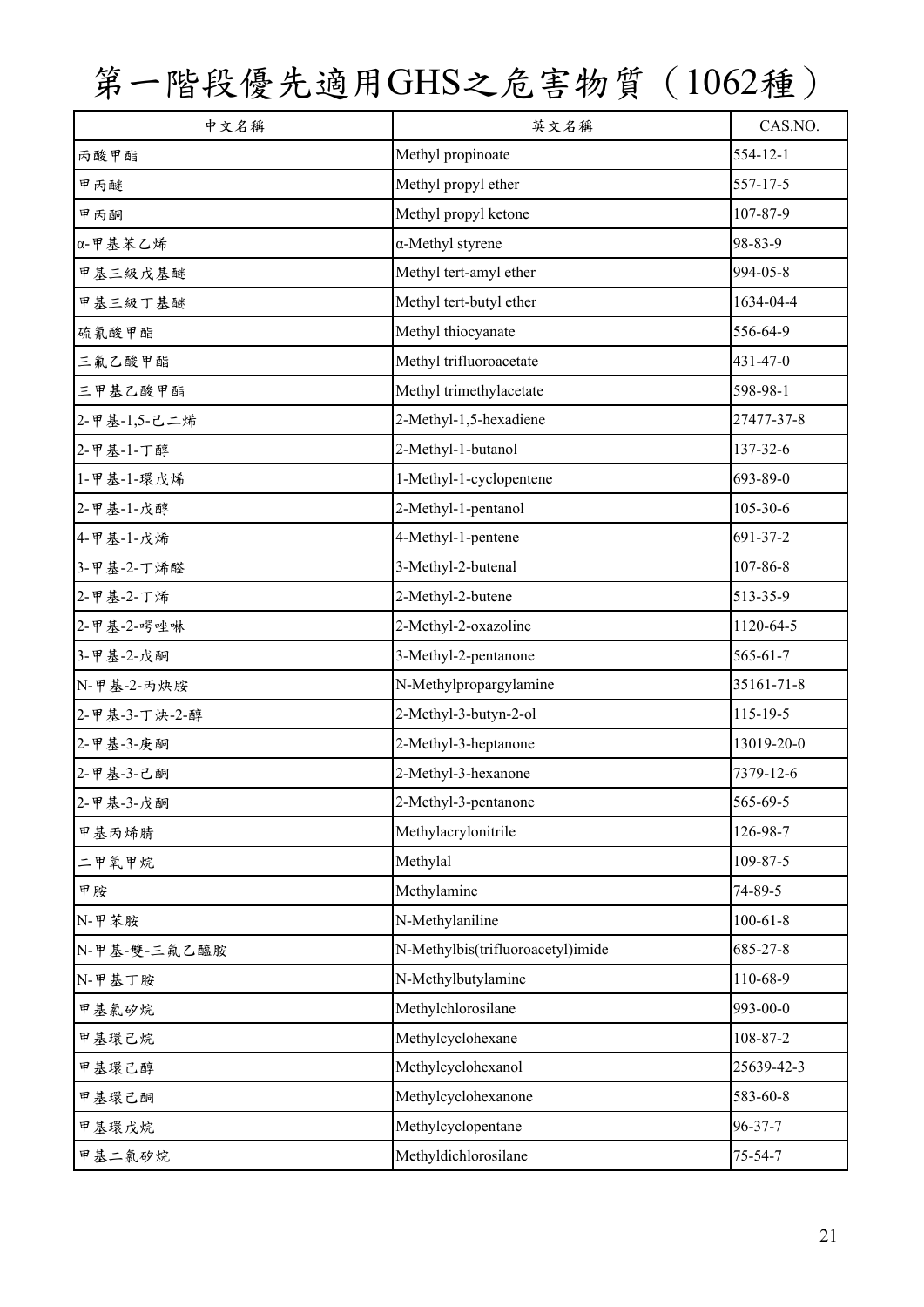# 第一階段優先適用GHS之危害物質（1062種）

| 中文名稱 | 英文名稱 | CAS.NO. |
|---|---|---|
| 丙酸甲酯 | Methyl propinoate | 554-12-1 |
| 甲丙醚 | Methyl propyl ether | 557-17-5 |
| 甲丙酮 | Methyl propyl ketone | 107-87-9 |
| α-甲基苯乙烯 | α-Methyl styrene | 98-83-9 |
| 甲基三級戊基醚 | Methyl tert-amyl ether | 994-05-8 |
| 甲基三級丁基醚 | Methyl tert-butyl ether | 1634-04-4 |
| 硫氰酸甲酯 | Methyl thiocyanate | 556-64-9 |
| 三氟乙酸甲酯 | Methyl trifluoroacetate | 431-47-0 |
| 三甲基乙酸甲酯 | Methyl trimethylacetate | 598-98-1 |
| 2-甲基-1,5-己二烯 | 2-Methyl-1,5-hexadiene | 27477-37-8 |
| 2-甲基-1-丁醇 | 2-Methyl-1-butanol | 137-32-6 |
| 1-甲基-1-環戊烯 | 1-Methyl-1-cyclopentene | 693-89-0 |
| 2-甲基-1-戊醇 | 2-Methyl-1-pentanol | 105-30-6 |
| 4-甲基-1-戊烯 | 4-Methyl-1-pentene | 691-37-2 |
| 3-甲基-2-丁烯醛 | 3-Methyl-2-butenal | 107-86-8 |
| 2-甲基-2-丁烯 | 2-Methyl-2-butene | 513-35-9 |
| 2-甲基-2-噚唑啉 | 2-Methyl-2-oxazoline | 1120-64-5 |
| 3-甲基-2-戊酮 | 3-Methyl-2-pentanone | 565-61-7 |
| N-甲基-2-丙炔胺 | N-Methylpropargylamine | 35161-71-8 |
| 2-甲基-3-丁炔-2-醇 | 2-Methyl-3-butyn-2-ol | 115-19-5 |
| 2-甲基-3-庚酮 | 2-Methyl-3-heptanone | 13019-20-0 |
| 2-甲基-3-己酮 | 2-Methyl-3-hexanone | 7379-12-6 |
| 2-甲基-3-戊酮 | 2-Methyl-3-pentanone | 565-69-5 |
| 甲基丙烯腈 | Methylacrylonitrile | 126-98-7 |
| 二甲氧甲烷 | Methylal | 109-87-5 |
| 甲胺 | Methylamine | 74-89-5 |
| N-甲苯胺 | N-Methylaniline | 100-61-8 |
| N-甲基-雙-三氟乙醯胺 | N-Methylbis(trifluoroacetyl)imide | 685-27-8 |
| N-甲基丁胺 | N-Methylbutylamine | 110-68-9 |
| 甲基氯矽烷 | Methylchlorosilane | 993-00-0 |
| 甲基環己烷 | Methylcyclohexane | 108-87-2 |
| 甲基環己醇 | Methylcyclohexanol | 25639-42-3 |
| 甲基環己酮 | Methylcyclohexanone | 583-60-8 |
| 甲基環戊烷 | Methylcyclopentane | 96-37-7 |
| 甲基二氯矽烷 | Methyldichlorosilane | 75-54-7 |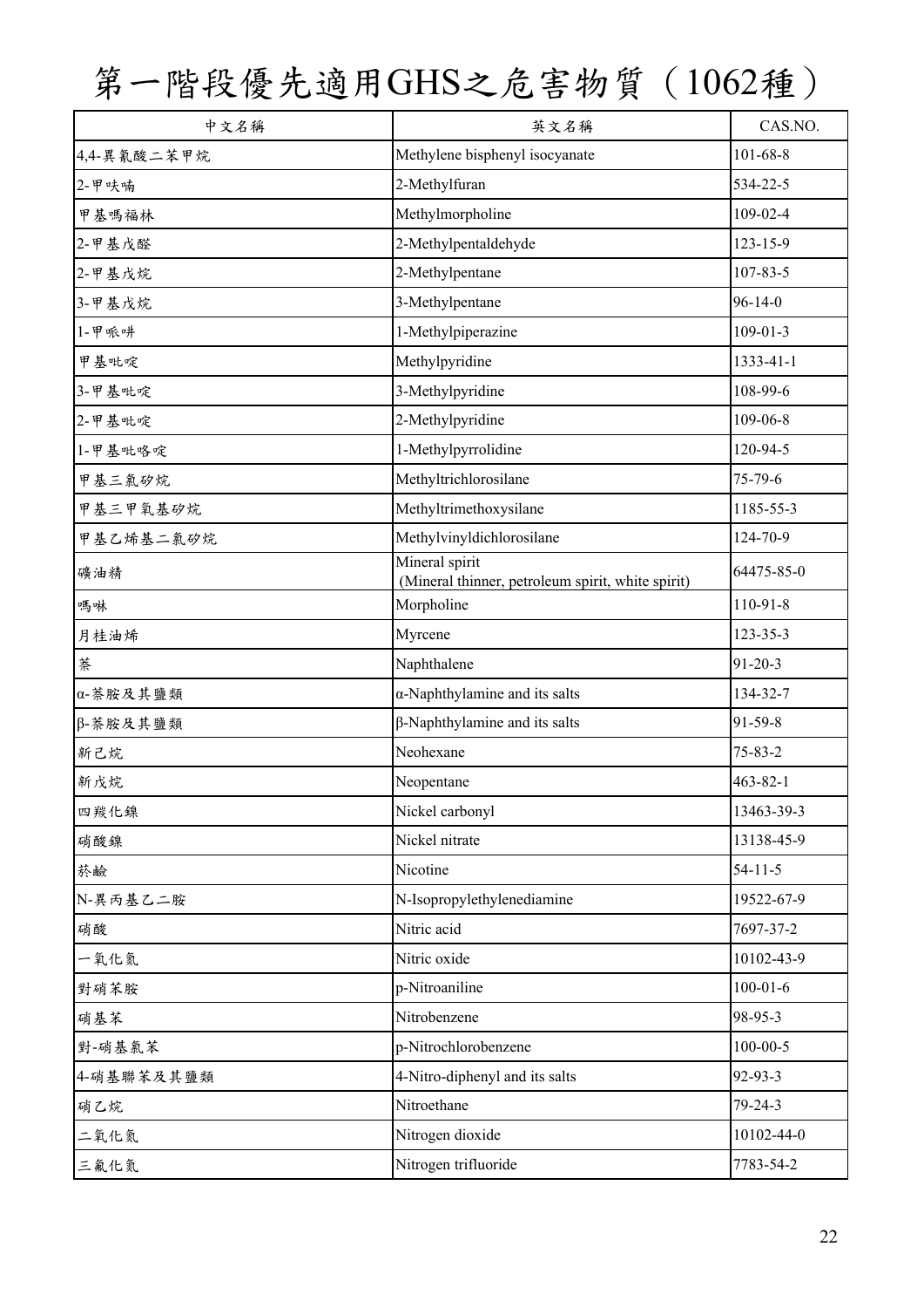# 第一階段優先適用GHS之危害物質（1062種）

| 中文名稱 | 英文名稱 | CAS.NO. |
|---|---|---|
| 4,4-異氰酸二苯甲烷 | Methylene bisphenyl isocyanate | 101-68-8 |
| 2-甲呋喃 | 2-Methylfuran | 534-22-5 |
| 甲基嗎福林 | Methylmorpholine | 109-02-4 |
| 2-甲基戊醛 | 2-Methylpentaldehyde | 123-15-9 |
| 2-甲基戊烷 | 2-Methylpentane | 107-83-5 |
| 3-甲基戊烷 | 3-Methylpentane | 96-14-0 |
| 1-甲哌啡 | 1-Methylpiperazine | 109-01-3 |
| 甲基吡啶 | Methylpyridine | 1333-41-1 |
| 3-甲基吡啶 | 3-Methylpyridine | 108-99-6 |
| 2-甲基吡啶 | 2-Methylpyridine | 109-06-8 |
| 1-甲基吡咯啶 | 1-Methylpyrrolidine | 120-94-5 |
| 甲基三氯矽烷 | Methyltrichlorosilane | 75-79-6 |
| 甲基三甲氧基矽烷 | Methyltrimethoxysilane | 1185-55-3 |
| 甲基乙烯基二氯矽烷 | Methylvinyldichlorosilane | 124-70-9 |
| 礦油精 | Mineral spirit (Mineral thinner, petroleum spirit, white spirit) | 64475-85-0 |
| 嗎啉 | Morpholine | 110-91-8 |
| 月桂油烯 | Myrcene | 123-35-3 |
| 萘 | Naphthalene | 91-20-3 |
| α-萘胺及其鹽類 | α-Naphthylamine and its salts | 134-32-7 |
| β-萘胺及其鹽類 | β-Naphthylamine and its salts | 91-59-8 |
| 新己烷 | Neohexane | 75-83-2 |
| 新戊烷 | Neopentane | 463-82-1 |
| 四羰化鎳 | Nickel carbonyl | 13463-39-3 |
| 硝酸鎳 | Nickel nitrate | 13138-45-9 |
| 菸鹼 | Nicotine | 54-11-5 |
| N-異丙基乙二胺 | N-Isopropylethylenediamine | 19522-67-9 |
| 硝酸 | Nitric acid | 7697-37-2 |
| 一氧化氮 | Nitric oxide | 10102-43-9 |
| 對硝苯胺 | p-Nitroaniline | 100-01-6 |
| 硝基苯 | Nitrobenzene | 98-95-3 |
| 對-硝基氯苯 | p-Nitrochlorobenzene | 100-00-5 |
| 4-硝基聯苯及其鹽類 | 4-Nitro-diphenyl and its salts | 92-93-3 |
| 硝乙烷 | Nitroethane | 79-24-3 |
| 二氧化氮 | Nitrogen dioxide | 10102-44-0 |
| 三氟化氮 | Nitrogen trifluoride | 7783-54-2 |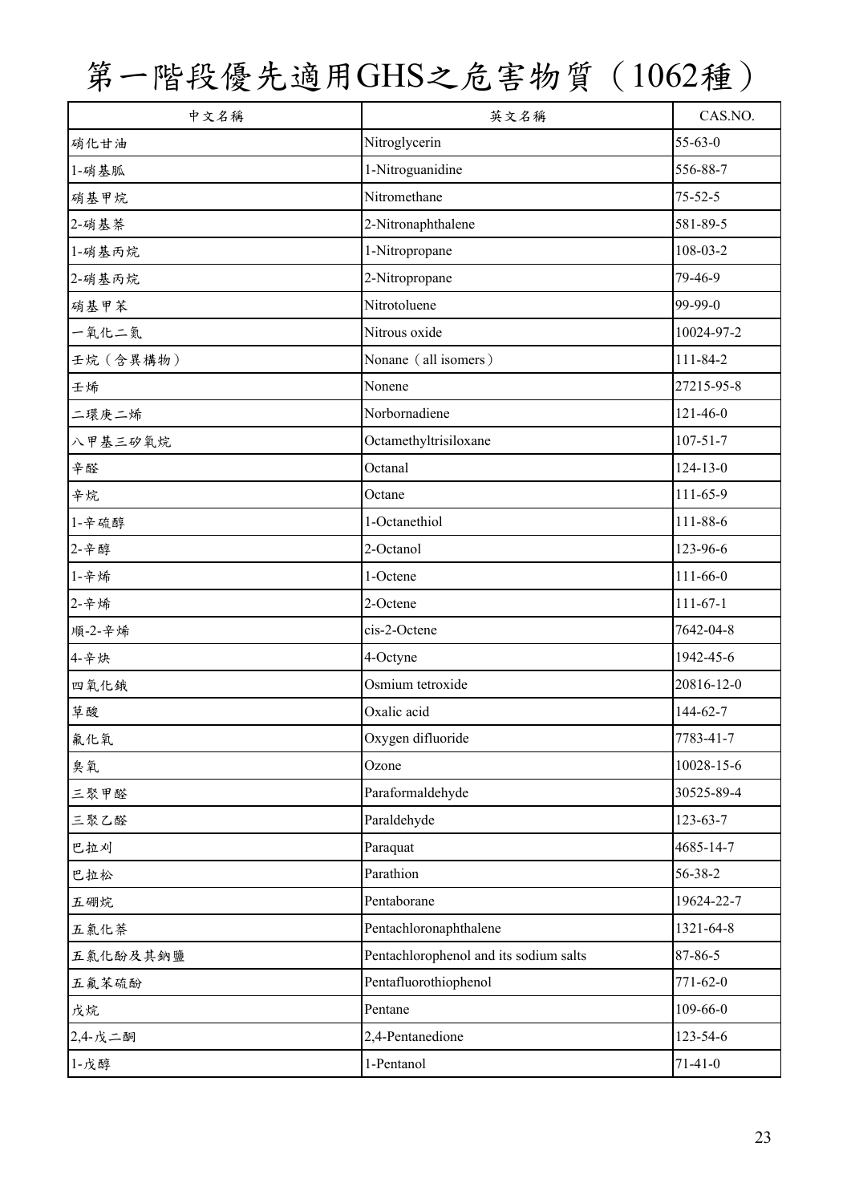# 第一階段優先適用GHS之危害物質（1062種）

| 中文名稱 | 英文名稱 | CAS.NO. |
|---|---|---|
| 硝化甘油 | Nitroglycerin | 55-63-0 |
| 1-硝基胍 | 1-Nitroguanidine | 556-88-7 |
| 硝基甲烷 | Nitromethane | 75-52-5 |
| 2-硝基萘 | 2-Nitronaphthalene | 581-89-5 |
| 1-硝基丙烷 | 1-Nitropropane | 108-03-2 |
| 2-硝基丙烷 | 2-Nitropropane | 79-46-9 |
| 硝基甲苯 | Nitrotoluene | 99-99-0 |
| 一氧化二氮 | Nitrous oxide | 10024-97-2 |
| 壬烷（含異構物） | Nonane（all isomers） | 111-84-2 |
| 壬烯 | Nonene | 27215-95-8 |
| 二環庚二烯 | Norbornadiene | 121-46-0 |
| 八甲基三矽氧烷 | Octamethyltrisiloxane | 107-51-7 |
| 辛醛 | Octanal | 124-13-0 |
| 辛烷 | Octane | 111-65-9 |
| 1-辛硫醇 | 1-Octanethiol | 111-88-6 |
| 2-辛醇 | 2-Octanol | 123-96-6 |
| 1-辛烯 | 1-Octene | 111-66-0 |
| 2-辛烯 | 2-Octene | 111-67-1 |
| 順-2-辛烯 | cis-2-Octene | 7642-04-8 |
| 4-辛炔 | 4-Octyne | 1942-45-6 |
| 四氧化鋨 | Osmium tetroxide | 20816-12-0 |
| 草酸 | Oxalic acid | 144-62-7 |
| 氟化氧 | Oxygen difluoride | 7783-41-7 |
| 臭氧 | Ozone | 10028-15-6 |
| 三聚甲醛 | Paraformaldehyde | 30525-89-4 |
| 三聚乙醛 | Paraldehyde | 123-63-7 |
| 巴拉刈 | Paraquat | 4685-14-7 |
| 巴拉松 | Parathion | 56-38-2 |
| 五硼烷 | Pentaborane | 19624-22-7 |
| 五氯化萘 | Pentachloronaphthalene | 1321-64-8 |
| 五氯化酚及其鈉鹽 | Pentachlorophenol and its sodium salts | 87-86-5 |
| 五氟苯硫酚 | Pentafluorothiophenol | 771-62-0 |
| 戊烷 | Pentane | 109-66-0 |
| 2,4-戊二酮 | 2,4-Pentanedione | 123-54-6 |
| 1-戊醇 | 1-Pentanol | 71-41-0 |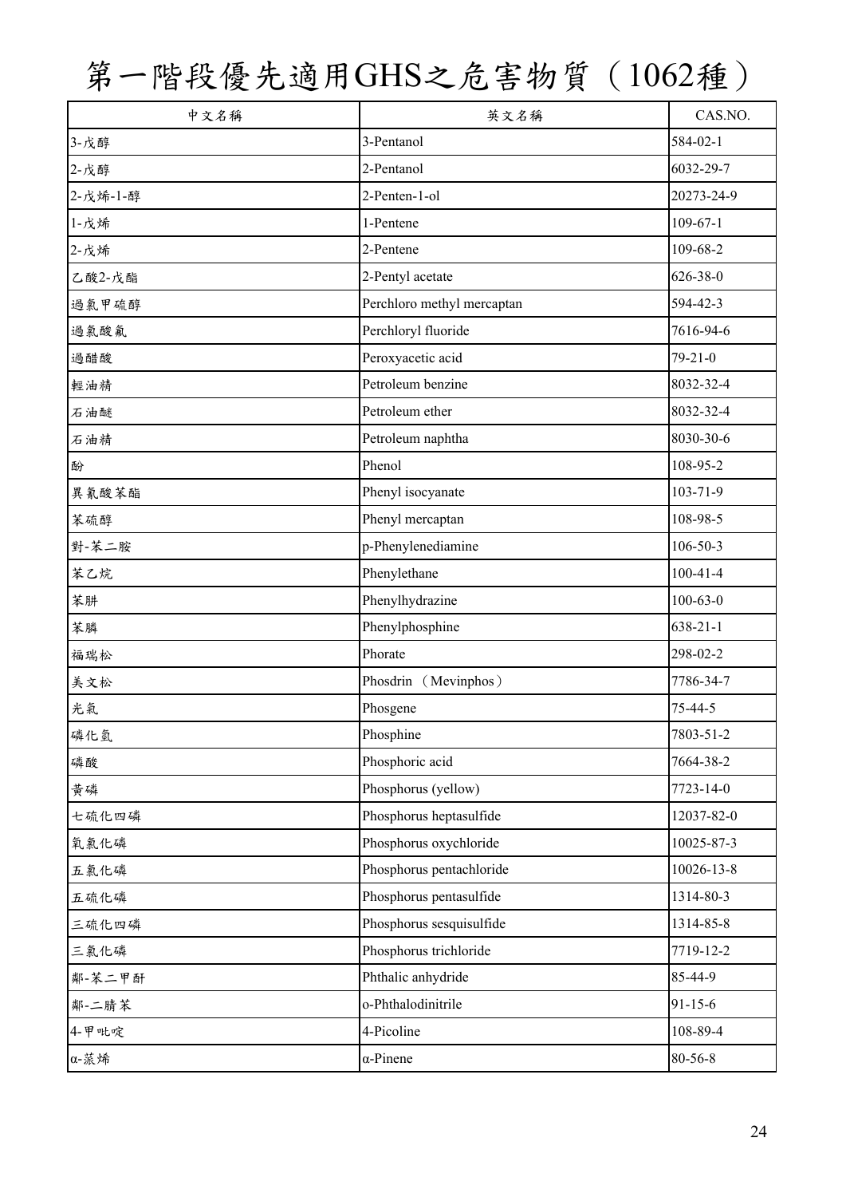# 第一階段優先適用GHS之危害物質（1062種）

| 中文名稱 | 英文名稱 | CAS.NO. |
|---|---|---|
| 3-戊醇 | 3-Pentanol | 584-02-1 |
| 2-戊醇 | 2-Pentanol | 6032-29-7 |
| 2-戊烯-1-醇 | 2-Penten-1-ol | 20273-24-9 |
| 1-戊烯 | 1-Pentene | 109-67-1 |
| 2-戊烯 | 2-Pentene | 109-68-2 |
| 乙酸2-戊酯 | 2-Pentyl acetate | 626-38-0 |
| 過氯甲硫醇 | Perchloro methyl mercaptan | 594-42-3 |
| 過氯酸氟 | Perchloryl fluoride | 7616-94-6 |
| 過醋酸 | Peroxyacetic acid | 79-21-0 |
| 輕油精 | Petroleum benzine | 8032-32-4 |
| 石油醚 | Petroleum ether | 8032-32-4 |
| 石油精 | Petroleum naphtha | 8030-30-6 |
| 酚 | Phenol | 108-95-2 |
| 異氰酸苯酯 | Phenyl isocyanate | 103-71-9 |
| 苯硫醇 | Phenyl mercaptan | 108-98-5 |
| 對-苯二胺 | p-Phenylenediamine | 106-50-3 |
| 苯乙烷 | Phenylethane | 100-41-4 |
| 苯肼 | Phenylhydrazine | 100-63-0 |
| 苯膦 | Phenylphosphine | 638-21-1 |
| 福瑞松 | Phorate | 298-02-2 |
| 美文松 | Phosdrin （Mevinphos） | 7786-34-7 |
| 光氣 | Phosgene | 75-44-5 |
| 磷化氫 | Phosphine | 7803-51-2 |
| 磷酸 | Phosphoric acid | 7664-38-2 |
| 黃磷 | Phosphorus (yellow) | 7723-14-0 |
| 七硫化四磷 | Phosphorus heptasulfide | 12037-82-0 |
| 氧氯化磷 | Phosphorus oxychloride | 10025-87-3 |
| 五氯化磷 | Phosphorus pentachloride | 10026-13-8 |
| 五硫化磷 | Phosphorus pentasulfide | 1314-80-3 |
| 三硫化四磷 | Phosphorus sesquisulfide | 1314-85-8 |
| 三氯化磷 | Phosphorus trichloride | 7719-12-2 |
| 鄰-苯二甲酐 | Phthalic anhydride | 85-44-9 |
| 鄰-二腈苯 | o-Phthalodinitrile | 91-15-6 |
| 4-甲吡啶 | 4-Picoline | 108-89-4 |
| α-蒎烯 | α-Pinene | 80-56-8 |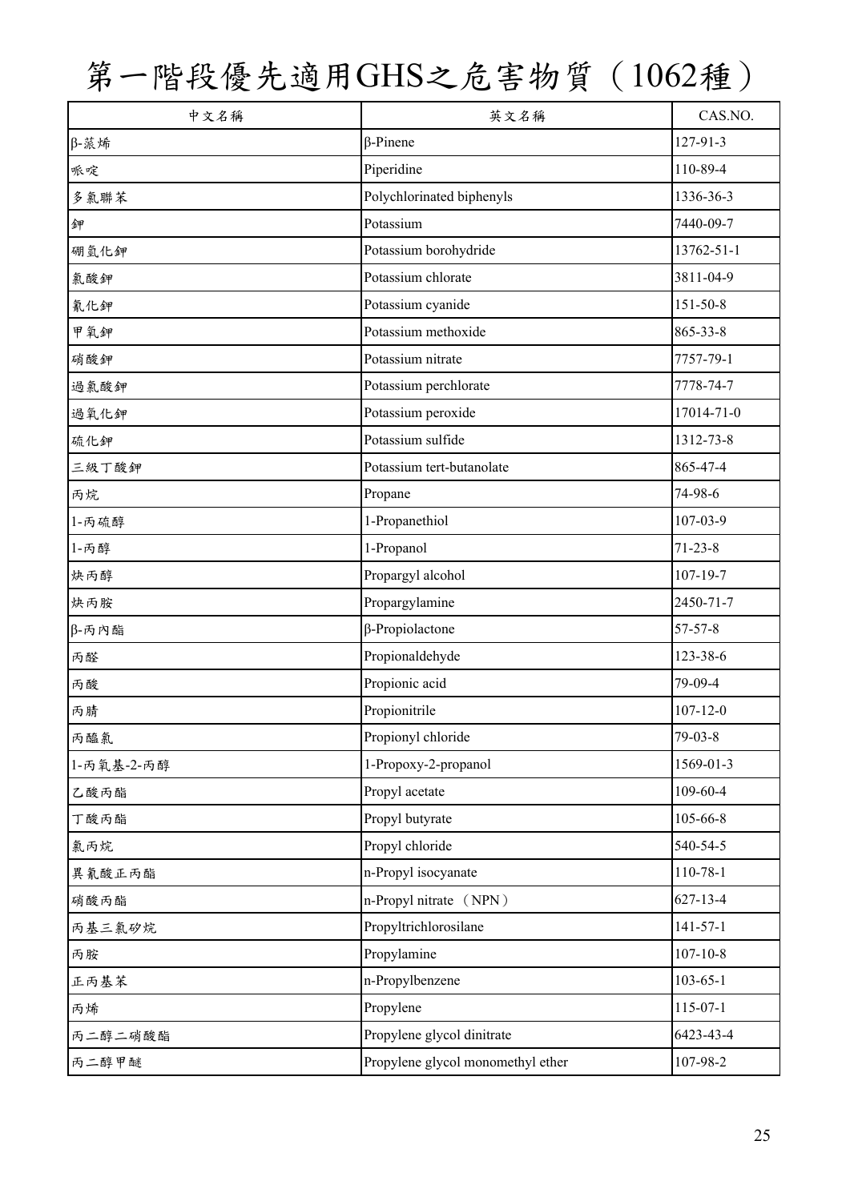# 第一階段優先適用GHS之危害物質（1062種）

| 中文名稱 | 英文名稱 | CAS.NO. |
|---|---|---|
| β-蒎烯 | β-Pinene | 127-91-3 |
| 哌啶 | Piperidine | 110-89-4 |
| 多氯聯苯 | Polychlorinated biphenyls | 1336-36-3 |
| 鉀 | Potassium | 7440-09-7 |
| 硼氫化鉀 | Potassium borohydride | 13762-51-1 |
| 氯酸鉀 | Potassium chlorate | 3811-04-9 |
| 氰化鉀 | Potassium cyanide | 151-50-8 |
| 甲氧鉀 | Potassium methoxide | 865-33-8 |
| 硝酸鉀 | Potassium nitrate | 7757-79-1 |
| 過氯酸鉀 | Potassium perchlorate | 7778-74-7 |
| 過氧化鉀 | Potassium peroxide | 17014-71-0 |
| 硫化鉀 | Potassium sulfide | 1312-73-8 |
| 三級丁酸鉀 | Potassium tert-butanolate | 865-47-4 |
| 丙烷 | Propane | 74-98-6 |
| 1-丙硫醇 | 1-Propanethiol | 107-03-9 |
| 1-丙醇 | 1-Propanol | 71-23-8 |
| 炔丙醇 | Propargyl alcohol | 107-19-7 |
| 炔丙胺 | Propargylamine | 2450-71-7 |
| β-丙內酯 | β-Propiolactone | 57-57-8 |
| 丙醛 | Propionaldehyde | 123-38-6 |
| 丙酸 | Propionic acid | 79-09-4 |
| 丙腈 | Propionitrile | 107-12-0 |
| 丙醯氯 | Propionyl chloride | 79-03-8 |
| 1-丙氧基-2-丙醇 | 1-Propoxy-2-propanol | 1569-01-3 |
| 乙酸丙酯 | Propyl acetate | 109-60-4 |
| 丁酸丙酯 | Propyl butyrate | 105-66-8 |
| 氯丙烷 | Propyl chloride | 540-54-5 |
| 異氰酸正丙酯 | n-Propyl isocyanate | 110-78-1 |
| 硝酸丙酯 | n-Propyl nitrate （NPN） | 627-13-4 |
| 丙基三氯矽烷 | Propyltrichlorosilane | 141-57-1 |
| 丙胺 | Propylamine | 107-10-8 |
| 正丙基苯 | n-Propylbenzene | 103-65-1 |
| 丙烯 | Propylene | 115-07-1 |
| 丙二醇二硝酸酯 | Propylene glycol dinitrate | 6423-43-4 |
| 丙二醇甲醚 | Propylene glycol monomethyl ether | 107-98-2 |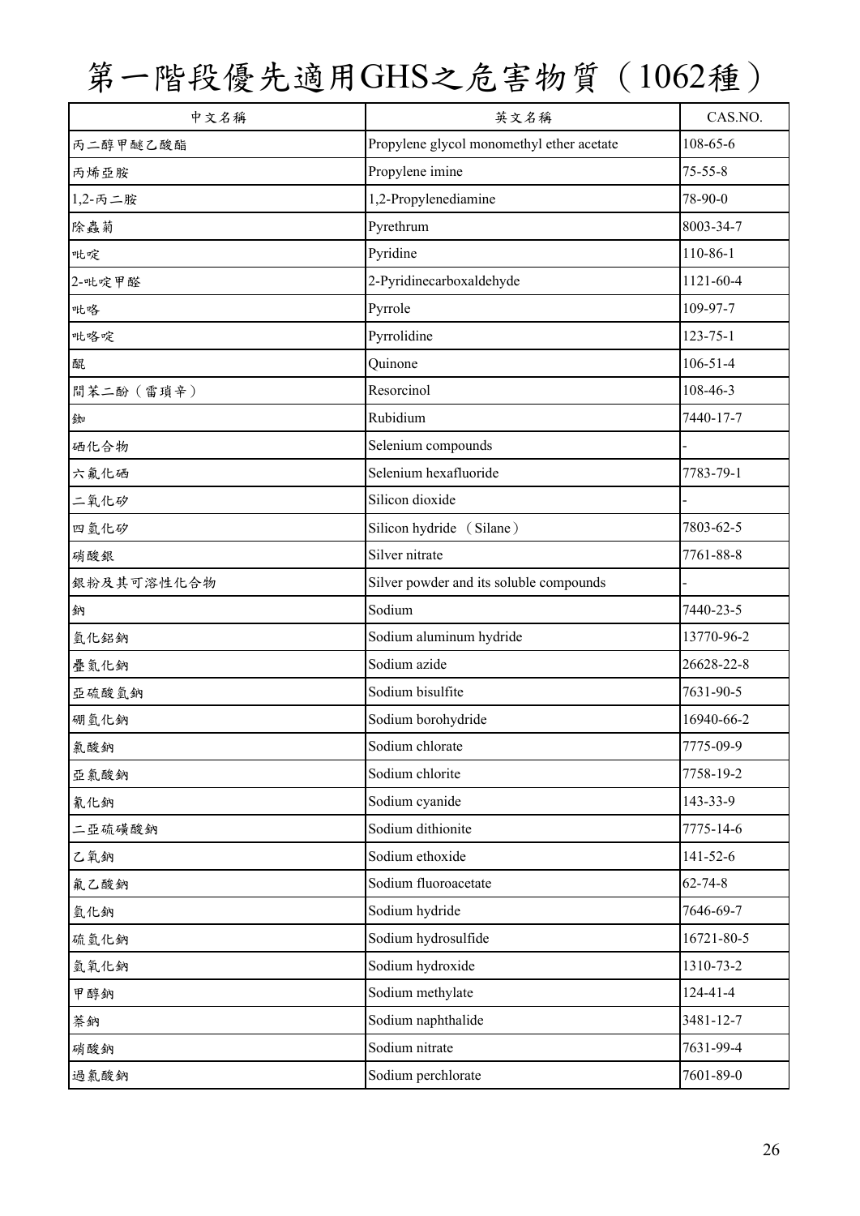# 第一階段優先適用GHS之危害物質（1062種）

| 中文名稱 | 英文名稱 | CAS.NO. |
|---|---|---|
| 丙二醇甲醚乙酸酯 | Propylene glycol monomethyl ether acetate | 108-65-6 |
| 丙烯亞胺 | Propylene imine | 75-55-8 |
| 1,2-丙二胺 | 1,2-Propylenediamine | 78-90-0 |
| 除蟲菊 | Pyrethrum | 8003-34-7 |
| 吡啶 | Pyridine | 110-86-1 |
| 2-吡啶甲醛 | 2-Pyridinecarboxaldehyde | 1121-60-4 |
| 吡咯 | Pyrrole | 109-97-7 |
| 吡咯啶 | Pyrrolidine | 123-75-1 |
| 醌 | Quinone | 106-51-4 |
| 間苯二酚（雷瑣辛） | Resorcinol | 108-46-3 |
| 銣 | Rubidium | 7440-17-7 |
| 硒化合物 | Selenium compounds | - |
| 六氟化硒 | Selenium hexafluoride | 7783-79-1 |
| 二氧化矽 | Silicon dioxide | - |
| 四氫化矽 | Silicon hydride （Silane） | 7803-62-5 |
| 硝酸銀 | Silver nitrate | 7761-88-8 |
| 銀粉及其可溶性化合物 | Silver powder and its soluble compounds | - |
| 鈉 | Sodium | 7440-23-5 |
| 氫化鋁鈉 | Sodium aluminum hydride | 13770-96-2 |
| 疊氮化鈉 | Sodium azide | 26628-22-8 |
| 亞硫酸氫鈉 | Sodium bisulfite | 7631-90-5 |
| 硼氫化鈉 | Sodium borohydride | 16940-66-2 |
| 氯酸鈉 | Sodium chlorate | 7775-09-9 |
| 亞氯酸鈉 | Sodium chlorite | 7758-19-2 |
| 氰化鈉 | Sodium cyanide | 143-33-9 |
| 二亞硫磺酸鈉 | Sodium dithionite | 7775-14-6 |
| 乙氧鈉 | Sodium ethoxide | 141-52-6 |
| 氟乙酸鈉 | Sodium fluoroacetate | 62-74-8 |
| 氫化鈉 | Sodium hydride | 7646-69-7 |
| 硫氫化鈉 | Sodium hydrosulfide | 16721-80-5 |
| 氫氧化鈉 | Sodium hydroxide | 1310-73-2 |
| 甲醇鈉 | Sodium methylate | 124-41-4 |
| 萘鈉 | Sodium naphthalide | 3481-12-7 |
| 硝酸鈉 | Sodium nitrate | 7631-99-4 |
| 過氯酸鈉 | Sodium perchlorate | 7601-89-0 |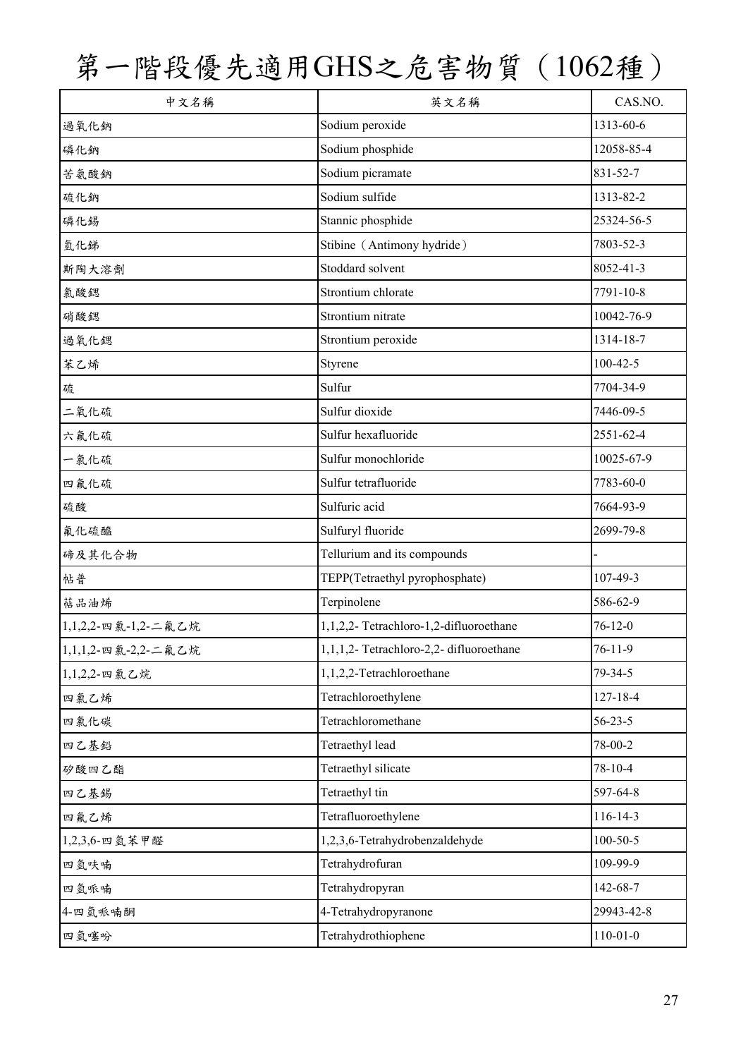# 第一階段優先適用GHS之危害物質（1062種）

| 中文名稱 | 英文名稱 | CAS.NO. |
|---|---|---|
| 過氧化鈉 | Sodium peroxide | 1313-60-6 |
| 磷化鈉 | Sodium phosphide | 12058-85-4 |
| 苦氨酸鈉 | Sodium picramate | 831-52-7 |
| 硫化鈉 | Sodium sulfide | 1313-82-2 |
| 磷化錫 | Stannic phosphide | 25324-56-5 |
| 氫化銻 | Stibine（Antimony hydride） | 7803-52-3 |
| 斯陶大溶劑 | Stoddard solvent | 8052-41-3 |
| 氯酸鍶 | Strontium chlorate | 7791-10-8 |
| 硝酸鍶 | Strontium nitrate | 10042-76-9 |
| 過氧化鍶 | Strontium peroxide | 1314-18-7 |
| 苯乙烯 | Styrene | 100-42-5 |
| 硫 | Sulfur | 7704-34-9 |
| 二氧化硫 | Sulfur dioxide | 7446-09-5 |
| 六氟化硫 | Sulfur hexafluoride | 2551-62-4 |
| 一氯化硫 | Sulfur monochloride | 10025-67-9 |
| 四氟化硫 | Sulfur tetrafluoride | 7783-60-0 |
| 硫酸 | Sulfuric acid | 7664-93-9 |
| 氟化硫醯 | Sulfuryl fluoride | 2699-79-8 |
| 碲及其化合物 | Tellurium and its compounds | - |
| 帖普 | TEPP(Tetraethyl pyrophosphate) | 107-49-3 |
| 萜品油烯 | Terpinolene | 586-62-9 |
| 1,1,2,2-四氯-1,2-二氟乙烷 | 1,1,2,2- Tetrachloro-1,2-difluoroethane | 76-12-0 |
| 1,1,1,2-四氯-2,2-二氟乙烷 | 1,1,1,2- Tetrachloro-2,2- difluoroethane | 76-11-9 |
| 1,1,2,2-四氯乙烷 | 1,1,2,2-Tetrachloroethane | 79-34-5 |
| 四氯乙烯 | Tetrachloroethylene | 127-18-4 |
| 四氯化碳 | Tetrachloromethane | 56-23-5 |
| 四乙基鉛 | Tetraethyl lead | 78-00-2 |
| 矽酸四乙酯 | Tetraethyl silicate | 78-10-4 |
| 四乙基錫 | Tetraethyl tin | 597-64-8 |
| 四氟乙烯 | Tetrafluoroethylene | 116-14-3 |
| 1,2,3,6-四氫苯甲醛 | 1,2,3,6-Tetrahydrobenzaldehyde | 100-50-5 |
| 四氫呋喃 | Tetrahydrofuran | 109-99-9 |
| 四氫哌喃 | Tetrahydropyran | 142-68-7 |
| 4-四氫哌喃酮 | 4-Tetrahydropyranone | 29943-42-8 |
| 四氫噻吩 | Tetrahydrothiophene | 110-01-0 |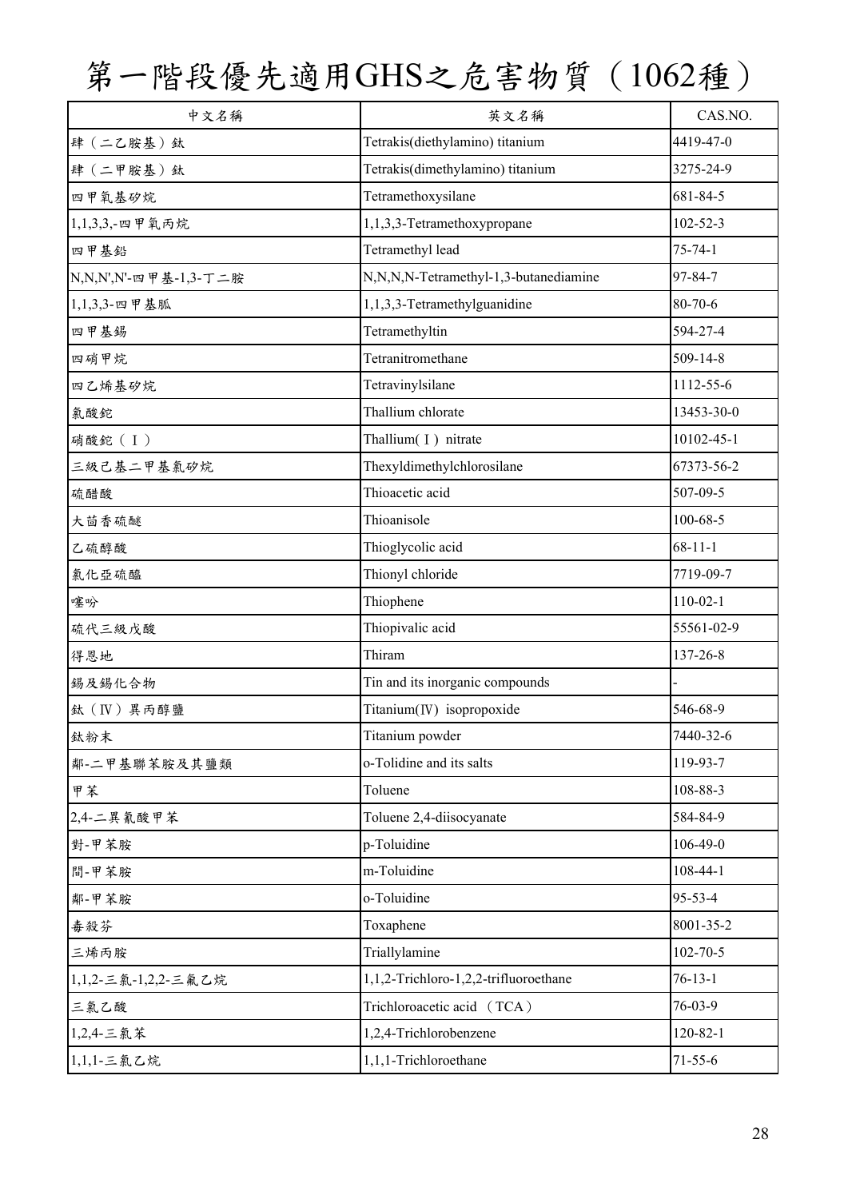# 第一階段優先適用GHS之危害物質（1062種）

| 中文名稱 | 英文名稱 | CAS.NO. |
|---|---|---|
| 肆（二乙胺基）鈦 | Tetrakis(diethylamino) titanium | 4419-47-0 |
| 肆（二甲胺基）鈦 | Tetrakis(dimethylamino) titanium | 3275-24-9 |
| 四甲氧基矽烷 | Tetramethoxysilane | 681-84-5 |
| 1,1,3,3,-四甲氧丙烷 | 1,1,3,3-Tetramethoxypropane | 102-52-3 |
| 四甲基鉛 | Tetramethyl lead | 75-74-1 |
| N,N,N',N'-四甲基-1,3-丁二胺 | N,N,N,N-Tetramethyl-1,3-butanediamine | 97-84-7 |
| 1,1,3,3-四甲基胍 | 1,1,3,3-Tetramethylguanidine | 80-70-6 |
| 四甲基錫 | Tetramethyltin | 594-27-4 |
| 四硝甲烷 | Tetranitromethane | 509-14-8 |
| 四乙烯基矽烷 | Tetravinylsilane | 1112-55-6 |
| 氯酸鉈 | Thallium chlorate | 13453-30-0 |
| 硝酸鉈（Ⅰ） | Thallium(Ⅰ) nitrate | 10102-45-1 |
| 三級己基二甲基氯矽烷 | Thexyldimethylchlorosilane | 67373-56-2 |
| 硫醋酸 | Thioacetic acid | 507-09-5 |
| 大茴香硫醚 | Thioanisole | 100-68-5 |
| 乙硫醇酸 | Thioglycolic acid | 68-11-1 |
| 氯化亞硫醯 | Thionyl chloride | 7719-09-7 |
| 噻吩 | Thiophene | 110-02-1 |
| 硫代三級戊酸 | Thiopivalic acid | 55561-02-9 |
| 得恩地 | Thiram | 137-26-8 |
| 錫及錫化合物 | Tin and its inorganic compounds | - |
| 鈦（Ⅳ）異丙醇鹽 | Titanium(Ⅳ) isopropoxide | 546-68-9 |
| 鈦粉末 | Titanium powder | 7440-32-6 |
| 鄰-二甲基聯苯胺及其鹽類 | o-Tolidine and its salts | 119-93-7 |
| 甲苯 | Toluene | 108-88-3 |
| 2,4-二異氰酸甲苯 | Toluene 2,4-diisocyanate | 584-84-9 |
| 對-甲苯胺 | p-Toluidine | 106-49-0 |
| 間-甲苯胺 | m-Toluidine | 108-44-1 |
| 鄰-甲苯胺 | o-Toluidine | 95-53-4 |
| 毒殺芬 | Toxaphene | 8001-35-2 |
| 三烯丙胺 | Triallylamine | 102-70-5 |
| 1,1,2-三氯-1,2,2-三氟乙烷 | 1,1,2-Trichloro-1,2,2-trifluoroethane | 76-13-1 |
| 三氯乙酸 | Trichloroacetic acid （TCA） | 76-03-9 |
| 1,2,4-三氯苯 | 1,2,4-Trichlorobenzene | 120-82-1 |
| 1,1,1-三氯乙烷 | 1,1,1-Trichloroethane | 71-55-6 |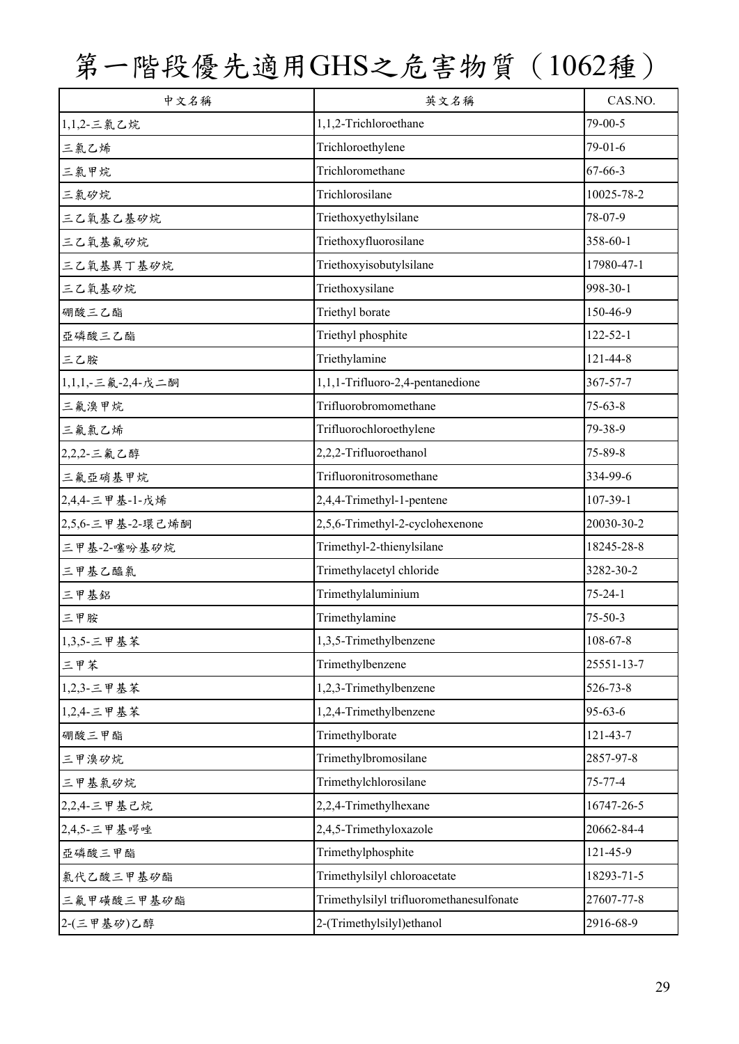# 第一階段優先適用GHS之危害物質（1062種）

| 中文名稱 | 英文名稱 | CAS.NO. |
|---|---|---|
| 1,1,2-三氯乙烷 | 1,1,2-Trichloroethane | 79-00-5 |
| 三氯乙烯 | Trichloroethylene | 79-01-6 |
| 三氯甲烷 | Trichloromethane | 67-66-3 |
| 三氯矽烷 | Trichlorosilane | 10025-78-2 |
| 三乙氧基乙基矽烷 | Triethoxyethylsilane | 78-07-9 |
| 三乙氧基氟矽烷 | Triethoxyfluorosilane | 358-60-1 |
| 三乙氧基異丁基矽烷 | Triethoxyisobutylsilane | 17980-47-1 |
| 三乙氧基矽烷 | Triethoxysilane | 998-30-1 |
| 硼酸三乙酯 | Triethyl borate | 150-46-9 |
| 亞磷酸三乙酯 | Triethyl phosphite | 122-52-1 |
| 三乙胺 | Triethylamine | 121-44-8 |
| 1,1,1,-三氟-2,4-戊二酮 | 1,1,1-Trifluoro-2,4-pentanedione | 367-57-7 |
| 三氟溴甲烷 | Trifluorobromomethane | 75-63-8 |
| 三氟氯乙烯 | Trifluorochloroethylene | 79-38-9 |
| 2,2,2-三氟乙醇 | 2,2,2-Trifluoroethanol | 75-89-8 |
| 三氟亞硝基甲烷 | Trifluoronitrosomethane | 334-99-6 |
| 2,4,4-三甲基-1-戊烯 | 2,4,4-Trimethyl-1-pentene | 107-39-1 |
| 2,5,6-三甲基-2-環己烯酮 | 2,5,6-Trimethyl-2-cyclohexenone | 20030-30-2 |
| 三甲基-2-噻吩基矽烷 | Trimethyl-2-thienylsilane | 18245-28-8 |
| 三甲基乙醯氯 | Trimethylacetyl chloride | 3282-30-2 |
| 三甲基鋁 | Trimethylaluminium | 75-24-1 |
| 三甲胺 | Trimethylamine | 75-50-3 |
| 1,3,5-三甲基苯 | 1,3,5-Trimethylbenzene | 108-67-8 |
| 三甲苯 | Trimethylbenzene | 25551-13-7 |
| 1,2,3-三甲基苯 | 1,2,3-Trimethylbenzene | 526-73-8 |
| 1,2,4-三甲基苯 | 1,2,4-Trimethylbenzene | 95-63-6 |
| 硼酸三甲酯 | Trimethylborate | 121-43-7 |
| 三甲溴矽烷 | Trimethylbromosilane | 2857-97-8 |
| 三甲基氯矽烷 | Trimethylchlorosilane | 75-77-4 |
| 2,2,4-三甲基己烷 | 2,2,4-Trimethylhexane | 16747-26-5 |
| 2,4,5-三甲基噁唑 | 2,4,5-Trimethyloxazole | 20662-84-4 |
| 亞磷酸三甲酯 | Trimethylphosphite | 121-45-9 |
| 氯代乙酸三甲基矽酯 | Trimethylsilyl chloroacetate | 18293-71-5 |
| 三氟甲磺酸三甲基矽酯 | Trimethylsilyl trifluoromethanesulfonate | 27607-77-8 |
| 2-(三甲基矽)乙醇 | 2-(Trimethylsilyl)ethanol | 2916-68-9 |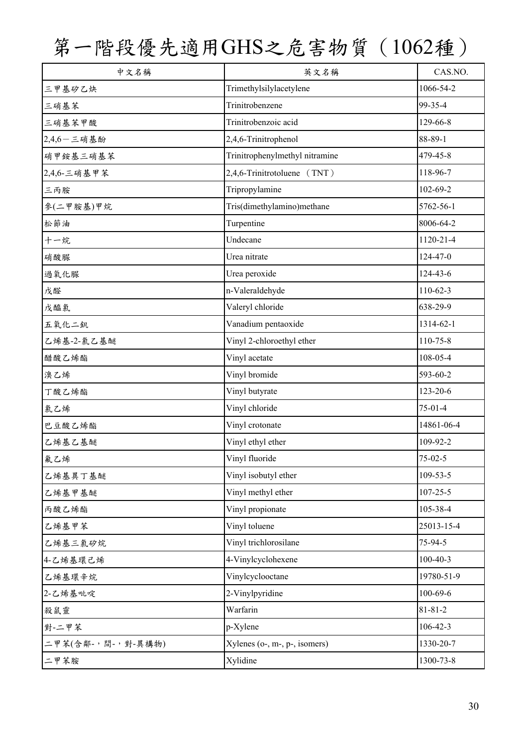# 第一階段優先適用GHS之危害物質（1062種）

| 中文名稱 | 英文名稱 | CAS.NO. |
|---|---|---|
| 三甲基矽乙炔 | Trimethylsilylacetylene | 1066-54-2 |
| 三硝基苯 | Trinitrobenzene | 99-35-4 |
| 三硝基苯甲酸 | Trinitrobenzoic acid | 129-66-8 |
| 2,4,6－三硝基酚 | 2,4,6-Trinitrophenol | 88-89-1 |
| 硝甲銨基三硝基苯 | Trinitrophenylmethyl nitramine | 479-45-8 |
| 2,4,6-三硝基甲苯 | 2,4,6-Trinitrotoluene （TNT） | 118-96-7 |
| 三丙胺 | Tripropylamine | 102-69-2 |
| 參(二甲胺基)甲烷 | Tris(dimethylamino)methane | 5762-56-1 |
| 松節油 | Turpentine | 8006-64-2 |
| 十一烷 | Undecane | 1120-21-4 |
| 硝酸脲 | Urea nitrate | 124-47-0 |
| 過氧化脲 | Urea peroxide | 124-43-6 |
| 戊醛 | n-Valeraldehyde | 110-62-3 |
| 戊醯氯 | Valeryl chloride | 638-29-9 |
| 五氧化二釩 | Vanadium pentaoxide | 1314-62-1 |
| 乙烯基-2-氯乙基醚 | Vinyl 2-chloroethyl ether | 110-75-8 |
| 醋酸乙烯酯 | Vinyl acetate | 108-05-4 |
| 溴乙烯 | Vinyl bromide | 593-60-2 |
| 丁酸乙烯酯 | Vinyl butyrate | 123-20-6 |
| 氯乙烯 | Vinyl chloride | 75-01-4 |
| 巴豆酸乙烯酯 | Vinyl crotonate | 14861-06-4 |
| 乙烯基乙基醚 | Vinyl ethyl ether | 109-92-2 |
| 氟乙烯 | Vinyl fluoride | 75-02-5 |
| 乙烯基異丁基醚 | Vinyl isobutyl ether | 109-53-5 |
| 乙烯基甲基醚 | Vinyl methyl ether | 107-25-5 |
| 丙酸乙烯酯 | Vinyl propionate | 105-38-4 |
| 乙烯基甲苯 | Vinyl toluene | 25013-15-4 |
| 乙烯基三氯矽烷 | Vinyl trichlorosilane | 75-94-5 |
| 4-乙烯基環己烯 | 4-Vinylcyclohexene | 100-40-3 |
| 乙烯基環辛烷 | Vinylcyclooctane | 19780-51-9 |
| 2-乙烯基吡啶 | 2-Vinylpyridine | 100-69-6 |
| 殺鼠靈 | Warfarin | 81-81-2 |
| 對-二甲苯 | p-Xylene | 106-42-3 |
| 二甲苯(含鄰-，間-，對-異構物) | Xylenes (o-, m-, p-, isomers) | 1330-20-7 |
| 二甲苯胺 | Xylidine | 1300-73-8 |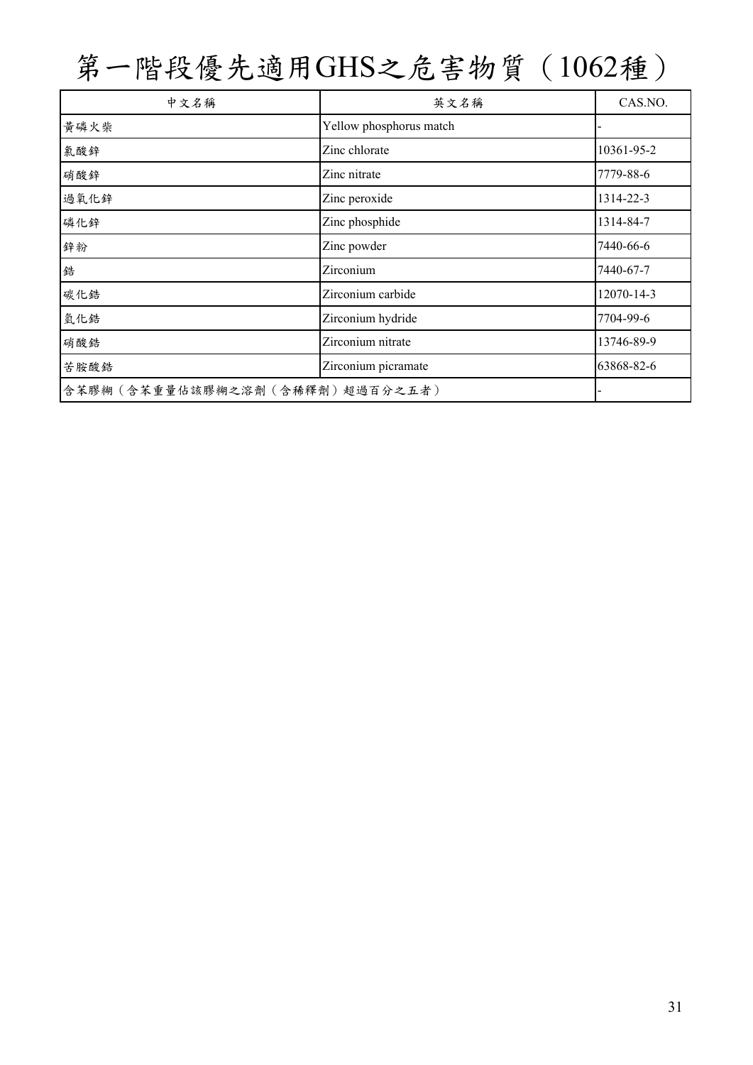# 第一階段優先適用GHS之危害物質（1062種）

| 中文名稱 | 英文名稱 | CAS.NO. |
|---|---|---|
| 黃磷火柴 | Yellow phosphorus match | - |
| 氯酸鋅 | Zinc chlorate | 10361-95-2 |
| 硝酸鋅 | Zinc nitrate | 7779-88-6 |
| 過氧化鋅 | Zinc peroxide | 1314-22-3 |
| 磷化鋅 | Zinc phosphide | 1314-84-7 |
| 鋅粉 | Zinc powder | 7440-66-6 |
| 鋯 | Zirconium | 7440-67-7 |
| 碳化鋯 | Zirconium carbide | 12070-14-3 |
| 氫化鋯 | Zirconium hydride | 7704-99-6 |
| 硝酸鋯 | Zirconium nitrate | 13746-89-9 |
| 苦胺酸鋯 | Zirconium picramate | 63868-82-6 |
| 含苯膠糊（含苯重量佔該膠糊之溶劑（含稀釋劑）超過百分之五者） | | - |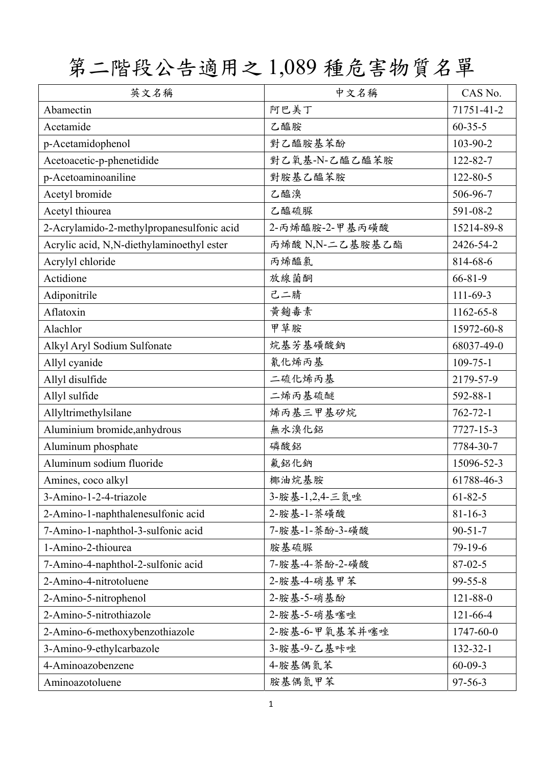# 第二階段公告適用之1,089種危害物質名單

| 英文名稱 | 中文名稱 | CAS No. |
|---|---|---|
| Abamectin | 阿巴美丁 | 71751-41-2 |
| Acetamide | 乙醯胺 | 60-35-5 |
| p-Acetamidophenol | 對乙醯胺基苯酚 | 103-90-2 |
| Acetoacetic-p-phenetidide | 對乙氧基-N-乙醯乙醯苯胺 | 122-82-7 |
| p-Acetoaminoaniline | 對胺基乙醯苯胺 | 122-80-5 |
| Acetyl bromide | 乙醯溴 | 506-96-7 |
| Acetyl thiourea | 乙醯硫脲 | 591-08-2 |
| 2-Acrylamido-2-methylpropanesulfonic acid | 2-丙烯醯胺-2-甲基丙磺酸 | 15214-89-8 |
| Acrylic acid, N,N-diethylaminoethyl ester | 丙烯酸 N,N-二乙基胺基乙酯 | 2426-54-2 |
| Acrylyl chloride | 丙烯醯氯 | 814-68-6 |
| Actidione | 放線菌酮 | 66-81-9 |
| Adiponitrile | 己二腈 | 111-69-3 |
| Aflatoxin | 黃麴毒素 | 1162-65-8 |
| Alachlor | 甲草胺 | 15972-60-8 |
| Alkyl Aryl Sodium Sulfonate | 烷基芳基磺酸鈉 | 68037-49-0 |
| Allyl cyanide | 氰化烯丙基 | 109-75-1 |
| Allyl disulfide | 二硫化烯丙基 | 2179-57-9 |
| Allyl sulfide | 二烯丙基硫醚 | 592-88-1 |
| Allyltrimethylsilane | 烯丙基三甲基矽烷 | 762-72-1 |
| Aluminium bromide,anhydrous | 無水溴化鋁 | 7727-15-3 |
| Aluminum phosphate | 磷酸鋁 | 7784-30-7 |
| Aluminum sodium fluoride | 氟鋁化鈉 | 15096-52-3 |
| Amines, coco alkyl | 椰油烷基胺 | 61788-46-3 |
| 3-Amino-1-2-4-triazole | 3-胺基-1,2,4-三氮唑 | 61-82-5 |
| 2-Amino-1-naphthalenesulfonic acid | 2-胺基-1-萘磺酸 | 81-16-3 |
| 7-Amino-1-naphthol-3-sulfonic acid | 7-胺基-1-萘酚-3-磺酸 | 90-51-7 |
| 1-Amino-2-thiourea | 胺基硫脲 | 79-19-6 |
| 7-Amino-4-naphthol-2-sulfonic acid | 7-胺基-4-萘酚-2-磺酸 | 87-02-5 |
| 2-Amino-4-nitrotoluene | 2-胺基-4-硝基甲苯 | 99-55-8 |
| 2-Amino-5-nitrophenol | 2-胺基-5-硝基酚 | 121-88-0 |
| 2-Amino-5-nitrothiazole | 2-胺基-5-硝基噻唑 | 121-66-4 |
| 2-Amino-6-methoxybenzothiazole | 2-胺基-6-甲氧基苯并噻唑 | 1747-60-0 |
| 3-Amino-9-ethylcarbazole | 3-胺基-9-乙基咔唑 | 132-32-1 |
| 4-Aminoazobenzene | 4-胺基偶氮苯 | 60-09-3 |
| Aminoazotoluene | 胺基偶氮甲苯 | 97-56-3 |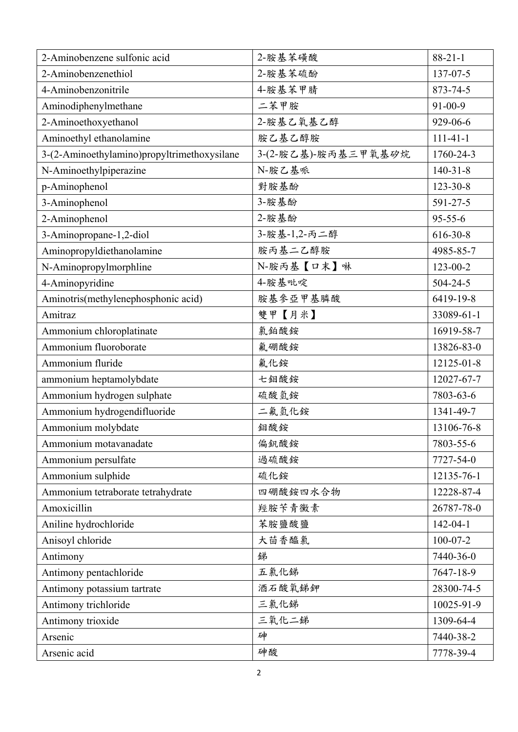| 2-Aminobenzene sulfonic acid | 2-胺基苯磺酸 | 88-21-1 |
|---|---|---|
| 2-Aminobenzenethiol | 2-胺基苯硫酚 | 137-07-5 |
| 4-Aminobenzonitrile | 4-胺基苯甲腈 | 873-74-5 |
| Aminodiphenylmethane | 二苯甲胺 | 91-00-9 |
| 2-Aminoethoxyethanol | 2-胺基乙氧基乙醇 | 929-06-6 |
| Aminoethyl ethanolamine | 胺乙基乙醇胺 | 111-41-1 |
| 3-(2-Aminoethylamino)propyltrimethoxysilane | 3-(2-胺乙基)-胺丙基三甲氧基矽烷 | 1760-24-3 |
| N-Aminoethylpiperazine | N-胺乙基哌 | 140-31-8 |
| p-Aminophenol | 對胺基酚 | 123-30-8 |
| 3-Aminophenol | 3-胺基酚 | 591-27-5 |
| 2-Aminophenol | 2-胺基酚 | 95-55-6 |
| 3-Aminopropane-1,2-diol | 3-胺基-1,2-丙二醇 | 616-30-8 |
| Aminopropyldiethanolamine | 胺丙基二乙醇胺 | 4985-85-7 |
| N-Aminopropylmorphline | N-胺丙基【口末】啉 | 123-00-2 |
| 4-Aminopyridine | 4-胺基吡啶 | 504-24-5 |
| Aminotris(methylenephosphonic acid) | 胺基參亞甲基膦酸 | 6419-19-8 |
| Amitraz | 雙甲【月米】 | 33089-61-1 |
| Ammonium chloroplatinate | 氯鉑酸銨 | 16919-58-7 |
| Ammonium fluoroborate | 氟硼酸銨 | 13826-83-0 |
| Ammonium fluride | 氟化銨 | 12125-01-8 |
| ammonium heptamolybdate | 七鉬酸銨 | 12027-67-7 |
| Ammonium hydrogen sulphate | 硫酸氫銨 | 7803-63-6 |
| Ammonium hydrogendifluoride | 二氟氫化銨 | 1341-49-7 |
| Ammonium molybdate | 鉬酸銨 | 13106-76-8 |
| Ammonium motavanadate | 偏釩酸銨 | 7803-55-6 |
| Ammonium persulfate | 過硫酸銨 | 7727-54-0 |
| Ammonium sulphide | 硫化銨 | 12135-76-1 |
| Ammonium tetraborate tetrahydrate | 四硼酸銨四水合物 | 12228-87-4 |
| Amoxicillin | 羥胺苄青黴素 | 26787-78-0 |
| Aniline hydrochloride | 苯胺鹽酸鹽 | 142-04-1 |
| Anisoyl chloride | 大茴香醯氯 | 100-07-2 |
| Antimony | 銻 | 7440-36-0 |
| Antimony pentachloride | 五氯化銻 | 7647-18-9 |
| Antimony potassium tartrate | 酒石酸氧銻鉀 | 28300-74-5 |
| Antimony trichloride | 三氯化銻 | 10025-91-9 |
| Antimony trioxide | 三氧化二銻 | 1309-64-4 |
| Arsenic | 砷 | 7440-38-2 |
| Arsenic acid | 砷酸 | 7778-39-4 |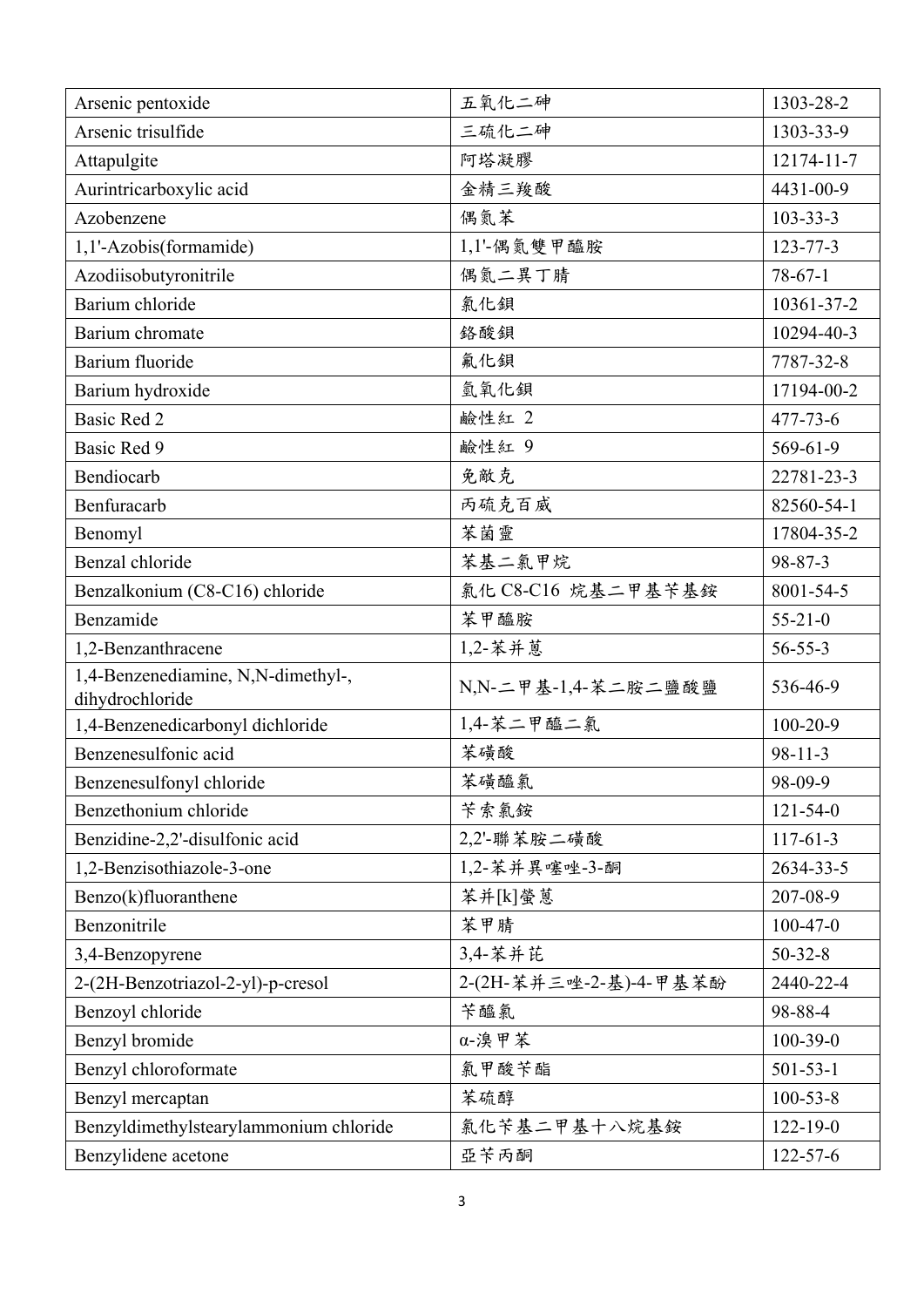| | | |
|---|---|---|
| Arsenic pentoxide | 五氧化二砷 | 1303-28-2 |
| Arsenic trisulfide | 三硫化二砷 | 1303-33-9 |
| Attapulgite | 阿塔凝膠 | 12174-11-7 |
| Aurintricarboxylic acid | 金精三羧酸 | 4431-00-9 |
| Azobenzene | 偶氮苯 | 103-33-3 |
| 1,1'-Azobis(formamide) | 1,1'-偶氮雙甲醯胺 | 123-77-3 |
| Azodiisobutyronitrile | 偶氮二異丁腈 | 78-67-1 |
| Barium chloride | 氯化鋇 | 10361-37-2 |
| Barium chromate | 鉻酸鋇 | 10294-40-3 |
| Barium fluoride | 氟化鋇 | 7787-32-8 |
| Barium hydroxide | 氫氧化鋇 | 17194-00-2 |
| Basic Red 2 | 鹼性紅 2 | 477-73-6 |
| Basic Red 9 | 鹼性紅 9 | 569-61-9 |
| Bendiocarb | 免敵克 | 22781-23-3 |
| Benfuracarb | 丙硫克百威 | 82560-54-1 |
| Benomyl | 苯菌靈 | 17804-35-2 |
| Benzal chloride | 苯基二氯甲烷 | 98-87-3 |
| Benzalkonium (C8-C16) chloride | 氯化 C8-C16 烷基二甲基苄基銨 | 8001-54-5 |
| Benzamide | 苯甲醯胺 | 55-21-0 |
| 1,2-Benzanthracene | 1,2-苯并蒽 | 56-55-3 |
| 1,4-Benzenediamine, N,N-dimethyl-, dihydrochloride | N,N-二甲基-1,4-苯二胺二鹽酸鹽 | 536-46-9 |
| 1,4-Benzenedicarbonyl dichloride | 1,4-苯二甲醯二氯 | 100-20-9 |
| Benzenesulfonic acid | 苯磺酸 | 98-11-3 |
| Benzenesulfonyl chloride | 苯磺醯氯 | 98-09-9 |
| Benzethonium chloride | 苄索氯銨 | 121-54-0 |
| Benzidine-2,2'-disulfonic acid | 2,2'-聯苯胺二磺酸 | 117-61-3 |
| 1,2-Benzisothiazole-3-one | 1,2-苯并異噻唑-3-酮 | 2634-33-5 |
| Benzo(k)fluoranthene | 苯并[k]螢蒽 | 207-08-9 |
| Benzonitrile | 苯甲腈 | 100-47-0 |
| 3,4-Benzopyrene | 3,4-苯并芘 | 50-32-8 |
| 2-(2H-Benzotriazol-2-yl)-p-cresol | 2-(2H-苯并三唑-2-基)-4-甲基苯酚 | 2440-22-4 |
| Benzoyl chloride | 苄醯氯 | 98-88-4 |
| Benzyl bromide | α-溴甲苯 | 100-39-0 |
| Benzyl chloroformate | 氯甲酸苄酯 | 501-53-1 |
| Benzyl mercaptan | 苯硫醇 | 100-53-8 |
| Benzyldimethylstearylammonium chloride | 氯化苄基二甲基十八烷基銨 | 122-19-0 |
| Benzylidene acetone | 亞苄丙酮 | 122-57-6 |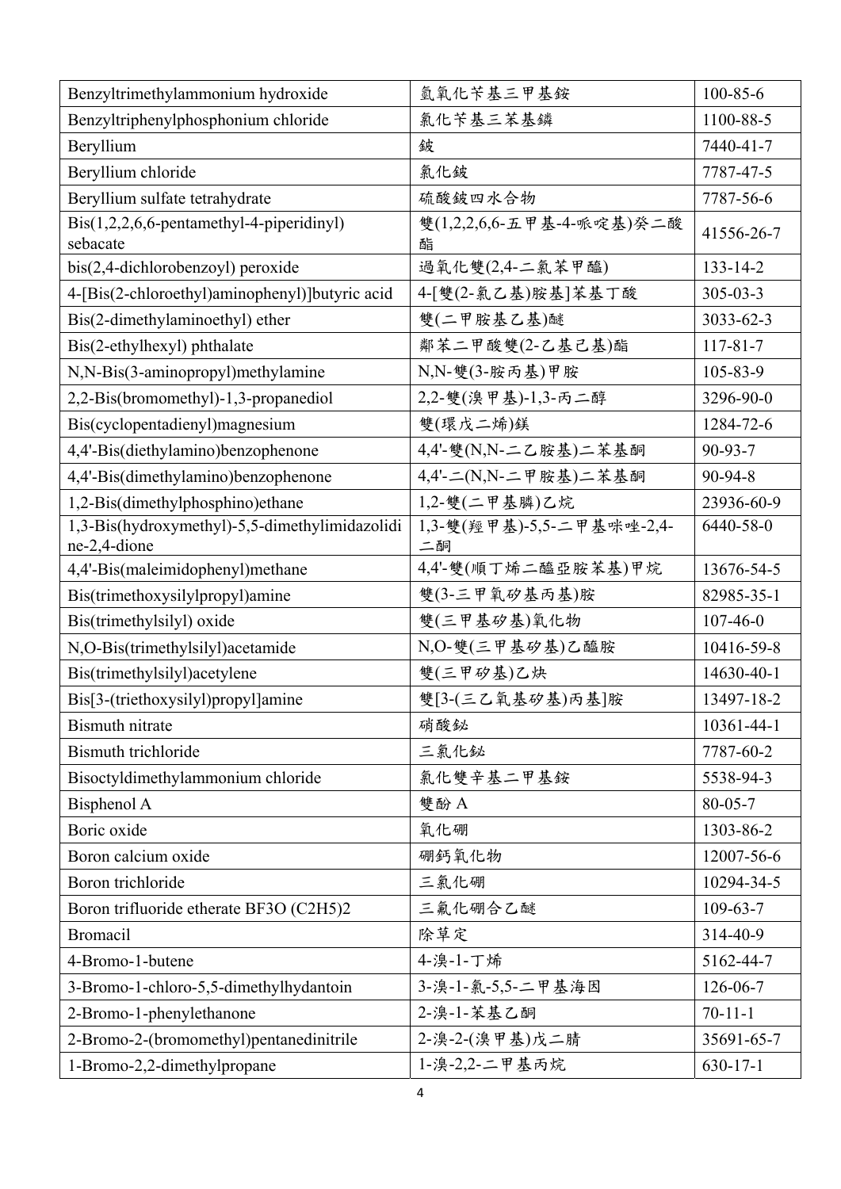| Benzyltrimethylammonium hydroxide | 氫氧化苄基三甲基銨 | 100-85-6 |
|---|---|---|
| Benzyltriphenylphosphonium chloride | 氯化苄基三苯基鏻 | 1100-88-5 |
| Beryllium | 鈹 | 7440-41-7 |
| Beryllium chloride | 氯化鈹 | 7787-47-5 |
| Beryllium sulfate tetrahydrate | 硫酸鈹四水合物 | 7787-56-6 |
| Bis(1,2,2,6,6-pentamethyl-4-piperidinyl) sebacate | 雙(1,2,2,6,6-五甲基-4-哌啶基)癸二酸酯 | 41556-26-7 |
| bis(2,4-dichlorobenzoyl) peroxide | 過氧化雙(2,4-二氯苯甲醯) | 133-14-2 |
| 4-[Bis(2-chloroethyl)aminophenyl)]butyric acid | 4-[雙(2-氯乙基)胺基]苯基丁酸 | 305-03-3 |
| Bis(2-dimethylaminoethyl) ether | 雙(二甲胺基乙基)醚 | 3033-62-3 |
| Bis(2-ethylhexyl) phthalate | 鄰苯二甲酸雙(2-乙基己基)酯 | 117-81-7 |
| N,N-Bis(3-aminopropyl)methylamine | N,N-雙(3-胺丙基)甲胺 | 105-83-9 |
| 2,2-Bis(bromomethyl)-1,3-propanediol | 2,2-雙(溴甲基)-1,3-丙二醇 | 3296-90-0 |
| Bis(cyclopentadienyl)magnesium | 雙(環戊二烯)鎂 | 1284-72-6 |
| 4,4'-Bis(diethylamino)benzophenone | 4,4'-雙(N,N-二乙胺基)二苯基酮 | 90-93-7 |
| 4,4'-Bis(dimethylamino)benzophenone | 4,4'-二(N,N-二甲胺基)二苯基酮 | 90-94-8 |
| 1,2-Bis(dimethylphosphino)ethane | 1,2-雙(二甲基膦)乙烷 | 23936-60-9 |
| 1,3-Bis(hydroxymethyl)-5,5-dimethylimidazolidine-2,4-dione | 1,3-雙(羥甲基)-5,5-二甲基咪唑-2,4-二酮 | 6440-58-0 |
| 4,4'-Bis(maleimidophenyl)methane | 4,4'-雙(順丁烯二醯亞胺苯基)甲烷 | 13676-54-5 |
| Bis(trimethoxysilylpropyl)amine | 雙(3-三甲氧矽基丙基)胺 | 82985-35-1 |
| Bis(trimethylsilyl) oxide | 雙(三甲基矽基)氧化物 | 107-46-0 |
| N,O-Bis(trimethylsilyl)acetamide | N,O-雙(三甲基矽基)乙醯胺 | 10416-59-8 |
| Bis(trimethylsilyl)acetylene | 雙(三甲矽基)乙炔 | 14630-40-1 |
| Bis[3-(triethoxysilyl)propyl]amine | 雙[3-(三乙氧基矽基)丙基]胺 | 13497-18-2 |
| Bismuth nitrate | 硝酸鉍 | 10361-44-1 |
| Bismuth trichloride | 三氯化鉍 | 7787-60-2 |
| Bisoctyldimethylammonium chloride | 氯化雙辛基二甲基銨 | 5538-94-3 |
| Bisphenol A | 雙酚 A | 80-05-7 |
| Boric oxide | 氧化硼 | 1303-86-2 |
| Boron calcium oxide | 硼鈣氧化物 | 12007-56-6 |
| Boron trichloride | 三氯化硼 | 10294-34-5 |
| Boron trifluoride etherate BF3O (C2H5)2 | 三氟化硼合乙醚 | 109-63-7 |
| Bromacil | 除草定 | 314-40-9 |
| 4-Bromo-1-butene | 4-溴-1-丁烯 | 5162-44-7 |
| 3-Bromo-1-chloro-5,5-dimethylhydantoin | 3-溴-1-氯-5,5-二甲基海因 | 126-06-7 |
| 2-Bromo-1-phenylethanone | 2-溴-1-苯基乙酮 | 70-11-1 |
| 2-Bromo-2-(bromomethyl)pentanedinitrile | 2-溴-2-(溴甲基)戊二腈 | 35691-65-7 |
| 1-Bromo-2,2-dimethylpropane | 1-溴-2,2-二甲基丙烷 | 630-17-1 |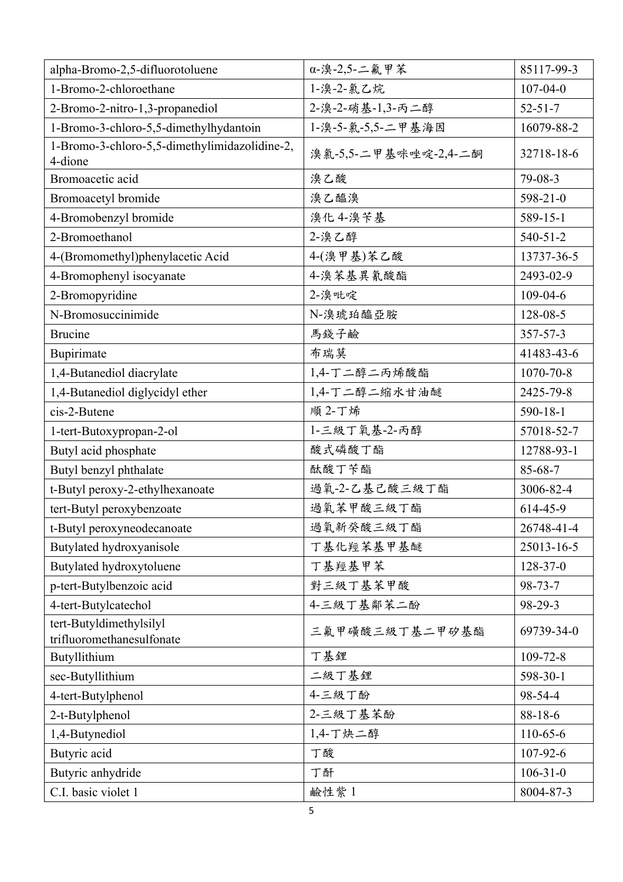| alpha-Bromo-2,5-difluorotoluene | α-溴-2,5-二氟甲苯 | 85117-99-3 |
|---|---|---|
| 1-Bromo-2-chloroethane | 1-溴-2-氯乙烷 | 107-04-0 |
| 2-Bromo-2-nitro-1,3-propanediol | 2-溴-2-硝基-1,3-丙二醇 | 52-51-7 |
| 1-Bromo-3-chloro-5,5-dimethylhydantoin | 1-溴-5-氯-5,5-二甲基海因 | 16079-88-2 |
| 1-Bromo-3-chloro-5,5-dimethylimidazolidine-2,4-dione | 溴氯-5,5-二甲基咪唑啶-2,4-二酮 | 32718-18-6 |
| Bromoacetic acid | 溴乙酸 | 79-08-3 |
| Bromoacetyl bromide | 溴乙醯溴 | 598-21-0 |
| 4-Bromobenzyl bromide | 溴化 4-溴苄基 | 589-15-1 |
| 2-Bromoethanol | 2-溴乙醇 | 540-51-2 |
| 4-(Bromomethyl)phenylacetic Acid | 4-(溴甲基)苯乙酸 | 13737-36-5 |
| 4-Bromophenyl isocyanate | 4-溴苯基異氰酸酯 | 2493-02-9 |
| 2-Bromopyridine | 2-溴吡啶 | 109-04-6 |
| N-Bromosuccinimide | N-溴琥珀醯亞胺 | 128-08-5 |
| Brucine | 馬錢子鹼 | 357-57-3 |
| Bupirimate | 布瑞莫 | 41483-43-6 |
| 1,4-Butanediol diacrylate | 1,4-丁二醇二丙烯酸酯 | 1070-70-8 |
| 1,4-Butanediol diglycidyl ether | 1,4-丁二醇二縮水甘油醚 | 2425-79-8 |
| cis-2-Butene | 順 2-丁烯 | 590-18-1 |
| 1-tert-Butoxypropan-2-ol | 1-三級丁氧基-2-丙醇 | 57018-52-7 |
| Butyl acid phosphate | 酸式磷酸丁酯 | 12788-93-1 |
| Butyl benzyl phthalate | 酞酸丁苄酯 | 85-68-7 |
| t-Butyl peroxy-2-ethylhexanoate | 過氧-2-乙基己酸三級丁酯 | 3006-82-4 |
| tert-Butyl peroxybenzoate | 過氧苯甲酸三級丁酯 | 614-45-9 |
| t-Butyl peroxyneodecanoate | 過氧新癸酸三級丁酯 | 26748-41-4 |
| Butylated hydroxyanisole | 丁基化羥苯基甲基醚 | 25013-16-5 |
| Butylated hydroxytoluene | 丁基羥基甲苯 | 128-37-0 |
| p-tert-Butylbenzoic acid | 對三級丁基苯甲酸 | 98-73-7 |
| 4-tert-Butylcatechol | 4-三級丁基鄰苯二酚 | 98-29-3 |
| tert-Butyldimethylsilyl trifluoromethanesulfonate | 三氟甲磺酸三級丁基二甲矽基酯 | 69739-34-0 |
| Butyllithium | 丁基鋰 | 109-72-8 |
| sec-Butyllithium | 二級丁基鋰 | 598-30-1 |
| 4-tert-Butylphenol | 4-三級丁酚 | 98-54-4 |
| 2-t-Butylphenol | 2-三級丁基苯酚 | 88-18-6 |
| 1,4-Butynediol | 1,4-丁炔二醇 | 110-65-6 |
| Butyric acid | 丁酸 | 107-92-6 |
| Butyric anhydride | 丁酐 | 106-31-0 |
| C.I. basic violet 1 | 鹼性紫 1 | 8004-87-3 |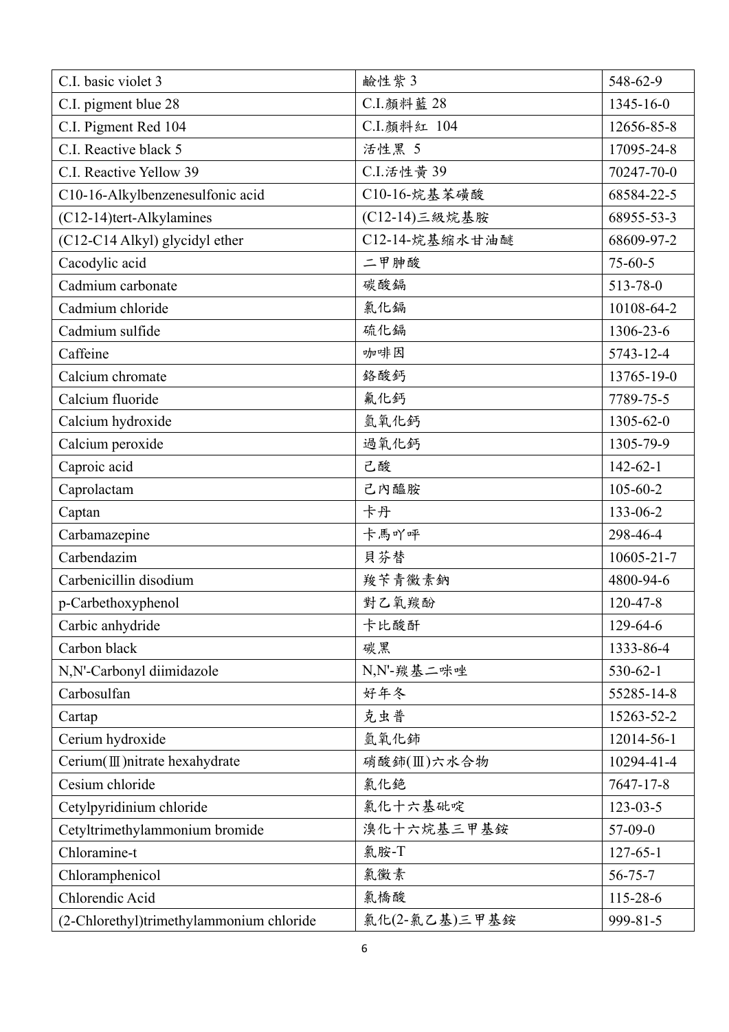| C.I. basic violet 3 | 鹼性紫 3 | 548-62-9 |
|---|---|---|
| C.I. pigment blue 28 | C.I.顏料藍 28 | 1345-16-0 |
| C.I. Pigment Red 104 | C.I.顏料紅 104 | 12656-85-8 |
| C.I. Reactive black 5 | 活性黑 5 | 17095-24-8 |
| C.I. Reactive Yellow 39 | C.I.活性黃 39 | 70247-70-0 |
| C10-16-Alkylbenzenesulfonic acid | C10-16-烷基苯磺酸 | 68584-22-5 |
| (C12-14)tert-Alkylamines | (C12-14)三級烷基胺 | 68955-53-3 |
| (C12-C14 Alkyl) glycidyl ether | C12-14-烷基縮水甘油醚 | 68609-97-2 |
| Cacodylic acid | 二甲胂酸 | 75-60-5 |
| Cadmium carbonate | 碳酸鎘 | 513-78-0 |
| Cadmium chloride | 氯化鎘 | 10108-64-2 |
| Cadmium sulfide | 硫化鎘 | 1306-23-6 |
| Caffeine | 咖啡因 | 5743-12-4 |
| Calcium chromate | 鉻酸鈣 | 13765-19-0 |
| Calcium fluoride | 氟化鈣 | 7789-75-5 |
| Calcium hydroxide | 氫氧化鈣 | 1305-62-0 |
| Calcium peroxide | 過氧化鈣 | 1305-79-9 |
| Caproic acid | 己酸 | 142-62-1 |
| Caprolactam | 己內醯胺 | 105-60-2 |
| Captan | 卡丹 | 133-06-2 |
| Carbamazepine | 卡馬吖呯 | 298-46-4 |
| Carbendazim | 貝芬替 | 10605-21-7 |
| Carbenicillin disodium | 羧苄青黴素鈉 | 4800-94-6 |
| p-Carbethoxyphenol | 對乙氧羰酚 | 120-47-8 |
| Carbic anhydride | 卡比酸酐 | 129-64-6 |
| Carbon black | 碳黑 | 1333-86-4 |
| N,N'-Carbonyl diimidazole | N,N'-羰基二咪唑 | 530-62-1 |
| Carbosulfan | 好年冬 | 55285-14-8 |
| Cartap | 克虫普 | 15263-52-2 |
| Cerium hydroxide | 氫氧化鈰 | 12014-56-1 |
| Cerium(Ⅲ)nitrate hexahydrate | 硝酸鈰(Ⅲ)六水合物 | 10294-41-4 |
| Cesium chloride | 氯化銫 | 7647-17-8 |
| Cetylpyridinium chloride | 氯化十六基吡啶 | 123-03-5 |
| Cetyltrimethylammonium bromide | 溴化十六烷基三甲基銨 | 57-09-0 |
| Chloramine-t | 氯胺-T | 127-65-1 |
| Chloramphenicol | 氯黴素 | 56-75-7 |
| Chlorendic Acid | 氯橋酸 | 115-28-6 |
| (2-Chlorethyl)trimethylammonium chloride | 氯化(2-氯乙基)三甲基銨 | 999-81-5 |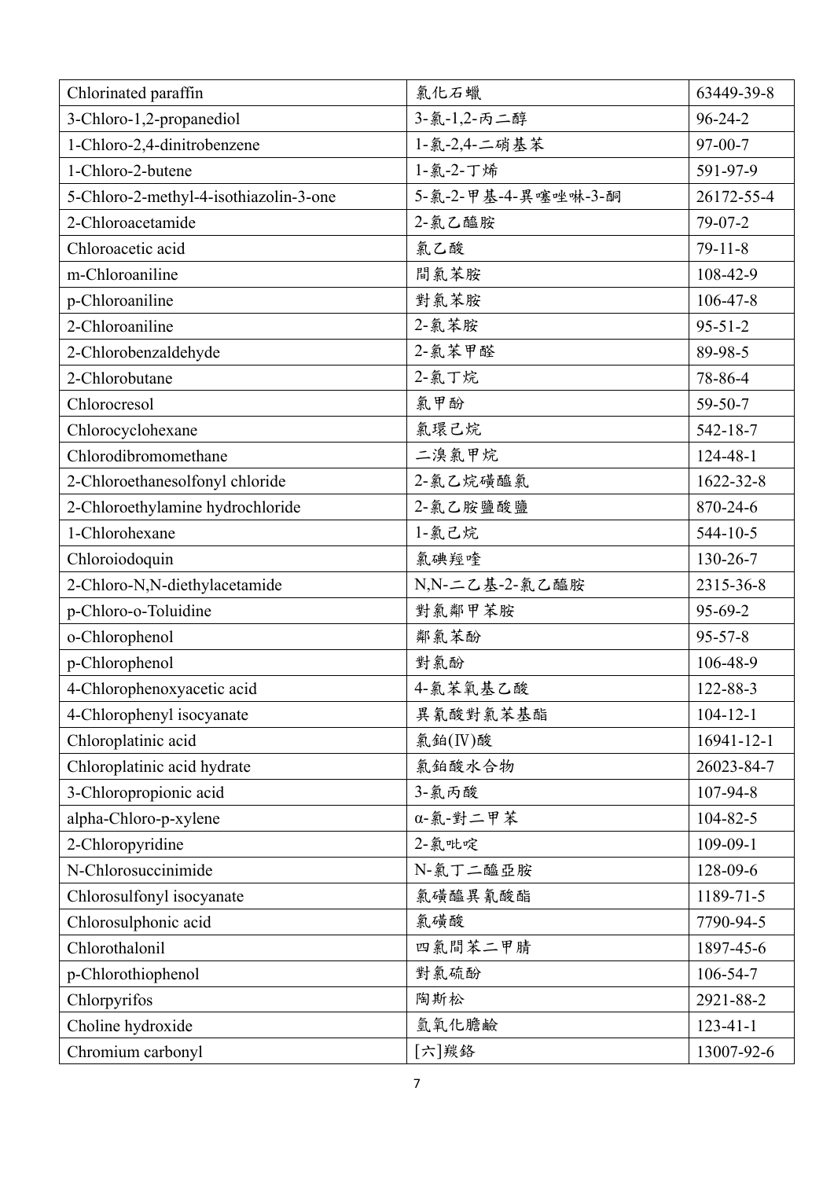| Chlorinated paraffin | 氯化石蠟 | 63449-39-8 |
|---|---|---|
| 3-Chloro-1,2-propanediol | 3-氯-1,2-丙二醇 | 96-24-2 |
| 1-Chloro-2,4-dinitrobenzene | 1-氯-2,4-二硝基苯 | 97-00-7 |
| 1-Chloro-2-butene | 1-氯-2-丁烯 | 591-97-9 |
| 5-Chloro-2-methyl-4-isothiazolin-3-one | 5-氯-2-甲基-4-異噻唑啉-3-酮 | 26172-55-4 |
| 2-Chloroacetamide | 2-氯乙醯胺 | 79-07-2 |
| Chloroacetic acid | 氯乙酸 | 79-11-8 |
| m-Chloroaniline | 間氯苯胺 | 108-42-9 |
| p-Chloroaniline | 對氯苯胺 | 106-47-8 |
| 2-Chloroaniline | 2-氯苯胺 | 95-51-2 |
| 2-Chlorobenzaldehyde | 2-氯苯甲醛 | 89-98-5 |
| 2-Chlorobutane | 2-氯丁烷 | 78-86-4 |
| Chlorocresol | 氯甲酚 | 59-50-7 |
| Chlorocyclohexane | 氯環己烷 | 542-18-7 |
| Chlorodibromomethane | 二溴氯甲烷 | 124-48-1 |
| 2-Chloroethanesolfonyl chloride | 2-氯乙烷磺醯氯 | 1622-32-8 |
| 2-Chloroethylamine hydrochloride | 2-氯乙胺鹽酸鹽 | 870-24-6 |
| 1-Chlorohexane | 1-氯己烷 | 544-10-5 |
| Chloroiodoquin | 氯碘羥喹 | 130-26-7 |
| 2-Chloro-N,N-diethylacetamide | N,N-二乙基-2-氯乙醯胺 | 2315-36-8 |
| p-Chloro-o-Toluidine | 對氯鄰甲苯胺 | 95-69-2 |
| o-Chlorophenol | 鄰氯苯酚 | 95-57-8 |
| p-Chlorophenol | 對氯酚 | 106-48-9 |
| 4-Chlorophenoxyacetic acid | 4-氯苯氧基乙酸 | 122-88-3 |
| 4-Chlorophenyl isocyanate | 異氰酸對氯苯基酯 | 104-12-1 |
| Chloroplatinic acid | 氯鉑(Ⅳ)酸 | 16941-12-1 |
| Chloroplatinic acid hydrate | 氯鉑酸水合物 | 26023-84-7 |
| 3-Chloropropionic acid | 3-氯丙酸 | 107-94-8 |
| alpha-Chloro-p-xylene | α-氯-對二甲苯 | 104-82-5 |
| 2-Chloropyridine | 2-氯吡啶 | 109-09-1 |
| N-Chlorosuccinimide | N-氯丁二醯亞胺 | 128-09-6 |
| Chlorosulfonyl isocyanate | 氯磺醯異氰酸酯 | 1189-71-5 |
| Chlorosulphonic acid | 氯磺酸 | 7790-94-5 |
| Chlorothalonil | 四氯間苯二甲腈 | 1897-45-6 |
| p-Chlorothiophenol | 對氯硫酚 | 106-54-7 |
| Chlorpyrifos | 陶斯松 | 2921-88-2 |
| Choline hydroxide | 氫氧化膽鹼 | 123-41-1 |
| Chromium carbonyl | [六]羰鉻 | 13007-92-6 |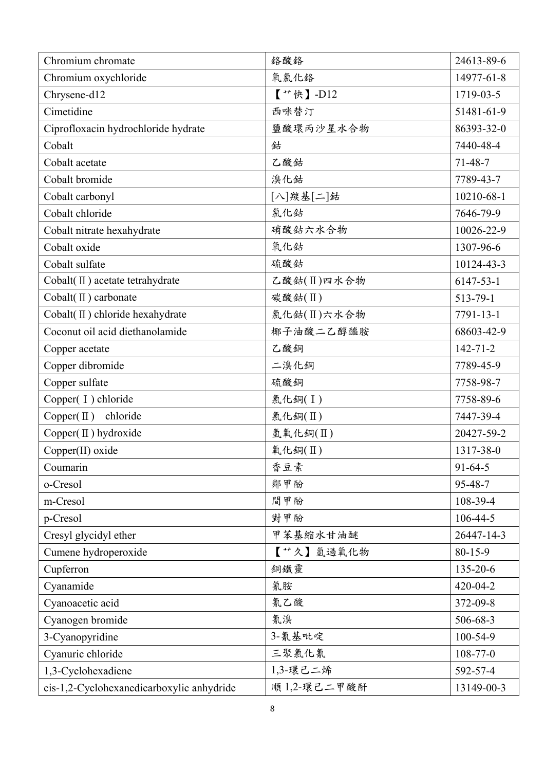| Chromium chromate | 鉻酸鉻 | 24613-89-6 |
|---|---|---|
| Chromium oxychloride | 氧氯化鉻 | 14977-61-8 |
| Chrysene-d12 | 【艹快】-D12 | 1719-03-5 |
| Cimetidine | 西咪替汀 | 51481-61-9 |
| Ciprofloxacin hydrochloride hydrate | 鹽酸環丙沙星水合物 | 86393-32-0 |
| Cobalt | 鈷 | 7440-48-4 |
| Cobalt acetate | 乙酸鈷 | 71-48-7 |
| Cobalt bromide | 溴化鈷 | 7789-43-7 |
| Cobalt carbonyl | [八]羰基[二]鈷 | 10210-68-1 |
| Cobalt chloride | 氯化鈷 | 7646-79-9 |
| Cobalt nitrate hexahydrate | 硝酸鈷六水合物 | 10026-22-9 |
| Cobalt oxide | 氧化鈷 | 1307-96-6 |
| Cobalt sulfate | 硫酸鈷 | 10124-43-3 |
| Cobalt(Ⅱ) acetate tetrahydrate | 乙酸鈷(Ⅱ)四水合物 | 6147-53-1 |
| Cobalt(Ⅱ) carbonate | 碳酸鈷(Ⅱ) | 513-79-1 |
| Cobalt(Ⅱ) chloride hexahydrate | 氯化鈷(Ⅱ)六水合物 | 7791-13-1 |
| Coconut oil acid diethanolamide | 椰子油酸二乙醇醯胺 | 68603-42-9 |
| Copper acetate | 乙酸銅 | 142-71-2 |
| Copper dibromide | 二溴化銅 | 7789-45-9 |
| Copper sulfate | 硫酸銅 | 7758-98-7 |
| Copper(Ⅰ) chloride | 氯化銅(Ⅰ) | 7758-89-6 |
| Copper(Ⅱ) chloride | 氯化銅(Ⅱ) | 7447-39-4 |
| Copper(Ⅱ) hydroxide | 氫氧化銅(Ⅱ) | 20427-59-2 |
| Copper(II) oxide | 氧化銅(Ⅱ) | 1317-38-0 |
| Coumarin | 香豆素 | 91-64-5 |
| o-Cresol | 鄰甲酚 | 95-48-7 |
| m-Cresol | 間甲酚 | 108-39-4 |
| p-Cresol | 對甲酚 | 106-44-5 |
| Cresyl glycidyl ether | 甲苯基縮水甘油醚 | 26447-14-3 |
| Cumene hydroperoxide | 【艹久】氫過氧化物 | 80-15-9 |
| Cupferron | 銅鐵靈 | 135-20-6 |
| Cyanamide | 氰胺 | 420-04-2 |
| Cyanoacetic acid | 氰乙酸 | 372-09-8 |
| Cyanogen bromide | 氰溴 | 506-68-3 |
| 3-Cyanopyridine | 3-氰基吡啶 | 100-54-9 |
| Cyanuric chloride | 三聚氯化氰 | 108-77-0 |
| 1,3-Cyclohexadiene | 1,3-環己二烯 | 592-57-4 |
| cis-1,2-Cyclohexanedicarboxylic anhydride | 順 1,2-環己二甲酸酐 | 13149-00-3 |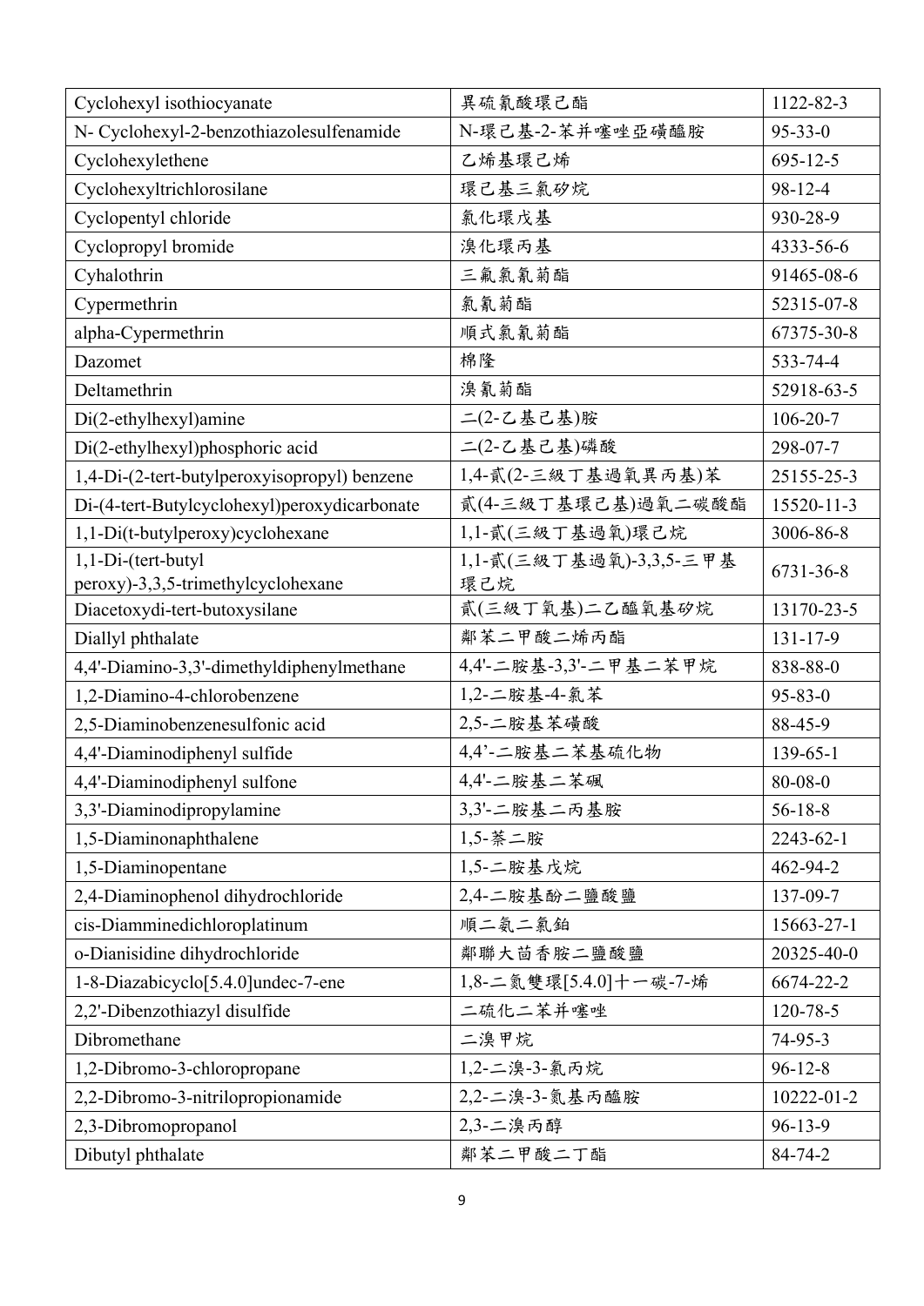| Cyclohexyl isothiocyanate | 異硫氰酸環己酯 | 1122-82-3 |
|---|---|---|
| N- Cyclohexyl-2-benzothiazolesulfenamide | N-環己基-2-苯并噻唑亞磺醯胺 | 95-33-0 |
| Cyclohexylethene | 乙烯基環己烯 | 695-12-5 |
| Cyclohexyltrichlorosilane | 環己基三氯矽烷 | 98-12-4 |
| Cyclopentyl chloride | 氯化環戊基 | 930-28-9 |
| Cyclopropyl bromide | 溴化環丙基 | 4333-56-6 |
| Cyhalothrin | 三氟氯氰菊酯 | 91465-08-6 |
| Cypermethrin | 氯氰菊酯 | 52315-07-8 |
| alpha-Cypermethrin | 順式氯氰菊酯 | 67375-30-8 |
| Dazomet | 棉隆 | 533-74-4 |
| Deltamethrin | 溴氰菊酯 | 52918-63-5 |
| Di(2-ethylhexyl)amine | 二(2-乙基己基)胺 | 106-20-7 |
| Di(2-ethylhexyl)phosphoric acid | 二(2-乙基己基)磷酸 | 298-07-7 |
| 1,4-Di-(2-tert-butylperoxyisopropyl) benzene | 1,4-貳(2-三級丁基過氧異丙基)苯 | 25155-25-3 |
| Di-(4-tert-Butylcyclohexyl)peroxydicarbonate | 貳(4-三級丁基環己基)過氧二碳酸酯 | 15520-11-3 |
| 1,1-Di(t-butylperoxy)cyclohexane | 1,1-貳(三級丁基過氧)環己烷 | 3006-86-8 |
| 1,1-Di-(tert-butyl peroxy)-3,3,5-trimethylcyclohexane | 1,1-貳(三級丁基過氧)-3,3,5-三甲基環己烷 | 6731-36-8 |
| Diacetoxydi-tert-butoxysilane | 貳(三級丁氧基)二乙醯氧基矽烷 | 13170-23-5 |
| Diallyl phthalate | 鄰苯二甲酸二烯丙酯 | 131-17-9 |
| 4,4'-Diamino-3,3'-dimethyldiphenylmethane | 4,4'-二胺基-3,3'-二甲基二苯甲烷 | 838-88-0 |
| 1,2-Diamino-4-chlorobenzene | 1,2-二胺基-4-氯苯 | 95-83-0 |
| 2,5-Diaminobenzenesulfonic acid | 2,5-二胺基苯磺酸 | 88-45-9 |
| 4,4'-Diaminodiphenyl sulfide | 4,4’-二胺基二苯基硫化物 | 139-65-1 |
| 4,4'-Diaminodiphenyl sulfone | 4,4'-二胺基二苯碸 | 80-08-0 |
| 3,3'-Diaminodipropylamine | 3,3'-二胺基二丙基胺 | 56-18-8 |
| 1,5-Diaminonaphthalene | 1,5-萘二胺 | 2243-62-1 |
| 1,5-Diaminopentane | 1,5-二胺基戊烷 | 462-94-2 |
| 2,4-Diaminophenol dihydrochloride | 2,4-二胺基酚二鹽酸鹽 | 137-09-7 |
| cis-Diamminedichloroplatinum | 順二氨二氯鉑 | 15663-27-1 |
| o-Dianisidine dihydrochloride | 鄰聯大茴香胺二鹽酸鹽 | 20325-40-0 |
| 1-8-Diazabicyclo[5.4.0]undec-7-ene | 1,8-二氮雙環[5.4.0]十一碳-7-烯 | 6674-22-2 |
| 2,2'-Dibenzothiazyl disulfide | 二硫化二苯并噻唑 | 120-78-5 |
| Dibromethane | 二溴甲烷 | 74-95-3 |
| 1,2-Dibromo-3-chloropropane | 1,2-二溴-3-氯丙烷 | 96-12-8 |
| 2,2-Dibromo-3-nitrilopropionamide | 2,2-二溴-3-氮基丙醯胺 | 10222-01-2 |
| 2,3-Dibromopropanol | 2,3-二溴丙醇 | 96-13-9 |
| Dibutyl phthalate | 鄰苯二甲酸二丁酯 | 84-74-2 |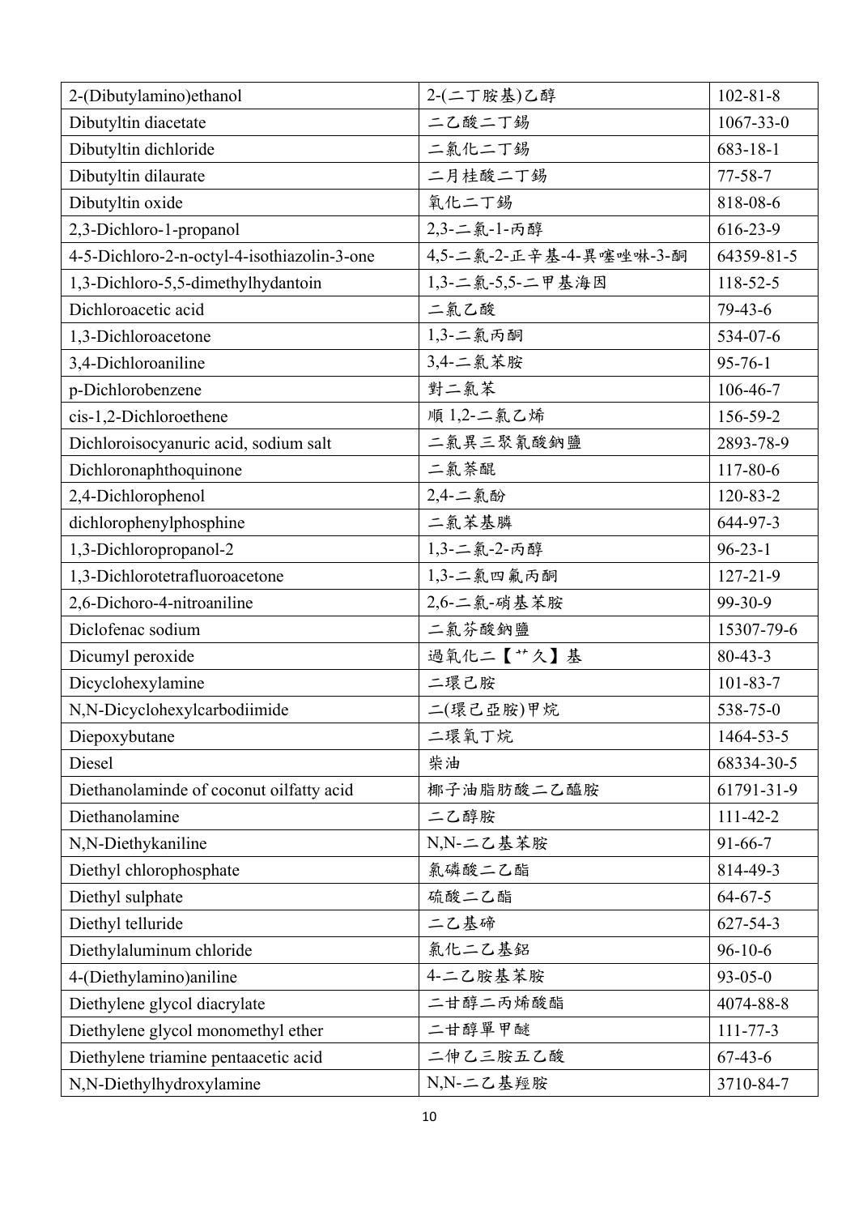| 2-(Dibutylamino)ethanol | 2-(二丁胺基)乙醇 | 102-81-8 |
|---|---|---|
| Dibutyltin diacetate | 二乙酸二丁錫 | 1067-33-0 |
| Dibutyltin dichloride | 二氯化二丁錫 | 683-18-1 |
| Dibutyltin dilaurate | 二月桂酸二丁錫 | 77-58-7 |
| Dibutyltin oxide | 氧化二丁錫 | 818-08-6 |
| 2,3-Dichloro-1-propanol | 2,3-二氯-1-丙醇 | 616-23-9 |
| 4-5-Dichloro-2-n-octyl-4-isothiazolin-3-one | 4,5-二氯-2-正辛基-4-異噻唑啉-3-酮 | 64359-81-5 |
| 1,3-Dichloro-5,5-dimethylhydantoin | 1,3-二氯-5,5-二甲基海因 | 118-52-5 |
| Dichloroacetic acid | 二氯乙酸 | 79-43-6 |
| 1,3-Dichloroacetone | 1,3-二氯丙酮 | 534-07-6 |
| 3,4-Dichloroaniline | 3,4-二氯苯胺 | 95-76-1 |
| p-Dichlorobenzene | 對二氯苯 | 106-46-7 |
| cis-1,2-Dichloroethene | 順 1,2-二氯乙烯 | 156-59-2 |
| Dichloroisocyanuric acid, sodium salt | 二氯異三聚氰酸鈉鹽 | 2893-78-9 |
| Dichloronaphthoquinone | 二氯萘醌 | 117-80-6 |
| 2,4-Dichlorophenol | 2,4-二氯酚 | 120-83-2 |
| dichlorophenylphosphine | 二氯苯基膦 | 644-97-3 |
| 1,3-Dichloropropanol-2 | 1,3-二氯-2-丙醇 | 96-23-1 |
| 1,3-Dichlorotetrafluoroacetone | 1,3-二氯四氟丙酮 | 127-21-9 |
| 2,6-Dichoro-4-nitroaniline | 2,6-二氯-硝基苯胺 | 99-30-9 |
| Diclofenac sodium | 二氯芬酸鈉鹽 | 15307-79-6 |
| Dicumyl peroxide | 過氧化二【艹久】基 | 80-43-3 |
| Dicyclohexylamine | 二環己胺 | 101-83-7 |
| N,N-Dicyclohexylcarbodiimide | 二(環己亞胺)甲烷 | 538-75-0 |
| Diepoxybutane | 二環氧丁烷 | 1464-53-5 |
| Diesel | 柴油 | 68334-30-5 |
| Diethanolaminde of coconut oilfatty acid | 椰子油脂肪酸二乙醯胺 | 61791-31-9 |
| Diethanolamine | 二乙醇胺 | 111-42-2 |
| N,N-Diethykaniline | N,N-二乙基苯胺 | 91-66-7 |
| Diethyl chlorophosphate | 氯磷酸二乙酯 | 814-49-3 |
| Diethyl sulphate | 硫酸二乙酯 | 64-67-5 |
| Diethyl telluride | 二乙基碲 | 627-54-3 |
| Diethylaluminum chloride | 氯化二乙基鋁 | 96-10-6 |
| 4-(Diethylamino)aniline | 4-二乙胺基苯胺 | 93-05-0 |
| Diethylene glycol diacrylate | 二甘醇二丙烯酸酯 | 4074-88-8 |
| Diethylene glycol monomethyl ether | 二甘醇單甲醚 | 111-77-3 |
| Diethylene triamine pentaacetic acid | 二伸乙三胺五乙酸 | 67-43-6 |
| N,N-Diethylhydroxylamine | N,N-二乙基羥胺 | 3710-84-7 |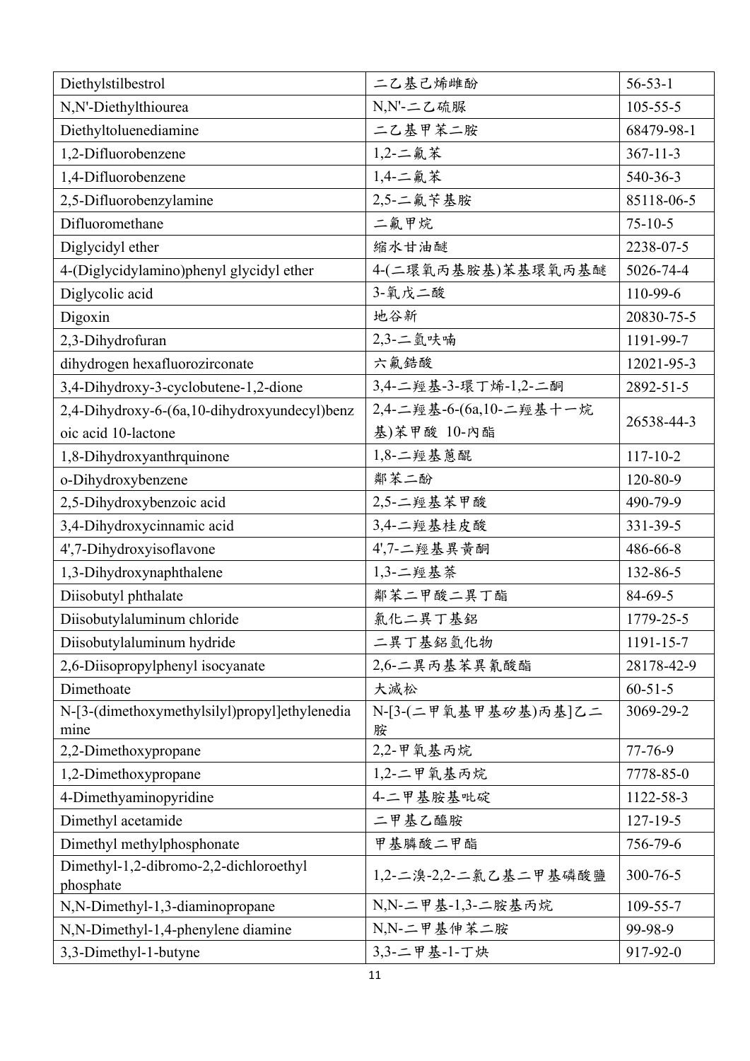| Diethylstilbestrol | 二乙基己烯雌酚 | 56-53-1 |
|---|---|---|
| N,N'-Diethylthiourea | N,N'-二乙硫脲 | 105-55-5 |
| Diethyltoluenediamine | 二乙基甲苯二胺 | 68479-98-1 |
| 1,2-Difluorobenzene | 1,2-二氟苯 | 367-11-3 |
| 1,4-Difluorobenzene | 1,4-二氟苯 | 540-36-3 |
| 2,5-Difluorobenzylamine | 2,5-二氟苄基胺 | 85118-06-5 |
| Difluoromethane | 二氟甲烷 | 75-10-5 |
| Diglycidyl ether | 縮水甘油醚 | 2238-07-5 |
| 4-(Diglycidylamino)phenyl glycidyl ether | 4-(二環氧丙基胺基)苯基環氧丙基醚 | 5026-74-4 |
| Diglycolic acid | 3-氧戊二酸 | 110-99-6 |
| Digoxin | 地谷新 | 20830-75-5 |
| 2,3-Dihydrofuran | 2,3-二氫呋喃 | 1191-99-7 |
| dihydrogen hexafluorozirconate | 六氟鋯酸 | 12021-95-3 |
| 3,4-Dihydroxy-3-cyclobutene-1,2-dione | 3,4-二羥基-3-環丁烯-1,2-二酮 | 2892-51-5 |
| 2,4-Dihydroxy-6-(6a,10-dihydroxyundecyl)benzoic acid 10-lactone | 2,4-二羥基-6-(6a,10-二羥基十一烷基)苯甲酸 10-內酯 | 26538-44-3 |
| 1,8-Dihydroxyanthrquinone | 1,8-二羥基蒽醌 | 117-10-2 |
| o-Dihydroxybenzene | 鄰苯二酚 | 120-80-9 |
| 2,5-Dihydroxybenzoic acid | 2,5-二羥基苯甲酸 | 490-79-9 |
| 3,4-Dihydroxycinnamic acid | 3,4-二羥基桂皮酸 | 331-39-5 |
| 4',7-Dihydroxyisoflavone | 4',7-二羥基異黃酮 | 486-66-8 |
| 1,3-Dihydroxynaphthalene | 1,3-二羥基萘 | 132-86-5 |
| Diisobutyl phthalate | 鄰苯二甲酸二異丁酯 | 84-69-5 |
| Diisobutylaluminum chloride | 氯化二異丁基鋁 | 1779-25-5 |
| Diisobutylaluminum hydride | 二異丁基鋁氫化物 | 1191-15-7 |
| 2,6-Diisopropylphenyl isocyanate | 2,6-二異丙基苯異氰酸酯 | 28178-42-9 |
| Dimethoate | 大滅松 | 60-51-5 |
| N-[3-(dimethoxymethylsilyl)propyl]ethylenediamine | N-[3-(二甲氧基甲基矽基)丙基]乙二胺 | 3069-29-2 |
| 2,2-Dimethoxypropane | 2,2-甲氧基丙烷 | 77-76-9 |
| 1,2-Dimethoxypropane | 1,2-二甲氧基丙烷 | 7778-85-0 |
| 4-Dimethyaminopyridine | 4-二甲基胺基吡啶 | 1122-58-3 |
| Dimethyl acetamide | 二甲基乙醯胺 | 127-19-5 |
| Dimethyl methylphosphonate | 甲基膦酸二甲酯 | 756-79-6 |
| Dimethyl-1,2-dibromo-2,2-dichloroethyl phosphate | 1,2-二溴-2,2-二氯乙基二甲基磷酸鹽 | 300-76-5 |
| N,N-Dimethyl-1,3-diaminopropane | N,N-二甲基-1,3-二胺基丙烷 | 109-55-7 |
| N,N-Dimethyl-1,4-phenylene diamine | N,N-二甲基伸苯二胺 | 99-98-9 |
| 3,3-Dimethyl-1-butyne | 3,3-二甲基-1-丁炔 | 917-92-0 |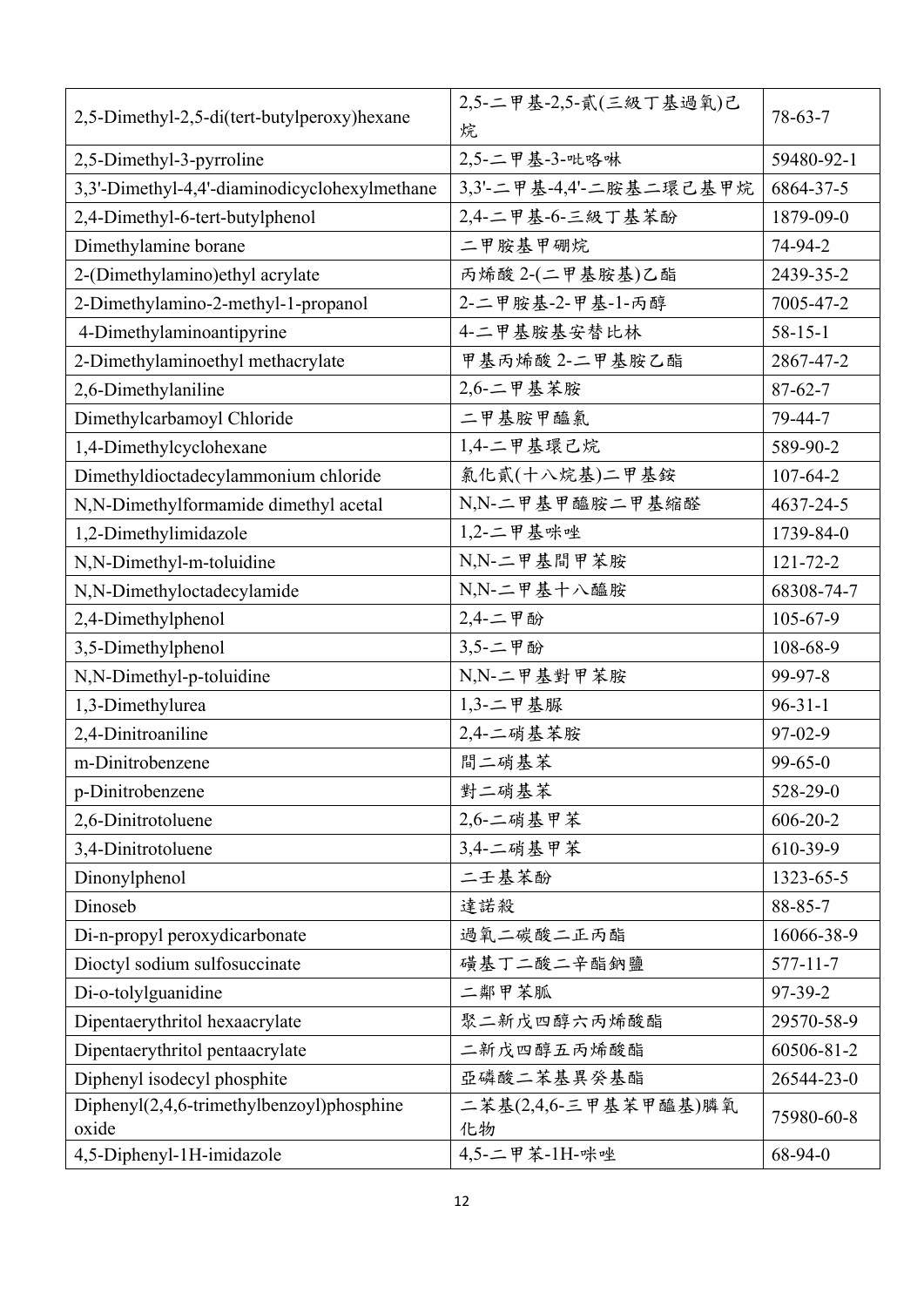| 2,5-Dimethyl-2,5-di(tert-butylperoxy)hexane | 2,5-二甲基-2,5-貳(三級丁基過氧)己烷 | 78-63-7 |
|---|---|---|
| 2,5-Dimethyl-3-pyrroline | 2,5-二甲基-3-吡咯啉 | 59480-92-1 |
| 3,3'-Dimethyl-4,4'-diaminodicyclohexylmethane | 3,3'-二甲基-4,4'-二胺基二環己基甲烷 | 6864-37-5 |
| 2,4-Dimethyl-6-tert-butylphenol | 2,4-二甲基-6-三級丁基苯酚 | 1879-09-0 |
| Dimethylamine borane | 二甲胺基甲硼烷 | 74-94-2 |
| 2-(Dimethylamino)ethyl acrylate | 丙烯酸 2-(二甲基胺基)乙酯 | 2439-35-2 |
| 2-Dimethylamino-2-methyl-1-propanol | 2-二甲胺基-2-甲基-1-丙醇 | 7005-47-2 |
| 4-Dimethylaminoantipyrine | 4-二甲基胺基安替比林 | 58-15-1 |
| 2-Dimethylaminoethyl methacrylate | 甲基丙烯酸 2-二甲基胺乙酯 | 2867-47-2 |
| 2,6-Dimethylaniline | 2,6-二甲基苯胺 | 87-62-7 |
| Dimethylcarbamoyl Chloride | 二甲基胺甲醯氯 | 79-44-7 |
| 1,4-Dimethylcyclohexane | 1,4-二甲基環己烷 | 589-90-2 |
| Dimethyldioctadecylammonium chloride | 氯化貳(十八烷基)二甲基銨 | 107-64-2 |
| N,N-Dimethylformamide dimethyl acetal | N,N-二甲基甲醯胺二甲基縮醛 | 4637-24-5 |
| 1,2-Dimethylimidazole | 1,2-二甲基咪唑 | 1739-84-0 |
| N,N-Dimethyl-m-toluidine | N,N-二甲基間甲苯胺 | 121-72-2 |
| N,N-Dimethyloctadecylamide | N,N-二甲基十八醯胺 | 68308-74-7 |
| 2,4-Dimethylphenol | 2,4-二甲酚 | 105-67-9 |
| 3,5-Dimethylphenol | 3,5-二甲酚 | 108-68-9 |
| N,N-Dimethyl-p-toluidine | N,N-二甲基對甲苯胺 | 99-97-8 |
| 1,3-Dimethylurea | 1,3-二甲基脲 | 96-31-1 |
| 2,4-Dinitroaniline | 2,4-二硝基苯胺 | 97-02-9 |
| m-Dinitrobenzene | 間二硝基苯 | 99-65-0 |
| p-Dinitrobenzene | 對二硝基苯 | 528-29-0 |
| 2,6-Dinitrotoluene | 2,6-二硝基甲苯 | 606-20-2 |
| 3,4-Dinitrotoluene | 3,4-二硝基甲苯 | 610-39-9 |
| Dinonylphenol | 二壬基苯酚 | 1323-65-5 |
| Dinoseb | 達諾殺 | 88-85-7 |
| Di-n-propyl peroxydicarbonate | 過氧二碳酸二正丙酯 | 16066-38-9 |
| Dioctyl sodium sulfosuccinate | 磺基丁二酸二辛酯鈉鹽 | 577-11-7 |
| Di-o-tolylguanidine | 二鄰甲苯胍 | 97-39-2 |
| Dipentaerythritol hexaacrylate | 聚二新戊四醇六丙烯酸酯 | 29570-58-9 |
| Dipentaerythritol pentaacrylate | 二新戊四醇五丙烯酸酯 | 60506-81-2 |
| Diphenyl isodecyl phosphite | 亞磷酸二苯基異癸基酯 | 26544-23-0 |
| Diphenyl(2,4,6-trimethylbenzoyl)phosphine oxide | 二苯基(2,4,6-三甲基苯甲醯基)膦氧化物 | 75980-60-8 |
| 4,5-Diphenyl-1H-imidazole | 4,5-二甲苯-1H-咪唑 | 68-94-0 |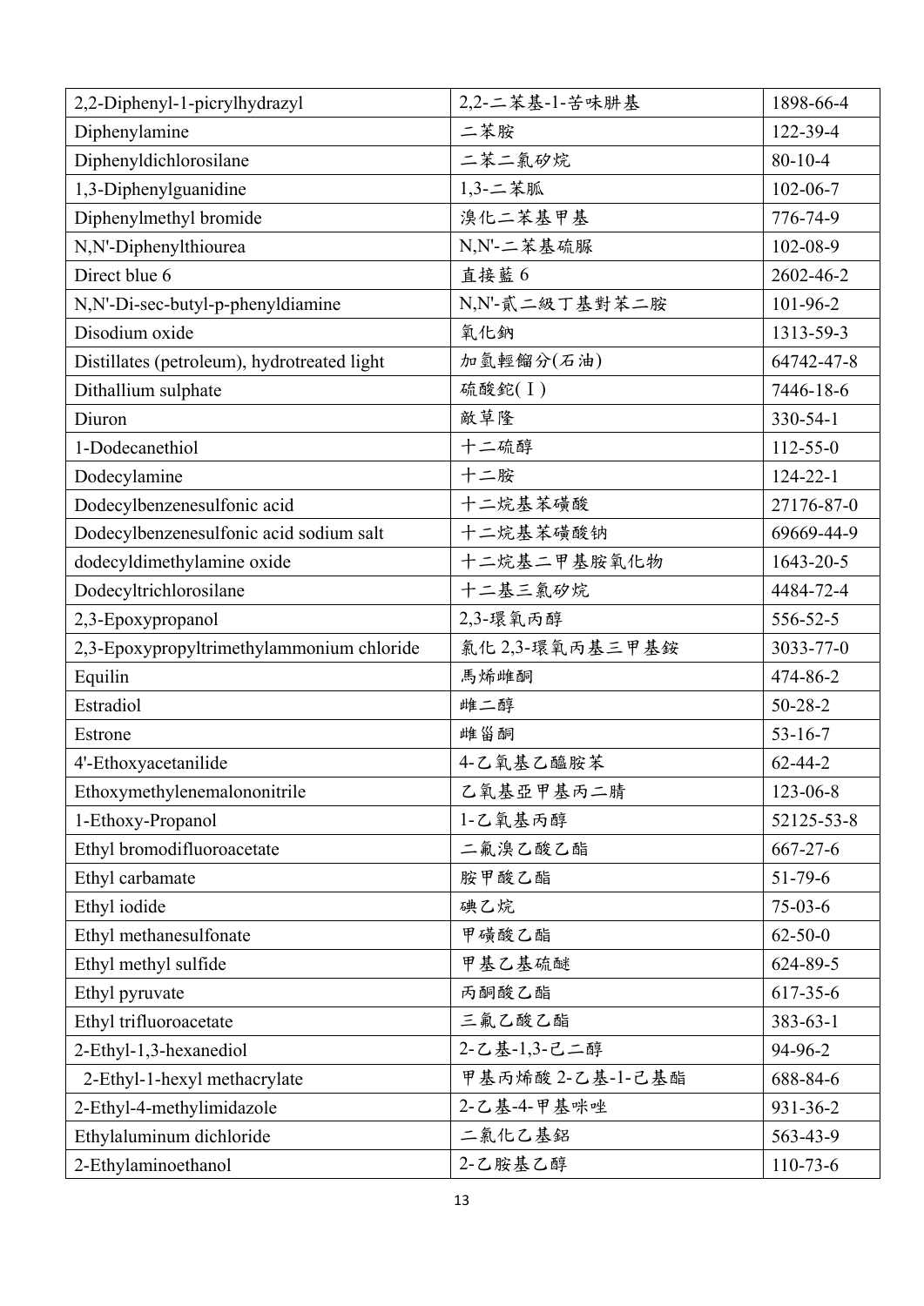| 2,2-Diphenyl-1-picrylhydrazyl | 2,2-二苯基-1-苦味肼基 | 1898-66-4 |
|---|---|---|
| Diphenylamine | 二苯胺 | 122-39-4 |
| Diphenyldichlorosilane | 二苯二氯矽烷 | 80-10-4 |
| 1,3-Diphenylguanidine | 1,3-二苯胍 | 102-06-7 |
| Diphenylmethyl bromide | 溴化二苯基甲基 | 776-74-9 |
| N,N'-Diphenylthiourea | N,N'-二苯基硫脲 | 102-08-9 |
| Direct blue 6 | 直接藍 6 | 2602-46-2 |
| N,N'-Di-sec-butyl-p-phenyldiamine | N,N'-貳二級丁基對苯二胺 | 101-96-2 |
| Disodium oxide | 氧化鈉 | 1313-59-3 |
| Distillates (petroleum), hydrotreated light | 加氫輕餾分(石油) | 64742-47-8 |
| Dithallium sulphate | 硫酸鉈(Ⅰ) | 7446-18-6 |
| Diuron | 敵草隆 | 330-54-1 |
| 1-Dodecanethiol | 十二硫醇 | 112-55-0 |
| Dodecylamine | 十二胺 | 124-22-1 |
| Dodecylbenzenesulfonic acid | 十二烷基苯磺酸 | 27176-87-0 |
| Dodecylbenzenesulfonic acid sodium salt | 十二烷基苯磺酸钠 | 69669-44-9 |
| dodecyldimethylamine oxide | 十二烷基二甲基胺氧化物 | 1643-20-5 |
| Dodecyltrichlorosilane | 十二基三氯矽烷 | 4484-72-4 |
| 2,3-Epoxypropanol | 2,3-環氧丙醇 | 556-52-5 |
| 2,3-Epoxypropyltrimethylammonium chloride | 氯化 2,3-環氧丙基三甲基銨 | 3033-77-0 |
| Equilin | 馬烯雌酮 | 474-86-2 |
| Estradiol | 雌二醇 | 50-28-2 |
| Estrone | 雌甾酮 | 53-16-7 |
| 4'-Ethoxyacetanilide | 4-乙氧基乙醯胺苯 | 62-44-2 |
| Ethoxymethylenemalononitrile | 乙氧基亞甲基丙二腈 | 123-06-8 |
| 1-Ethoxy-Propanol | 1-乙氧基丙醇 | 52125-53-8 |
| Ethyl bromodifluoroacetate | 二氟溴乙酸乙酯 | 667-27-6 |
| Ethyl carbamate | 胺甲酸乙酯 | 51-79-6 |
| Ethyl iodide | 碘乙烷 | 75-03-6 |
| Ethyl methanesulfonate | 甲磺酸乙酯 | 62-50-0 |
| Ethyl methyl sulfide | 甲基乙基硫醚 | 624-89-5 |
| Ethyl pyruvate | 丙酮酸乙酯 | 617-35-6 |
| Ethyl trifluoroacetate | 三氟乙酸乙酯 | 383-63-1 |
| 2-Ethyl-1,3-hexanediol | 2-乙基-1,3-己二醇 | 94-96-2 |
| 2-Ethyl-1-hexyl methacrylate | 甲基丙烯酸 2-乙基-1-己基酯 | 688-84-6 |
| 2-Ethyl-4-methylimidazole | 2-乙基-4-甲基咪唑 | 931-36-2 |
| Ethylaluminum dichloride | 二氯化乙基鋁 | 563-43-9 |
| 2-Ethylaminoethanol | 2-乙胺基乙醇 | 110-73-6 |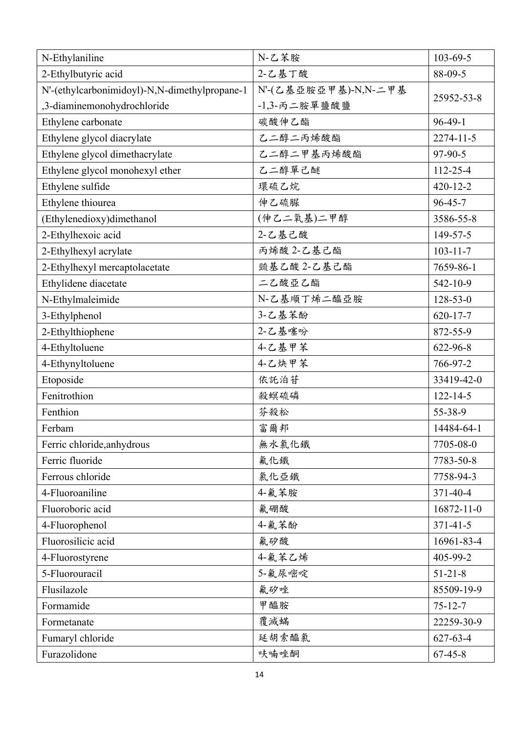| N-Ethylaniline | N-乙苯胺 | 103-69-5 |
|---|---|---|
| 2-Ethylbutyric acid | 2-乙基丁酸 | 88-09-5 |
| N'-(ethylcarbonimidoyl)-N,N-dimethylpropane-1,3-diaminemonohydrochloride | N'-(乙基亞胺亞甲基)-N,N-二甲基-1,3-丙二胺單鹽酸鹽 | 25952-53-8 |
| Ethylene carbonate | 碳酸伸乙酯 | 96-49-1 |
| Ethylene glycol diacrylate | 乙二醇二丙烯酸酯 | 2274-11-5 |
| Ethylene glycol dimethacrylate | 乙二醇二甲基丙烯酸酯 | 97-90-5 |
| Ethylene glycol monohexyl ether | 乙二醇單己醚 | 112-25-4 |
| Ethylene sulfide | 環硫乙烷 | 420-12-2 |
| Ethylene thiourea | 伸乙硫脲 | 96-45-7 |
| (Ethylenedioxy)dimethanol | (伸乙二氧基)二甲醇 | 3586-55-8 |
| 2-Ethylhexoic acid | 2-乙基己酸 | 149-57-5 |
| 2-Ethylhexyl acrylate | 丙烯酸 2-乙基己酯 | 103-11-7 |
| 2-Ethylhexyl mercaptolacetate | 巰基乙酸 2-乙基己酯 | 7659-86-1 |
| Ethylidene diacetate | 二乙酸亞乙酯 | 542-10-9 |
| N-Ethylmaleimide | N-乙基順丁烯二醯亞胺 | 128-53-0 |
| 3-Ethylphenol | 3-乙基苯酚 | 620-17-7 |
| 2-Ethylthiophene | 2-乙基噻吩 | 872-55-9 |
| 4-Ethyltoluene | 4-乙基甲苯 | 622-96-8 |
| 4-Ethynyltoluene | 4-乙炔甲苯 | 766-97-2 |
| Etoposide | 依託泊苷 | 33419-42-0 |
| Fenitrothion | 殺螟硫磷 | 122-14-5 |
| Fenthion | 芬殺松 | 55-38-9 |
| Ferbam | 富爾邦 | 14484-64-1 |
| Ferric chloride,anhydrous | 無水氯化鐵 | 7705-08-0 |
| Ferric fluoride | 氟化鐵 | 7783-50-8 |
| Ferrous chloride | 氯化亞鐵 | 7758-94-3 |
| 4-Fluoroaniline | 4-氟苯胺 | 371-40-4 |
| Fluoroboric acid | 氟硼酸 | 16872-11-0 |
| 4-Fluorophenol | 4-氟苯酚 | 371-41-5 |
| Fluorosilicic acid | 氟矽酸 | 16961-83-4 |
| 4-Fluorostyrene | 4-氟苯乙烯 | 405-99-2 |
| 5-Fluorouracil | 5-氟尿嘧啶 | 51-21-8 |
| Flusilazole | 氟矽唑 | 85509-19-9 |
| Formamide | 甲醯胺 | 75-12-7 |
| Formetanate | 覆滅蟎 | 22259-30-9 |
| Fumaryl chloride | 延胡索醯氯 | 627-63-4 |
| Furazolidone | 呋喃唑酮 | 67-45-8 |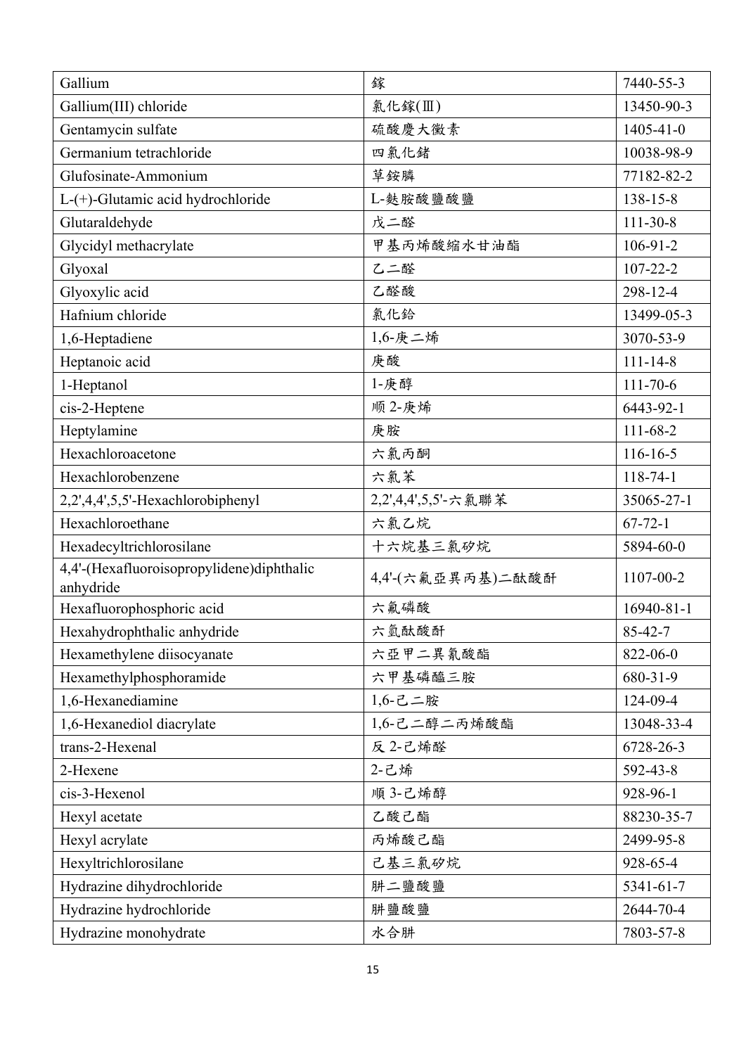| Gallium | 鎵 | 7440-55-3 |
|---|---|---|
| Gallium(III) chloride | 氯化鎵(Ⅲ) | 13450-90-3 |
| Gentamycin sulfate | 硫酸慶大黴素 | 1405-41-0 |
| Germanium tetrachloride | 四氯化鍺 | 10038-98-9 |
| Glufosinate-Ammonium | 草銨膦 | 77182-82-2 |
| L-(+)-Glutamic acid hydrochloride | L-麸胺酸鹽酸鹽 | 138-15-8 |
| Glutaraldehyde | 戊二醛 | 111-30-8 |
| Glycidyl methacrylate | 甲基丙烯酸縮水甘油酯 | 106-91-2 |
| Glyoxal | 乙二醛 | 107-22-2 |
| Glyoxylic acid | 乙醛酸 | 298-12-4 |
| Hafnium chloride | 氯化鉿 | 13499-05-3 |
| 1,6-Heptadiene | 1,6-庚二烯 | 3070-53-9 |
| Heptanoic acid | 庚酸 | 111-14-8 |
| 1-Heptanol | 1-庚醇 | 111-70-6 |
| cis-2-Heptene | 顺 2-庚烯 | 6443-92-1 |
| Heptylamine | 庚胺 | 111-68-2 |
| Hexachloroacetone | 六氯丙酮 | 116-16-5 |
| Hexachlorobenzene | 六氯苯 | 118-74-1 |
| 2,2',4,4',5,5'-Hexachlorobiphenyl | 2,2',4,4',5,5'-六氯聯苯 | 35065-27-1 |
| Hexachloroethane | 六氯乙烷 | 67-72-1 |
| Hexadecyltrichlorosilane | 十六烷基三氯矽烷 | 5894-60-0 |
| 4,4'-(Hexafluoroisopropylidene)diphthalic anhydride | 4,4'-(六氟亞異丙基)二酞酸酐 | 1107-00-2 |
| Hexafluorophosphoric acid | 六氟磷酸 | 16940-81-1 |
| Hexahydrophthalic anhydride | 六氫酞酸酐 | 85-42-7 |
| Hexamethylene diisocyanate | 六亞甲二異氰酸酯 | 822-06-0 |
| Hexamethylphosphoramide | 六甲基磷醯三胺 | 680-31-9 |
| 1,6-Hexanediamine | 1,6-己二胺 | 124-09-4 |
| 1,6-Hexanediol diacrylate | 1,6-己二醇二丙烯酸酯 | 13048-33-4 |
| trans-2-Hexenal | 反 2-己烯醛 | 6728-26-3 |
| 2-Hexene | 2-己烯 | 592-43-8 |
| cis-3-Hexenol | 順 3-己烯醇 | 928-96-1 |
| Hexyl acetate | 乙酸己酯 | 88230-35-7 |
| Hexyl acrylate | 丙烯酸己酯 | 2499-95-8 |
| Hexyltrichlorosilane | 己基三氯矽烷 | 928-65-4 |
| Hydrazine dihydrochloride | 肼二鹽酸鹽 | 5341-61-7 |
| Hydrazine hydrochloride | 肼鹽酸鹽 | 2644-70-4 |
| Hydrazine monohydrate | 水合肼 | 7803-57-8 |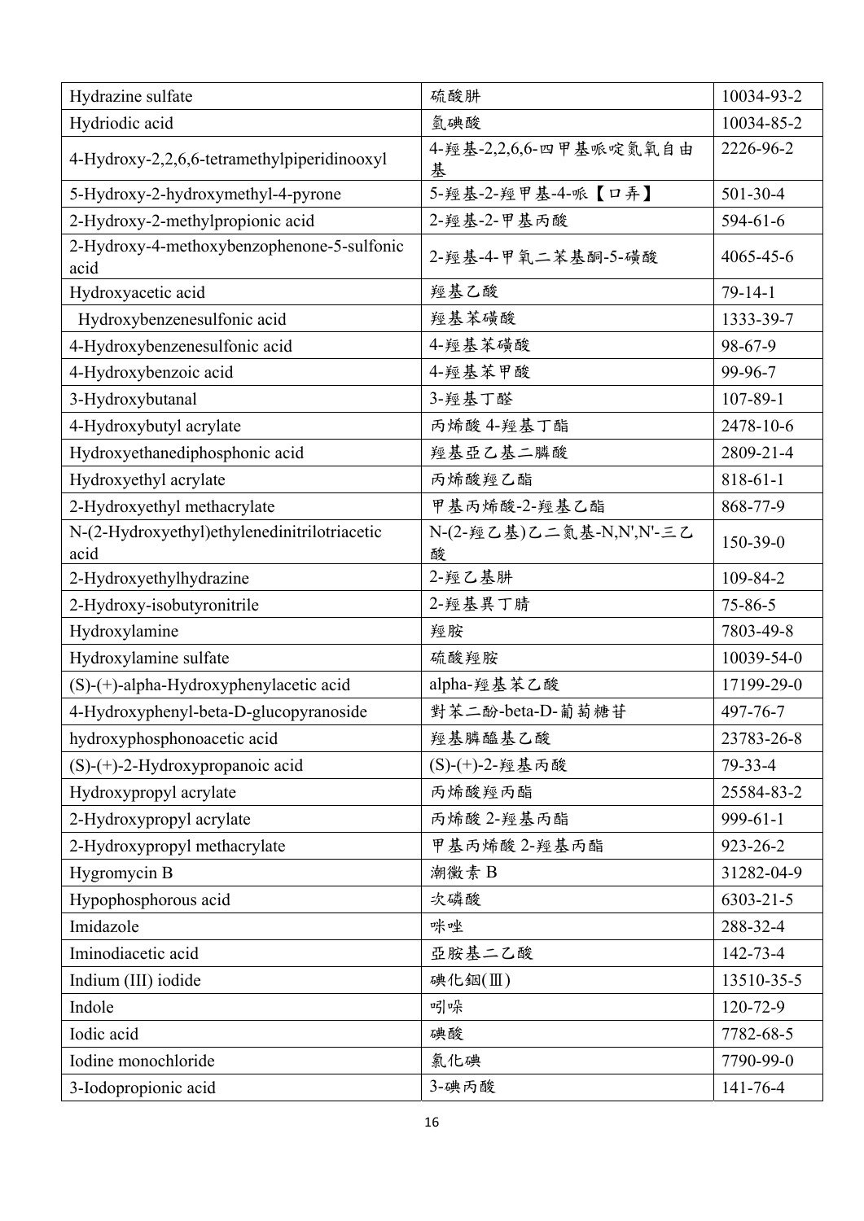| Hydrazine sulfate | 硫酸肼 | 10034-93-2 |
|---|---|---|
| Hydriodic acid | 氫碘酸 | 10034-85-2 |
| 4-Hydroxy-2,2,6,6-tetramethylpiperidinooxyl | 4-羥基-2,2,6,6-四甲基哌啶氮氧自由基 | 2226-96-2 |
| 5-Hydroxy-2-hydroxymethyl-4-pyrone | 5-羥基-2-羥甲基-4-哌【口弄】 | 501-30-4 |
| 2-Hydroxy-2-methylpropionic acid | 2-羥基-2-甲基丙酸 | 594-61-6 |
| 2-Hydroxy-4-methoxybenzophenone-5-sulfonic acid | 2-羥基-4-甲氧二苯基酮-5-磺酸 | 4065-45-6 |
| Hydroxyacetic acid | 羥基乙酸 | 79-14-1 |
| Hydroxybenzenesulfonic acid | 羥基苯磺酸 | 1333-39-7 |
| 4-Hydroxybenzenesulfonic acid | 4-羥基苯磺酸 | 98-67-9 |
| 4-Hydroxybenzoic acid | 4-羥基苯甲酸 | 99-96-7 |
| 3-Hydroxybutanal | 3-羥基丁醛 | 107-89-1 |
| 4-Hydroxybutyl acrylate | 丙烯酸 4-羥基丁酯 | 2478-10-6 |
| Hydroxyethanediphosphonic acid | 羥基亞乙基二膦酸 | 2809-21-4 |
| Hydroxyethyl acrylate | 丙烯酸羥乙酯 | 818-61-1 |
| 2-Hydroxyethyl methacrylate | 甲基丙烯酸-2-羥基乙酯 | 868-77-9 |
| N-(2-Hydroxyethyl)ethylenedinitrilotriacetic acid | N-(2-羥乙基)乙二氮基-N,N',N'-三乙酸 | 150-39-0 |
| 2-Hydroxyethylhydrazine | 2-羥乙基肼 | 109-84-2 |
| 2-Hydroxy-isobutyronitrile | 2-羥基異丁腈 | 75-86-5 |
| Hydroxylamine | 羥胺 | 7803-49-8 |
| Hydroxylamine sulfate | 硫酸羥胺 | 10039-54-0 |
| (S)-(+)-alpha-Hydroxyphenylacetic acid | alpha-羥基苯乙酸 | 17199-29-0 |
| 4-Hydroxyphenyl-beta-D-glucopyranoside | 對苯二酚-beta-D-葡萄糖苷 | 497-76-7 |
| hydroxyphosphonoacetic acid | 羥基膦醯基乙酸 | 23783-26-8 |
| (S)-(+)-2-Hydroxypropanoic acid | (S)-(+)-2-羥基丙酸 | 79-33-4 |
| Hydroxypropyl acrylate | 丙烯酸羥丙酯 | 25584-83-2 |
| 2-Hydroxypropyl acrylate | 丙烯酸 2-羥基丙酯 | 999-61-1 |
| 2-Hydroxypropyl methacrylate | 甲基丙烯酸 2-羥基丙酯 | 923-26-2 |
| Hygromycin B | 潮黴素 B | 31282-04-9 |
| Hypophosphorous acid | 次磷酸 | 6303-21-5 |
| Imidazole | 咪唑 | 288-32-4 |
| Iminodiacetic acid | 亞胺基二乙酸 | 142-73-4 |
| Indium (III) iodide | 碘化銦(Ⅲ) | 13510-35-5 |
| Indole | 吲哚 | 120-72-9 |
| Iodic acid | 碘酸 | 7782-68-5 |
| Iodine monochloride | 氯化碘 | 7790-99-0 |
| 3-Iodopropionic acid | 3-碘丙酸 | 141-76-4 |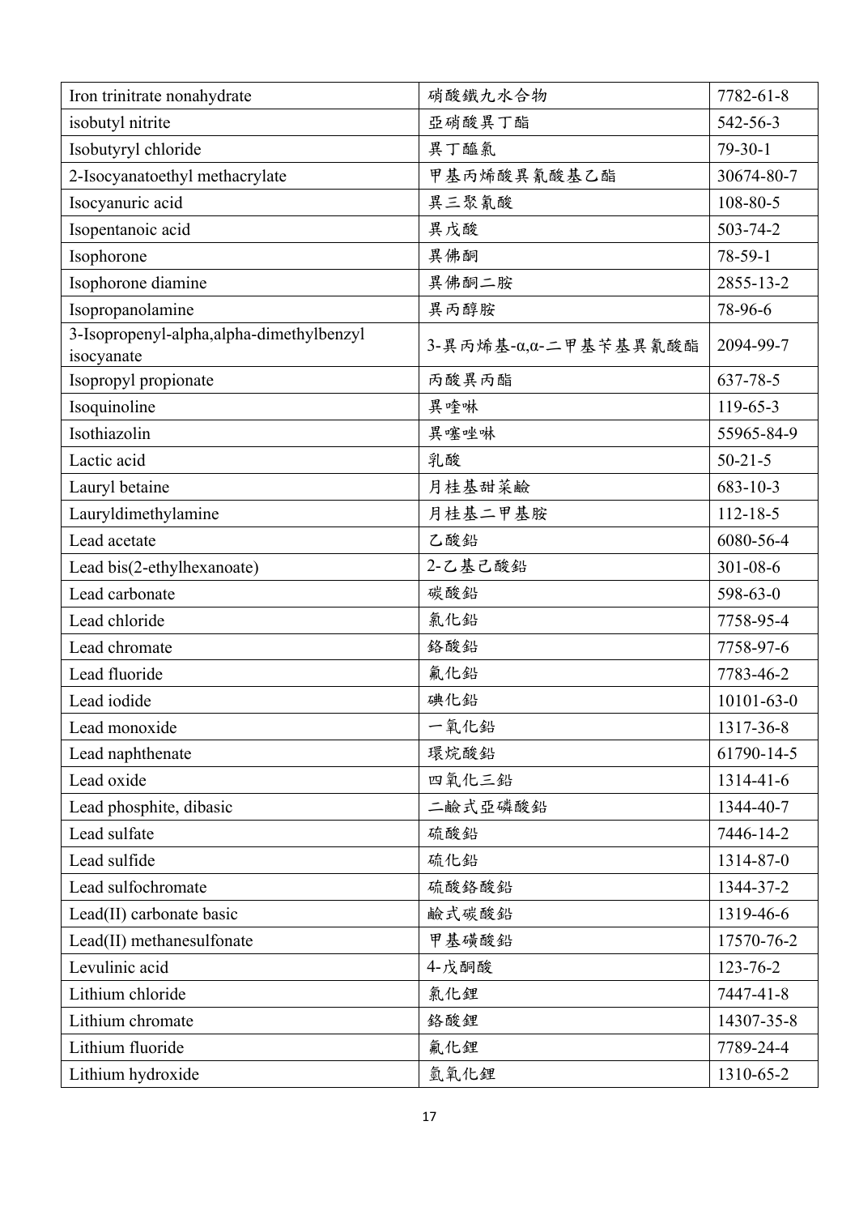| Iron trinitrate nonahydrate | 硝酸鐵九水合物 | 7782-61-8 |
|---|---|---|
| isobutyl nitrite | 亞硝酸異丁酯 | 542-56-3 |
| Isobutyryl chloride | 異丁醯氯 | 79-30-1 |
| 2-Isocyanatoethyl methacrylate | 甲基丙烯酸異氰酸基乙酯 | 30674-80-7 |
| Isocyanuric acid | 異三聚氰酸 | 108-80-5 |
| Isopentanoic acid | 異戊酸 | 503-74-2 |
| Isophorone | 異佛酮 | 78-59-1 |
| Isophorone diamine | 異佛酮二胺 | 2855-13-2 |
| Isopropanolamine | 異丙醇胺 | 78-96-6 |
| 3-Isopropenyl-alpha,alpha-dimethylbenzyl isocyanate | 3-異丙烯基-α,α-二甲基苄基異氰酸酯 | 2094-99-7 |
| Isopropyl propionate | 丙酸異丙酯 | 637-78-5 |
| Isoquinoline | 異喹啉 | 119-65-3 |
| Isothiazolin | 異噻唑啉 | 55965-84-9 |
| Lactic acid | 乳酸 | 50-21-5 |
| Lauryl betaine | 月桂基甜菜鹼 | 683-10-3 |
| Lauryldimethylamine | 月桂基二甲基胺 | 112-18-5 |
| Lead acetate | 乙酸鉛 | 6080-56-4 |
| Lead bis(2-ethylhexanoate) | 2-乙基己酸鉛 | 301-08-6 |
| Lead carbonate | 碳酸鉛 | 598-63-0 |
| Lead chloride | 氯化鉛 | 7758-95-4 |
| Lead chromate | 鉻酸鉛 | 7758-97-6 |
| Lead fluoride | 氟化鉛 | 7783-46-2 |
| Lead iodide | 碘化鉛 | 10101-63-0 |
| Lead monoxide | 一氧化鉛 | 1317-36-8 |
| Lead naphthenate | 環烷酸鉛 | 61790-14-5 |
| Lead oxide | 四氧化三鉛 | 1314-41-6 |
| Lead phosphite, dibasic | 二鹼式亞磷酸鉛 | 1344-40-7 |
| Lead sulfate | 硫酸鉛 | 7446-14-2 |
| Lead sulfide | 硫化鉛 | 1314-87-0 |
| Lead sulfochromate | 硫酸鉻酸鉛 | 1344-37-2 |
| Lead(II) carbonate basic | 鹼式碳酸鉛 | 1319-46-6 |
| Lead(II) methanesulfonate | 甲基磺酸鉛 | 17570-76-2 |
| Levulinic acid | 4-戊酮酸 | 123-76-2 |
| Lithium chloride | 氯化鋰 | 7447-41-8 |
| Lithium chromate | 鉻酸鋰 | 14307-35-8 |
| Lithium fluoride | 氟化鋰 | 7789-24-4 |
| Lithium hydroxide | 氫氧化鋰 | 1310-65-2 |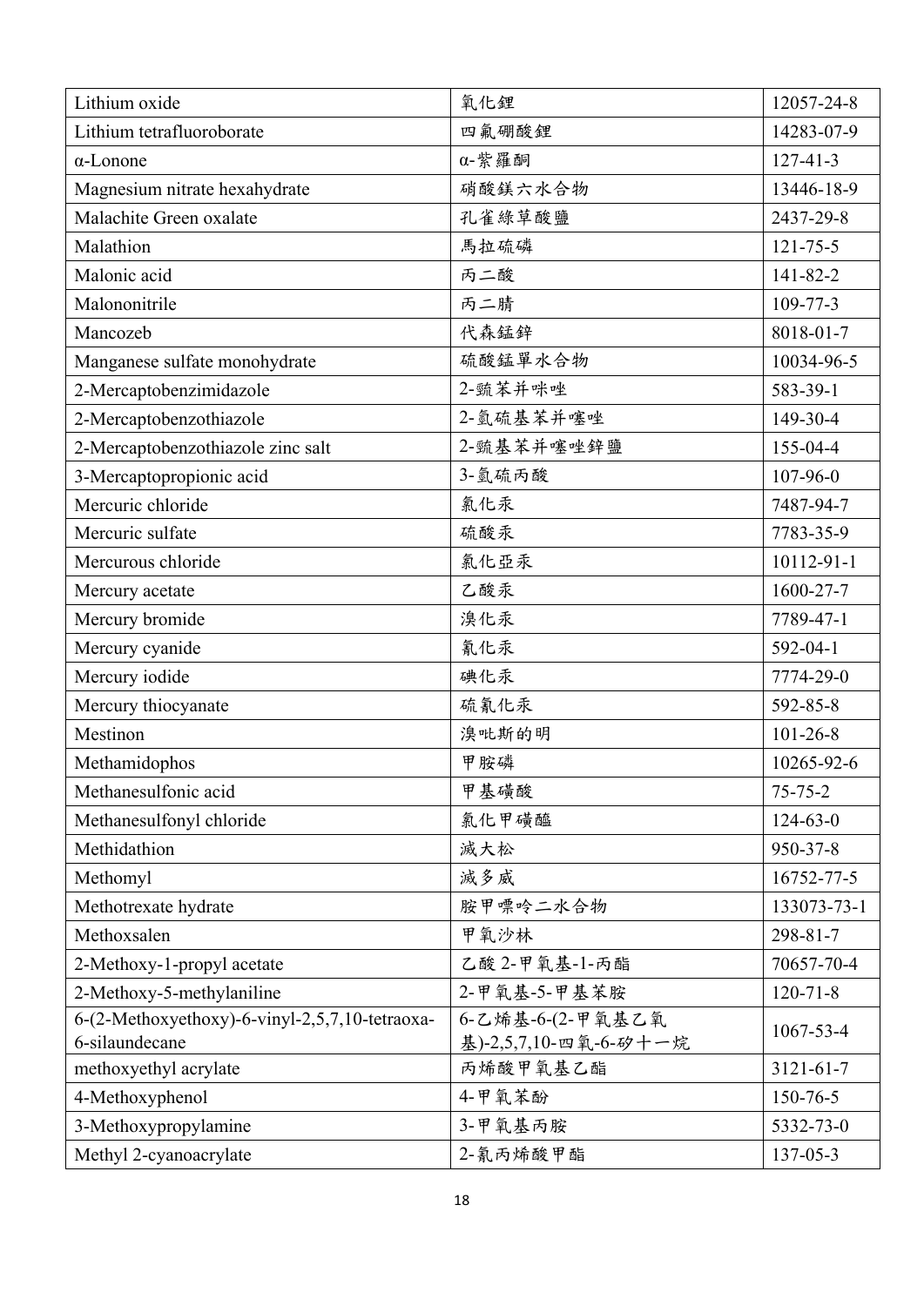| Lithium oxide | 氧化鋰 | 12057-24-8 |
|---|---|---|
| Lithium tetrafluoroborate | 四氟硼酸鋰 | 14283-07-9 |
| α-Lonone | α-紫羅酮 | 127-41-3 |
| Magnesium nitrate hexahydrate | 硝酸鎂六水合物 | 13446-18-9 |
| Malachite Green oxalate | 孔雀綠草酸鹽 | 2437-29-8 |
| Malathion | 馬拉硫磷 | 121-75-5 |
| Malonic acid | 丙二酸 | 141-82-2 |
| Malononitrile | 丙二腈 | 109-77-3 |
| Mancozeb | 代森錳鋅 | 8018-01-7 |
| Manganese sulfate monohydrate | 硫酸錳單水合物 | 10034-96-5 |
| 2-Mercaptobenzimidazole | 2-巰苯并咪唑 | 583-39-1 |
| 2-Mercaptobenzothiazole | 2-氫硫基苯并噻唑 | 149-30-4 |
| 2-Mercaptobenzothiazole zinc salt | 2-巰基苯并噻唑鋅鹽 | 155-04-4 |
| 3-Mercaptopropionic acid | 3-氫硫丙酸 | 107-96-0 |
| Mercuric chloride | 氯化汞 | 7487-94-7 |
| Mercuric sulfate | 硫酸汞 | 7783-35-9 |
| Mercurous chloride | 氯化亞汞 | 10112-91-1 |
| Mercury acetate | 乙酸汞 | 1600-27-7 |
| Mercury bromide | 溴化汞 | 7789-47-1 |
| Mercury cyanide | 氰化汞 | 592-04-1 |
| Mercury iodide | 碘化汞 | 7774-29-0 |
| Mercury thiocyanate | 硫氰化汞 | 592-85-8 |
| Mestinon | 溴吡斯的明 | 101-26-8 |
| Methamidophos | 甲胺磷 | 10265-92-6 |
| Methanesulfonic acid | 甲基磺酸 | 75-75-2 |
| Methanesulfonyl chloride | 氯化甲磺醯 | 124-63-0 |
| Methidathion | 滅大松 | 950-37-8 |
| Methomyl | 滅多威 | 16752-77-5 |
| Methotrexate hydrate | 胺甲喋呤二水合物 | 133073-73-1 |
| Methoxsalen | 甲氧沙林 | 298-81-7 |
| 2-Methoxy-1-propyl acetate | 乙酸 2-甲氧基-1-丙酯 | 70657-70-4 |
| 2-Methoxy-5-methylaniline | 2-甲氧基-5-甲基苯胺 | 120-71-8 |
| 6-(2-Methoxyethoxy)-6-vinyl-2,5,7,10-tetraoxa-6-silaundecane | 6-乙烯基-6-(2-甲氧基乙氧基)-2,5,7,10-四氧-6-矽十一烷 | 1067-53-4 |
| methoxyethyl acrylate | 丙烯酸甲氧基乙酯 | 3121-61-7 |
| 4-Methoxyphenol | 4-甲氧苯酚 | 150-76-5 |
| 3-Methoxypropylamine | 3-甲氧基丙胺 | 5332-73-0 |
| Methyl 2-cyanoacrylate | 2-氰丙烯酸甲酯 | 137-05-3 |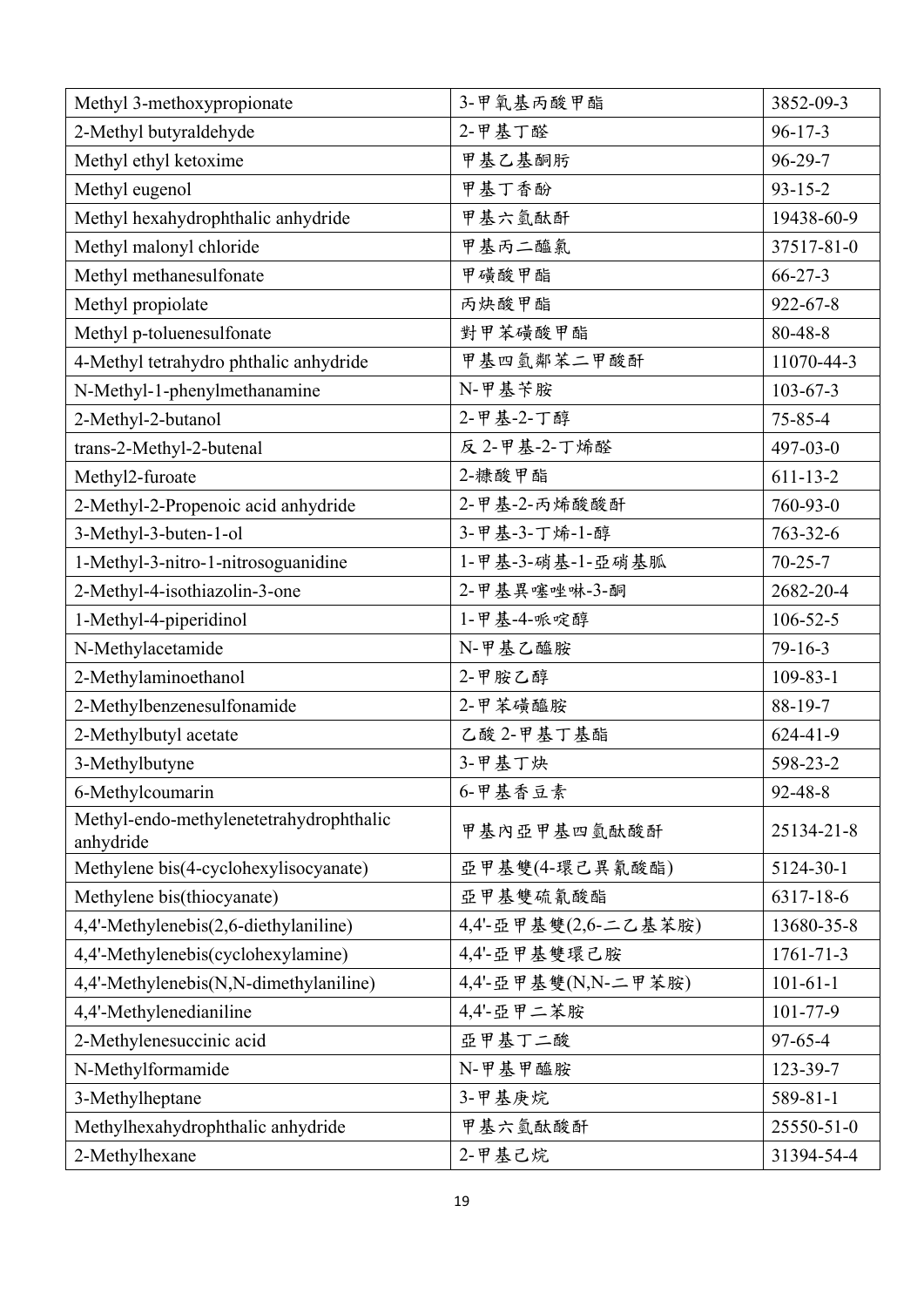| | | |
|---|---|---|
| Methyl 3-methoxypropionate | 3-甲氧基丙酸甲酯 | 3852-09-3 |
| 2-Methyl butyraldehyde | 2-甲基丁醛 | 96-17-3 |
| Methyl ethyl ketoxime | 甲基乙基酮肟 | 96-29-7 |
| Methyl eugenol | 甲基丁香酚 | 93-15-2 |
| Methyl hexahydrophthalic anhydride | 甲基六氫酞酐 | 19438-60-9 |
| Methyl malonyl chloride | 甲基丙二醯氯 | 37517-81-0 |
| Methyl methanesulfonate | 甲磺酸甲酯 | 66-27-3 |
| Methyl propiolate | 丙炔酸甲酯 | 922-67-8 |
| Methyl p-toluenesulfonate | 對甲苯磺酸甲酯 | 80-48-8 |
| 4-Methyl tetrahydro phthalic anhydride | 甲基四氫鄰苯二甲酸酐 | 11070-44-3 |
| N-Methyl-1-phenylmethanamine | N-甲基苄胺 | 103-67-3 |
| 2-Methyl-2-butanol | 2-甲基-2-丁醇 | 75-85-4 |
| trans-2-Methyl-2-butenal | 反 2-甲基-2-丁烯醛 | 497-03-0 |
| Methyl2-furoate | 2-糠酸甲酯 | 611-13-2 |
| 2-Methyl-2-Propenoic acid anhydride | 2-甲基-2-丙烯酸酸酐 | 760-93-0 |
| 3-Methyl-3-buten-1-ol | 3-甲基-3-丁烯-1-醇 | 763-32-6 |
| 1-Methyl-3-nitro-1-nitrosoguanidine | 1-甲基-3-硝基-1-亞硝基胍 | 70-25-7 |
| 2-Methyl-4-isothiazolin-3-one | 2-甲基異噻唑啉-3-酮 | 2682-20-4 |
| 1-Methyl-4-piperidinol | 1-甲基-4-哌啶醇 | 106-52-5 |
| N-Methylacetamide | N-甲基乙醯胺 | 79-16-3 |
| 2-Methylaminoethanol | 2-甲胺乙醇 | 109-83-1 |
| 2-Methylbenzenesulfonamide | 2-甲苯磺醯胺 | 88-19-7 |
| 2-Methylbutyl acetate | 乙酸 2-甲基丁基酯 | 624-41-9 |
| 3-Methylbutyne | 3-甲基丁炔 | 598-23-2 |
| 6-Methylcoumarin | 6-甲基香豆素 | 92-48-8 |
| Methyl-endo-methylenetetrahydrophthalic anhydride | 甲基內亞甲基四氫酞酸酐 | 25134-21-8 |
| Methylene bis(4-cyclohexylisocyanate) | 亞甲基雙(4-環己異氰酸酯) | 5124-30-1 |
| Methylene bis(thiocyanate) | 亞甲基雙硫氰酸酯 | 6317-18-6 |
| 4,4'-Methylenebis(2,6-diethylaniline) | 4,4'-亞甲基雙(2,6-二乙基苯胺) | 13680-35-8 |
| 4,4'-Methylenebis(cyclohexylamine) | 4,4'-亞甲基雙環己胺 | 1761-71-3 |
| 4,4'-Methylenebis(N,N-dimethylaniline) | 4,4'-亞甲基雙(N,N-二甲苯胺) | 101-61-1 |
| 4,4'-Methylenedianiline | 4,4'-亞甲二苯胺 | 101-77-9 |
| 2-Methylenesuccinic acid | 亞甲基丁二酸 | 97-65-4 |
| N-Methylformamide | N-甲基甲醯胺 | 123-39-7 |
| 3-Methylheptane | 3-甲基庚烷 | 589-81-1 |
| Methylhexahydrophthalic anhydride | 甲基六氫酞酸酐 | 25550-51-0 |
| 2-Methylhexane | 2-甲基己烷 | 31394-54-4 |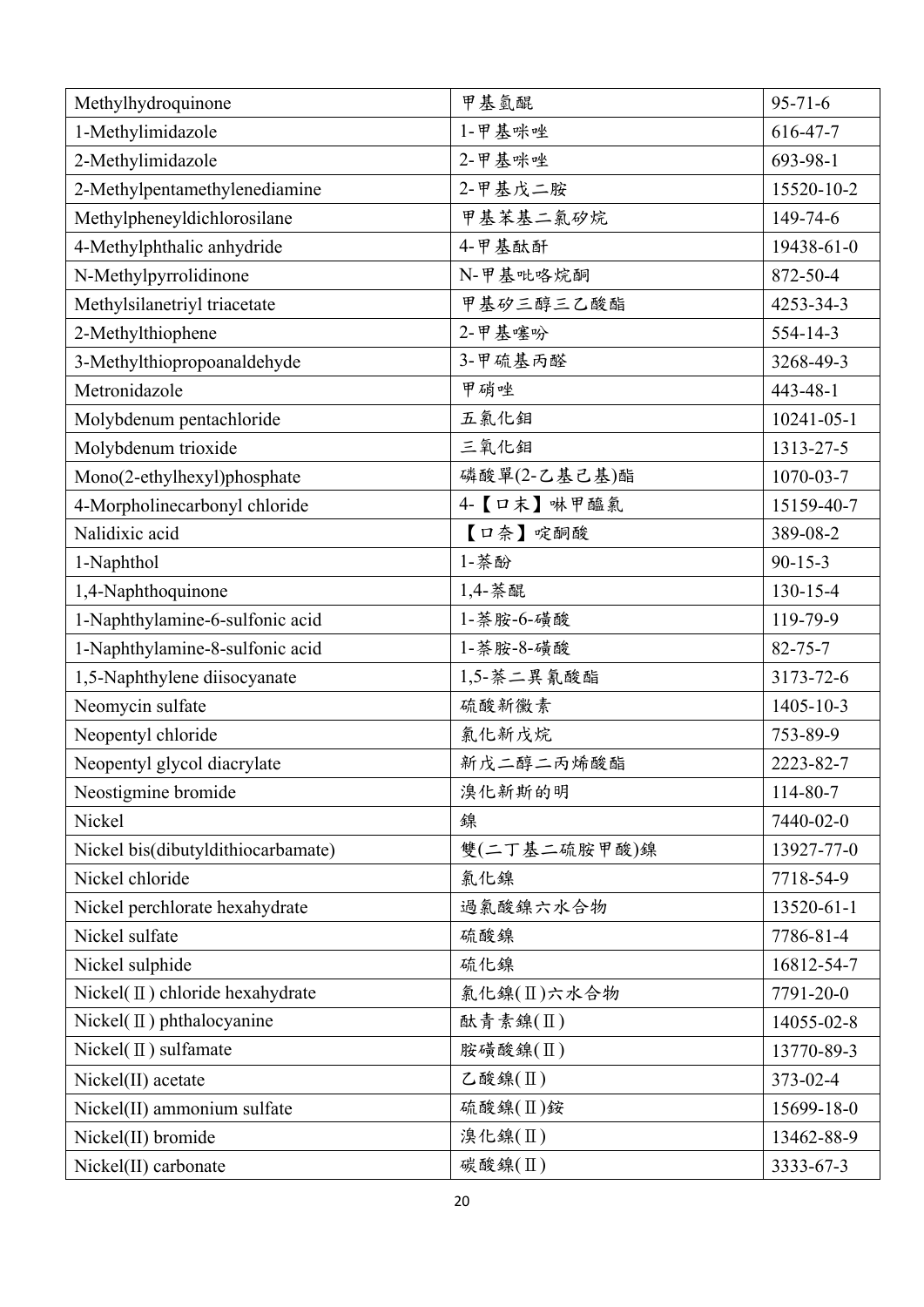| Methylhydroquinone | 甲基氫醌 | 95-71-6 |
|---|---|---|
| 1-Methylimidazole | 1-甲基咪唑 | 616-47-7 |
| 2-Methylimidazole | 2-甲基咪唑 | 693-98-1 |
| 2-Methylpentamethylenediamine | 2-甲基戊二胺 | 15520-10-2 |
| Methylpheneyldichlorosilane | 甲基苯基二氯矽烷 | 149-74-6 |
| 4-Methylphthalic anhydride | 4-甲基酞酐 | 19438-61-0 |
| N-Methylpyrrolidinone | N-甲基吡咯烷酮 | 872-50-4 |
| Methylsilanetriyl triacetate | 甲基矽三醇三乙酸酯 | 4253-34-3 |
| 2-Methylthiophene | 2-甲基噻吩 | 554-14-3 |
| 3-Methylthiopropoanaldehyde | 3-甲硫基丙醛 | 3268-49-3 |
| Metronidazole | 甲硝唑 | 443-48-1 |
| Molybdenum pentachloride | 五氯化鉬 | 10241-05-1 |
| Molybdenum trioxide | 三氧化鉬 | 1313-27-5 |
| Mono(2-ethylhexyl)phosphate | 磷酸單(2-乙基己基)酯 | 1070-03-7 |
| 4-Morpholinecarbonyl chloride | 4-【口末】啉甲醯氯 | 15159-40-7 |
| Nalidixic acid | 【口奈】啶酮酸 | 389-08-2 |
| 1-Naphthol | 1-萘酚 | 90-15-3 |
| 1,4-Naphthoquinone | 1,4-萘醌 | 130-15-4 |
| 1-Naphthylamine-6-sulfonic acid | 1-萘胺-6-磺酸 | 119-79-9 |
| 1-Naphthylamine-8-sulfonic acid | 1-萘胺-8-磺酸 | 82-75-7 |
| 1,5-Naphthylene diisocyanate | 1,5-萘二異氰酸酯 | 3173-72-6 |
| Neomycin sulfate | 硫酸新黴素 | 1405-10-3 |
| Neopentyl chloride | 氯化新戊烷 | 753-89-9 |
| Neopentyl glycol diacrylate | 新戊二醇二丙烯酸酯 | 2223-82-7 |
| Neostigmine bromide | 溴化新斯的明 | 114-80-7 |
| Nickel | 鎳 | 7440-02-0 |
| Nickel bis(dibutyldithiocarbamate) | 雙(二丁基二硫胺甲酸)鎳 | 13927-77-0 |
| Nickel chloride | 氯化鎳 | 7718-54-9 |
| Nickel perchlorate hexahydrate | 過氯酸鎳六水合物 | 13520-61-1 |
| Nickel sulfate | 硫酸鎳 | 7786-81-4 |
| Nickel sulphide | 硫化鎳 | 16812-54-7 |
| Nickel(Ⅱ) chloride hexahydrate | 氯化鎳(Ⅱ)六水合物 | 7791-20-0 |
| Nickel(Ⅱ) phthalocyanine | 酞青素鎳(Ⅱ) | 14055-02-8 |
| Nickel(Ⅱ) sulfamate | 胺磺酸鎳(Ⅱ) | 13770-89-3 |
| Nickel(II) acetate | 乙酸鎳(Ⅱ) | 373-02-4 |
| Nickel(II) ammonium sulfate | 硫酸鎳(Ⅱ)銨 | 15699-18-0 |
| Nickel(II) bromide | 溴化鎳(Ⅱ) | 13462-88-9 |
| Nickel(II) carbonate | 碳酸鎳(Ⅱ) | 3333-67-3 |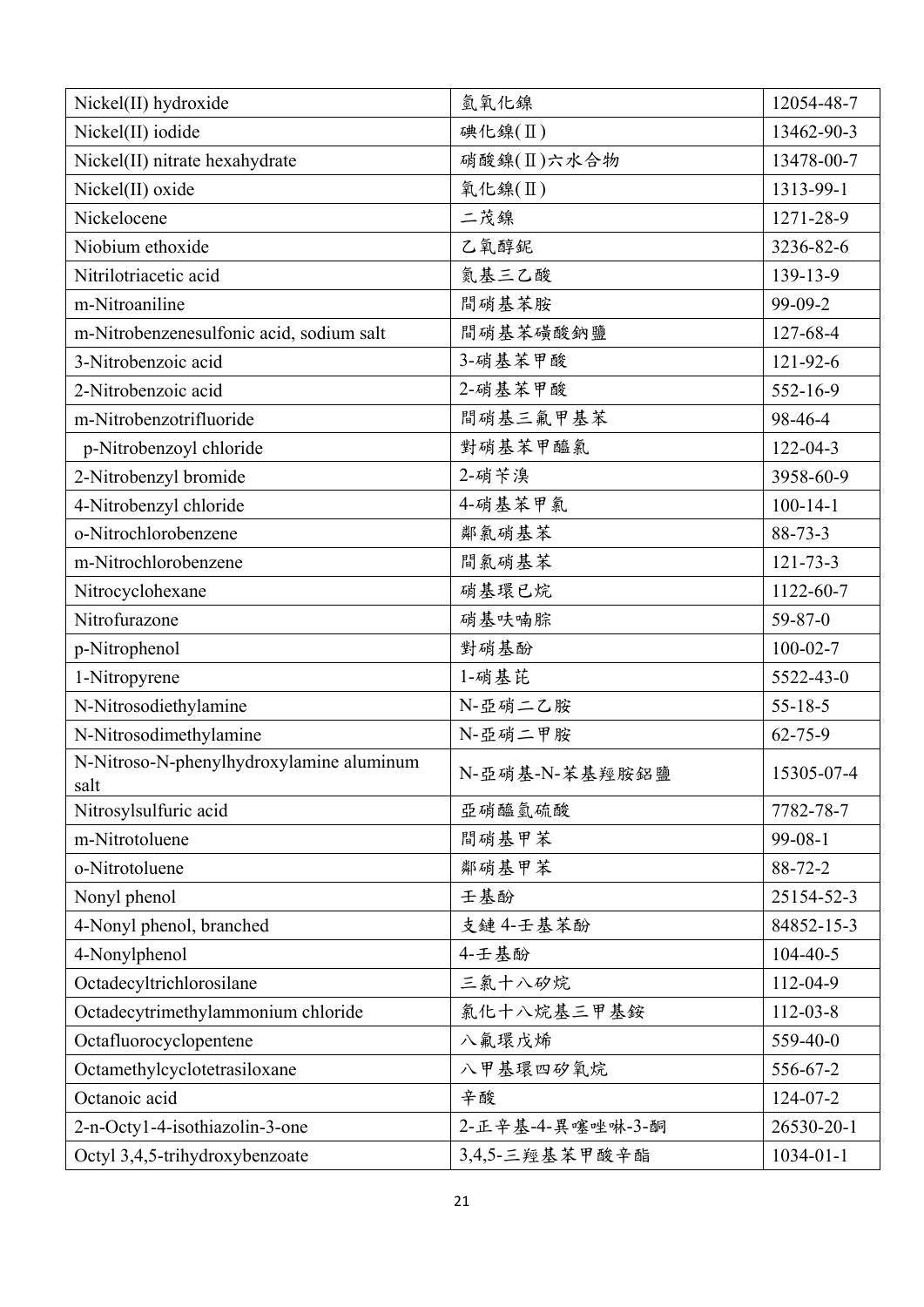| Nickel(II) hydroxide | 氫氧化鎳 | 12054-48-7 |
|---|---|---|
| Nickel(II) iodide | 碘化鎳(Ⅱ) | 13462-90-3 |
| Nickel(II) nitrate hexahydrate | 硝酸鎳(Ⅱ)六水合物 | 13478-00-7 |
| Nickel(II) oxide | 氧化鎳(Ⅱ) | 1313-99-1 |
| Nickelocene | 二茂鎳 | 1271-28-9 |
| Niobium ethoxide | 乙氧醇鈮 | 3236-82-6 |
| Nitrilotriacetic acid | 氮基三乙酸 | 139-13-9 |
| m-Nitroaniline | 間硝基苯胺 | 99-09-2 |
| m-Nitrobenzenesulfonic acid, sodium salt | 間硝基苯磺酸鈉鹽 | 127-68-4 |
| 3-Nitrobenzoic acid | 3-硝基苯甲酸 | 121-92-6 |
| 2-Nitrobenzoic acid | 2-硝基苯甲酸 | 552-16-9 |
| m-Nitrobenzotrifluoride | 間硝基三氟甲基苯 | 98-46-4 |
| p-Nitrobenzoyl chloride | 對硝基苯甲醯氯 | 122-04-3 |
| 2-Nitrobenzyl bromide | 2-硝苄溴 | 3958-60-9 |
| 4-Nitrobenzyl chloride | 4-硝基苯甲氯 | 100-14-1 |
| o-Nitrochlorobenzene | 鄰氯硝基苯 | 88-73-3 |
| m-Nitrochlorobenzene | 間氯硝基苯 | 121-73-3 |
| Nitrocyclohexane | 硝基環已烷 | 1122-60-7 |
| Nitrofurazone | 硝基呋喃腙 | 59-87-0 |
| p-Nitrophenol | 對硝基酚 | 100-02-7 |
| 1-Nitropyrene | 1-硝基芘 | 5522-43-0 |
| N-Nitrosodiethylamine | N-亞硝二乙胺 | 55-18-5 |
| N-Nitrosodimethylamine | N-亞硝二甲胺 | 62-75-9 |
| N-Nitroso-N-phenylhydroxylamine aluminum salt | N-亞硝基-N-苯基羥胺鋁鹽 | 15305-07-4 |
| Nitrosylsulfuric acid | 亞硝醯氫硫酸 | 7782-78-7 |
| m-Nitrotoluene | 間硝基甲苯 | 99-08-1 |
| o-Nitrotoluene | 鄰硝基甲苯 | 88-72-2 |
| Nonyl phenol | 壬基酚 | 25154-52-3 |
| 4-Nonyl phenol, branched | 支鏈 4-壬基苯酚 | 84852-15-3 |
| 4-Nonylphenol | 4-壬基酚 | 104-40-5 |
| Octadecyltrichlorosilane | 三氯十八矽烷 | 112-04-9 |
| Octadecytrimethylammonium chloride | 氯化十八烷基三甲基銨 | 112-03-8 |
| Octafluorocyclopentene | 八氟環戊烯 | 559-40-0 |
| Octamethylcyclotetrasiloxane | 八甲基環四矽氧烷 | 556-67-2 |
| Octanoic acid | 辛酸 | 124-07-2 |
| 2-n-Octy1-4-isothiazolin-3-one | 2-正辛基-4-異噻唑啉-3-酮 | 26530-20-1 |
| Octyl 3,4,5-trihydroxybenzoate | 3,4,5-三羥基苯甲酸辛酯 | 1034-01-1 |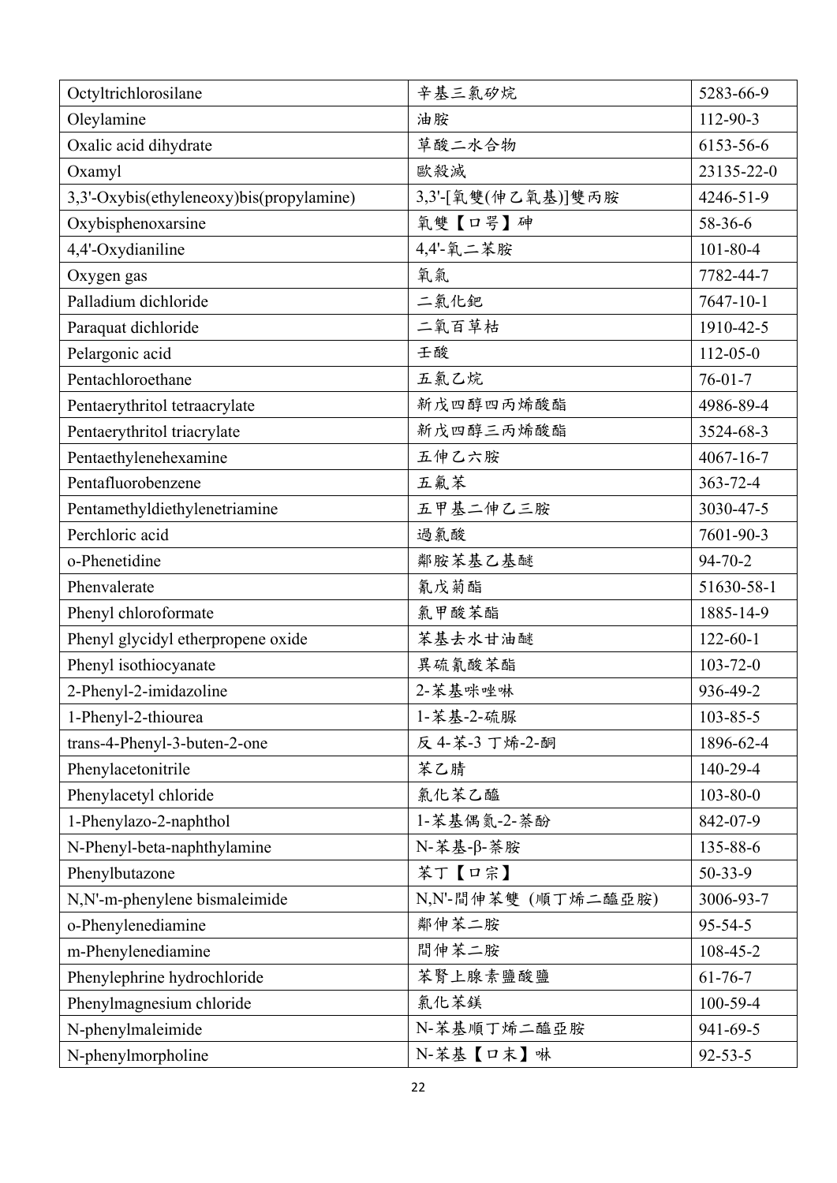| Octyltrichlorosilane | 辛基三氯矽烷 | 5283-66-9 |
|---|---|---|
| Oleylamine | 油胺 | 112-90-3 |
| Oxalic acid dihydrate | 草酸二水合物 | 6153-56-6 |
| Oxamyl | 歐殺滅 | 23135-22-0 |
| 3,3'-Oxybis(ethyleneoxy)bis(propylamine) | 3,3'-[氧雙(伸乙氧基)]雙丙胺 | 4246-51-9 |
| Oxybisphenoxarsine | 氧雙【口咢】砷 | 58-36-6 |
| 4,4'-Oxydianiline | 4,4'-氧二苯胺 | 101-80-4 |
| Oxygen gas | 氧氣 | 7782-44-7 |
| Palladium dichloride | 二氯化鈀 | 7647-10-1 |
| Paraquat dichloride | 二氯百草枯 | 1910-42-5 |
| Pelargonic acid | 壬酸 | 112-05-0 |
| Pentachloroethane | 五氯乙烷 | 76-01-7 |
| Pentaerythritol tetraacrylate | 新戊四醇四丙烯酸酯 | 4986-89-4 |
| Pentaerythritol triacrylate | 新戊四醇三丙烯酸酯 | 3524-68-3 |
| Pentaethylenehexamine | 五伸乙六胺 | 4067-16-7 |
| Pentafluorobenzene | 五氟苯 | 363-72-4 |
| Pentamethyldiethylenetriamine | 五甲基二伸乙三胺 | 3030-47-5 |
| Perchloric acid | 過氯酸 | 7601-90-3 |
| o-Phenetidine | 鄰胺苯基乙基醚 | 94-70-2 |
| Phenvalerate | 氰戊菊酯 | 51630-58-1 |
| Phenyl chloroformate | 氯甲酸苯酯 | 1885-14-9 |
| Phenyl glycidyl etherpropene oxide | 苯基去水甘油醚 | 122-60-1 |
| Phenyl isothiocyanate | 異硫氰酸苯酯 | 103-72-0 |
| 2-Phenyl-2-imidazoline | 2-苯基咪唑啉 | 936-49-2 |
| 1-Phenyl-2-thiourea | 1-苯基-2-硫脲 | 103-85-5 |
| trans-4-Phenyl-3-buten-2-one | 反 4-苯-3 丁烯-2-酮 | 1896-62-4 |
| Phenylacetonitrile | 苯乙腈 | 140-29-4 |
| Phenylacetyl chloride | 氯化苯乙醯 | 103-80-0 |
| 1-Phenylazo-2-naphthol | 1-苯基偶氮-2-萘酚 | 842-07-9 |
| N-Phenyl-beta-naphthylamine | N-苯基-β-萘胺 | 135-88-6 |
| Phenylbutazone | 苯丁【口宗】 | 50-33-9 |
| N,N'-m-phenylene bismaleimide | N,N'-間伸苯雙 (順丁烯二醯亞胺) | 3006-93-7 |
| o-Phenylenediamine | 鄰伸苯二胺 | 95-54-5 |
| m-Phenylenediamine | 間伸苯二胺 | 108-45-2 |
| Phenylephrine hydrochloride | 苯腎上腺素鹽酸鹽 | 61-76-7 |
| Phenylmagnesium chloride | 氯化苯鎂 | 100-59-4 |
| N-phenylmaleimide | N-苯基順丁烯二醯亞胺 | 941-69-5 |
| N-phenylmorpholine | N-苯基【口末】啉 | 92-53-5 |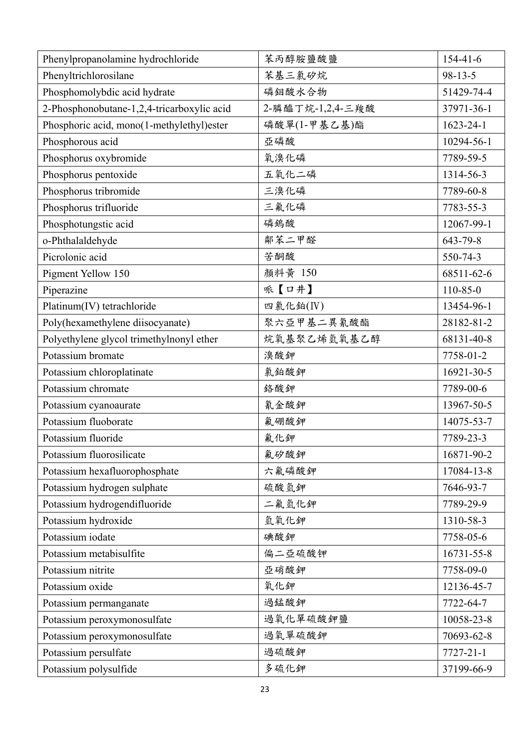| Phenylpropanolamine hydrochloride | 苯丙醇胺鹽酸鹽 | 154-41-6 |
|---|---|---|
| Phenyltrichlorosilane | 苯基三氯矽烷 | 98-13-5 |
| Phosphomolybdic acid hydrate | 磷鉬酸水合物 | 51429-74-4 |
| 2-Phosphonobutane-1,2,4-tricarboxylic acid | 2-膦醯丁烷-1,2,4-三羧酸 | 37971-36-1 |
| Phosphoric acid, mono(1-methylethyl)ester | 磷酸單(1-甲基乙基)酯 | 1623-24-1 |
| Phosphorous acid | 亞磷酸 | 10294-56-1 |
| Phosphorus oxybromide | 氧溴化磷 | 7789-59-5 |
| Phosphorus pentoxide | 五氧化二磷 | 1314-56-3 |
| Phosphorus tribromide | 三溴化磷 | 7789-60-8 |
| Phosphorus trifluoride | 三氟化磷 | 7783-55-3 |
| Phosphotungstic acid | 磷鎢酸 | 12067-99-1 |
| o-Phthalaldehyde | 鄰苯二甲醛 | 643-79-8 |
| Picrolonic acid | 苦酮酸 | 550-74-3 |
| Pigment Yellow 150 | 顏料黃 150 | 68511-62-6 |
| Piperazine | 哌【口井】 | 110-85-0 |
| Platinum(IV) tetrachloride | 四氯化鉑(IV) | 13454-96-1 |
| Poly(hexamethylene diisocyanate) | 聚六亞甲基二異氰酸酯 | 28182-81-2 |
| Polyethylene glycol trimethylnonyl ether | 烷氧基聚乙烯氫氧基乙醇 | 68131-40-8 |
| Potassium bromate | 溴酸鉀 | 7758-01-2 |
| Potassium chloroplatinate | 氯鉑酸鉀 | 16921-30-5 |
| Potassium chromate | 鉻酸鉀 | 7789-00-6 |
| Potassium cyanoaurate | 氰金酸鉀 | 13967-50-5 |
| Potassium fluoborate | 氟硼酸鉀 | 14075-53-7 |
| Potassium fluoride | 氟化鉀 | 7789-23-3 |
| Potassium fluorosilicate | 氟矽酸鉀 | 16871-90-2 |
| Potassium hexafluorophosphate | 六氟磷酸鉀 | 17084-13-8 |
| Potassium hydrogen sulphate | 硫酸氫鉀 | 7646-93-7 |
| Potassium hydrogendifluoride | 二氟氫化鉀 | 7789-29-9 |
| Potassium hydroxide | 氫氧化鉀 | 1310-58-3 |
| Potassium iodate | 碘酸鉀 | 7758-05-6 |
| Potassium metabisulfite | 偏二亞硫酸钾 | 16731-55-8 |
| Potassium nitrite | 亞硝酸鉀 | 7758-09-0 |
| Potassium oxide | 氧化鉀 | 12136-45-7 |
| Potassium permanganate | 過錳酸鉀 | 7722-64-7 |
| Potassium peroxymonosulfate | 過氧化單硫酸鉀鹽 | 10058-23-8 |
| Potassium peroxymonosulfate | 過氧單硫酸鉀 | 70693-62-8 |
| Potassium persulfate | 過硫酸鉀 | 7727-21-1 |
| Potassium polysulfide | 多硫化鉀 | 37199-66-9 |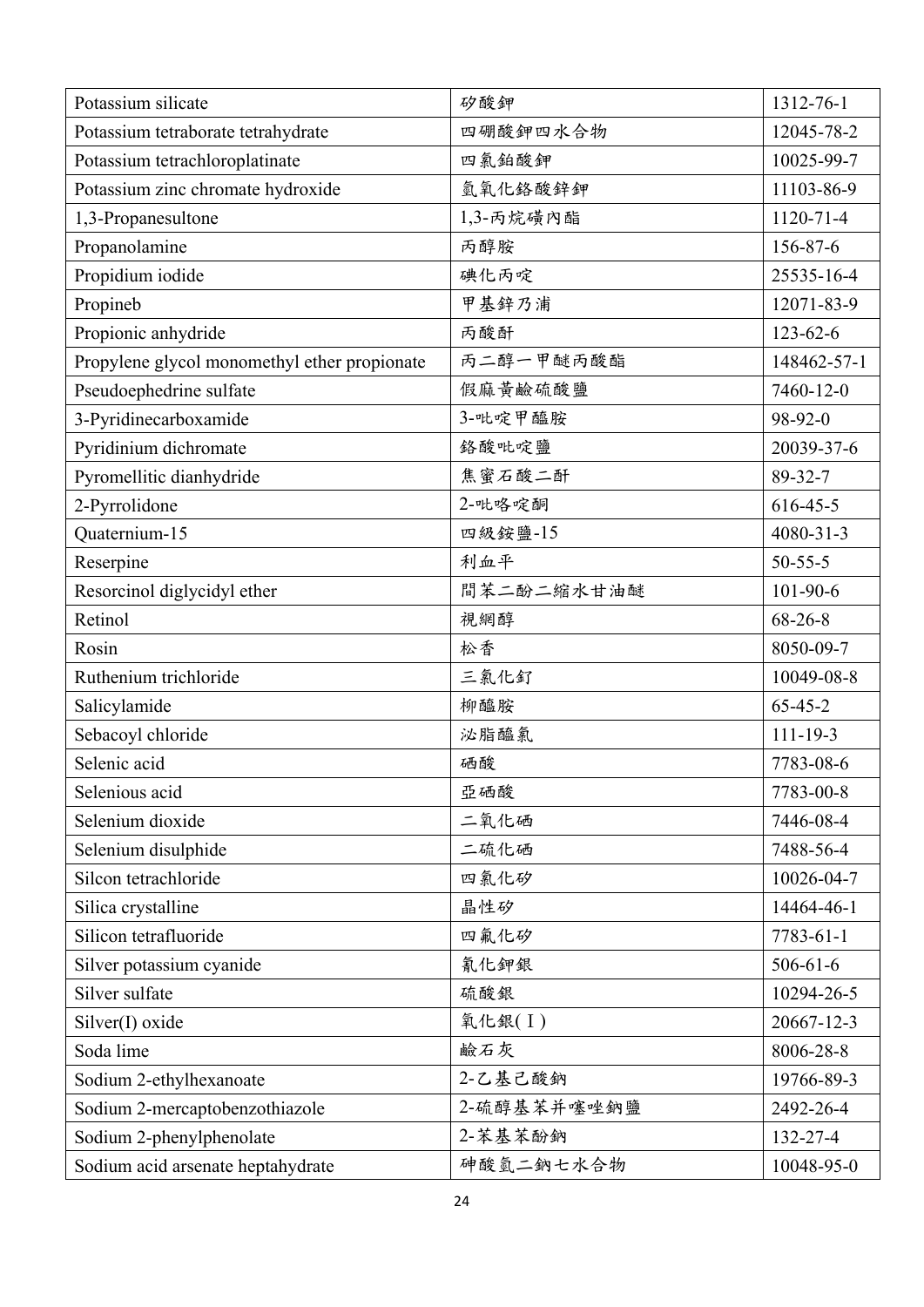| Potassium silicate | 矽酸鉀 | 1312-76-1 |
|---|---|---|
| Potassium tetraborate tetrahydrate | 四硼酸鉀四水合物 | 12045-78-2 |
| Potassium tetrachloroplatinate | 四氯鉑酸鉀 | 10025-99-7 |
| Potassium zinc chromate hydroxide | 氫氧化鉻酸鋅鉀 | 11103-86-9 |
| 1,3-Propanesultone | 1,3-丙烷磺內酯 | 1120-71-4 |
| Propanolamine | 丙醇胺 | 156-87-6 |
| Propidium iodide | 碘化丙啶 | 25535-16-4 |
| Propineb | 甲基鋅乃浦 | 12071-83-9 |
| Propionic anhydride | 丙酸酐 | 123-62-6 |
| Propylene glycol monomethyl ether propionate | 丙二醇一甲醚丙酸酯 | 148462-57-1 |
| Pseudoephedrine sulfate | 假麻黃鹼硫酸鹽 | 7460-12-0 |
| 3-Pyridinecarboxamide | 3-吡啶甲醯胺 | 98-92-0 |
| Pyridinium dichromate | 鉻酸吡啶鹽 | 20039-37-6 |
| Pyromellitic dianhydride | 焦蜜石酸二酐 | 89-32-7 |
| 2-Pyrrolidone | 2-吡咯啶酮 | 616-45-5 |
| Quaternium-15 | 四級銨鹽-15 | 4080-31-3 |
| Reserpine | 利血平 | 50-55-5 |
| Resorcinol diglycidyl ether | 間苯二酚二縮水甘油醚 | 101-90-6 |
| Retinol | 視網醇 | 68-26-8 |
| Rosin | 松香 | 8050-09-7 |
| Ruthenium trichloride | 三氯化釕 | 10049-08-8 |
| Salicylamide | 柳醯胺 | 65-45-2 |
| Sebacoyl chloride | 泌脂醯氯 | 111-19-3 |
| Selenic acid | 硒酸 | 7783-08-6 |
| Selenious acid | 亞硒酸 | 7783-00-8 |
| Selenium dioxide | 二氧化硒 | 7446-08-4 |
| Selenium disulphide | 二硫化硒 | 7488-56-4 |
| Silcon tetrachloride | 四氯化矽 | 10026-04-7 |
| Silica crystalline | 晶性矽 | 14464-46-1 |
| Silicon tetrafluoride | 四氟化矽 | 7783-61-1 |
| Silver potassium cyanide | 氰化鉀銀 | 506-61-6 |
| Silver sulfate | 硫酸銀 | 10294-26-5 |
| Silver(I) oxide | 氧化銀(Ⅰ) | 20667-12-3 |
| Soda lime | 鹼石灰 | 8006-28-8 |
| Sodium 2-ethylhexanoate | 2-乙基己酸鈉 | 19766-89-3 |
| Sodium 2-mercaptobenzothiazole | 2-硫醇基苯并噻唑鈉鹽 | 2492-26-4 |
| Sodium 2-phenylphenolate | 2-苯基苯酚鈉 | 132-27-4 |
| Sodium acid arsenate heptahydrate | 砷酸氫二鈉七水合物 | 10048-95-0 |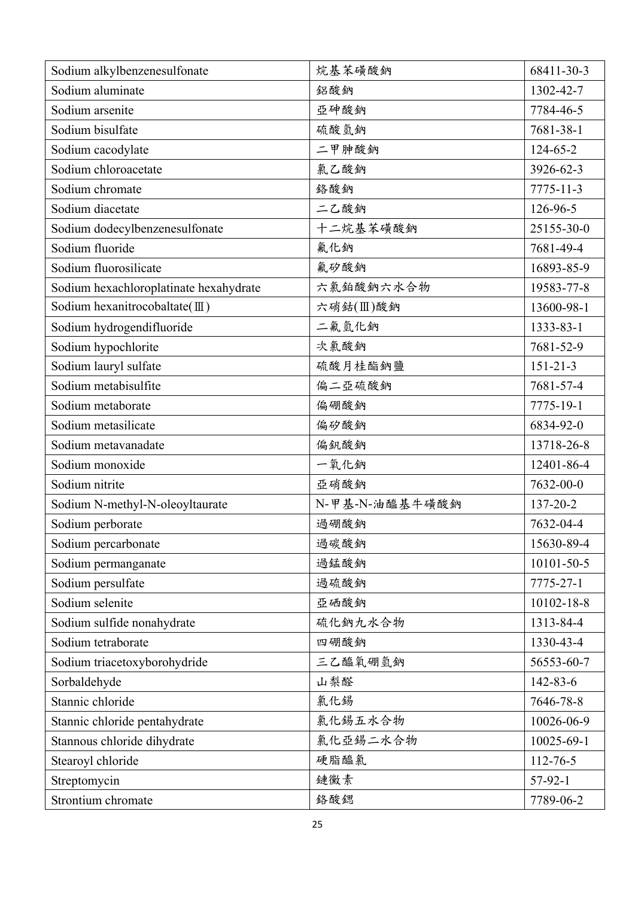| Sodium alkylbenzenesulfonate | 烷基苯磺酸鈉 | 68411-30-3 |
|---|---|---|
| Sodium aluminate | 鋁酸鈉 | 1302-42-7 |
| Sodium arsenite | 亞砷酸鈉 | 7784-46-5 |
| Sodium bisulfate | 硫酸氫鈉 | 7681-38-1 |
| Sodium cacodylate | 二甲胂酸鈉 | 124-65-2 |
| Sodium chloroacetate | 氯乙酸鈉 | 3926-62-3 |
| Sodium chromate | 鉻酸鈉 | 7775-11-3 |
| Sodium diacetate | 二乙酸鈉 | 126-96-5 |
| Sodium dodecylbenzenesulfonate | 十二烷基苯磺酸鈉 | 25155-30-0 |
| Sodium fluoride | 氟化鈉 | 7681-49-4 |
| Sodium fluorosilicate | 氟矽酸鈉 | 16893-85-9 |
| Sodium hexachloroplatinate hexahydrate | 六氯鉑酸鈉六水合物 | 19583-77-8 |
| Sodium hexanitrocobaltate(Ⅲ) | 六硝鈷(Ⅲ)酸鈉 | 13600-98-1 |
| Sodium hydrogendifluoride | 二氟氫化鈉 | 1333-83-1 |
| Sodium hypochlorite | 次氯酸鈉 | 7681-52-9 |
| Sodium lauryl sulfate | 硫酸月桂酯鈉鹽 | 151-21-3 |
| Sodium metabisulfite | 偏二亞硫酸鈉 | 7681-57-4 |
| Sodium metaborate | 偏硼酸鈉 | 7775-19-1 |
| Sodium metasilicate | 偏矽酸鈉 | 6834-92-0 |
| Sodium metavanadate | 偏釩酸鈉 | 13718-26-8 |
| Sodium monoxide | 一氧化鈉 | 12401-86-4 |
| Sodium nitrite | 亞硝酸鈉 | 7632-00-0 |
| Sodium N-methyl-N-oleoyltaurate | N-甲基-N-油醯基牛磺酸鈉 | 137-20-2 |
| Sodium perborate | 過硼酸鈉 | 7632-04-4 |
| Sodium percarbonate | 過碳酸鈉 | 15630-89-4 |
| Sodium permanganate | 過錳酸鈉 | 10101-50-5 |
| Sodium persulfate | 過硫酸鈉 | 7775-27-1 |
| Sodium selenite | 亞硒酸鈉 | 10102-18-8 |
| Sodium sulfide nonahydrate | 硫化鈉九水合物 | 1313-84-4 |
| Sodium tetraborate | 四硼酸鈉 | 1330-43-4 |
| Sodium triacetoxyborohydride | 三乙醯氧硼氫鈉 | 56553-60-7 |
| Sorbaldehyde | 山梨醛 | 142-83-6 |
| Stannic chloride | 氯化錫 | 7646-78-8 |
| Stannic chloride pentahydrate | 氯化錫五水合物 | 10026-06-9 |
| Stannous chloride dihydrate | 氯化亞錫二水合物 | 10025-69-1 |
| Stearoyl chloride | 硬脂醯氯 | 112-76-5 |
| Streptomycin | 鏈黴素 | 57-92-1 |
| Strontium chromate | 鉻酸鍶 | 7789-06-2 |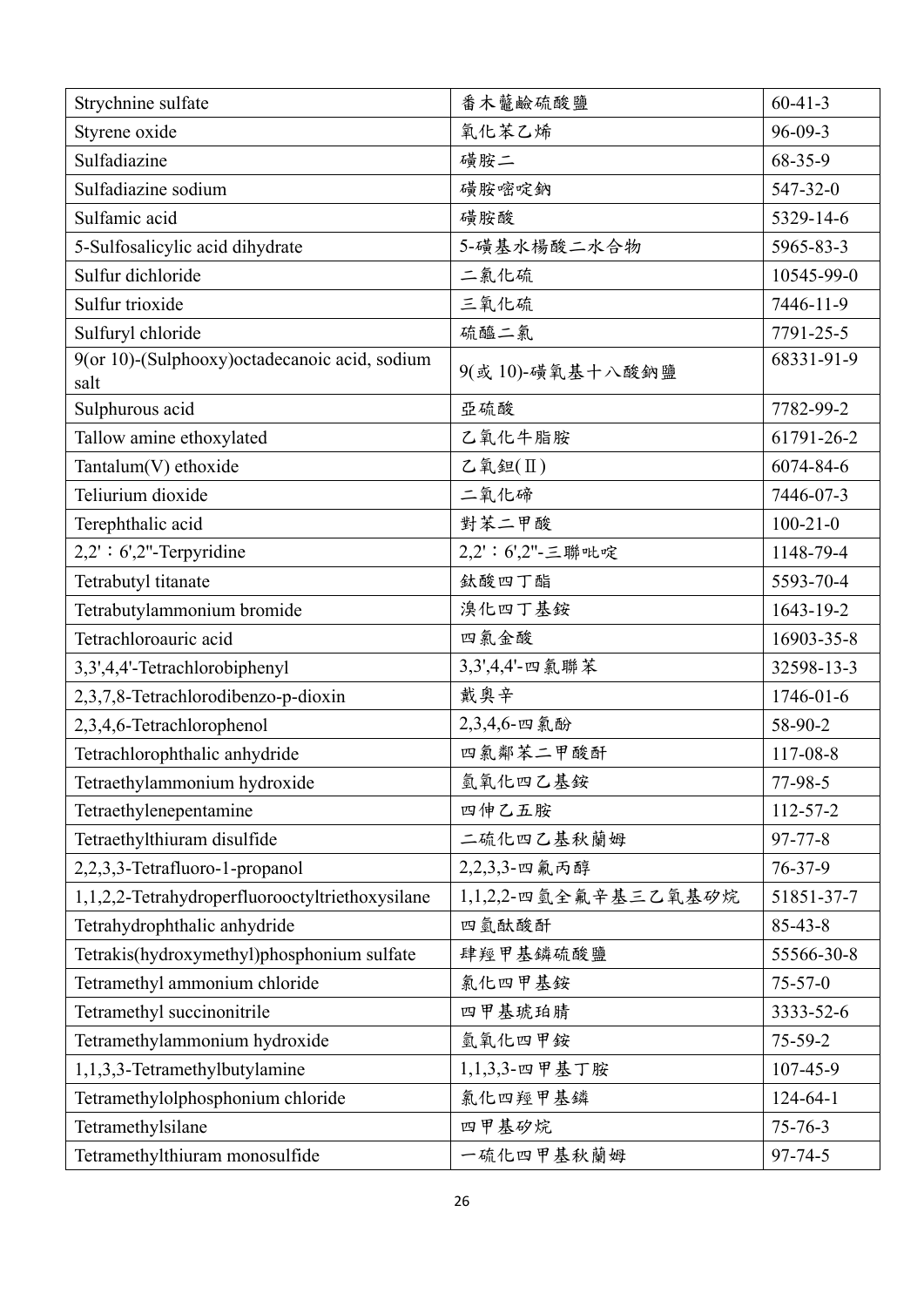| Strychnine sulfate | 番木鼈鹼硫酸鹽 | 60-41-3 |
|---|---|---|
| Styrene oxide | 氧化苯乙烯 | 96-09-3 |
| Sulfadiazine | 磺胺二 | 68-35-9 |
| Sulfadiazine sodium | 磺胺嘧啶鈉 | 547-32-0 |
| Sulfamic acid | 磺胺酸 | 5329-14-6 |
| 5-Sulfosalicylic acid dihydrate | 5-磺基水楊酸二水合物 | 5965-83-3 |
| Sulfur dichloride | 二氯化硫 | 10545-99-0 |
| Sulfur trioxide | 三氧化硫 | 7446-11-9 |
| Sulfuryl chloride | 硫醯二氯 | 7791-25-5 |
| 9(or 10)-(Sulphooxy)octadecanoic acid, sodium salt | 9(或 10)-磺氧基十八酸鈉鹽 | 68331-91-9 |
| Sulphurous acid | 亞硫酸 | 7782-99-2 |
| Tallow amine ethoxylated | 乙氧化牛脂胺 | 61791-26-2 |
| Tantalum(V) ethoxide | 乙氧鉭(Ⅱ) | 6074-84-6 |
| Teliurium dioxide | 二氧化碲 | 7446-07-3 |
| Terephthalic acid | 對苯二甲酸 | 100-21-0 |
| 2,2'：6',2''-Terpyridine | 2,2'：6',2''-三聯吡啶 | 1148-79-4 |
| Tetrabutyl titanate | 鈦酸四丁酯 | 5593-70-4 |
| Tetrabutylammonium bromide | 溴化四丁基銨 | 1643-19-2 |
| Tetrachloroauric acid | 四氯金酸 | 16903-35-8 |
| 3,3',4,4'-Tetrachlorobiphenyl | 3,3',4,4'-四氯聯苯 | 32598-13-3 |
| 2,3,7,8-Tetrachlorodibenzo-p-dioxin | 戴奥辛 | 1746-01-6 |
| 2,3,4,6-Tetrachlorophenol | 2,3,4,6-四氯酚 | 58-90-2 |
| Tetrachlorophthalic anhydride | 四氯鄰苯二甲酸酐 | 117-08-8 |
| Tetraethylammonium hydroxide | 氫氧化四乙基銨 | 77-98-5 |
| Tetraethylenepentamine | 四伸乙五胺 | 112-57-2 |
| Tetraethylthiuram disulfide | 二硫化四乙基秋蘭姆 | 97-77-8 |
| 2,2,3,3-Tetrafluoro-1-propanol | 2,2,3,3-四氟丙醇 | 76-37-9 |
| 1,1,2,2-Tetrahydroperfluorooctyltriethoxysilane | 1,1,2,2-四氫全氟辛基三乙氧基矽烷 | 51851-37-7 |
| Tetrahydrophthalic anhydride | 四氫酞酸酐 | 85-43-8 |
| Tetrakis(hydroxymethyl)phosphonium sulfate | 肆羥甲基鏻硫酸鹽 | 55566-30-8 |
| Tetramethyl ammonium chloride | 氯化四甲基銨 | 75-57-0 |
| Tetramethyl succinonitrile | 四甲基琥珀腈 | 3333-52-6 |
| Tetramethylammonium hydroxide | 氫氧化四甲銨 | 75-59-2 |
| 1,1,3,3-Tetramethylbutylamine | 1,1,3,3-四甲基丁胺 | 107-45-9 |
| Tetramethylolphosphonium chloride | 氯化四羥甲基鏻 | 124-64-1 |
| Tetramethylsilane | 四甲基矽烷 | 75-76-3 |
| Tetramethylthiuram monosulfide | 一硫化四甲基秋蘭姆 | 97-74-5 |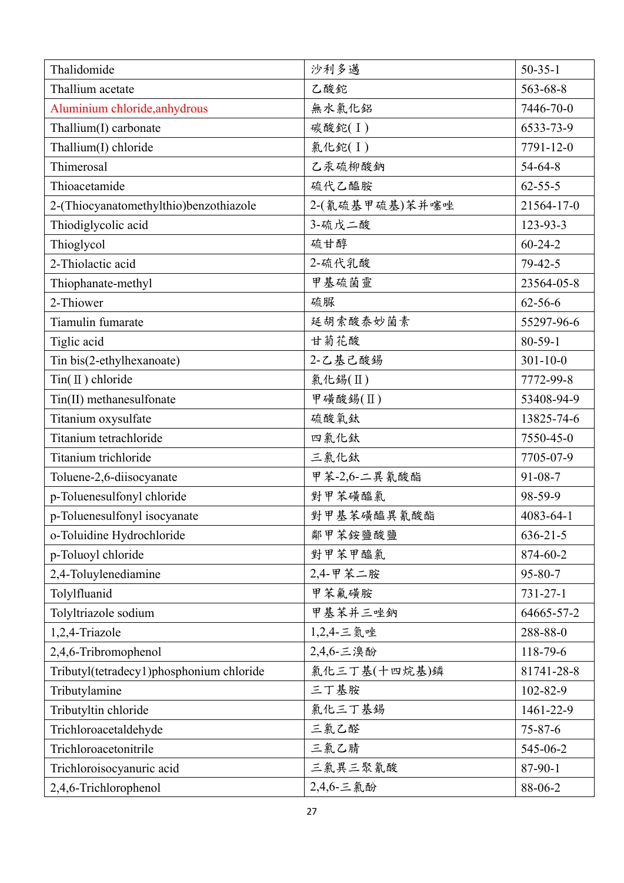| Thalidomide | 沙利多邁 | 50-35-1 |
|---|---|---|
| Thallium acetate | 乙酸鉈 | 563-68-8 |
| Aluminium chloride,anhydrous | 無水氯化鋁 | 7446-70-0 |
| Thallium(I) carbonate | 碳酸鉈(Ⅰ) | 6533-73-9 |
| Thallium(I) chloride | 氯化鉈(Ⅰ) | 7791-12-0 |
| Thimerosal | 乙汞硫柳酸鈉 | 54-64-8 |
| Thioacetamide | 硫代乙醯胺 | 62-55-5 |
| 2-(Thiocyanatomethylthio)benzothiazole | 2-(氰硫基甲硫基)苯并噻唑 | 21564-17-0 |
| Thiodiglycolic acid | 3-硫戊二酸 | 123-93-3 |
| Thioglycol | 硫甘醇 | 60-24-2 |
| 2-Thiolactic acid | 2-硫代乳酸 | 79-42-5 |
| Thiophanate-methyl | 甲基硫菌靈 | 23564-05-8 |
| 2-Thiower | 硫脲 | 62-56-6 |
| Tiamulin fumarate | 延胡索酸泰妙菌素 | 55297-96-6 |
| Tiglic acid | 甘菊花酸 | 80-59-1 |
| Tin bis(2-ethylhexanoate) | 2-乙基己酸錫 | 301-10-0 |
| Tin(Ⅱ) chloride | 氯化錫(Ⅱ) | 7772-99-8 |
| Tin(II) methanesulfonate | 甲磺酸錫(Ⅱ) | 53408-94-9 |
| Titanium oxysulfate | 硫酸氧鈦 | 13825-74-6 |
| Titanium tetrachloride | 四氯化鈦 | 7550-45-0 |
| Titanium trichloride | 三氯化鈦 | 7705-07-9 |
| Toluene-2,6-diisocyanate | 甲苯-2,6-二異氰酸酯 | 91-08-7 |
| p-Toluenesulfonyl chloride | 對甲苯磺醯氯 | 98-59-9 |
| p-Toluenesulfonyl isocyanate | 對甲基苯磺醯異氰酸酯 | 4083-64-1 |
| o-Toluidine Hydrochloride | 鄰甲苯銨鹽酸鹽 | 636-21-5 |
| p-Toluoyl chloride | 對甲苯甲醯氯 | 874-60-2 |
| 2,4-Toluylenediamine | 2,4-甲苯二胺 | 95-80-7 |
| Tolylfluanid | 甲苯氟磺胺 | 731-27-1 |
| Tolyltriazole sodium | 甲基苯并三唑鈉 | 64665-57-2 |
| 1,2,4-Triazole | 1,2,4-三氮唑 | 288-88-0 |
| 2,4,6-Tribromophenol | 2,4,6-三溴酚 | 118-79-6 |
| Tributyl(tetradecy1)phosphonium chloride | 氯化三丁基(十四烷基)鏻 | 81741-28-8 |
| Tributylamine | 三丁基胺 | 102-82-9 |
| Tributyltin chloride | 氯化三丁基錫 | 1461-22-9 |
| Trichloroacetaldehyde | 三氯乙醛 | 75-87-6 |
| Trichloroacetonitrile | 三氯乙腈 | 545-06-2 |
| Trichloroisocyanuric acid | 三氯異三聚氰酸 | 87-90-1 |
| 2,4,6-Trichlorophenol | 2,4,6-三氯酚 | 88-06-2 |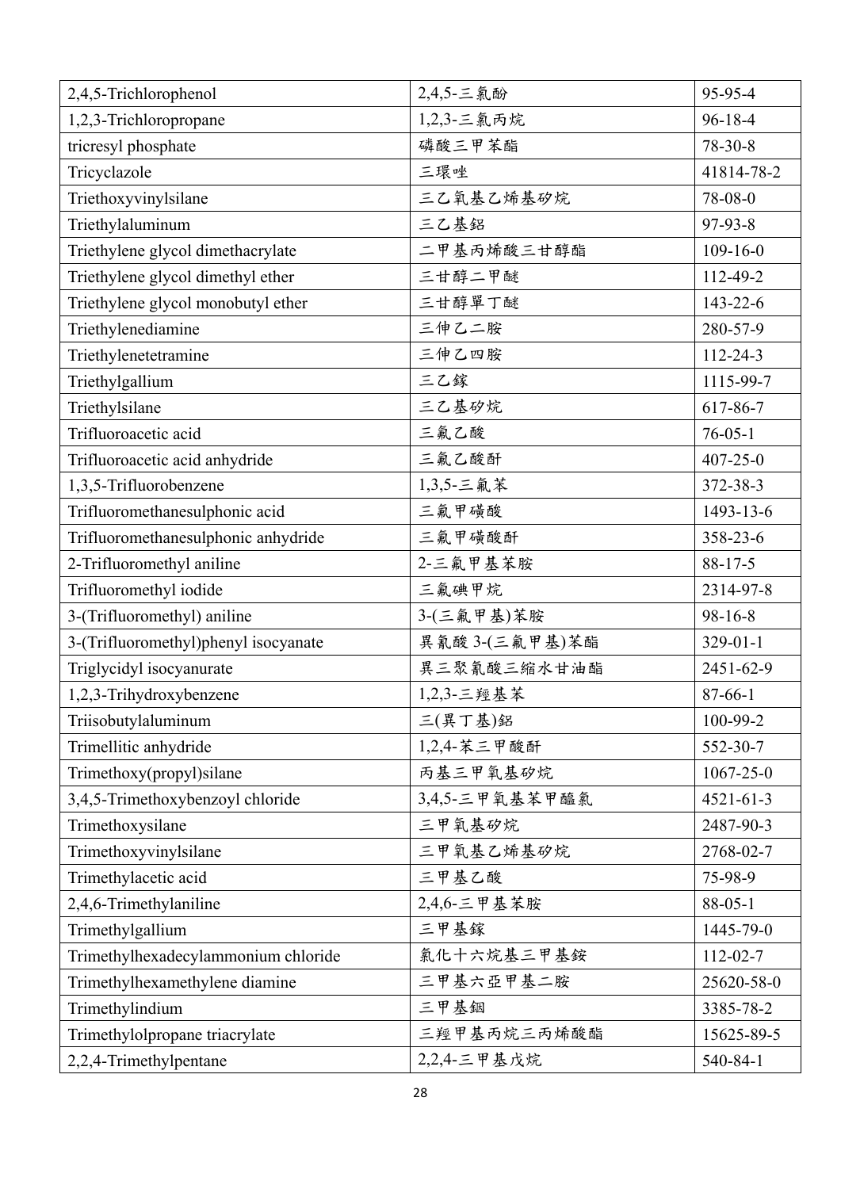| 2,4,5-Trichlorophenol | 2,4,5-三氯酚 | 95-95-4 |
|---|---|---|
| 1,2,3-Trichloropropane | 1,2,3-三氯丙烷 | 96-18-4 |
| tricresyl phosphate | 磷酸三甲苯酯 | 78-30-8 |
| Tricyclazole | 三環唑 | 41814-78-2 |
| Triethoxyvinylsilane | 三乙氧基乙烯基矽烷 | 78-08-0 |
| Triethylaluminum | 三乙基鋁 | 97-93-8 |
| Triethylene glycol dimethacrylate | 二甲基丙烯酸三甘醇酯 | 109-16-0 |
| Triethylene glycol dimethyl ether | 三甘醇二甲醚 | 112-49-2 |
| Triethylene glycol monobutyl ether | 三甘醇單丁醚 | 143-22-6 |
| Triethylenediamine | 三伸乙二胺 | 280-57-9 |
| Triethylenetetramine | 三伸乙四胺 | 112-24-3 |
| Triethylgallium | 三乙鎵 | 1115-99-7 |
| Triethylsilane | 三乙基矽烷 | 617-86-7 |
| Trifluoroacetic acid | 三氟乙酸 | 76-05-1 |
| Trifluoroacetic acid anhydride | 三氟乙酸酐 | 407-25-0 |
| 1,3,5-Trifluorobenzene | 1,3,5-三氟苯 | 372-38-3 |
| Trifluoromethanesulphonic acid | 三氟甲磺酸 | 1493-13-6 |
| Trifluoromethanesulphonic anhydride | 三氟甲磺酸酐 | 358-23-6 |
| 2-Trifluoromethyl aniline | 2-三氟甲基苯胺 | 88-17-5 |
| Trifluoromethyl iodide | 三氟碘甲烷 | 2314-97-8 |
| 3-(Trifluoromethyl) aniline | 3-(三氟甲基)苯胺 | 98-16-8 |
| 3-(Trifluoromethyl)phenyl isocyanate | 異氰酸 3-(三氟甲基)苯酯 | 329-01-1 |
| Triglycidyl isocyanurate | 異三聚氰酸三縮水甘油酯 | 2451-62-9 |
| 1,2,3-Trihydroxybenzene | 1,2,3-三羥基苯 | 87-66-1 |
| Triisobutylaluminum | 三(異丁基)鋁 | 100-99-2 |
| Trimellitic anhydride | 1,2,4-苯三甲酸酐 | 552-30-7 |
| Trimethoxy(propyl)silane | 丙基三甲氧基矽烷 | 1067-25-0 |
| 3,4,5-Trimethoxybenzoyl chloride | 3,4,5-三甲氧基苯甲醯氯 | 4521-61-3 |
| Trimethoxysilane | 三甲氧基矽烷 | 2487-90-3 |
| Trimethoxyvinylsilane | 三甲氧基乙烯基矽烷 | 2768-02-7 |
| Trimethylacetic acid | 三甲基乙酸 | 75-98-9 |
| 2,4,6-Trimethylaniline | 2,4,6-三甲基苯胺 | 88-05-1 |
| Trimethylgallium | 三甲基鎵 | 1445-79-0 |
| Trimethylhexadecylammonium chloride | 氯化十六烷基三甲基銨 | 112-02-7 |
| Trimethylhexamethylene diamine | 三甲基六亞甲基二胺 | 25620-58-0 |
| Trimethylindium | 三甲基銦 | 3385-78-2 |
| Trimethylolpropane triacrylate | 三羥甲基丙烷三丙烯酸酯 | 15625-89-5 |
| 2,2,4-Trimethylpentane | 2,2,4-三甲基戊烷 | 540-84-1 |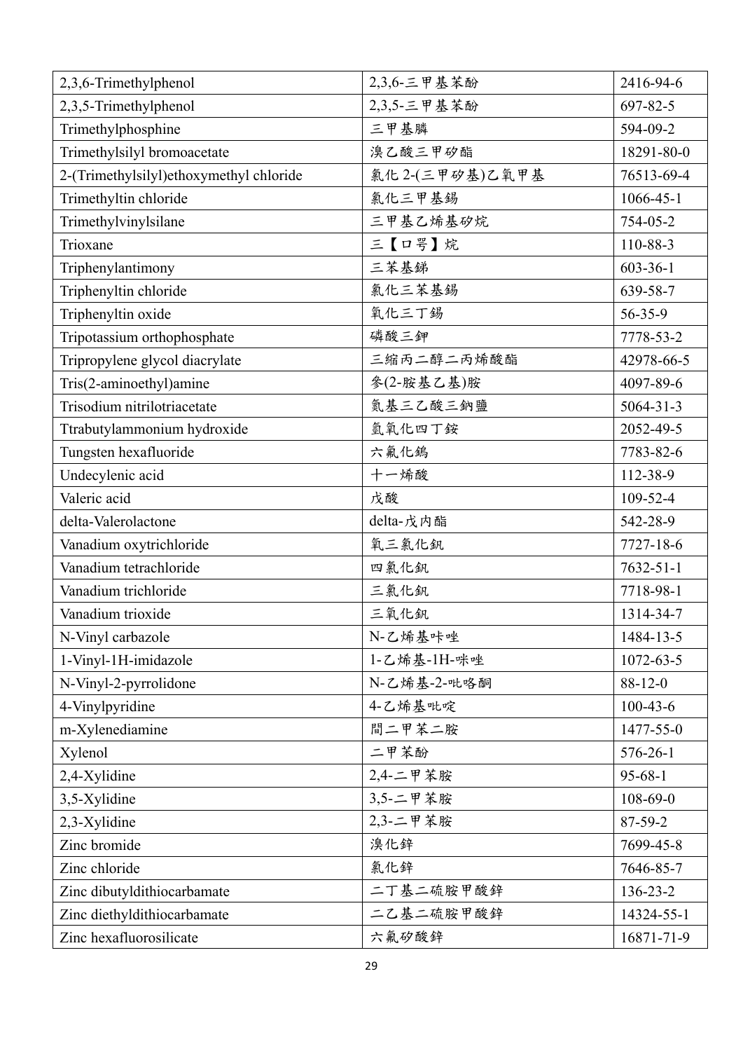| 2,3,6-Trimethylphenol | 2,3,6-三甲基苯酚 | 2416-94-6 |
|---|---|---|
| 2,3,5-Trimethylphenol | 2,3,5-三甲基苯酚 | 697-82-5 |
| Trimethylphosphine | 三甲基膦 | 594-09-2 |
| Trimethylsilyl bromoacetate | 溴乙酸三甲矽酯 | 18291-80-0 |
| 2-(Trimethylsilyl)ethoxymethyl chloride | 氯化 2-(三甲矽基)乙氧甲基 | 76513-69-4 |
| Trimethyltin chloride | 氯化三甲基錫 | 1066-45-1 |
| Trimethylvinylsilane | 三甲基乙烯基矽烷 | 754-05-2 |
| Trioxane | 三【口咢】烷 | 110-88-3 |
| Triphenylantimony | 三苯基銻 | 603-36-1 |
| Triphenyltin chloride | 氯化三苯基錫 | 639-58-7 |
| Triphenyltin oxide | 氧化三丁錫 | 56-35-9 |
| Tripotassium orthophosphate | 磷酸三鉀 | 7778-53-2 |
| Tripropylene glycol diacrylate | 三縮丙二醇二丙烯酸酯 | 42978-66-5 |
| Tris(2-aminoethyl)amine | 參(2-胺基乙基)胺 | 4097-89-6 |
| Trisodium nitrilotriacetate | 氮基三乙酸三鈉鹽 | 5064-31-3 |
| Ttrabutylammonium hydroxide | 氫氧化四丁銨 | 2052-49-5 |
| Tungsten hexafluoride | 六氟化鎢 | 7783-82-6 |
| Undecylenic acid | 十一烯酸 | 112-38-9 |
| Valeric acid | 戊酸 | 109-52-4 |
| delta-Valerolactone | delta-戊內酯 | 542-28-9 |
| Vanadium oxytrichloride | 氧三氯化釩 | 7727-18-6 |
| Vanadium tetrachloride | 四氯化釩 | 7632-51-1 |
| Vanadium trichloride | 三氯化釩 | 7718-98-1 |
| Vanadium trioxide | 三氧化釩 | 1314-34-7 |
| N-Vinyl carbazole | N-乙烯基咔唑 | 1484-13-5 |
| 1-Vinyl-1H-imidazole | 1-乙烯基-1H-咪唑 | 1072-63-5 |
| N-Vinyl-2-pyrrolidone | N-乙烯基-2-吡咯酮 | 88-12-0 |
| 4-Vinylpyridine | 4-乙烯基吡啶 | 100-43-6 |
| m-Xylenediamine | 間二甲苯二胺 | 1477-55-0 |
| Xylenol | 二甲苯酚 | 576-26-1 |
| 2,4-Xylidine | 2,4-二甲苯胺 | 95-68-1 |
| 3,5-Xylidine | 3,5-二甲苯胺 | 108-69-0 |
| 2,3-Xylidine | 2,3-二甲苯胺 | 87-59-2 |
| Zinc bromide | 溴化鋅 | 7699-45-8 |
| Zinc chloride | 氯化鋅 | 7646-85-7 |
| Zinc dibutyldithiocarbamate | 二丁基二硫胺甲酸鋅 | 136-23-2 |
| Zinc diethyldithiocarbamate | 二乙基二硫胺甲酸鋅 | 14324-55-1 |
| Zinc hexafluorosilicate | 六氟矽酸鋅 | 16871-71-9 |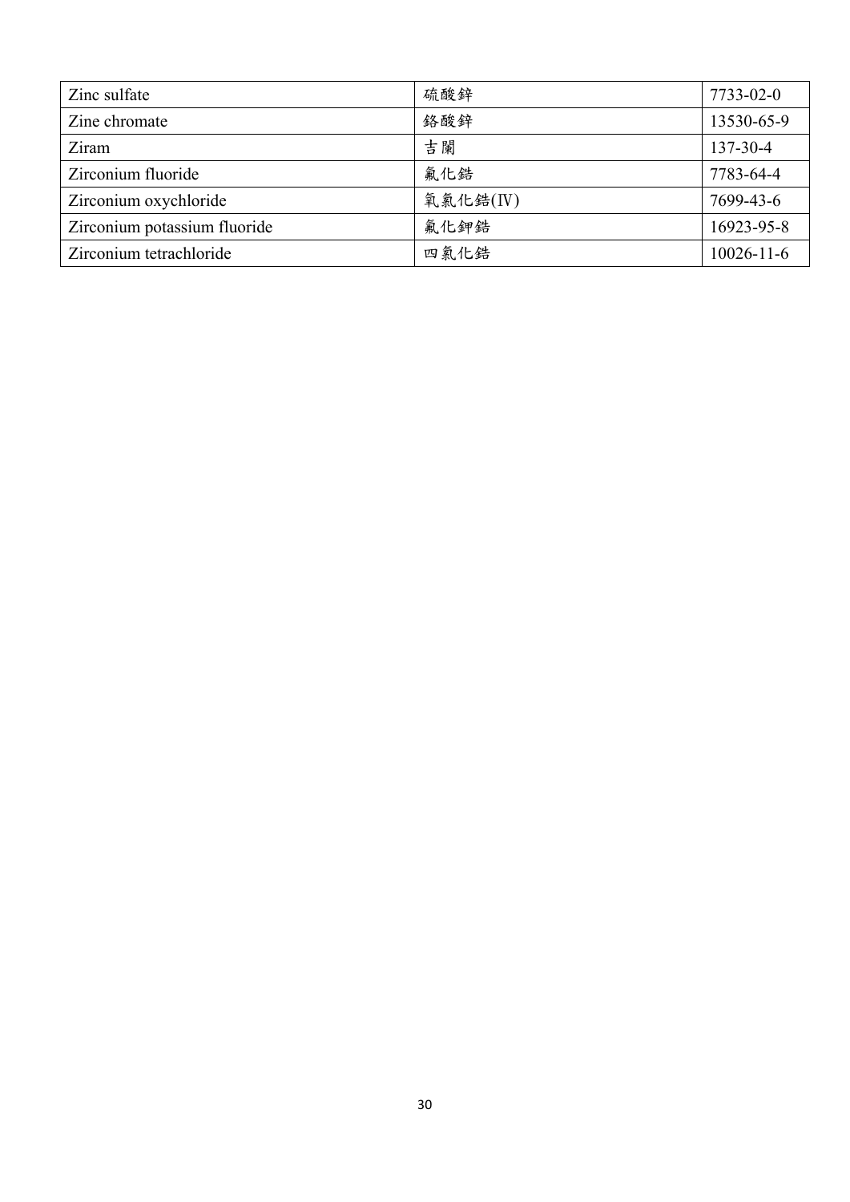| Zinc sulfate | 硫酸鋅 | 7733-02-0 |
|---|---|---|
| Zine chromate | 鉻酸鋅 | 13530-65-9 |
| Ziram | 吉蘭 | 137-30-4 |
| Zirconium fluoride | 氟化鋯 | 7783-64-4 |
| Zirconium oxychloride | 氧氯化鋯(Ⅳ) | 7699-43-6 |
| Zirconium potassium fluoride | 氟化鉀鋯 | 16923-95-8 |
| Zirconium tetrachloride | 四氯化鋯 | 10026-11-6 |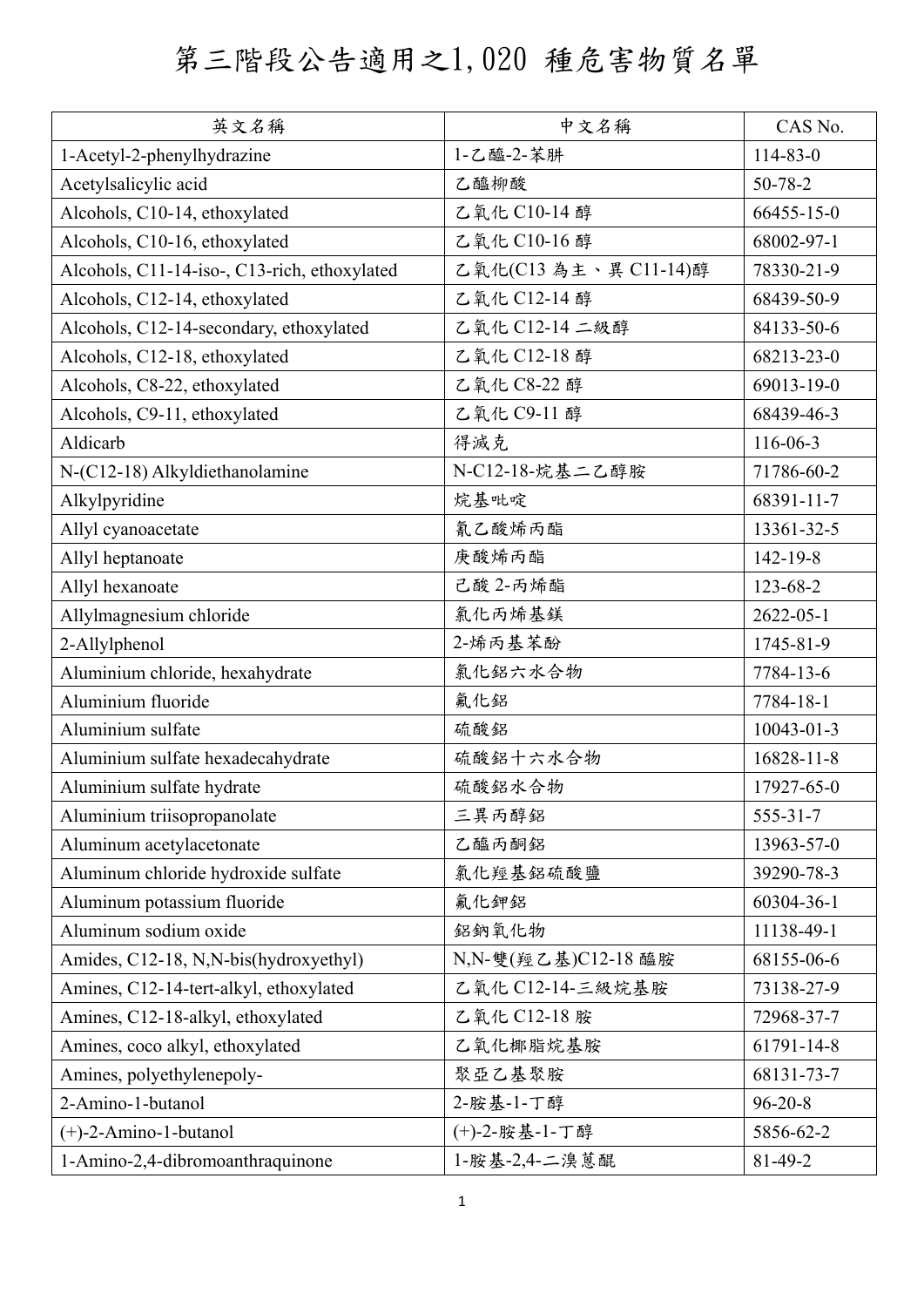# 第三階段公告適用之1,020 種危害物質名單

| 英文名稱 | 中文名稱 | CAS No. |
| --- | --- | --- |
| 1-Acetyl-2-phenylhydrazine | 1-乙醯-2-苯肼 | 114-83-0 |
| Acetylsalicylic acid | 乙醯柳酸 | 50-78-2 |
| Alcohols, C10-14, ethoxylated | 乙氧化 C10-14 醇 | 66455-15-0 |
| Alcohols, C10-16, ethoxylated | 乙氧化 C10-16 醇 | 68002-97-1 |
| Alcohols, C11-14-iso-, C13-rich, ethoxylated | 乙氧化(C13 為主、異 C11-14)醇 | 78330-21-9 |
| Alcohols, C12-14, ethoxylated | 乙氧化 C12-14 醇 | 68439-50-9 |
| Alcohols, C12-14-secondary, ethoxylated | 乙氧化 C12-14 二級醇 | 84133-50-6 |
| Alcohols, C12-18, ethoxylated | 乙氧化 C12-18 醇 | 68213-23-0 |
| Alcohols, C8-22, ethoxylated | 乙氧化 C8-22 醇 | 69013-19-0 |
| Alcohols, C9-11, ethoxylated | 乙氧化 C9-11 醇 | 68439-46-3 |
| Aldicarb | 得滅克 | 116-06-3 |
| N-(C12-18) Alkyldiethanolamine | N-C12-18-烷基二乙醇胺 | 71786-60-2 |
| Alkylpyridine | 烷基吡啶 | 68391-11-7 |
| Allyl cyanoacetate | 氰乙酸烯丙酯 | 13361-32-5 |
| Allyl heptanoate | 庚酸烯丙酯 | 142-19-8 |
| Allyl hexanoate | 己酸 2-丙烯酯 | 123-68-2 |
| Allylmagnesium chloride | 氯化丙烯基鎂 | 2622-05-1 |
| 2-Allylphenol | 2-烯丙基苯酚 | 1745-81-9 |
| Aluminium chloride, hexahydrate | 氯化鋁六水合物 | 7784-13-6 |
| Aluminium fluoride | 氟化鋁 | 7784-18-1 |
| Aluminium sulfate | 硫酸鋁 | 10043-01-3 |
| Aluminium sulfate hexadecahydrate | 硫酸鋁十六水合物 | 16828-11-8 |
| Aluminium sulfate hydrate | 硫酸鋁水合物 | 17927-65-0 |
| Aluminium triisopropanolate | 三異丙醇鋁 | 555-31-7 |
| Aluminum acetylacetonate | 乙醯丙酮鋁 | 13963-57-0 |
| Aluminum chloride hydroxide sulfate | 氯化羥基鋁硫酸鹽 | 39290-78-3 |
| Aluminum potassium fluoride | 氟化鉀鋁 | 60304-36-1 |
| Aluminum sodium oxide | 鋁鈉氧化物 | 11138-49-1 |
| Amides, C12-18, N,N-bis(hydroxyethyl) | N,N-雙(羥乙基)C12-18 醯胺 | 68155-06-6 |
| Amines, C12-14-tert-alkyl, ethoxylated | 乙氧化 C12-14-三級烷基胺 | 73138-27-9 |
| Amines, C12-18-alkyl, ethoxylated | 乙氧化 C12-18 胺 | 72968-37-7 |
| Amines, coco alkyl, ethoxylated | 乙氧化椰脂烷基胺 | 61791-14-8 |
| Amines, polyethylenepoly- | 聚亞乙基聚胺 | 68131-73-7 |
| 2-Amino-1-butanol | 2-胺基-1-丁醇 | 96-20-8 |
| (+)-2-Amino-1-butanol | (+)-2-胺基-1-丁醇 | 5856-62-2 |
| 1-Amino-2,4-dibromoanthraquinone | 1-胺基-2,4-二溴蒽醌 | 81-49-2 |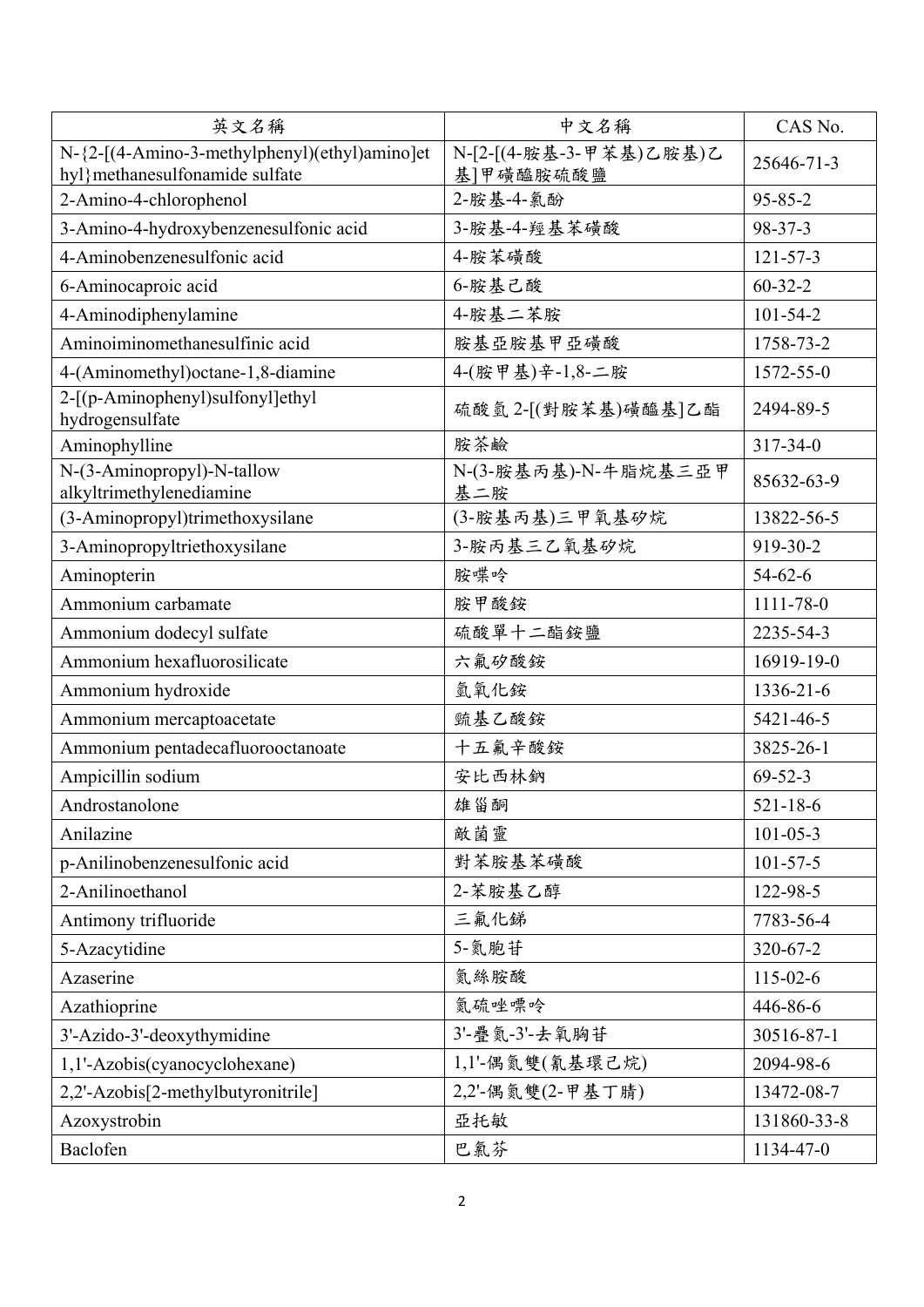| 英文名稱 | 中文名稱 | CAS No. |
| --- | --- | --- |
| N-{2-[(4-Amino-3-methylphenyl)(ethyl)amino]ethyl}methanesulfonamide sulfate | N-[2-[(4-胺基-3-甲苯基)乙胺基)乙基]甲磺醯胺硫酸鹽 | 25646-71-3 |
| 2-Amino-4-chlorophenol | 2-胺基-4-氯酚 | 95-85-2 |
| 3-Amino-4-hydroxybenzenesulfonic acid | 3-胺基-4-羥基苯磺酸 | 98-37-3 |
| 4-Aminobenzenesulfonic acid | 4-胺苯磺酸 | 121-57-3 |
| 6-Aminocaproic acid | 6-胺基己酸 | 60-32-2 |
| 4-Aminodiphenylamine | 4-胺基二苯胺 | 101-54-2 |
| Aminoiminomethanesulfinic acid | 胺基亞胺基甲亞磺酸 | 1758-73-2 |
| 4-(Aminomethyl)octane-1,8-diamine | 4-(胺甲基)辛-1,8-二胺 | 1572-55-0 |
| 2-[(p-Aminophenyl)sulfonyl]ethyl hydrogensulfate | 硫酸氫 2-[(對胺苯基)磺醯基]乙酯 | 2494-89-5 |
| Aminophylline | 胺茶鹼 | 317-34-0 |
| N-(3-Aminopropyl)-N-tallow alkyltrimethylenediamine | N-(3-胺基丙基)-N-牛脂烷基三亞甲基二胺 | 85632-63-9 |
| (3-Aminopropyl)trimethoxysilane | (3-胺基丙基)三甲氧基矽烷 | 13822-56-5 |
| 3-Aminopropyltriethoxysilane | 3-胺丙基三乙氧基矽烷 | 919-30-2 |
| Aminopterin | 胺喋呤 | 54-62-6 |
| Ammonium carbamate | 胺甲酸銨 | 1111-78-0 |
| Ammonium dodecyl sulfate | 硫酸單十二酯銨鹽 | 2235-54-3 |
| Ammonium hexafluorosilicate | 六氟矽酸銨 | 16919-19-0 |
| Ammonium hydroxide | 氫氧化銨 | 1336-21-6 |
| Ammonium mercaptoacetate | 巰基乙酸銨 | 5421-46-5 |
| Ammonium pentadecafluorooctanoate | 十五氟辛酸銨 | 3825-26-1 |
| Ampicillin sodium | 安比西林鈉 | 69-52-3 |
| Androstanolone | 雄甾酮 | 521-18-6 |
| Anilazine | 敵菌靈 | 101-05-3 |
| p-Anilinobenzenesulfonic acid | 對苯胺基苯磺酸 | 101-57-5 |
| 2-Anilinoethanol | 2-苯胺基乙醇 | 122-98-5 |
| Antimony trifluoride | 三氟化銻 | 7783-56-4 |
| 5-Azacytidine | 5-氮胞苷 | 320-67-2 |
| Azaserine | 氮絲胺酸 | 115-02-6 |
| Azathioprine | 氮硫唑嘌呤 | 446-86-6 |
| 3'-Azido-3'-deoxythymidine | 3'-疊氮-3'-去氧胸苷 | 30516-87-1 |
| 1,1'-Azobis(cyanocyclohexane) | 1,1'-偶氮雙(氰基環己烷) | 2094-98-6 |
| 2,2'-Azobis[2-methylbutyronitrile] | 2,2'-偶氮雙(2-甲基丁腈) | 13472-08-7 |
| Azoxystrobin | 亞托敏 | 131860-33-8 |
| Baclofen | 巴氯芬 | 1134-47-0 |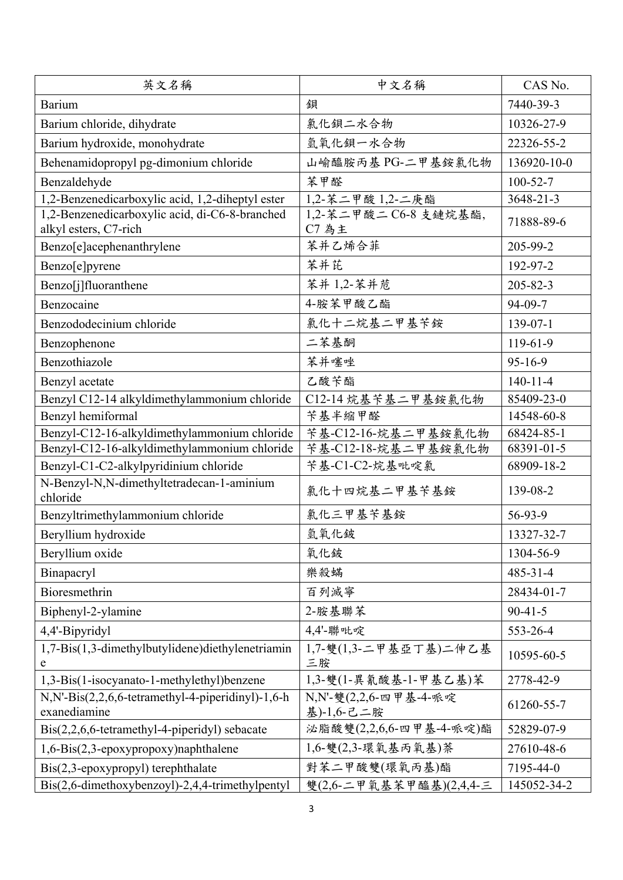| 英文名稱 | 中文名稱 | CAS No. |
|---|---|---|
| Barium | 鋇 | 7440-39-3 |
| Barium chloride, dihydrate | 氯化鋇二水合物 | 10326-27-9 |
| Barium hydroxide, monohydrate | 氫氧化鋇一水合物 | 22326-55-2 |
| Behenamidopropyl pg-dimonium chloride | 山崳醯胺丙基 PG-二甲基銨氯化物 | 136920-10-0 |
| Benzaldehyde | 苯甲醛 | 100-52-7 |
| 1,2-Benzenedicarboxylic acid, 1,2-diheptyl ester | 1,2-苯二甲酸 1,2-二庚酯 | 3648-21-3 |
| 1,2-Benzenedicarboxylic acid, di-C6-8-branched alkyl esters, C7-rich | 1,2-苯二甲酸二 C6-8 支鏈烷基酯, C7 為主 | 71888-89-6 |
| Benzo[e]acephenanthrylene | 苯并乙烯合菲 | 205-99-2 |
| Benzo[e]pyrene | 苯并芘 | 192-97-2 |
| Benzo[j]fluoranthene | 苯并 1,2-苯并苊 | 205-82-3 |
| Benzocaine | 4-胺苯甲酸乙酯 | 94-09-7 |
| Benzododecinium chloride | 氯化十二烷基二甲基苄銨 | 139-07-1 |
| Benzophenone | 二苯基酮 | 119-61-9 |
| Benzothiazole | 苯并噻唑 | 95-16-9 |
| Benzyl acetate | 乙酸苄酯 | 140-11-4 |
| Benzyl C12-14 alkyldimethylammonium chloride | C12-14 烷基苄基二甲基銨氯化物 | 85409-23-0 |
| Benzyl hemiformal | 苄基半縮甲醛 | 14548-60-8 |
| Benzyl-C12-16-alkyldimethylammonium chloride | 苄基-C12-16-烷基二甲基銨氯化物 | 68424-85-1 |
| Benzyl-C12-16-alkyldimethylammonium chloride | 苄基-C12-18-烷基二甲基銨氯化物 | 68391-01-5 |
| Benzyl-C1-C2-alkylpyridinium chloride | 苄基-C1-C2-烷基吡啶氯 | 68909-18-2 |
| N-Benzyl-N,N-dimethyltetradecan-1-aminium chloride | 氯化十四烷基二甲基苄基銨 | 139-08-2 |
| Benzyltrimethylammonium chloride | 氯化三甲基苄基銨 | 56-93-9 |
| Beryllium hydroxide | 氫氧化鈹 | 13327-32-7 |
| Beryllium oxide | 氧化鈹 | 1304-56-9 |
| Binapacryl | 樂殺蟎 | 485-31-4 |
| Bioresmethrin | 百列滅寧 | 28434-01-7 |
| Biphenyl-2-ylamine | 2-胺基聯苯 | 90-41-5 |
| 4,4'-Bipyridyl | 4,4'-聯吡啶 | 553-26-4 |
| 1,7-Bis(1,3-dimethylbutylidene)diethylenetriamine | 1,7-雙(1,3-二甲基亞丁基)二伸乙基三胺 | 10595-60-5 |
| 1,3-Bis(1-isocyanato-1-methylethyl)benzene | 1,3-雙(1-異氰酸基-1-甲基乙基)苯 | 2778-42-9 |
| N,N'-Bis(2,2,6,6-tetramethyl-4-piperidinyl)-1,6-hexanediamine | N,N'-雙(2,2,6,6-四甲基-4-哌啶基)-1,6-己二胺 | 61260-55-7 |
| Bis(2,2,6,6-tetramethyl-4-piperidyl) sebacate | 泌脂酸雙(2,2,6,6-四甲基-4-哌啶)酯 | 52829-07-9 |
| 1,6-Bis(2,3-epoxypropoxy)naphthalene | 1,6-雙(2,3-環氧基丙氧基)萘 | 27610-48-6 |
| Bis(2,3-epoxypropyl) terephthalate | 對苯二甲酸雙(環氧丙基)酯 | 7195-44-0 |
| Bis(2,6-dimethoxybenzoyl)-2,4,4-trimethylpentyl | 雙(2,6-二甲氧基苯甲醯基)(2,4,4-三 | 145052-34-2 |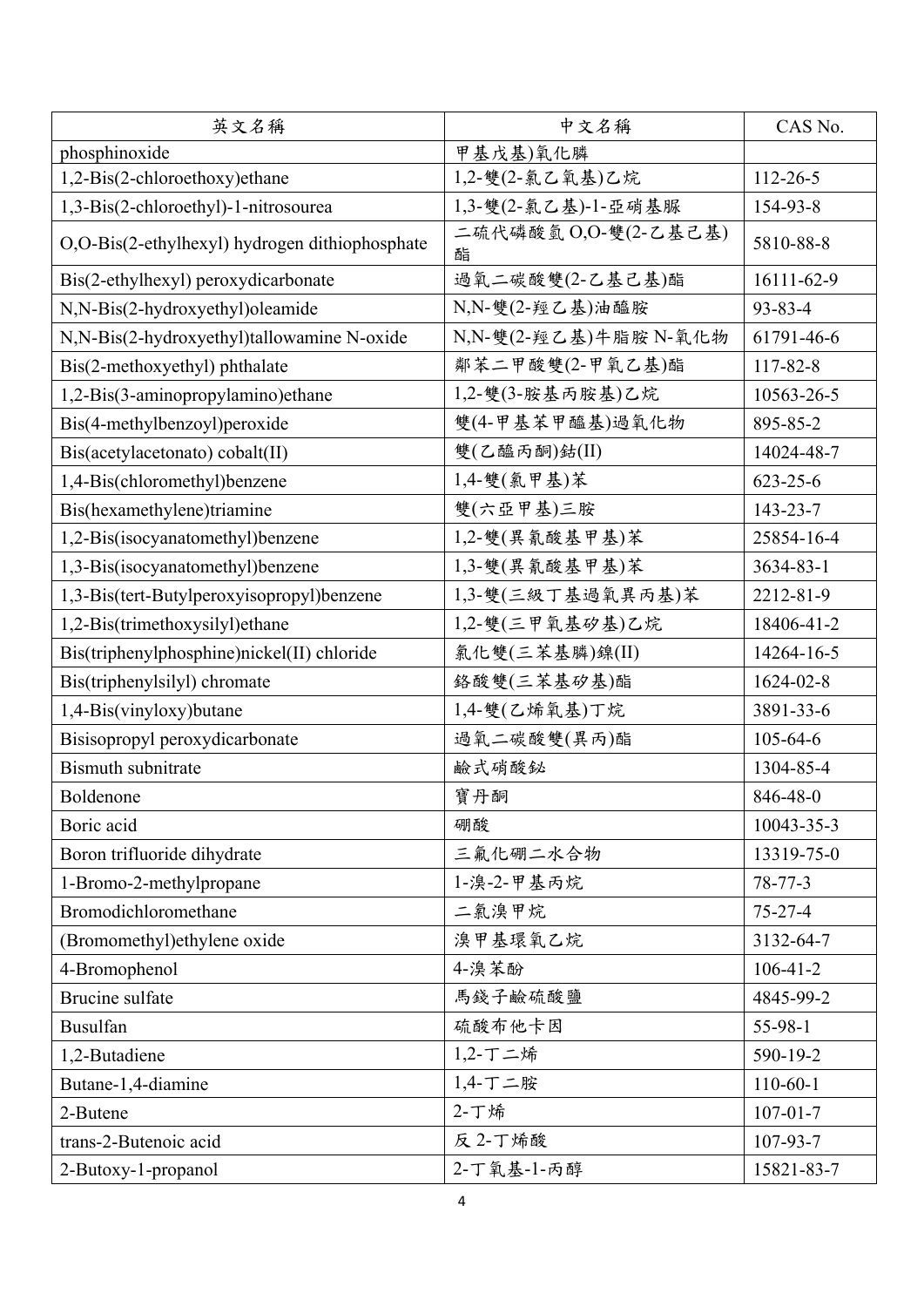| 英文名稱 | 中文名稱 | CAS No. |
| --- | --- | --- |
| phosphinoxide | 甲基戊基)氧化膦 | |
| 1,2-Bis(2-chloroethoxy)ethane | 1,2-雙(2-氯乙氧基)乙烷 | 112-26-5 |
| 1,3-Bis(2-chloroethyl)-1-nitrosourea | 1,3-雙(2-氯乙基)-1-亞硝基脲 | 154-93-8 |
| O,O-Bis(2-ethylhexyl) hydrogen dithiophosphate | 二硫代磷酸氫 O,O-雙(2-乙基己基)酯 | 5810-88-8 |
| Bis(2-ethylhexyl) peroxydicarbonate | 過氧二碳酸雙(2-乙基己基)酯 | 16111-62-9 |
| N,N-Bis(2-hydroxyethyl)oleamide | N,N-雙(2-羥乙基)油醯胺 | 93-83-4 |
| N,N-Bis(2-hydroxyethyl)tallowamine N-oxide | N,N-雙(2-羥乙基)牛脂胺 N-氧化物 | 61791-46-6 |
| Bis(2-methoxyethyl) phthalate | 鄰苯二甲酸雙(2-甲氧乙基)酯 | 117-82-8 |
| 1,2-Bis(3-aminopropylamino)ethane | 1,2-雙(3-胺基丙胺基)乙烷 | 10563-26-5 |
| Bis(4-methylbenzoyl)peroxide | 雙(4-甲基苯甲醯基)過氧化物 | 895-85-2 |
| Bis(acetylacetonato) cobalt(II) | 雙(乙醯丙酮)鈷(II) | 14024-48-7 |
| 1,4-Bis(chloromethyl)benzene | 1,4-雙(氯甲基)苯 | 623-25-6 |
| Bis(hexamethylene)triamine | 雙(六亞甲基)三胺 | 143-23-7 |
| 1,2-Bis(isocyanatomethyl)benzene | 1,2-雙(異氰酸基甲基)苯 | 25854-16-4 |
| 1,3-Bis(isocyanatomethyl)benzene | 1,3-雙(異氰酸基甲基)苯 | 3634-83-1 |
| 1,3-Bis(tert-Butylperoxyisopropyl)benzene | 1,3-雙(三級丁基過氧異丙基)苯 | 2212-81-9 |
| 1,2-Bis(trimethoxysilyl)ethane | 1,2-雙(三甲氧基矽基)乙烷 | 18406-41-2 |
| Bis(triphenylphosphine)nickel(II) chloride | 氯化雙(三苯基膦)鎳(II) | 14264-16-5 |
| Bis(triphenylsilyl) chromate | 鉻酸雙(三苯基矽基)酯 | 1624-02-8 |
| 1,4-Bis(vinyloxy)butane | 1,4-雙(乙烯氧基)丁烷 | 3891-33-6 |
| Bisisopropyl peroxydicarbonate | 過氧二碳酸雙(異丙)酯 | 105-64-6 |
| Bismuth subnitrate | 鹼式硝酸鉍 | 1304-85-4 |
| Boldenone | 寶丹酮 | 846-48-0 |
| Boric acid | 硼酸 | 10043-35-3 |
| Boron trifluoride dihydrate | 三氟化硼二水合物 | 13319-75-0 |
| 1-Bromo-2-methylpropane | 1-溴-2-甲基丙烷 | 78-77-3 |
| Bromodichloromethane | 二氯溴甲烷 | 75-27-4 |
| (Bromomethyl)ethylene oxide | 溴甲基環氧乙烷 | 3132-64-7 |
| 4-Bromophenol | 4-溴苯酚 | 106-41-2 |
| Brucine sulfate | 馬錢子鹼硫酸鹽 | 4845-99-2 |
| Busulfan | 硫酸布他卡因 | 55-98-1 |
| 1,2-Butadiene | 1,2-丁二烯 | 590-19-2 |
| Butane-1,4-diamine | 1,4-丁二胺 | 110-60-1 |
| 2-Butene | 2-丁烯 | 107-01-7 |
| trans-2-Butenoic acid | 反 2-丁烯酸 | 107-93-7 |
| 2-Butoxy-1-propanol | 2-丁氧基-1-丙醇 | 15821-83-7 |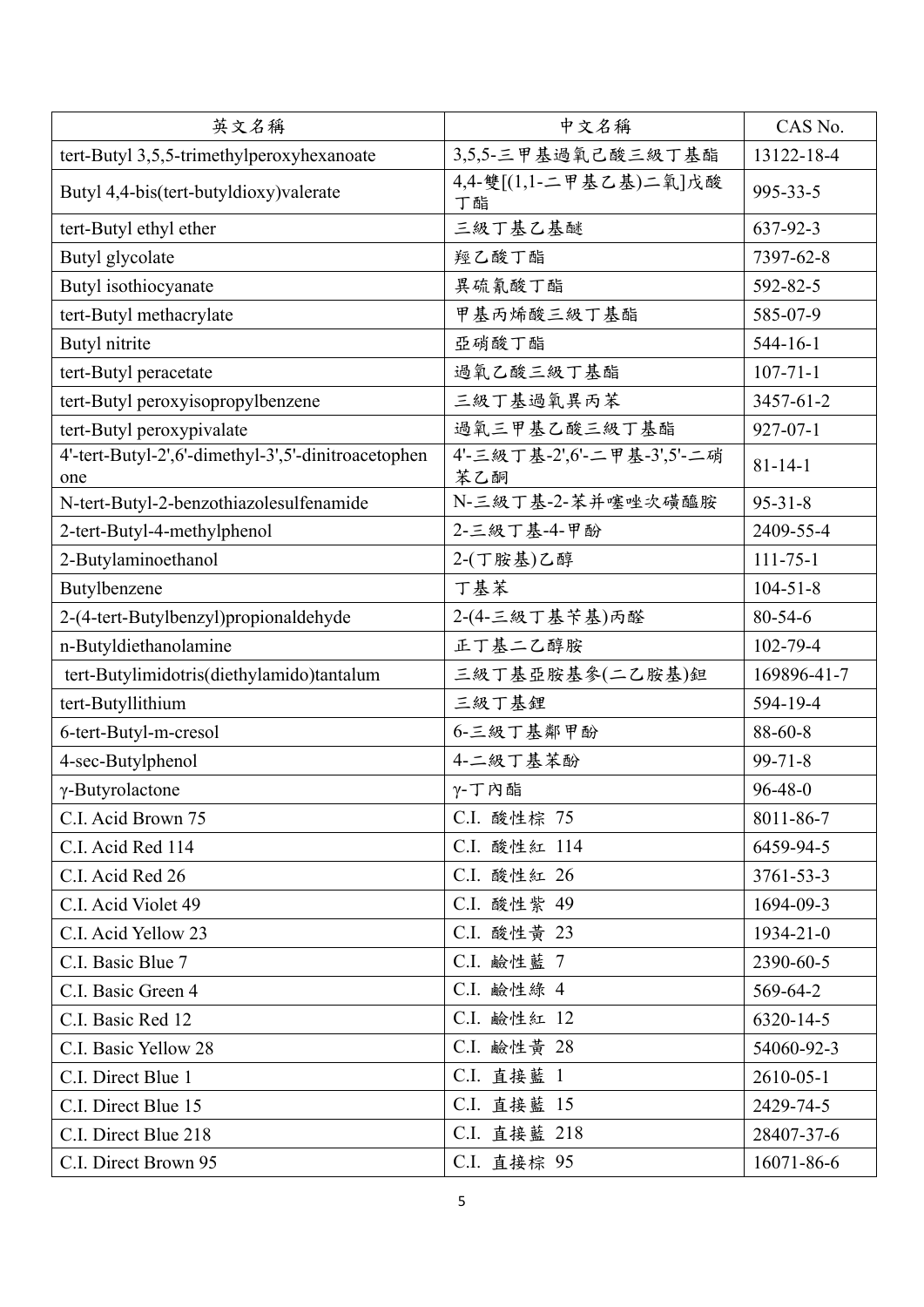| 英文名稱 | 中文名稱 | CAS No. |
|---|---|---|
| tert-Butyl 3,5,5-trimethylperoxyhexanoate | 3,5,5-三甲基過氧己酸三級丁基酯 | 13122-18-4 |
| Butyl 4,4-bis(tert-butyldioxy)valerate | 4,4-雙[(1,1-二甲基乙基)二氧]戊酸丁酯 | 995-33-5 |
| tert-Butyl ethyl ether | 三級丁基乙基醚 | 637-92-3 |
| Butyl glycolate | 羥乙酸丁酯 | 7397-62-8 |
| Butyl isothiocyanate | 異硫氰酸丁酯 | 592-82-5 |
| tert-Butyl methacrylate | 甲基丙烯酸三級丁基酯 | 585-07-9 |
| Butyl nitrite | 亞硝酸丁酯 | 544-16-1 |
| tert-Butyl peracetate | 過氧乙酸三級丁基酯 | 107-71-1 |
| tert-Butyl peroxyisopropylbenzene | 三級丁基過氧異丙苯 | 3457-61-2 |
| tert-Butyl peroxypivalate | 過氧三甲基乙酸三級丁基酯 | 927-07-1 |
| 4'-tert-Butyl-2',6'-dimethyl-3',5'-dinitroacetophenone | 4'-三級丁基-2',6'-二甲基-3',5'-二硝苯乙酮 | 81-14-1 |
| N-tert-Butyl-2-benzothiazolesulfenamide | N-三級丁基-2-苯并噻唑次磺醯胺 | 95-31-8 |
| 2-tert-Butyl-4-methylphenol | 2-三級丁基-4-甲酚 | 2409-55-4 |
| 2-Butylaminoethanol | 2-(丁胺基)乙醇 | 111-75-1 |
| Butylbenzene | 丁基苯 | 104-51-8 |
| 2-(4-tert-Butylbenzyl)propionaldehyde | 2-(4-三級丁基苄基)丙醛 | 80-54-6 |
| n-Butyldiethanolamine | 正丁基二乙醇胺 | 102-79-4 |
| tert-Butylimidotris(diethylamido)tantalum | 三級丁基亞胺基參(二乙胺基)鉭 | 169896-41-7 |
| tert-Butyllithium | 三級丁基鋰 | 594-19-4 |
| 6-tert-Butyl-m-cresol | 6-三級丁基鄰甲酚 | 88-60-8 |
| 4-sec-Butylphenol | 4-二級丁基苯酚 | 99-71-8 |
| γ-Butyrolactone | γ-丁內酯 | 96-48-0 |
| C.I. Acid Brown 75 | C.I. 酸性棕 75 | 8011-86-7 |
| C.I. Acid Red 114 | C.I. 酸性紅 114 | 6459-94-5 |
| C.I. Acid Red 26 | C.I. 酸性紅 26 | 3761-53-3 |
| C.I. Acid Violet 49 | C.I. 酸性紫 49 | 1694-09-3 |
| C.I. Acid Yellow 23 | C.I. 酸性黃 23 | 1934-21-0 |
| C.I. Basic Blue 7 | C.I. 鹼性藍 7 | 2390-60-5 |
| C.I. Basic Green 4 | C.I. 鹼性綠 4 | 569-64-2 |
| C.I. Basic Red 12 | C.I. 鹼性紅 12 | 6320-14-5 |
| C.I. Basic Yellow 28 | C.I. 鹼性黃 28 | 54060-92-3 |
| C.I. Direct Blue 1 | C.I. 直接藍 1 | 2610-05-1 |
| C.I. Direct Blue 15 | C.I. 直接藍 15 | 2429-74-5 |
| C.I. Direct Blue 218 | C.I. 直接藍 218 | 28407-37-6 |
| C.I. Direct Brown 95 | C.I. 直接棕 95 | 16071-86-6 |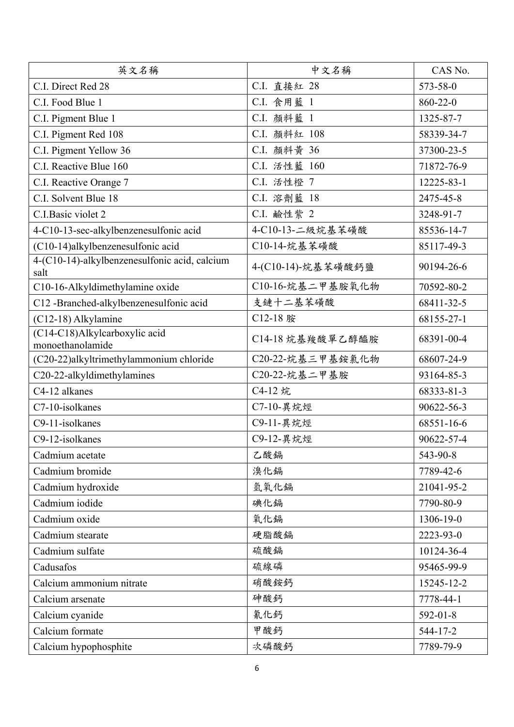| 英文名稱 | 中文名稱 | CAS No. |
|---|---|---|
| C.I. Direct Red 28 | C.I. 直接紅 28 | 573-58-0 |
| C.I. Food Blue 1 | C.I. 食用藍 1 | 860-22-0 |
| C.I. Pigment Blue 1 | C.I. 顏料藍 1 | 1325-87-7 |
| C.I. Pigment Red 108 | C.I. 顏料紅 108 | 58339-34-7 |
| C.I. Pigment Yellow 36 | C.I. 顏料黃 36 | 37300-23-5 |
| C.I. Reactive Blue 160 | C.I. 活性藍 160 | 71872-76-9 |
| C.I. Reactive Orange 7 | C.I. 活性橙 7 | 12225-83-1 |
| C.I. Solvent Blue 18 | C.I. 溶劑藍 18 | 2475-45-8 |
| C.I.Basic violet 2 | C.I. 鹼性紫 2 | 3248-91-7 |
| 4-C10-13-sec-alkylbenzenesulfonic acid | 4-C10-13-二級烷基苯磺酸 | 85536-14-7 |
| (C10-14)alkylbenzenesulfonic acid | C10-14-烷基苯磺酸 | 85117-49-3 |
| 4-(C10-14)-alkylbenzenesulfonic acid, calcium salt | 4-(C10-14)-烷基苯磺酸鈣鹽 | 90194-26-6 |
| C10-16-Alkyldimethylamine oxide | C10-16-烷基二甲基胺氧化物 | 70592-80-2 |
| C12 -Branched-alkylbenzenesulfonic acid | 支鏈十二基苯磺酸 | 68411-32-5 |
| (C12-18) Alkylamine | C12-18 胺 | 68155-27-1 |
| (C14-C18)Alkylcarboxylic acid monoethanolamide | C14-18 烷基羧酸單乙醇醯胺 | 68391-00-4 |
| (C20-22)alkyltrimethylammonium chloride | C20-22-烷基三甲基銨氯化物 | 68607-24-9 |
| C20-22-alkyldimethylamines | C20-22-烷基二甲基胺 | 93164-85-3 |
| C4-12 alkanes | C4-12 烷 | 68333-81-3 |
| C7-10-isolkanes | C7-10-異烷烴 | 90622-56-3 |
| C9-11-isolkanes | C9-11-異烷烴 | 68551-16-6 |
| C9-12-isolkanes | C9-12-異烷烴 | 90622-57-4 |
| Cadmium acetate | 乙酸鎘 | 543-90-8 |
| Cadmium bromide | 溴化鎘 | 7789-42-6 |
| Cadmium hydroxide | 氫氧化鎘 | 21041-95-2 |
| Cadmium iodide | 碘化鎘 | 7790-80-9 |
| Cadmium oxide | 氧化鎘 | 1306-19-0 |
| Cadmium stearate | 硬脂酸鎘 | 2223-93-0 |
| Cadmium sulfate | 硫酸鎘 | 10124-36-4 |
| Cadusafos | 硫線磷 | 95465-99-9 |
| Calcium ammonium nitrate | 硝酸銨鈣 | 15245-12-2 |
| Calcium arsenate | 砷酸鈣 | 7778-44-1 |
| Calcium cyanide | 氰化鈣 | 592-01-8 |
| Calcium formate | 甲酸鈣 | 544-17-2 |
| Calcium hypophosphite | 次磷酸鈣 | 7789-79-9 |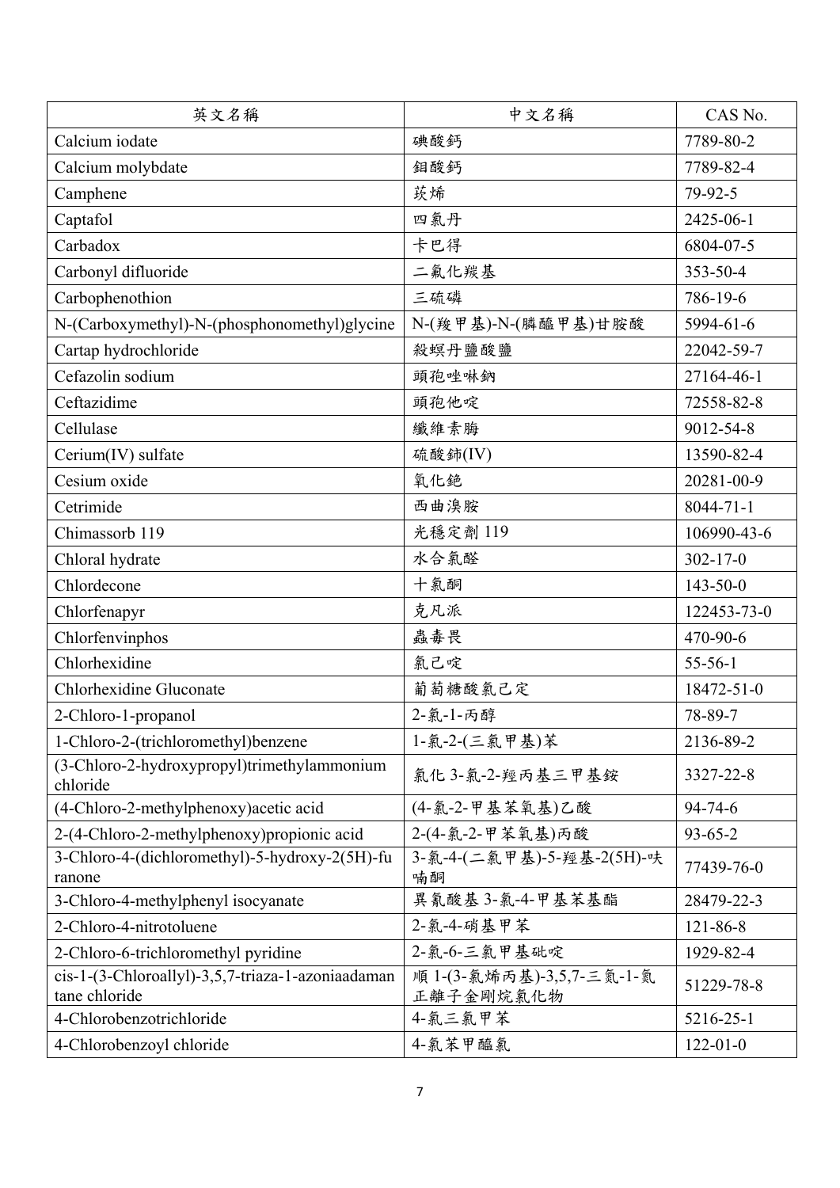| 英文名稱 | 中文名稱 | CAS No. |
|---|---|---|
| Calcium iodate | 碘酸鈣 | 7789-80-2 |
| Calcium molybdate | 鉬酸鈣 | 7789-82-4 |
| Camphene | 莰烯 | 79-92-5 |
| Captafol | 四氯丹 | 2425-06-1 |
| Carbadox | 卡巴得 | 6804-07-5 |
| Carbonyl difluoride | 二氟化羰基 | 353-50-4 |
| Carbophenothion | 三硫磷 | 786-19-6 |
| N-(Carboxymethyl)-N-(phosphonomethyl)glycine | N-(羧甲基)-N-(膦醯甲基)甘胺酸 | 5994-61-6 |
| Cartap hydrochloride | 殺螟丹鹽酸鹽 | 22042-59-7 |
| Cefazolin sodium | 頭孢唑啉鈉 | 27164-46-1 |
| Ceftazidime | 頭孢他啶 | 72558-82-8 |
| Cellulase | 纖維素脢 | 9012-54-8 |
| Cerium(IV) sulfate | 硫酸鈰(IV) | 13590-82-4 |
| Cesium oxide | 氧化銫 | 20281-00-9 |
| Cetrimide | 西曲溴胺 | 8044-71-1 |
| Chimassorb 119 | 光穩定劑 119 | 106990-43-6 |
| Chloral hydrate | 水合氯醛 | 302-17-0 |
| Chlordecone | 十氯酮 | 143-50-0 |
| Chlorfenapyr | 克凡派 | 122453-73-0 |
| Chlorfenvinphos | 蟲毒畏 | 470-90-6 |
| Chlorhexidine | 氯己啶 | 55-56-1 |
| Chlorhexidine Gluconate | 葡萄糖酸氯己定 | 18472-51-0 |
| 2-Chloro-1-propanol | 2-氯-1-丙醇 | 78-89-7 |
| 1-Chloro-2-(trichloromethyl)benzene | 1-氯-2-(三氯甲基)苯 | 2136-89-2 |
| (3-Chloro-2-hydroxypropyl)trimethylammonium chloride | 氯化 3-氯-2-羥丙基三甲基銨 | 3327-22-8 |
| (4-Chloro-2-methylphenoxy)acetic acid | (4-氯-2-甲基苯氧基)乙酸 | 94-74-6 |
| 2-(4-Chloro-2-methylphenoxy)propionic acid | 2-(4-氯-2-甲苯氧基)丙酸 | 93-65-2 |
| 3-Chloro-4-(dichloromethyl)-5-hydroxy-2(5H)-furanone | 3-氯-4-(二氯甲基)-5-羥基-2(5H)-呋喃酮 | 77439-76-0 |
| 3-Chloro-4-methylphenyl isocyanate | 異氰酸基 3-氯-4-甲基苯基酯 | 28479-22-3 |
| 2-Chloro-4-nitrotoluene | 2-氯-4-硝基甲苯 | 121-86-8 |
| 2-Chloro-6-trichloromethyl pyridine | 2-氯-6-三氯甲基吡啶 | 1929-82-4 |
| cis-1-(3-Chloroallyl)-3,5,7-triaza-1-azoniaadamantane chloride | 順 1-(3-氯烯丙基)-3,5,7-三氮-1-氮正離子金剛烷氯化物 | 51229-78-8 |
| 4-Chlorobenzotrichloride | 4-氯三氯甲苯 | 5216-25-1 |
| 4-Chlorobenzoyl chloride | 4-氯苯甲醯氯 | 122-01-0 |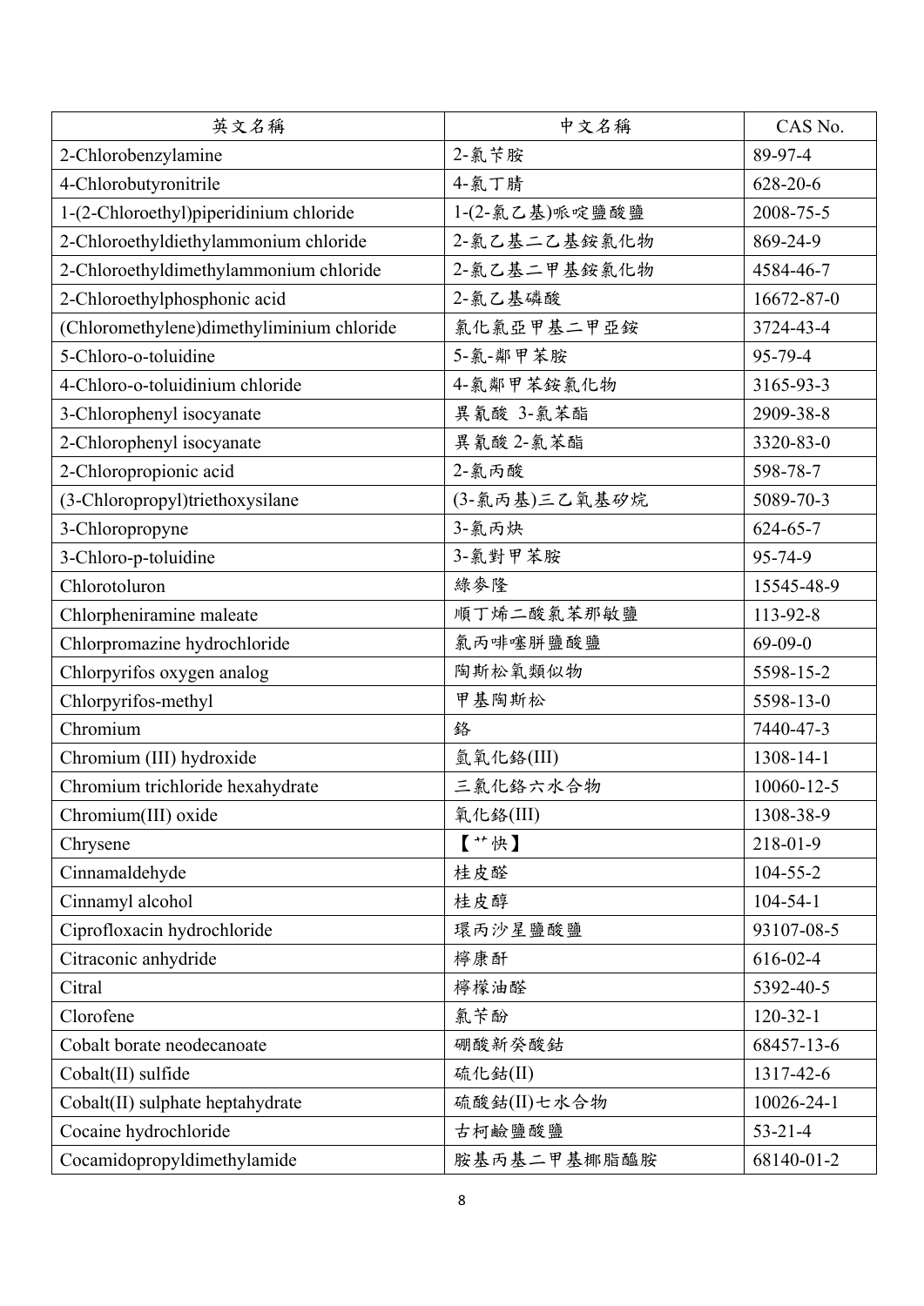| 英文名稱 | 中文名稱 | CAS No. |
| --- | --- | --- |
| 2-Chlorobenzylamine | 2-氯苄胺 | 89-97-4 |
| 4-Chlorobutyronitrile | 4-氯丁腈 | 628-20-6 |
| 1-(2-Chloroethyl)piperidinium chloride | 1-(2-氯乙基)哌啶鹽酸鹽 | 2008-75-5 |
| 2-Chloroethyldiethylammonium chloride | 2-氯乙基二乙基銨氯化物 | 869-24-9 |
| 2-Chloroethyldimethylammonium chloride | 2-氯乙基二甲基銨氯化物 | 4584-46-7 |
| 2-Chloroethylphosphonic acid | 2-氯乙基磷酸 | 16672-87-0 |
| (Chloromethylene)dimethyliminium chloride | 氯化氯亞甲基二甲亞銨 | 3724-43-4 |
| 5-Chloro-o-toluidine | 5-氯-鄰甲苯胺 | 95-79-4 |
| 4-Chloro-o-toluidinium chloride | 4-氯鄰甲苯銨氯化物 | 3165-93-3 |
| 3-Chlorophenyl isocyanate | 異氰酸 3-氯苯酯 | 2909-38-8 |
| 2-Chlorophenyl isocyanate | 異氰酸 2-氯苯酯 | 3320-83-0 |
| 2-Chloropropionic acid | 2-氯丙酸 | 598-78-7 |
| (3-Chloropropyl)triethoxysilane | (3-氯丙基)三乙氧基矽烷 | 5089-70-3 |
| 3-Chloropropyne | 3-氯丙炔 | 624-65-7 |
| 3-Chloro-p-toluidine | 3-氯對甲苯胺 | 95-74-9 |
| Chlorotoluron | 綠麥隆 | 15545-48-9 |
| Chlorpheniramine maleate | 順丁烯二酸氯苯那敏鹽 | 113-92-8 |
| Chlorpromazine hydrochloride | 氯丙啡噻胼鹽酸鹽 | 69-09-0 |
| Chlorpyrifos oxygen analog | 陶斯松氧類似物 | 5598-15-2 |
| Chlorpyrifos-methyl | 甲基陶斯松 | 5598-13-0 |
| Chromium | 鉻 | 7440-47-3 |
| Chromium (III) hydroxide | 氫氧化鉻(III) | 1308-14-1 |
| Chromium trichloride hexahydrate | 三氯化鉻六水合物 | 10060-12-5 |
| Chromium(III) oxide | 氧化鉻(III) | 1308-38-9 |
| Chrysene | 【艹快】 | 218-01-9 |
| Cinnamaldehyde | 桂皮醛 | 104-55-2 |
| Cinnamyl alcohol | 桂皮醇 | 104-54-1 |
| Ciprofloxacin hydrochloride | 環丙沙星鹽酸鹽 | 93107-08-5 |
| Citraconic anhydride | 檸康酐 | 616-02-4 |
| Citral | 檸檬油醛 | 5392-40-5 |
| Clorofene | 氯苄酚 | 120-32-1 |
| Cobalt borate neodecanoate | 硼酸新癸酸鈷 | 68457-13-6 |
| Cobalt(II) sulfide | 硫化鈷(II) | 1317-42-6 |
| Cobalt(II) sulphate heptahydrate | 硫酸鈷(II)七水合物 | 10026-24-1 |
| Cocaine hydrochloride | 古柯鹼鹽酸鹽 | 53-21-4 |
| Cocamidopropyldimethylamide | 胺基丙基二甲基椰脂醯胺 | 68140-01-2 |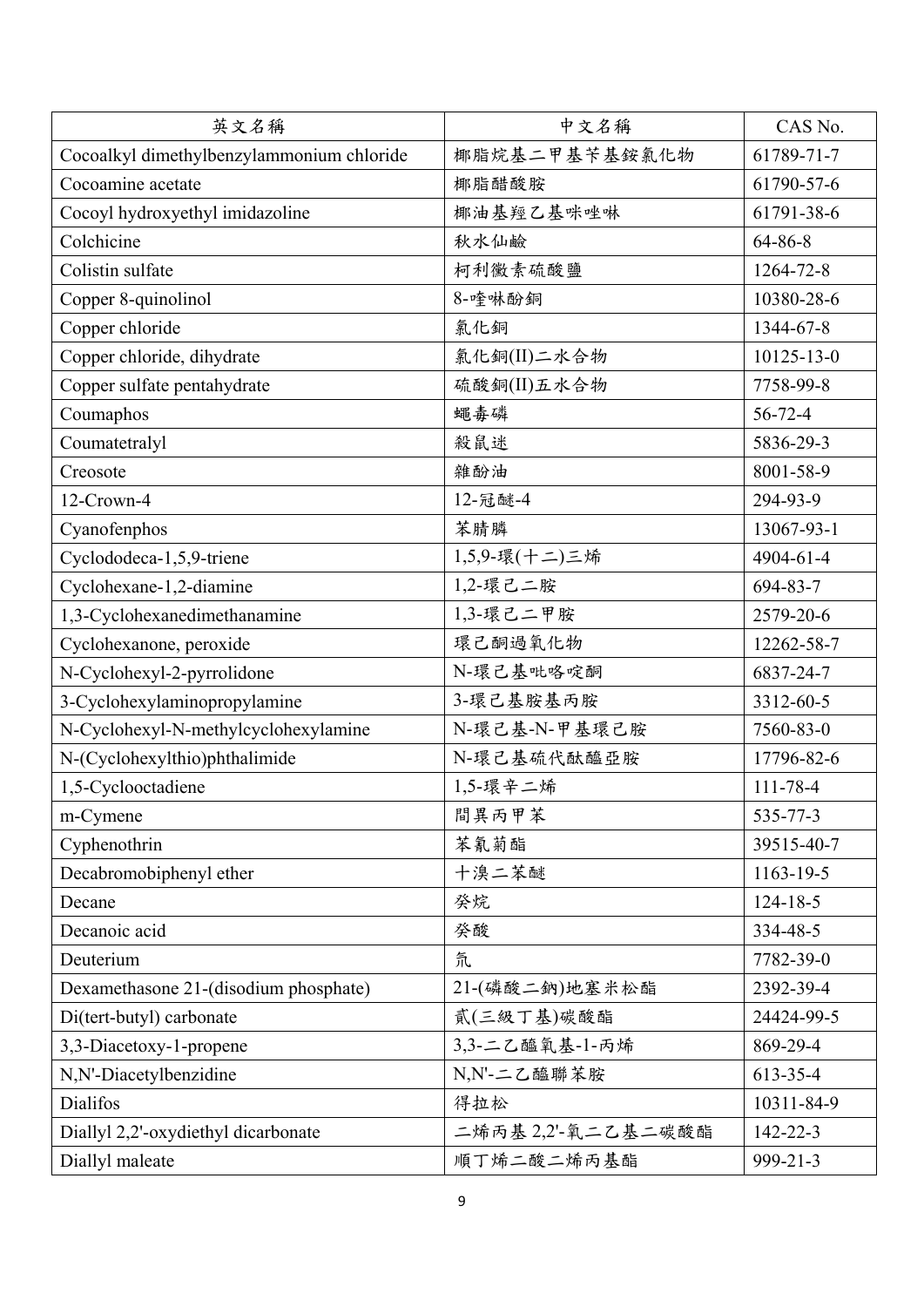| 英文名稱 | 中文名稱 | CAS No. |
| --- | --- | --- |
| Cocoalkyl dimethylbenzylammonium chloride | 椰脂烷基二甲基苄基銨氯化物 | 61789-71-7 |
| Cocoamine acetate | 椰脂醋酸胺 | 61790-57-6 |
| Cocoyl hydroxyethyl imidazoline | 椰油基羥乙基咪唑啉 | 61791-38-6 |
| Colchicine | 秋水仙鹼 | 64-86-8 |
| Colistin sulfate | 柯利黴素硫酸鹽 | 1264-72-8 |
| Copper 8-quinolinol | 8-喹啉酚銅 | 10380-28-6 |
| Copper chloride | 氯化銅 | 1344-67-8 |
| Copper chloride, dihydrate | 氯化銅(II)二水合物 | 10125-13-0 |
| Copper sulfate pentahydrate | 硫酸銅(II)五水合物 | 7758-99-8 |
| Coumaphos | 蠅毒磷 | 56-72-4 |
| Coumatetralyl | 殺鼠迷 | 5836-29-3 |
| Creosote | 雜酚油 | 8001-58-9 |
| 12-Crown-4 | 12-冠醚-4 | 294-93-9 |
| Cyanofenphos | 苯腈膦 | 13067-93-1 |
| Cyclododeca-1,5,9-triene | 1,5,9-環(十二)三烯 | 4904-61-4 |
| Cyclohexane-1,2-diamine | 1,2-環己二胺 | 694-83-7 |
| 1,3-Cyclohexanedimethanamine | 1,3-環己二甲胺 | 2579-20-6 |
| Cyclohexanone, peroxide | 環己酮過氧化物 | 12262-58-7 |
| N-Cyclohexyl-2-pyrrolidone | N-環己基吡咯啶酮 | 6837-24-7 |
| 3-Cyclohexylaminopropylamine | 3-環己基胺基丙胺 | 3312-60-5 |
| N-Cyclohexyl-N-methylcyclohexylamine | N-環己基-N-甲基環己胺 | 7560-83-0 |
| N-(Cyclohexylthio)phthalimide | N-環己基硫代酞醯亞胺 | 17796-82-6 |
| 1,5-Cyclooctadiene | 1,5-環辛二烯 | 111-78-4 |
| m-Cymene | 間異丙甲苯 | 535-77-3 |
| Cyphenothrin | 苯氰菊酯 | 39515-40-7 |
| Decabromobiphenyl ether | 十溴二苯醚 | 1163-19-5 |
| Decane | 癸烷 | 124-18-5 |
| Decanoic acid | 癸酸 | 334-48-5 |
| Deuterium | 氘 | 7782-39-0 |
| Dexamethasone 21-(disodium phosphate) | 21-(磷酸二鈉)地塞米松酯 | 2392-39-4 |
| Di(tert-butyl) carbonate | 貳(三級丁基)碳酸酯 | 24424-99-5 |
| 3,3-Diacetoxy-1-propene | 3,3-二乙醯氧基-1-丙烯 | 869-29-4 |
| N,N'-Diacetylbenzidine | N,N'-二乙醯聯苯胺 | 613-35-4 |
| Dialifos | 得拉松 | 10311-84-9 |
| Diallyl 2,2'-oxydiethyl dicarbonate | 二烯丙基 2,2'-氧二乙基二碳酸酯 | 142-22-3 |
| Diallyl maleate | 順丁烯二酸二烯丙基酯 | 999-21-3 |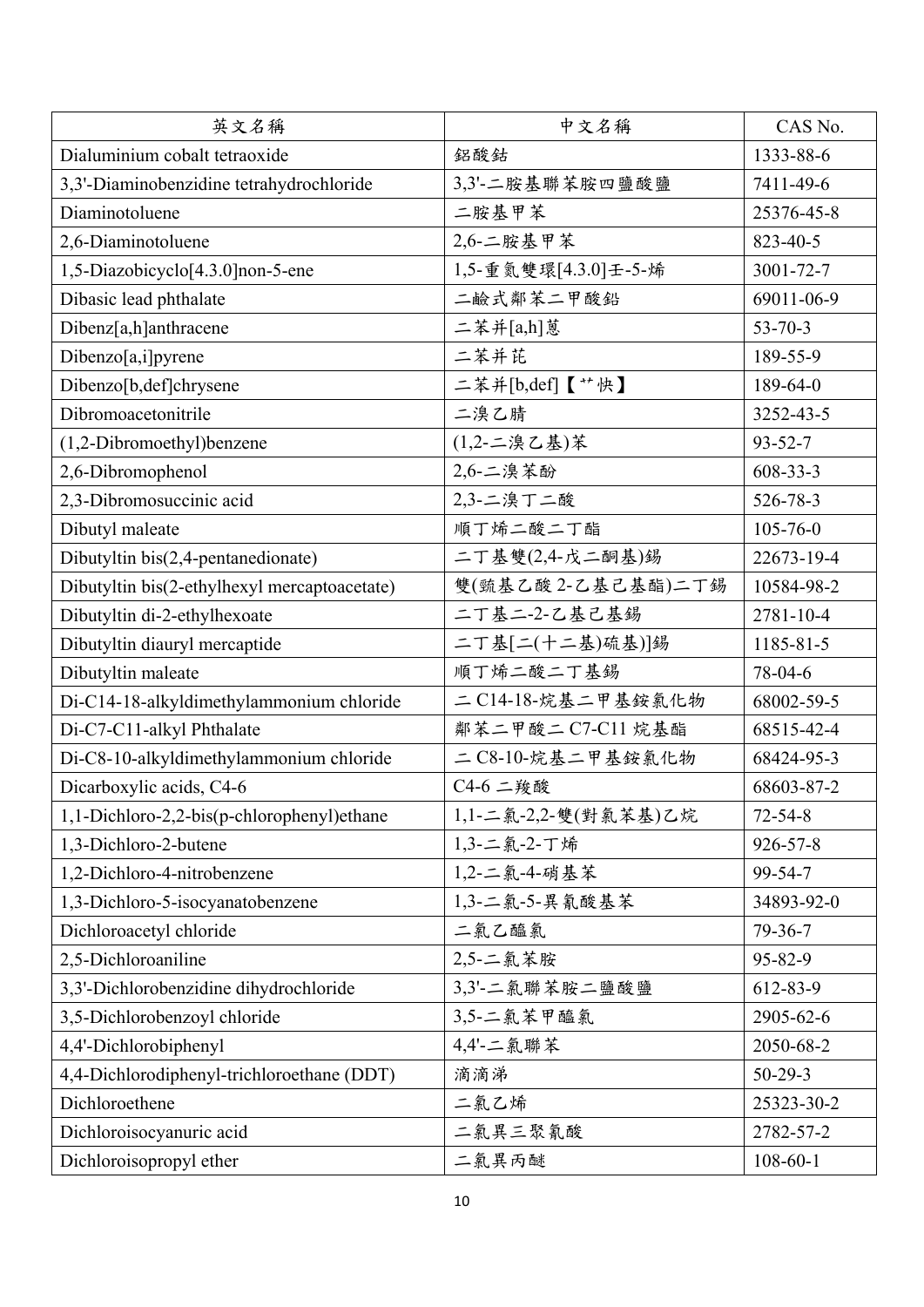| 英文名稱 | 中文名稱 | CAS No. |
| --- | --- | --- |
| Dialuminium cobalt tetraoxide | 鋁酸鈷 | 1333-88-6 |
| 3,3'-Diaminobenzidine tetrahydrochloride | 3,3'-二胺基聯苯胺四鹽酸鹽 | 7411-49-6 |
| Diaminotoluene | 二胺基甲苯 | 25376-45-8 |
| 2,6-Diaminotoluene | 2,6-二胺基甲苯 | 823-40-5 |
| 1,5-Diazobicyclo[4.3.0]non-5-ene | 1,5-重氮雙環[4.3.0]壬-5-烯 | 3001-72-7 |
| Dibasic lead phthalate | 二鹼式鄰苯二甲酸鉛 | 69011-06-9 |
| Dibenz[a,h]anthracene | 二苯并[a,h]蒽 | 53-70-3 |
| Dibenzo[a,i]pyrene | 二苯并芘 | 189-55-9 |
| Dibenzo[b,def]chrysene | 二苯并[b,def]【艹快】 | 189-64-0 |
| Dibromoacetonitrile | 二溴乙腈 | 3252-43-5 |
| (1,2-Dibromoethyl)benzene | (1,2-二溴乙基)苯 | 93-52-7 |
| 2,6-Dibromophenol | 2,6-二溴苯酚 | 608-33-3 |
| 2,3-Dibromosuccinic acid | 2,3-二溴丁二酸 | 526-78-3 |
| Dibutyl maleate | 順丁烯二酸二丁酯 | 105-76-0 |
| Dibutyltin bis(2,4-pentanedionate) | 二丁基雙(2,4-戊二酮基)錫 | 22673-19-4 |
| Dibutyltin bis(2-ethylhexyl mercaptoacetate) | 雙(巰基乙酸 2-乙基己基酯)二丁錫 | 10584-98-2 |
| Dibutyltin di-2-ethylhexoate | 二丁基二-2-乙基己基錫 | 2781-10-4 |
| Dibutyltin diauryl mercaptide | 二丁基[二(十二基)硫基)]錫 | 1185-81-5 |
| Dibutyltin maleate | 順丁烯二酸二丁基錫 | 78-04-6 |
| Di-C14-18-alkyldimethylammonium chloride | 二 C14-18-烷基二甲基銨氯化物 | 68002-59-5 |
| Di-C7-C11-alkyl Phthalate | 鄰苯二甲酸二 C7-C11 烷基酯 | 68515-42-4 |
| Di-C8-10-alkyldimethylammonium chloride | 二 C8-10-烷基二甲基銨氯化物 | 68424-95-3 |
| Dicarboxylic acids, C4-6 | C4-6 二羧酸 | 68603-87-2 |
| 1,1-Dichloro-2,2-bis(p-chlorophenyl)ethane | 1,1-二氯-2,2-雙(對氯苯基)乙烷 | 72-54-8 |
| 1,3-Dichloro-2-butene | 1,3-二氯-2-丁烯 | 926-57-8 |
| 1,2-Dichloro-4-nitrobenzene | 1,2-二氯-4-硝基苯 | 99-54-7 |
| 1,3-Dichloro-5-isocyanatobenzene | 1,3-二氯-5-異氰酸基苯 | 34893-92-0 |
| Dichloroacetyl chloride | 二氯乙醯氯 | 79-36-7 |
| 2,5-Dichloroaniline | 2,5-二氯苯胺 | 95-82-9 |
| 3,3'-Dichlorobenzidine dihydrochloride | 3,3'-二氯聯苯胺二鹽酸鹽 | 612-83-9 |
| 3,5-Dichlorobenzoyl chloride | 3,5-二氯苯甲醯氯 | 2905-62-6 |
| 4,4'-Dichlorobiphenyl | 4,4'-二氯聯苯 | 2050-68-2 |
| 4,4-Dichlorodiphenyl-trichloroethane (DDT) | 滴滴涕 | 50-29-3 |
| Dichloroethene | 二氯乙烯 | 25323-30-2 |
| Dichloroisocyanuric acid | 二氯異三聚氰酸 | 2782-57-2 |
| Dichloroisopropyl ether | 二氯異丙醚 | 108-60-1 |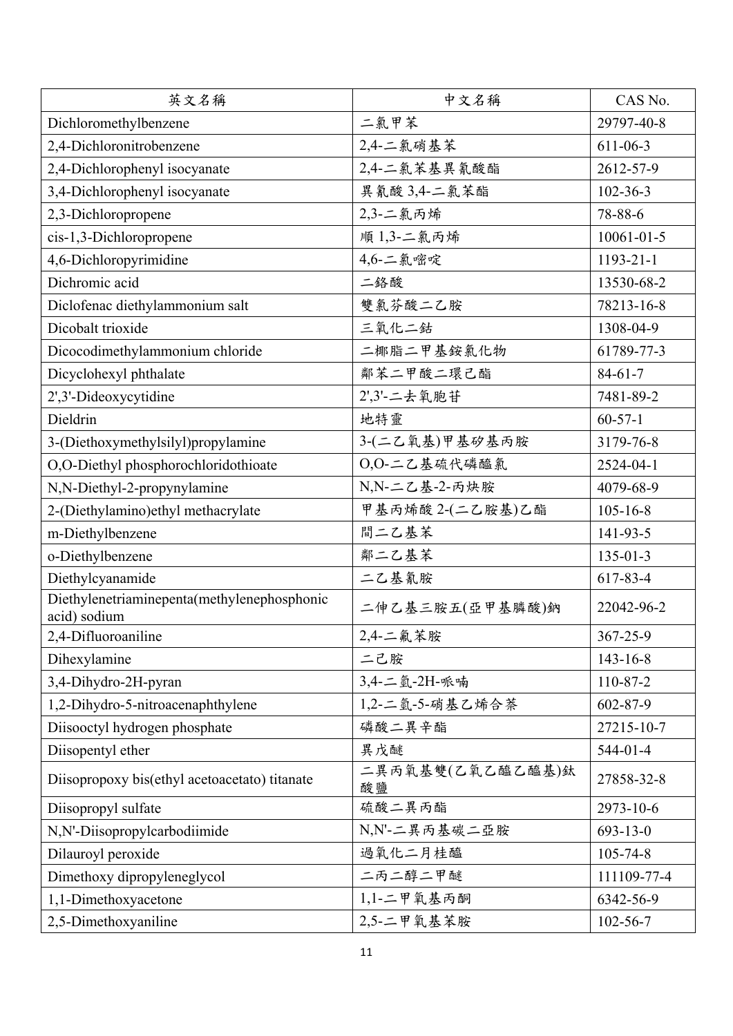| 英文名稱 | 中文名稱 | CAS No. |
|---|---|---|
| Dichloromethylbenzene | 二氯甲苯 | 29797-40-8 |
| 2,4-Dichloronitrobenzene | 2,4-二氯硝基苯 | 611-06-3 |
| 2,4-Dichlorophenyl isocyanate | 2,4-二氯苯基異氰酸酯 | 2612-57-9 |
| 3,4-Dichlorophenyl isocyanate | 異氰酸 3,4-二氯苯酯 | 102-36-3 |
| 2,3-Dichloropropene | 2,3-二氯丙烯 | 78-88-6 |
| cis-1,3-Dichloropropene | 順 1,3-二氯丙烯 | 10061-01-5 |
| 4,6-Dichloropyrimidine | 4,6-二氯嘧啶 | 1193-21-1 |
| Dichromic acid | 二鉻酸 | 13530-68-2 |
| Diclofenac diethylammonium salt | 雙氯芬酸二乙胺 | 78213-16-8 |
| Dicobalt trioxide | 三氧化二鈷 | 1308-04-9 |
| Dicocodimethylammonium chloride | 二椰脂二甲基銨氯化物 | 61789-77-3 |
| Dicyclohexyl phthalate | 鄰苯二甲酸二環己酯 | 84-61-7 |
| 2',3'-Dideoxycytidine | 2',3'-二去氧胞苷 | 7481-89-2 |
| Dieldrin | 地特靈 | 60-57-1 |
| 3-(Diethoxymethylsilyl)propylamine | 3-(二乙氧基)甲基矽基丙胺 | 3179-76-8 |
| O,O-Diethyl phosphorochloridothioate | O,O-二乙基硫代磷醯氯 | 2524-04-1 |
| N,N-Diethyl-2-propynylamine | N,N-二乙基-2-丙炔胺 | 4079-68-9 |
| 2-(Diethylamino)ethyl methacrylate | 甲基丙烯酸 2-(二乙胺基)乙酯 | 105-16-8 |
| m-Diethylbenzene | 間二乙基苯 | 141-93-5 |
| o-Diethylbenzene | 鄰二乙基苯 | 135-01-3 |
| Diethylcyanamide | 二乙基氰胺 | 617-83-4 |
| Diethylenetriaminepenta(methylenephosphonic acid) sodium | 二伸乙基三胺五(亞甲基膦酸)鈉 | 22042-96-2 |
| 2,4-Difluoroaniline | 2,4-二氟苯胺 | 367-25-9 |
| Dihexylamine | 二己胺 | 143-16-8 |
| 3,4-Dihydro-2H-pyran | 3,4-二氫-2H-哌喃 | 110-87-2 |
| 1,2-Dihydro-5-nitroacenaphthylene | 1,2-二氫-5-硝基乙烯合萘 | 602-87-9 |
| Diisooctyl hydrogen phosphate | 磷酸二異辛酯 | 27215-10-7 |
| Diisopentyl ether | 異戊醚 | 544-01-4 |
| Diisopropoxy bis(ethyl acetoacetato) titanate | 二異丙氧基雙(乙氧乙醯乙醯基)鈦酸鹽 | 27858-32-8 |
| Diisopropyl sulfate | 硫酸二異丙酯 | 2973-10-6 |
| N,N'-Diisopropylcarbodiimide | N,N'-二異丙基碳二亞胺 | 693-13-0 |
| Dilauroyl peroxide | 過氧化二月桂醯 | 105-74-8 |
| Dimethoxy dipropyleneglycol | 二丙二醇二甲醚 | 111109-77-4 |
| 1,1-Dimethoxyacetone | 1,1-二甲氧基丙酮 | 6342-56-9 |
| 2,5-Dimethoxyaniline | 2,5-二甲氧基苯胺 | 102-56-7 |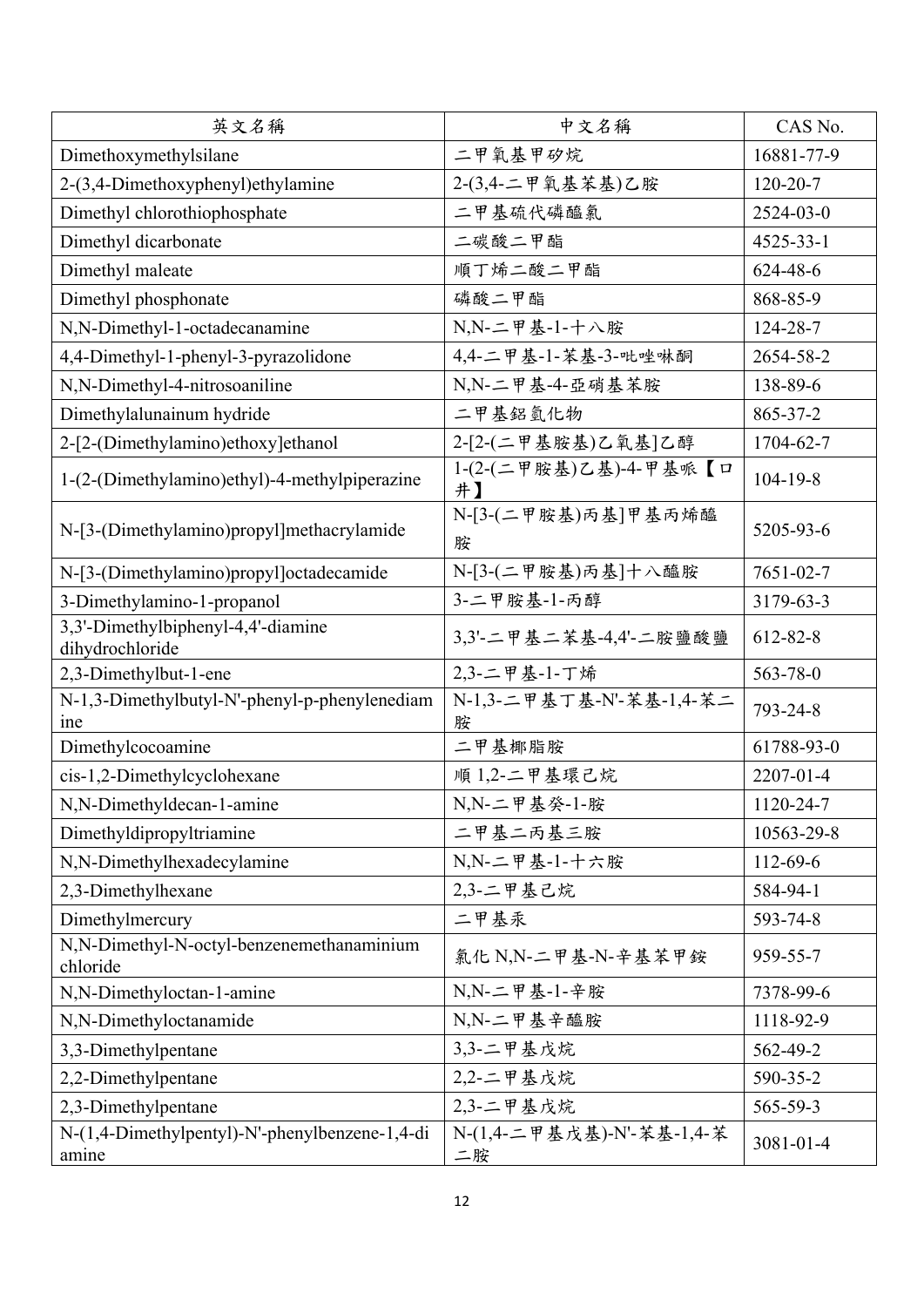| 英文名稱 | 中文名稱 | CAS No. |
| --- | --- | --- |
| Dimethoxymethylsilane | 二甲氧基甲矽烷 | 16881-77-9 |
| 2-(3,4-Dimethoxyphenyl)ethylamine | 2-(3,4-二甲氧基苯基)乙胺 | 120-20-7 |
| Dimethyl chlorothiophosphate | 二甲基硫代磷醯氯 | 2524-03-0 |
| Dimethyl dicarbonate | 二碳酸二甲酯 | 4525-33-1 |
| Dimethyl maleate | 順丁烯二酸二甲酯 | 624-48-6 |
| Dimethyl phosphonate | 磷酸二甲酯 | 868-85-9 |
| N,N-Dimethyl-1-octadecanamine | N,N-二甲基-1-十八胺 | 124-28-7 |
| 4,4-Dimethyl-1-phenyl-3-pyrazolidone | 4,4-二甲基-1-苯基-3-吡唑啉酮 | 2654-58-2 |
| N,N-Dimethyl-4-nitrosoaniline | N,N-二甲基-4-亞硝基苯胺 | 138-89-6 |
| Dimethylalunainum hydride | 二甲基鋁氫化物 | 865-37-2 |
| 2-[2-(Dimethylamino)ethoxy]ethanol | 2-[2-(二甲基胺基)乙氧基]乙醇 | 1704-62-7 |
| 1-(2-(Dimethylamino)ethyl)-4-methylpiperazine | 1-(2-(二甲胺基)乙基)-4-甲基哌【口井】 | 104-19-8 |
| N-[3-(Dimethylamino)propyl]methacrylamide | N-[3-(二甲胺基)丙基]甲基丙烯醯胺 | 5205-93-6 |
| N-[3-(Dimethylamino)propyl]octadecamide | N-[3-(二甲胺基)丙基]十八醯胺 | 7651-02-7 |
| 3-Dimethylamino-1-propanol | 3-二甲胺基-1-丙醇 | 3179-63-3 |
| 3,3'-Dimethylbiphenyl-4,4'-diamine dihydrochloride | 3,3'-二甲基二苯基-4,4'-二胺鹽酸鹽 | 612-82-8 |
| 2,3-Dimethylbut-1-ene | 2,3-二甲基-1-丁烯 | 563-78-0 |
| N-1,3-Dimethylbutyl-N'-phenyl-p-phenylenediamine | N-1,3-二甲基丁基-N'-苯基-1,4-苯二胺 | 793-24-8 |
| Dimethylcocoamine | 二甲基椰脂胺 | 61788-93-0 |
| cis-1,2-Dimethylcyclohexane | 順 1,2-二甲基環己烷 | 2207-01-4 |
| N,N-Dimethyldecan-1-amine | N,N-二甲基癸-1-胺 | 1120-24-7 |
| Dimethyldipropyltriamine | 二甲基二丙基三胺 | 10563-29-8 |
| N,N-Dimethylhexadecylamine | N,N-二甲基-1-十六胺 | 112-69-6 |
| 2,3-Dimethylhexane | 2,3-二甲基己烷 | 584-94-1 |
| Dimethylmercury | 二甲基汞 | 593-74-8 |
| N,N-Dimethyl-N-octyl-benzenemethanaminium chloride | 氯化 N,N-二甲基-N-辛基苯甲銨 | 959-55-7 |
| N,N-Dimethyloctan-1-amine | N,N-二甲基-1-辛胺 | 7378-99-6 |
| N,N-Dimethyloctanamide | N,N-二甲基辛醯胺 | 1118-92-9 |
| 3,3-Dimethylpentane | 3,3-二甲基戊烷 | 562-49-2 |
| 2,2-Dimethylpentane | 2,2-二甲基戊烷 | 590-35-2 |
| 2,3-Dimethylpentane | 2,3-二甲基戊烷 | 565-59-3 |
| N-(1,4-Dimethylpentyl)-N'-phenylbenzene-1,4-diamine | N-(1,4-二甲基戊基)-N'-苯基-1,4-苯二胺 | 3081-01-4 |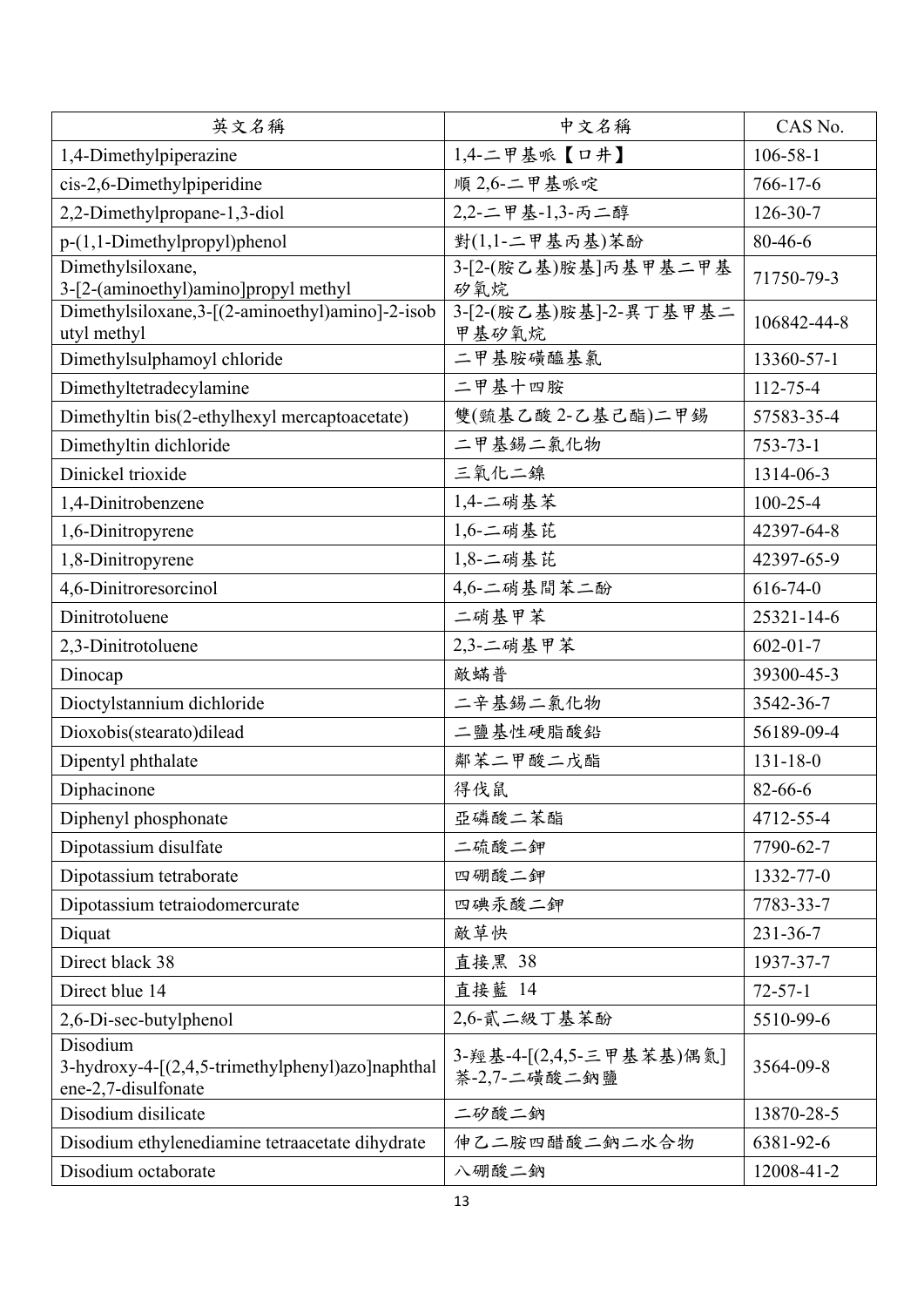| 英文名稱 | 中文名稱 | CAS No. |
| --- | --- | --- |
| 1,4-Dimethylpiperazine | 1,4-二甲基哌【口井】 | 106-58-1 |
| cis-2,6-Dimethylpiperidine | 順 2,6-二甲基哌啶 | 766-17-6 |
| 2,2-Dimethylpropane-1,3-diol | 2,2-二甲基-1,3-丙二醇 | 126-30-7 |
| p-(1,1-Dimethylpropyl)phenol | 對(1,1-二甲基丙基)苯酚 | 80-46-6 |
| Dimethylsiloxane, 3-[2-(aminoethyl)amino]propyl methyl | 3-[2-(胺乙基)胺基]丙基甲基二甲基矽氧烷 | 71750-79-3 |
| Dimethylsiloxane,3-[(2-aminoethyl)amino]-2-isobutyl methyl | 3-[2-(胺乙基)胺基]-2-異丁基甲基二甲基矽氧烷 | 106842-44-8 |
| Dimethylsulphamoyl chloride | 二甲基胺磺醯基氯 | 13360-57-1 |
| Dimethyltetradecylamine | 二甲基十四胺 | 112-75-4 |
| Dimethyltin bis(2-ethylhexyl mercaptoacetate) | 雙(巰基乙酸 2-乙基己酯)二甲錫 | 57583-35-4 |
| Dimethyltin dichloride | 二甲基錫二氯化物 | 753-73-1 |
| Dinickel trioxide | 三氧化二鎳 | 1314-06-3 |
| 1,4-Dinitrobenzene | 1,4-二硝基苯 | 100-25-4 |
| 1,6-Dinitropyrene | 1,6-二硝基芘 | 42397-64-8 |
| 1,8-Dinitropyrene | 1,8-二硝基芘 | 42397-65-9 |
| 4,6-Dinitroresorcinol | 4,6-二硝基間苯二酚 | 616-74-0 |
| Dinitrotoluene | 二硝基甲苯 | 25321-14-6 |
| 2,3-Dinitrotoluene | 2,3-二硝基甲苯 | 602-01-7 |
| Dinocap | 敵蟎普 | 39300-45-3 |
| Dioctylstannium dichloride | 二辛基錫二氯化物 | 3542-36-7 |
| Dioxobis(stearato)dilead | 二鹽基性硬脂酸鉛 | 56189-09-4 |
| Dipentyl phthalate | 鄰苯二甲酸二戊酯 | 131-18-0 |
| Diphacinone | 得伐鼠 | 82-66-6 |
| Diphenyl phosphonate | 亞磷酸二苯酯 | 4712-55-4 |
| Dipotassium disulfate | 二硫酸二鉀 | 7790-62-7 |
| Dipotassium tetraborate | 四硼酸二鉀 | 1332-77-0 |
| Dipotassium tetraiodomercurate | 四碘汞酸二鉀 | 7783-33-7 |
| Diquat | 敵草快 | 231-36-7 |
| Direct black 38 | 直接黑 38 | 1937-37-7 |
| Direct blue 14 | 直接藍 14 | 72-57-1 |
| 2,6-Di-sec-butylphenol | 2,6-貳二級丁基苯酚 | 5510-99-6 |
| Disodium 3-hydroxy-4-[(2,4,5-trimethylphenyl)azo]naphthalene-2,7-disulfonate | 3-羥基-4-[(2,4,5-三甲基苯基)偶氮]萘-2,7-二磺酸二鈉鹽 | 3564-09-8 |
| Disodium disilicate | 二矽酸二鈉 | 13870-28-5 |
| Disodium ethylenediamine tetraacetate dihydrate | 伸乙二胺四醋酸二鈉二水合物 | 6381-92-6 |
| Disodium octaborate | 八硼酸二鈉 | 12008-41-2 |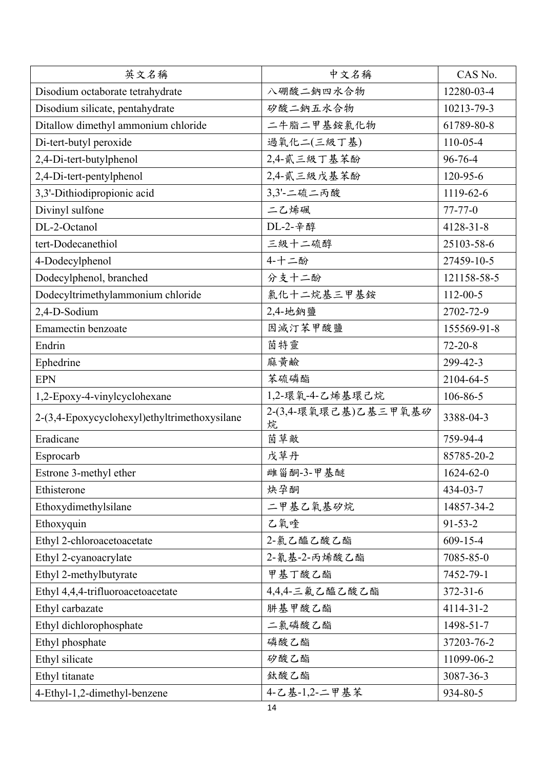| 英文名稱 | 中文名稱 | CAS No. |
| --- | --- | --- |
| Disodium octaborate tetrahydrate | 八硼酸二鈉四水合物 | 12280-03-4 |
| Disodium silicate, pentahydrate | 矽酸二鈉五水合物 | 10213-79-3 |
| Ditallow dimethyl ammonium chloride | 二牛脂二甲基銨氯化物 | 61789-80-8 |
| Di-tert-butyl peroxide | 過氧化二(三級丁基) | 110-05-4 |
| 2,4-Di-tert-butylphenol | 2,4-貳三級丁基苯酚 | 96-76-4 |
| 2,4-Di-tert-pentylphenol | 2,4-貳三級戊基苯酚 | 120-95-6 |
| 3,3'-Dithiodipropionic acid | 3,3'-二硫二丙酸 | 1119-62-6 |
| Divinyl sulfone | 二乙烯碸 | 77-77-0 |
| DL-2-Octanol | DL-2-辛醇 | 4128-31-8 |
| tert-Dodecanethiol | 三級十二硫醇 | 25103-58-6 |
| 4-Dodecylphenol | 4-十二酚 | 27459-10-5 |
| Dodecylphenol, branched | 分支十二酚 | 121158-58-5 |
| Dodecyltrimethylammonium chloride | 氯化十二烷基三甲基銨 | 112-00-5 |
| 2,4-D-Sodium | 2,4-地鈉鹽 | 2702-72-9 |
| Emamectin benzoate | 因滅汀苯甲酸鹽 | 155569-91-8 |
| Endrin | 茵特靈 | 72-20-8 |
| Ephedrine | 麻黃鹼 | 299-42-3 |
| EPN | 苯硫磷酯 | 2104-64-5 |
| 1,2-Epoxy-4-vinylcyclohexane | 1,2-環氧-4-乙烯基環己烷 | 106-86-5 |
| 2-(3,4-Epoxycyclohexyl)ethyltrimethoxysilane | 2-(3,4-環氧環己基)乙基三甲氧基矽烷 | 3388-04-3 |
| Eradicane | 茵草敵 | 759-94-4 |
| Esprocarb | 戊草丹 | 85785-20-2 |
| Estrone 3-methyl ether | 雌甾酮-3-甲基醚 | 1624-62-0 |
| Ethisterone | 炔孕酮 | 434-03-7 |
| Ethoxydimethylsilane | 二甲基乙氧基矽烷 | 14857-34-2 |
| Ethoxyquin | 乙氧喹 | 91-53-2 |
| Ethyl 2-chloroacetoacetate | 2-氯乙醯乙酸乙酯 | 609-15-4 |
| Ethyl 2-cyanoacrylate | 2-氰基-2-丙烯酸乙酯 | 7085-85-0 |
| Ethyl 2-methylbutyrate | 甲基丁酸乙酯 | 7452-79-1 |
| Ethyl 4,4,4-trifluoroacetoacetate | 4,4,4-三氟乙醯乙酸乙酯 | 372-31-6 |
| Ethyl carbazate | 肼基甲酸乙酯 | 4114-31-2 |
| Ethyl dichlorophosphate | 二氯磷酸乙酯 | 1498-51-7 |
| Ethyl phosphate | 磷酸乙酯 | 37203-76-2 |
| Ethyl silicate | 矽酸乙酯 | 11099-06-2 |
| Ethyl titanate | 鈦酸乙酯 | 3087-36-3 |
| 4-Ethyl-1,2-dimethyl-benzene | 4-乙基-1,2-二甲基苯 | 934-80-5 |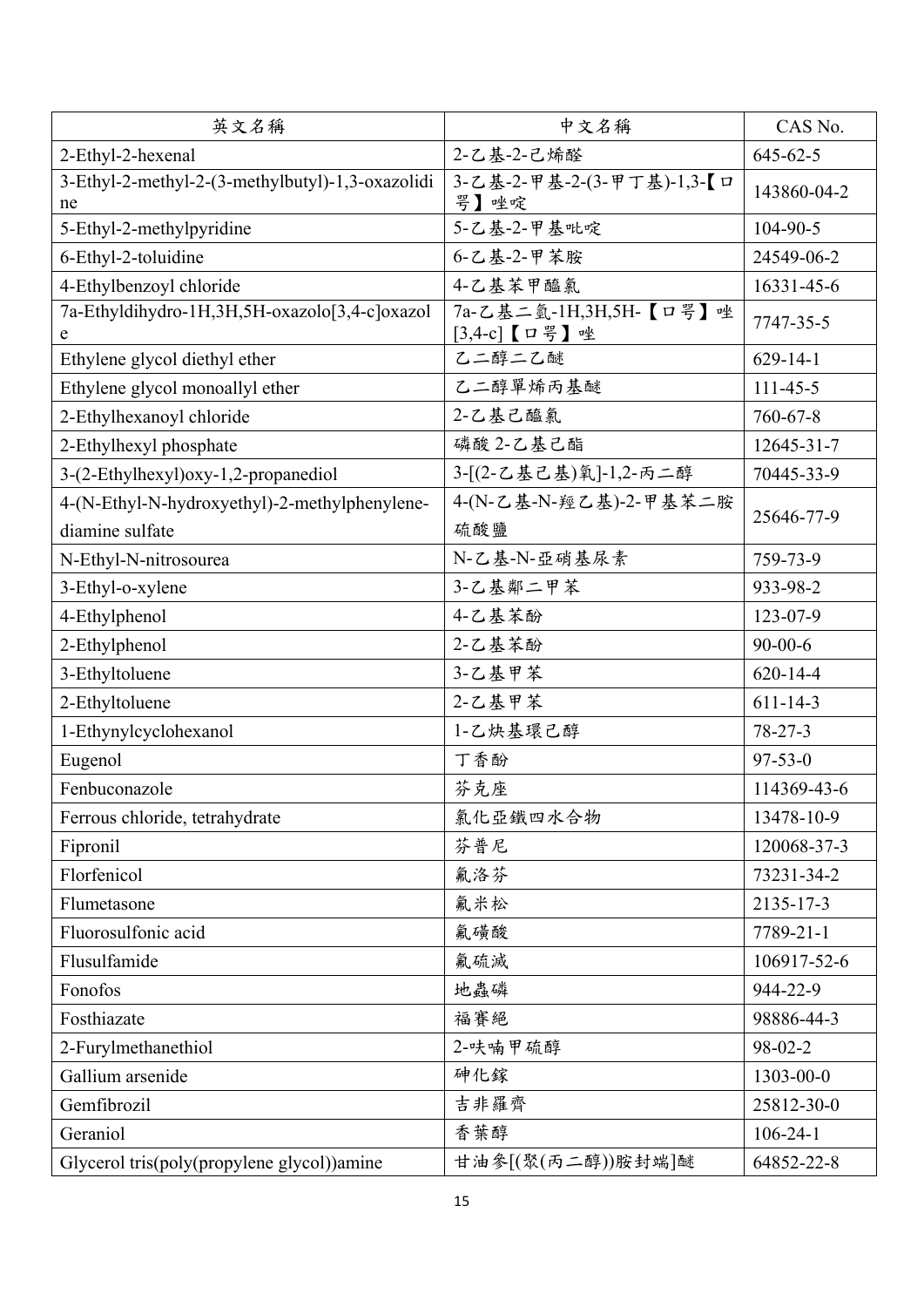| 英文名稱 | 中文名稱 | CAS No. |
| --- | --- | --- |
| 2-Ethyl-2-hexenal | 2-乙基-2-己烯醛 | 645-62-5 |
| 3-Ethyl-2-methyl-2-(3-methylbutyl)-1,3-oxazolidine | 3-乙基-2-甲基-2-(3-甲丁基)-1,3-【口咢】唑啶 | 143860-04-2 |
| 5-Ethyl-2-methylpyridine | 5-乙基-2-甲基吡啶 | 104-90-5 |
| 6-Ethyl-2-toluidine | 6-乙基-2-甲苯胺 | 24549-06-2 |
| 4-Ethylbenzoyl chloride | 4-乙基苯甲醯氯 | 16331-45-6 |
| 7a-Ethyldihydro-1H,3H,5H-oxazolo[3,4-c]oxazole | 7a-乙基二氫-1H,3H,5H-【口咢】唑[3,4-c]【口咢】唑 | 7747-35-5 |
| Ethylene glycol diethyl ether | 乙二醇二乙醚 | 629-14-1 |
| Ethylene glycol monoallyl ether | 乙二醇單烯丙基醚 | 111-45-5 |
| 2-Ethylhexanoyl chloride | 2-乙基己醯氯 | 760-67-8 |
| 2-Ethylhexyl phosphate | 磷酸 2-乙基己酯 | 12645-31-7 |
| 3-(2-Ethylhexyl)oxy-1,2-propanediol | 3-[(2-乙基己基)氧]-1,2-丙二醇 | 70445-33-9 |
| 4-(N-Ethyl-N-hydroxyethyl)-2-methylphenylene-diamine sulfate | 4-(N-乙基-N-羥乙基)-2-甲基苯二胺硫酸鹽 | 25646-77-9 |
| N-Ethyl-N-nitrosourea | N-乙基-N-亞硝基尿素 | 759-73-9 |
| 3-Ethyl-o-xylene | 3-乙基鄰二甲苯 | 933-98-2 |
| 4-Ethylphenol | 4-乙基苯酚 | 123-07-9 |
| 2-Ethylphenol | 2-乙基苯酚 | 90-00-6 |
| 3-Ethyltoluene | 3-乙基甲苯 | 620-14-4 |
| 2-Ethyltoluene | 2-乙基甲苯 | 611-14-3 |
| 1-Ethynylcyclohexanol | 1-乙炔基環己醇 | 78-27-3 |
| Eugenol | 丁香酚 | 97-53-0 |
| Fenbuconazole | 芬克座 | 114369-43-6 |
| Ferrous chloride, tetrahydrate | 氯化亞鐵四水合物 | 13478-10-9 |
| Fipronil | 芬普尼 | 120068-37-3 |
| Florfenicol | 氟洛芬 | 73231-34-2 |
| Flumetasone | 氟米松 | 2135-17-3 |
| Fluorosulfonic acid | 氟磺酸 | 7789-21-1 |
| Flusulfamide | 氟硫滅 | 106917-52-6 |
| Fonofos | 地蟲磷 | 944-22-9 |
| Fosthiazate | 福賽絕 | 98886-44-3 |
| 2-Furylmethanethiol | 2-呋喃甲硫醇 | 98-02-2 |
| Gallium arsenide | 砷化鎵 | 1303-00-0 |
| Gemfibrozil | 吉非羅齊 | 25812-30-0 |
| Geraniol | 香葉醇 | 106-24-1 |
| Glycerol tris(poly(propylene glycol))amine | 甘油參[(聚(丙二醇))胺封端]醚 | 64852-22-8 |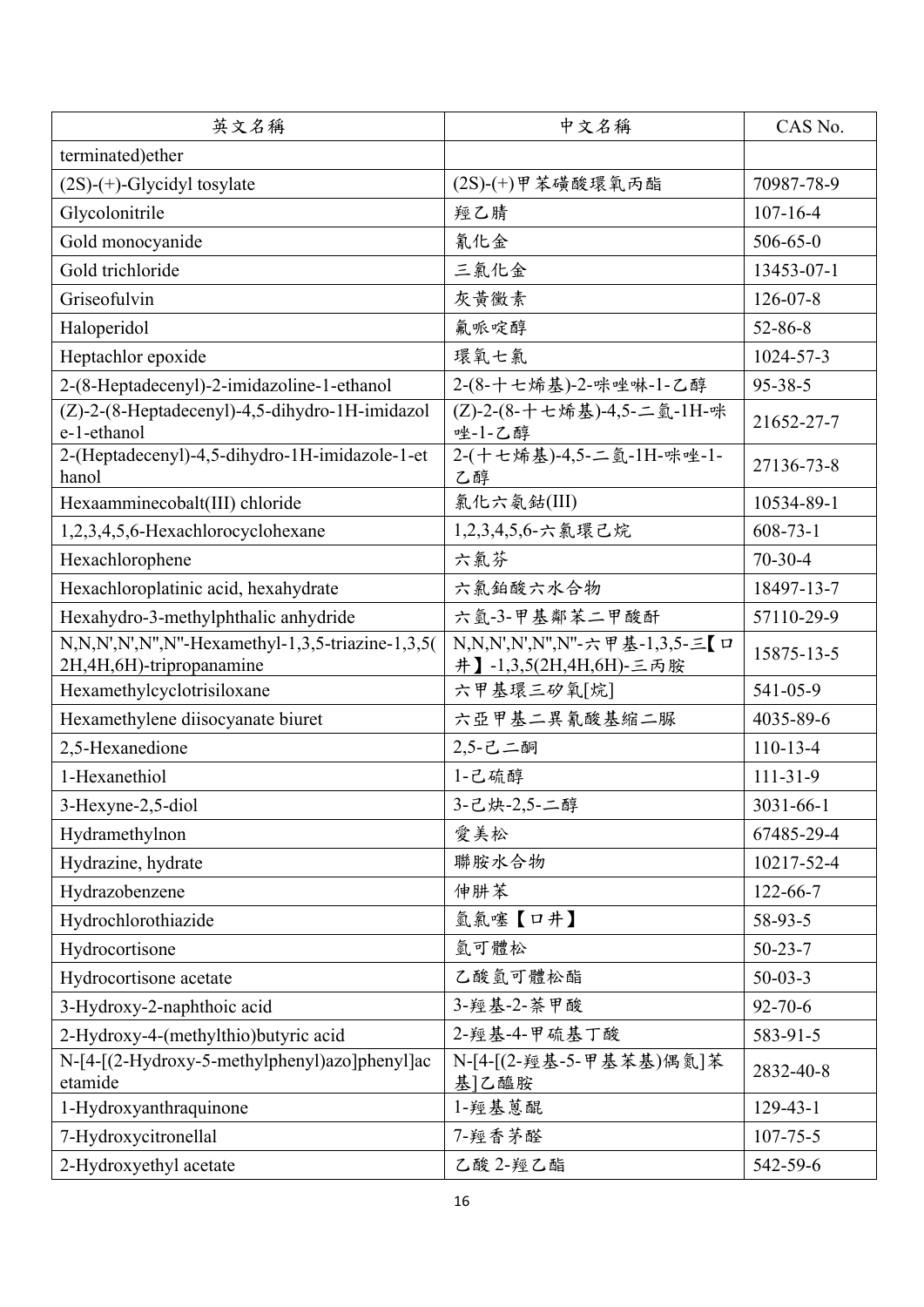| 英文名稱 | 中文名稱 | CAS No. |
| --- | --- | --- |
| terminated)ether | | |
| (2S)-(+)-Glycidyl tosylate | (2S)-(+)甲苯磺酸環氧丙酯 | 70987-78-9 |
| Glycolonitrile | 羥乙腈 | 107-16-4 |
| Gold monocyanide | 氰化金 | 506-65-0 |
| Gold trichloride | 三氯化金 | 13453-07-1 |
| Griseofulvin | 灰黃黴素 | 126-07-8 |
| Haloperidol | 氟哌啶醇 | 52-86-8 |
| Heptachlor epoxide | 環氧七氯 | 1024-57-3 |
| 2-(8-Heptadecenyl)-2-imidazoline-1-ethanol | 2-(8-十七烯基)-2-咪唑啉-1-乙醇 | 95-38-5 |
| (Z)-2-(8-Heptadecenyl)-4,5-dihydro-1H-imidazole-1-ethanol | (Z)-2-(8-十七烯基)-4,5-二氫-1H-咪唑-1-乙醇 | 21652-27-7 |
| 2-(Heptadecenyl)-4,5-dihydro-1H-imidazole-1-ethanol | 2-(十七烯基)-4,5-二氫-1H-咪唑-1-乙醇 | 27136-73-8 |
| Hexaamminecobalt(III) chloride | 氯化六氨鈷(III) | 10534-89-1 |
| 1,2,3,4,5,6-Hexachlorocyclohexane | 1,2,3,4,5,6-六氯環己烷 | 608-73-1 |
| Hexachlorophene | 六氯芬 | 70-30-4 |
| Hexachloroplatinic acid, hexahydrate | 六氯鉑酸六水合物 | 18497-13-7 |
| Hexahydro-3-methylphthalic anhydride | 六氫-3-甲基鄰苯二甲酸酐 | 57110-29-9 |
| N,N,N',N',N",N"-Hexamethyl-1,3,5-triazine-1,3,5(2H,4H,6H)-tripropanamine | N,N,N',N',N",N"-六甲基-1,3,5-三【口井】-1,3,5(2H,4H,6H)-三丙胺 | 15875-13-5 |
| Hexamethylcyclotrisiloxane | 六甲基環三矽氧[烷] | 541-05-9 |
| Hexamethylene diisocyanate biuret | 六亞甲基二異氰酸基縮二脲 | 4035-89-6 |
| 2,5-Hexanedione | 2,5-己二酮 | 110-13-4 |
| 1-Hexanethiol | 1-己硫醇 | 111-31-9 |
| 3-Hexyne-2,5-diol | 3-己炔-2,5-二醇 | 3031-66-1 |
| Hydramethylnon | 愛美松 | 67485-29-4 |
| Hydrazine, hydrate | 聯胺水合物 | 10217-52-4 |
| Hydrazobenzene | 伸肼苯 | 122-66-7 |
| Hydrochlorothiazide | 氫氯噻【口井】 | 58-93-5 |
| Hydrocortisone | 氫可體松 | 50-23-7 |
| Hydrocortisone acetate | 乙酸氫可體松酯 | 50-03-3 |
| 3-Hydroxy-2-naphthoic acid | 3-羥基-2-萘甲酸 | 92-70-6 |
| 2-Hydroxy-4-(methylthio)butyric acid | 2-羥基-4-甲硫基丁酸 | 583-91-5 |
| N-[4-[(2-Hydroxy-5-methylphenyl)azo]phenyl]acetamide | N-[4-[(2-羥基-5-甲基苯基)偶氮]苯基]乙醯胺 | 2832-40-8 |
| 1-Hydroxyanthraquinone | 1-羥基蒽醌 | 129-43-1 |
| 7-Hydroxycitronellal | 7-羥香茅醛 | 107-75-5 |
| 2-Hydroxyethyl acetate | 乙酸 2-羥乙酯 | 542-59-6 |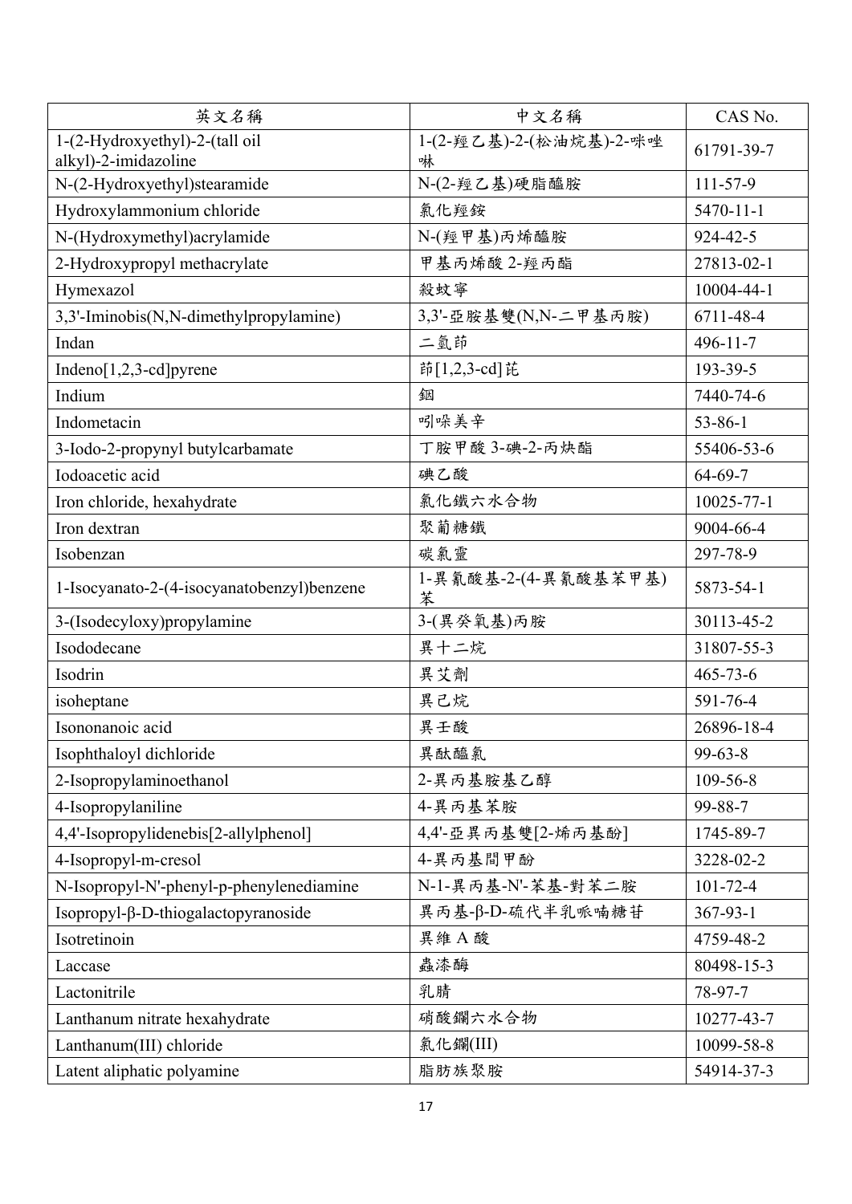| 英文名稱 | 中文名稱 | CAS No. |
|---|---|---|
| 1-(2-Hydroxyethyl)-2-(tall oil alkyl)-2-imidazoline | 1-(2-羥乙基)-2-(松油烷基)-2-咪唑啉 | 61791-39-7 |
| N-(2-Hydroxyethyl)stearamide | N-(2-羥乙基)硬脂醯胺 | 111-57-9 |
| Hydroxylammonium chloride | 氯化羥銨 | 5470-11-1 |
| N-(Hydroxymethyl)acrylamide | N-(羥甲基)丙烯醯胺 | 924-42-5 |
| 2-Hydroxypropyl methacrylate | 甲基丙烯酸 2-羥丙酯 | 27813-02-1 |
| Hymexazol | 殺紋寧 | 10004-44-1 |
| 3,3'-Iminobis(N,N-dimethylpropylamine) | 3,3'-亞胺基雙(N,N-二甲基丙胺) | 6711-48-4 |
| Indan | 二氫茚 | 496-11-7 |
| Indeno[1,2,3-cd]pyrene | 茚[1,2,3-cd]芘 | 193-39-5 |
| Indium | 銦 | 7440-74-6 |
| Indometacin | 吲哚美辛 | 53-86-1 |
| 3-Iodo-2-propynyl butylcarbamate | 丁胺甲酸 3-碘-2-丙炔酯 | 55406-53-6 |
| Iodoacetic acid | 碘乙酸 | 64-69-7 |
| Iron chloride, hexahydrate | 氯化鐵六水合物 | 10025-77-1 |
| Iron dextran | 聚葡糖鐵 | 9004-66-4 |
| Isobenzan | 碳氯靈 | 297-78-9 |
| 1-Isocyanato-2-(4-isocyanatobenzyl)benzene | 1-異氰酸基-2-(4-異氰酸基苯甲基)苯 | 5873-54-1 |
| 3-(Isodecyloxy)propylamine | 3-(異癸氧基)丙胺 | 30113-45-2 |
| Isododecane | 異十二烷 | 31807-55-3 |
| Isodrin | 異艾劑 | 465-73-6 |
| isoheptane | 異己烷 | 591-76-4 |
| Isononanoic acid | 異壬酸 | 26896-18-4 |
| Isophthaloyl dichloride | 異酞醯氯 | 99-63-8 |
| 2-Isopropylaminoethanol | 2-異丙基胺基乙醇 | 109-56-8 |
| 4-Isopropylaniline | 4-異丙基苯胺 | 99-88-7 |
| 4,4'-Isopropylidenebis[2-allylphenol] | 4,4'-亞異丙基雙[2-烯丙基酚] | 1745-89-7 |
| 4-Isopropyl-m-cresol | 4-異丙基間甲酚 | 3228-02-2 |
| N-Isopropyl-N'-phenyl-p-phenylenediamine | N-1-異丙基-N'-苯基-對苯二胺 | 101-72-4 |
| Isopropyl-β-D-thiogalactopyranoside | 異丙基-β-D-硫代半乳哌喃糖苷 | 367-93-1 |
| Isotretinoin | 異維 A 酸 | 4759-48-2 |
| Laccase | 蟲漆酶 | 80498-15-3 |
| Lactonitrile | 乳腈 | 78-97-7 |
| Lanthanum nitrate hexahydrate | 硝酸鑭六水合物 | 10277-43-7 |
| Lanthanum(III) chloride | 氯化鑭(III) | 10099-58-8 |
| Latent aliphatic polyamine | 脂肪族聚胺 | 54914-37-3 |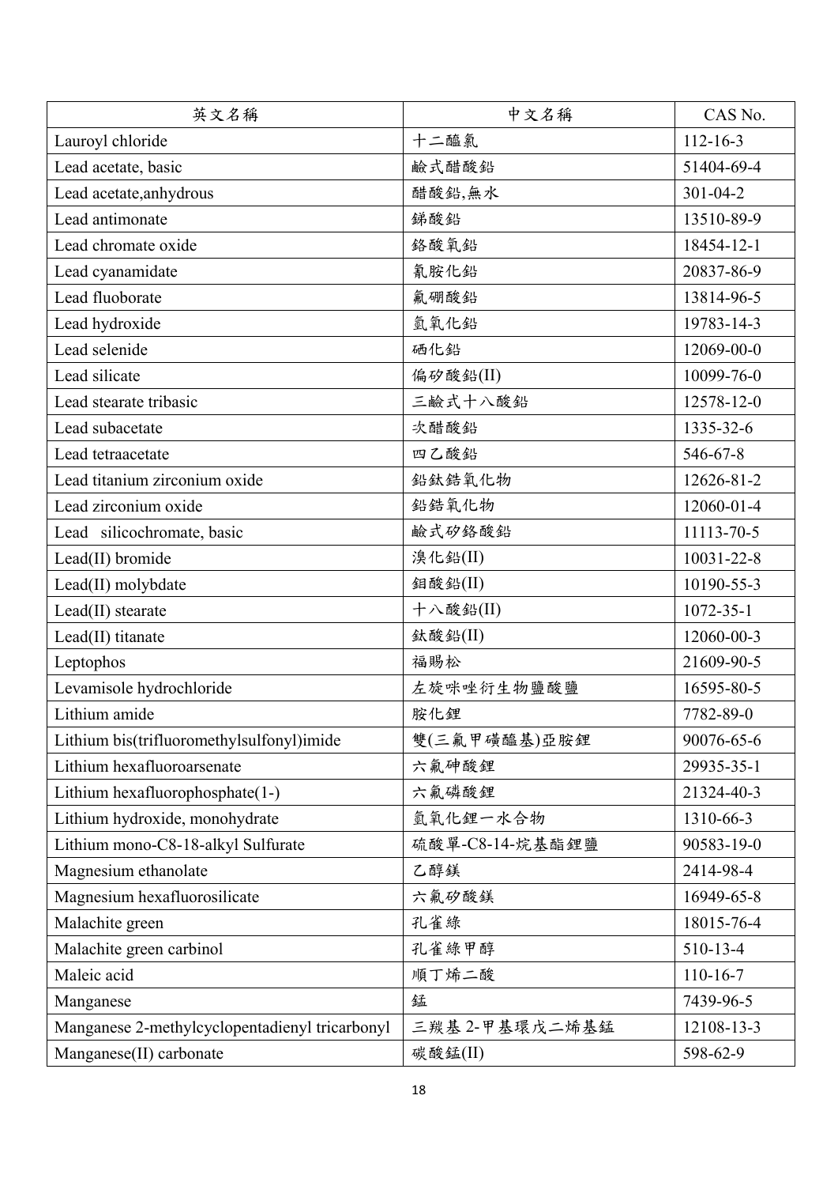| 英文名稱 | 中文名稱 | CAS No. |
|---|---|---|
| Lauroyl chloride | 十二醯氯 | 112-16-3 |
| Lead acetate, basic | 鹼式醋酸鉛 | 51404-69-4 |
| Lead acetate,anhydrous | 醋酸鉛,無水 | 301-04-2 |
| Lead antimonate | 銻酸鉛 | 13510-89-9 |
| Lead chromate oxide | 鉻酸氧鉛 | 18454-12-1 |
| Lead cyanamidate | 氰胺化鉛 | 20837-86-9 |
| Lead fluoborate | 氟硼酸鉛 | 13814-96-5 |
| Lead hydroxide | 氫氧化鉛 | 19783-14-3 |
| Lead selenide | 硒化鉛 | 12069-00-0 |
| Lead silicate | 偏矽酸鉛(II) | 10099-76-0 |
| Lead stearate tribasic | 三鹼式十八酸鉛 | 12578-12-0 |
| Lead subacetate | 次醋酸鉛 | 1335-32-6 |
| Lead tetraacetate | 四乙酸鉛 | 546-67-8 |
| Lead titanium zirconium oxide | 鉛鈦鋯氧化物 | 12626-81-2 |
| Lead zirconium oxide | 鉛鋯氧化物 | 12060-01-4 |
| Lead silicochromate, basic | 鹼式矽鉻酸鉛 | 11113-70-5 |
| Lead(II) bromide | 溴化鉛(II) | 10031-22-8 |
| Lead(II) molybdate | 鉬酸鉛(II) | 10190-55-3 |
| Lead(II) stearate | 十八酸鉛(II) | 1072-35-1 |
| Lead(II) titanate | 鈦酸鉛(II) | 12060-00-3 |
| Leptophos | 福賜松 | 21609-90-5 |
| Levamisole hydrochloride | 左旋咪唑衍生物鹽酸鹽 | 16595-80-5 |
| Lithium amide | 胺化鋰 | 7782-89-0 |
| Lithium bis(trifluoromethylsulfonyl)imide | 雙(三氟甲磺醯基)亞胺鋰 | 90076-65-6 |
| Lithium hexafluoroarsenate | 六氟砷酸鋰 | 29935-35-1 |
| Lithium hexafluorophosphate(1-) | 六氟磷酸鋰 | 21324-40-3 |
| Lithium hydroxide, monohydrate | 氫氧化鋰一水合物 | 1310-66-3 |
| Lithium mono-C8-18-alkyl Sulfurate | 硫酸單-C8-14-烷基酯鋰鹽 | 90583-19-0 |
| Magnesium ethanolate | 乙醇鎂 | 2414-98-4 |
| Magnesium hexafluorosilicate | 六氟矽酸鎂 | 16949-65-8 |
| Malachite green | 孔雀綠 | 18015-76-4 |
| Malachite green carbinol | 孔雀綠甲醇 | 510-13-4 |
| Maleic acid | 順丁烯二酸 | 110-16-7 |
| Manganese | 錳 | 7439-96-5 |
| Manganese 2-methylcyclopentadienyl tricarbonyl | 三羰基 2-甲基環戊二烯基錳 | 12108-13-3 |
| Manganese(II) carbonate | 碳酸錳(II) | 598-62-9 |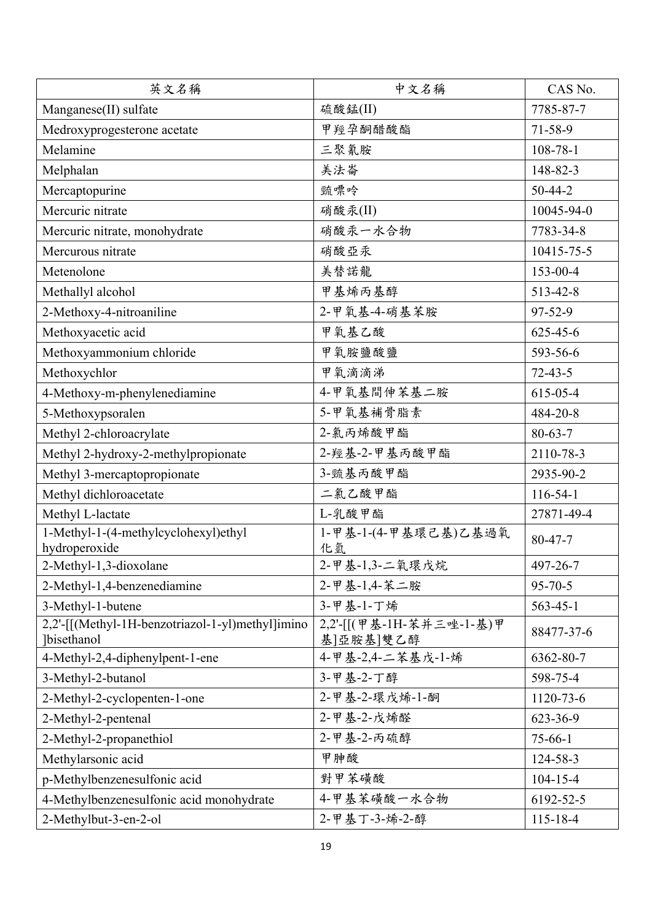| 英文名稱 | 中文名稱 | CAS No. |
| --- | --- | --- |
| Manganese(II) sulfate | 硫酸錳(II) | 7785-87-7 |
| Medroxyprogesterone acetate | 甲羥孕酮醋酸酯 | 71-58-9 |
| Melamine | 三聚氰胺 | 108-78-1 |
| Melphalan | 美法崙 | 148-82-3 |
| Mercaptopurine | 巰嘌呤 | 50-44-2 |
| Mercuric nitrate | 硝酸汞(II) | 10045-94-0 |
| Mercuric nitrate, monohydrate | 硝酸汞一水合物 | 7783-34-8 |
| Mercurous nitrate | 硝酸亞汞 | 10415-75-5 |
| Metenolone | 美替諾龍 | 153-00-4 |
| Methallyl alcohol | 甲基烯丙基醇 | 513-42-8 |
| 2-Methoxy-4-nitroaniline | 2-甲氧基-4-硝基苯胺 | 97-52-9 |
| Methoxyacetic acid | 甲氧基乙酸 | 625-45-6 |
| Methoxyammonium chloride | 甲氧胺鹽酸鹽 | 593-56-6 |
| Methoxychlor | 甲氧滴滴涕 | 72-43-5 |
| 4-Methoxy-m-phenylenediamine | 4-甲氧基間伸苯基二胺 | 615-05-4 |
| 5-Methoxypsoralen | 5-甲氧基補骨脂素 | 484-20-8 |
| Methyl 2-chloroacrylate | 2-氯丙烯酸甲酯 | 80-63-7 |
| Methyl 2-hydroxy-2-methylpropionate | 2-羥基-2-甲基丙酸甲酯 | 2110-78-3 |
| Methyl 3-mercaptopropionate | 3-巰基丙酸甲酯 | 2935-90-2 |
| Methyl dichloroacetate | 二氯乙酸甲酯 | 116-54-1 |
| Methyl L-lactate | L-乳酸甲酯 | 27871-49-4 |
| 1-Methyl-1-(4-methylcyclohexyl)ethyl hydroperoxide | 1-甲基-1-(4-甲基環己基)乙基過氧化氫 | 80-47-7 |
| 2-Methyl-1,3-dioxolane | 2-甲基-1,3-二氧環戊烷 | 497-26-7 |
| 2-Methyl-1,4-benzenediamine | 2-甲基-1,4-苯二胺 | 95-70-5 |
| 3-Methyl-1-butene | 3-甲基-1-丁烯 | 563-45-1 |
| 2,2'-[[(Methyl-1H-benzotriazol-1-yl)methyl]imino]bisethanol | 2,2'-[[(甲基-1H-苯并三唑-1-基)甲基]亞胺基]雙乙醇 | 88477-37-6 |
| 4-Methyl-2,4-diphenylpent-1-ene | 4-甲基-2,4-二苯基戊-1-烯 | 6362-80-7 |
| 3-Methyl-2-butanol | 3-甲基-2-丁醇 | 598-75-4 |
| 2-Methyl-2-cyclopenten-1-one | 2-甲基-2-環戊烯-1-酮 | 1120-73-6 |
| 2-Methyl-2-pentenal | 2-甲基-2-戊烯醛 | 623-36-9 |
| 2-Methyl-2-propanethiol | 2-甲基-2-丙硫醇 | 75-66-1 |
| Methylarsonic acid | 甲胂酸 | 124-58-3 |
| p-Methylbenzenesulfonic acid | 對甲苯磺酸 | 104-15-4 |
| 4-Methylbenzenesulfonic acid monohydrate | 4-甲基苯磺酸一水合物 | 6192-52-5 |
| 2-Methylbut-3-en-2-ol | 2-甲基丁-3-烯-2-醇 | 115-18-4 |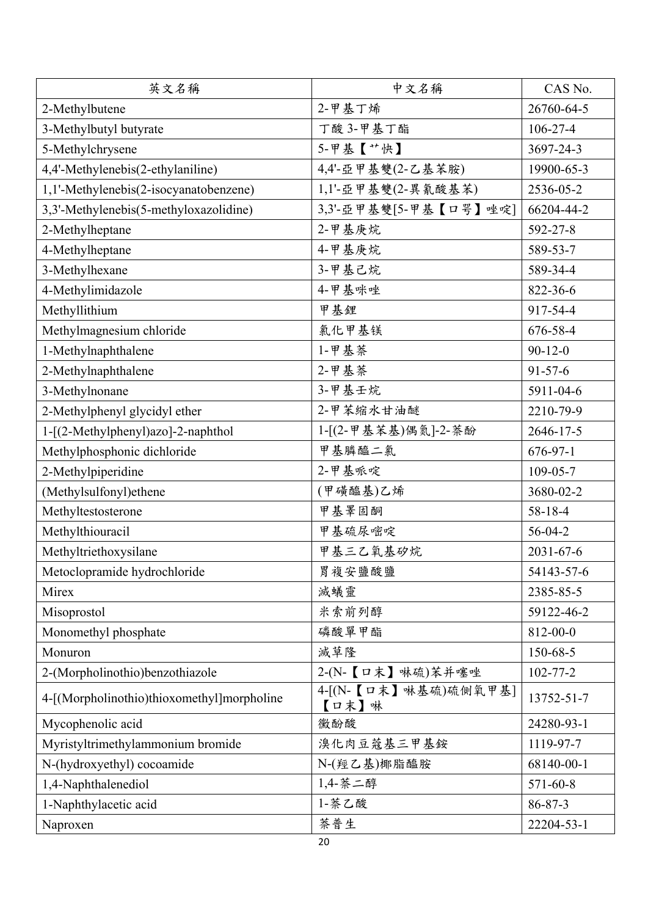| 英文名稱 | 中文名稱 | CAS No. |
| --- | --- | --- |
| 2-Methylbutene | 2-甲基丁烯 | 26760-64-5 |
| 3-Methylbutyl butyrate | 丁酸 3-甲基丁酯 | 106-27-4 |
| 5-Methylchrysene | 5-甲基【艹快】 | 3697-24-3 |
| 4,4'-Methylenebis(2-ethylaniline) | 4,4'-亞甲基雙(2-乙基苯胺) | 19900-65-3 |
| 1,1'-Methylenebis(2-isocyanatobenzene) | 1,1'-亞甲基雙(2-異氰酸基苯) | 2536-05-2 |
| 3,3'-Methylenebis(5-methyloxazolidine) | 3,3'-亞甲基雙[5-甲基【口咢】唑啶] | 66204-44-2 |
| 2-Methylheptane | 2-甲基庚烷 | 592-27-8 |
| 4-Methylheptane | 4-甲基庚烷 | 589-53-7 |
| 3-Methylhexane | 3-甲基己烷 | 589-34-4 |
| 4-Methylimidazole | 4-甲基咪唑 | 822-36-6 |
| Methyllithium | 甲基鋰 | 917-54-4 |
| Methylmagnesium chloride | 氯化甲基鎂 | 676-58-4 |
| 1-Methylnaphthalene | 1-甲基萘 | 90-12-0 |
| 2-Methylnaphthalene | 2-甲基萘 | 91-57-6 |
| 3-Methylnonane | 3-甲基壬烷 | 5911-04-6 |
| 2-Methylphenyl glycidyl ether | 2-甲苯縮水甘油醚 | 2210-79-9 |
| 1-[(2-Methylphenyl)azo]-2-naphthol | 1-[(2-甲基苯基)偶氮]-2-萘酚 | 2646-17-5 |
| Methylphosphonic dichloride | 甲基膦醯二氯 | 676-97-1 |
| 2-Methylpiperidine | 2-甲基哌啶 | 109-05-7 |
| (Methylsulfonyl)ethene | (甲磺醯基)乙烯 | 3680-02-2 |
| Methyltestosterone | 甲基睪固酮 | 58-18-4 |
| Methylthiouracil | 甲基硫尿嘧啶 | 56-04-2 |
| Methyltriethoxysilane | 甲基三乙氧基矽烷 | 2031-67-6 |
| Metoclopramide hydrochloride | 胃複安鹽酸鹽 | 54143-57-6 |
| Mirex | 滅蟻靈 | 2385-85-5 |
| Misoprostol | 米索前列醇 | 59122-46-2 |
| Monomethyl phosphate | 磷酸單甲酯 | 812-00-0 |
| Monuron | 滅草隆 | 150-68-5 |
| 2-(Morpholinothio)benzothiazole | 2-(N-【口末】啉硫)苯并噻唑 | 102-77-2 |
| 4-[(Morpholinothio)thioxomethyl]morpholine | 4-[(N-【口末】啉基硫)硫側氧甲基]【口末】啉 | 13752-51-7 |
| Mycophenolic acid | 黴酚酸 | 24280-93-1 |
| Myristyltrimethylammonium bromide | 溴化肉豆蔻基三甲基銨 | 1119-97-7 |
| N-(hydroxyethyl) cocoamide | N-(羥乙基)椰脂醯胺 | 68140-00-1 |
| 1,4-Naphthalenediol | 1,4-萘二醇 | 571-60-8 |
| 1-Naphthylacetic acid | 1-萘乙酸 | 86-87-3 |
| Naproxen | 萘普生 | 22204-53-1 |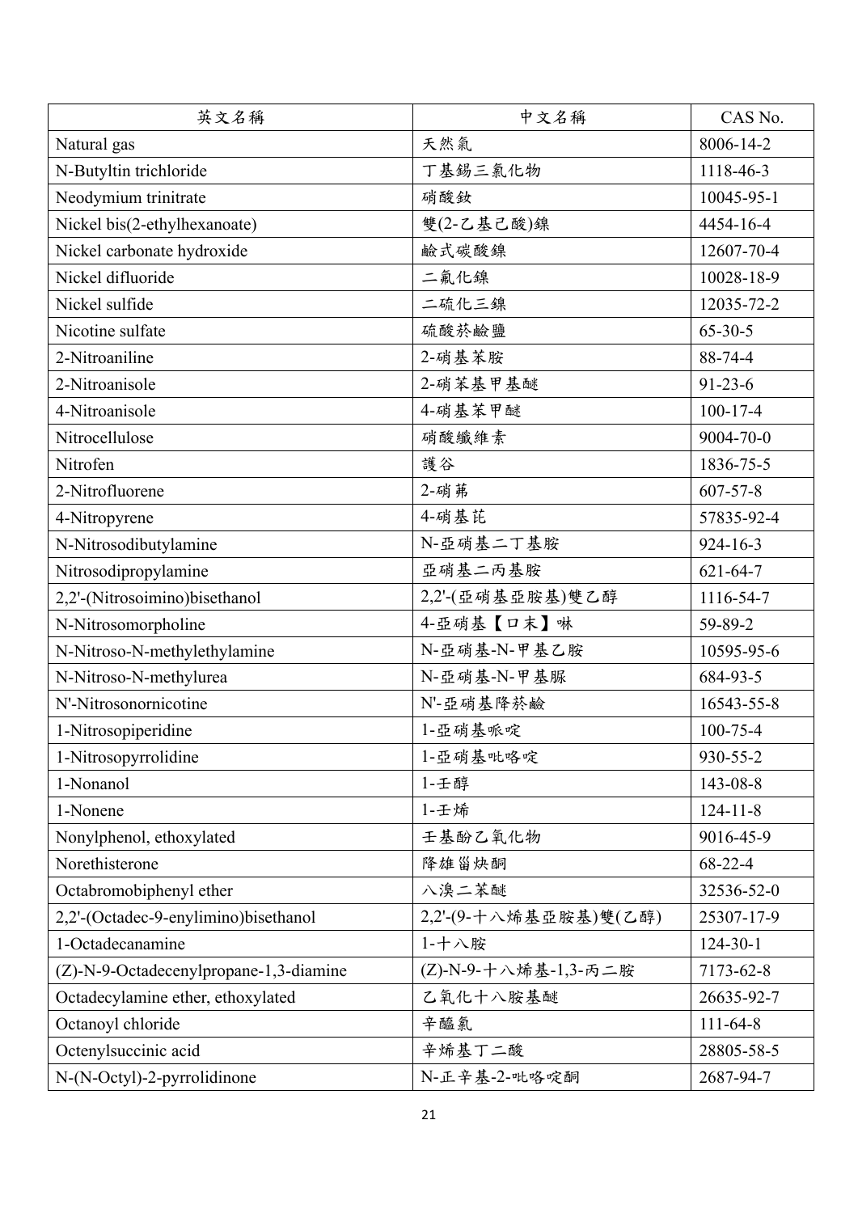| 英文名稱 | 中文名稱 | CAS No. |
|---|---|---|
| Natural gas | 天然氣 | 8006-14-2 |
| N-Butyltin trichloride | 丁基錫三氯化物 | 1118-46-3 |
| Neodymium trinitrate | 硝酸釹 | 10045-95-1 |
| Nickel bis(2-ethylhexanoate) | 雙(2-乙基己酸)鎳 | 4454-16-4 |
| Nickel carbonate hydroxide | 鹼式碳酸鎳 | 12607-70-4 |
| Nickel difluoride | 二氟化鎳 | 10028-18-9 |
| Nickel sulfide | 二硫化三鎳 | 12035-72-2 |
| Nicotine sulfate | 硫酸菸鹼鹽 | 65-30-5 |
| 2-Nitroaniline | 2-硝基苯胺 | 88-74-4 |
| 2-Nitroanisole | 2-硝苯基甲基醚 | 91-23-6 |
| 4-Nitroanisole | 4-硝基苯甲醚 | 100-17-4 |
| Nitrocellulose | 硝酸纖維素 | 9004-70-0 |
| Nitrofen | 護谷 | 1836-75-5 |
| 2-Nitrofluorene | 2-硝茀 | 607-57-8 |
| 4-Nitropyrene | 4-硝基芘 | 57835-92-4 |
| N-Nitrosodibutylamine | N-亞硝基二丁基胺 | 924-16-3 |
| Nitrosodipropylamine | 亞硝基二丙基胺 | 621-64-7 |
| 2,2'-(Nitrosoimino)bisethanol | 2,2'-(亞硝基亞胺基)雙乙醇 | 1116-54-7 |
| N-Nitrosomorpholine | 4-亞硝基【口末】啉 | 59-89-2 |
| N-Nitroso-N-methylethylamine | N-亞硝基-N-甲基乙胺 | 10595-95-6 |
| N-Nitroso-N-methylurea | N-亞硝基-N-甲基脲 | 684-93-5 |
| N'-Nitrosonornicotine | N'-亞硝基降菸鹼 | 16543-55-8 |
| 1-Nitrosopiperidine | 1-亞硝基哌啶 | 100-75-4 |
| 1-Nitrosopyrrolidine | 1-亞硝基吡咯啶 | 930-55-2 |
| 1-Nonanol | 1-壬醇 | 143-08-8 |
| 1-Nonene | 1-壬烯 | 124-11-8 |
| Nonylphenol, ethoxylated | 壬基酚乙氧化物 | 9016-45-9 |
| Norethisterone | 降雄甾炔酮 | 68-22-4 |
| Octabromobiphenyl ether | 八溴二苯醚 | 32536-52-0 |
| 2,2'-(Octadec-9-enylimino)bisethanol | 2,2'-(9-十八烯基亞胺基)雙(乙醇) | 25307-17-9 |
| 1-Octadecanamine | 1-十八胺 | 124-30-1 |
| (Z)-N-9-Octadecenylpropane-1,3-diamine | (Z)-N-9-十八烯基-1,3-丙二胺 | 7173-62-8 |
| Octadecylamine ether, ethoxylated | 乙氧化十八胺基醚 | 26635-92-7 |
| Octanoyl chloride | 辛醯氯 | 111-64-8 |
| Octenylsuccinic acid | 辛烯基丁二酸 | 28805-58-5 |
| N-(N-Octyl)-2-pyrrolidinone | N-正辛基-2-吡咯啶酮 | 2687-94-7 |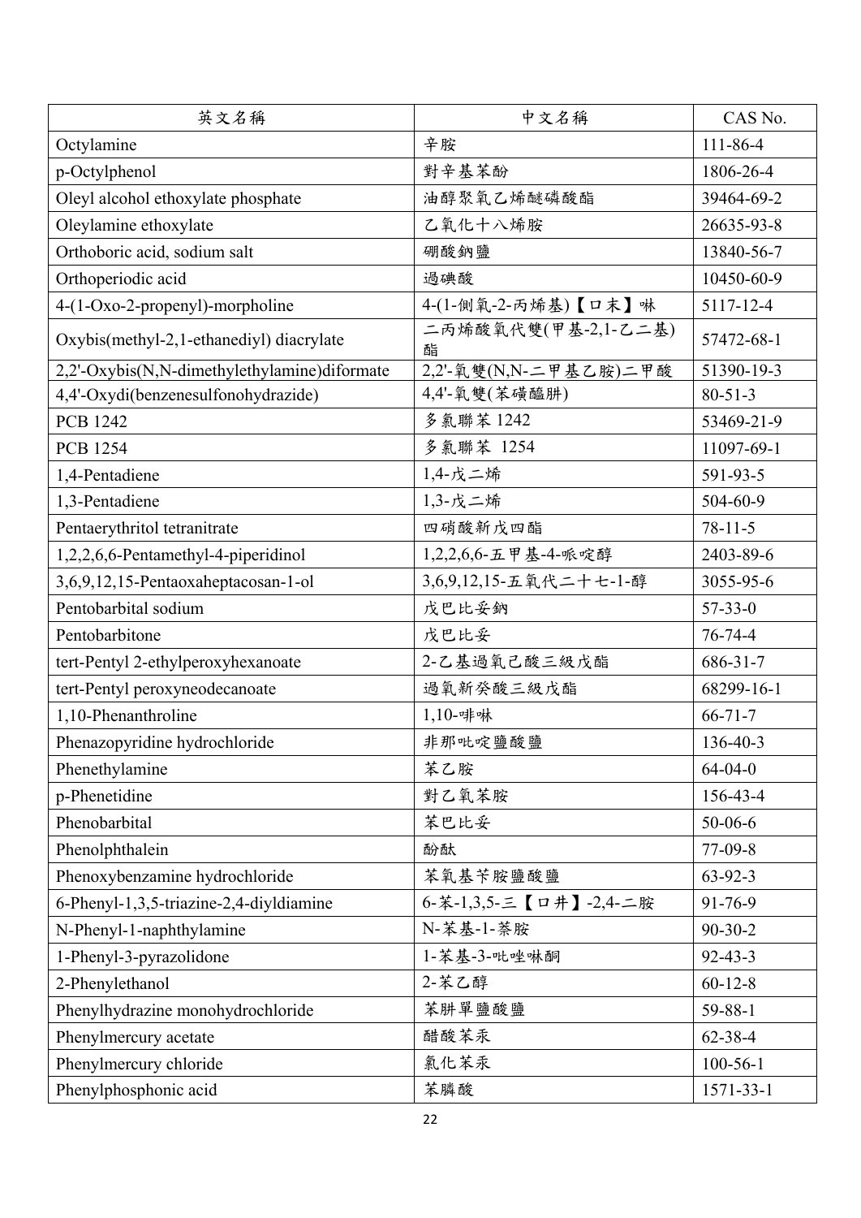| 英文名稱 | 中文名稱 | CAS No. |
|---|---|---|
| Octylamine | 辛胺 | 111-86-4 |
| p-Octylphenol | 對辛基苯酚 | 1806-26-4 |
| Oleyl alcohol ethoxylate phosphate | 油醇聚氧乙烯醚磷酸酯 | 39464-69-2 |
| Oleylamine ethoxylate | 乙氧化十八烯胺 | 26635-93-8 |
| Orthoboric acid, sodium salt | 硼酸鈉鹽 | 13840-56-7 |
| Orthoperiodic acid | 過碘酸 | 10450-60-9 |
| 4-(1-Oxo-2-propenyl)-morpholine | 4-(1-側氧-2-丙烯基)【口末】啉 | 5117-12-4 |
| Oxybis(methyl-2,1-ethanediyl) diacrylate | 二丙烯酸氧代雙(甲基-2,1-乙二基)酯 | 57472-68-1 |
| 2,2'-Oxybis(N,N-dimethylethylamine)diformate | 2,2'-氧雙(N,N-二甲基乙胺)二甲酸 | 51390-19-3 |
| 4,4'-Oxydi(benzenesulfonohydrazide) | 4,4'-氧雙(苯磺醯肼) | 80-51-3 |
| PCB 1242 | 多氯聯苯 1242 | 53469-21-9 |
| PCB 1254 | 多氯聯苯 1254 | 11097-69-1 |
| 1,4-Pentadiene | 1,4-戊二烯 | 591-93-5 |
| 1,3-Pentadiene | 1,3-戊二烯 | 504-60-9 |
| Pentaerythritol tetranitrate | 四硝酸新戊四酯 | 78-11-5 |
| 1,2,2,6,6-Pentamethyl-4-piperidinol | 1,2,2,6,6-五甲基-4-哌啶醇 | 2403-89-6 |
| 3,6,9,12,15-Pentaoxaheptacosan-1-ol | 3,6,9,12,15-五氧代二十七-1-醇 | 3055-95-6 |
| Pentobarbital sodium | 戊巴比妥鈉 | 57-33-0 |
| Pentobarbitone | 戊巴比妥 | 76-74-4 |
| tert-Pentyl 2-ethylperoxyhexanoate | 2-乙基過氧己酸三級戊酯 | 686-31-7 |
| tert-Pentyl peroxyneodecanoate | 過氧新癸酸三級戊酯 | 68299-16-1 |
| 1,10-Phenanthroline | 1,10-啡啉 | 66-71-7 |
| Phenazopyridine hydrochloride | 非那吡啶鹽酸鹽 | 136-40-3 |
| Phenethylamine | 苯乙胺 | 64-04-0 |
| p-Phenetidine | 對乙氧苯胺 | 156-43-4 |
| Phenobarbital | 苯巴比妥 | 50-06-6 |
| Phenolphthalein | 酚酞 | 77-09-8 |
| Phenoxybenzamine hydrochloride | 苯氧基苄胺鹽酸鹽 | 63-92-3 |
| 6-Phenyl-1,3,5-triazine-2,4-diyldiamine | 6-苯-1,3,5-三【口井】-2,4-二胺 | 91-76-9 |
| N-Phenyl-1-naphthylamine | N-苯基-1-萘胺 | 90-30-2 |
| 1-Phenyl-3-pyrazolidone | 1-苯基-3-吡唑啉酮 | 92-43-3 |
| 2-Phenylethanol | 2-苯乙醇 | 60-12-8 |
| Phenylhydrazine monohydrochloride | 苯肼單鹽酸鹽 | 59-88-1 |
| Phenylmercury acetate | 醋酸苯汞 | 62-38-4 |
| Phenylmercury chloride | 氯化苯汞 | 100-56-1 |
| Phenylphosphonic acid | 苯膦酸 | 1571-33-1 |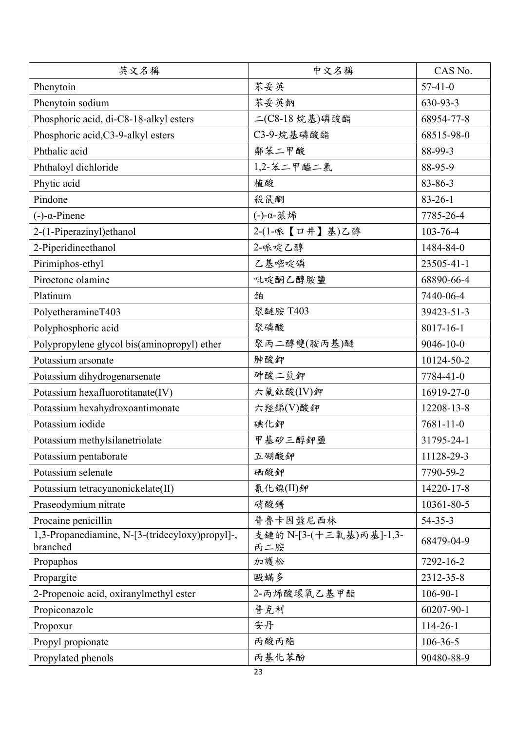| 英文名稱 | 中文名稱 | CAS No. |
| --- | --- | --- |
| Phenytoin | 苯妥英 | 57-41-0 |
| Phenytoin sodium | 苯妥英鈉 | 630-93-3 |
| Phosphoric acid, di-C8-18-alkyl esters | 二(C8-18 烷基)磷酸酯 | 68954-77-8 |
| Phosphoric acid,C3-9-alkyl esters | C3-9-烷基磷酸酯 | 68515-98-0 |
| Phthalic acid | 鄰苯二甲酸 | 88-99-3 |
| Phthaloyl dichloride | 1,2-苯二甲醯二氯 | 88-95-9 |
| Phytic acid | 植酸 | 83-86-3 |
| Pindone | 殺鼠酮 | 83-26-1 |
| (-)-α-Pinene | (-)-α-蒎烯 | 7785-26-4 |
| 2-(1-Piperazinyl)ethanol | 2-(1-哌【口井】基)乙醇 | 103-76-4 |
| 2-Piperidineethanol | 2-哌啶乙醇 | 1484-84-0 |
| Pirimiphos-ethyl | 乙基嘧啶磷 | 23505-41-1 |
| Piroctone olamine | 吡啶酮乙醇胺鹽 | 68890-66-4 |
| Platinum | 鉑 | 7440-06-4 |
| PolyetheramineT403 | 聚醚胺 T403 | 39423-51-3 |
| Polyphosphoric acid | 聚磷酸 | 8017-16-1 |
| Polypropylene glycol bis(aminopropyl) ether | 聚丙二醇雙(胺丙基)醚 | 9046-10-0 |
| Potassium arsonate | 胂酸鉀 | 10124-50-2 |
| Potassium dihydrogenarsenate | 砷酸二氫鉀 | 7784-41-0 |
| Potassium hexafluorotitanate(IV) | 六氟鈦酸(IV)鉀 | 16919-27-0 |
| Potassium hexahydroxoantimonate | 六羥銻(V)酸鉀 | 12208-13-8 |
| Potassium iodide | 碘化鉀 | 7681-11-0 |
| Potassium methylsilanetriolate | 甲基矽三醇鉀鹽 | 31795-24-1 |
| Potassium pentaborate | 五硼酸鉀 | 11128-29-3 |
| Potassium selenate | 硒酸鉀 | 7790-59-2 |
| Potassium tetracyanonickelate(II) | 氰化鎳(II)鉀 | 14220-17-8 |
| Praseodymium nitrate | 硝酸鐠 | 10361-80-5 |
| Procaine penicillin | 普魯卡因盤尼西林 | 54-35-3 |
| 1,3-Propanediamine, N-[3-(tridecyloxy)propyl]-, branched | 支鏈的 N-[3-(十三氧基)丙基]-1,3-丙二胺 | 68479-04-9 |
| Propaphos | 加護松 | 7292-16-2 |
| Propargite | 毆蟎多 | 2312-35-8 |
| 2-Propenoic acid, oxiranylmethyl ester | 2-丙烯酸環氧乙基甲酯 | 106-90-1 |
| Propiconazole | 普克利 | 60207-90-1 |
| Propoxur | 安丹 | 114-26-1 |
| Propyl propionate | 丙酸丙酯 | 106-36-5 |
| Propylated phenols | 丙基化苯酚 | 90480-88-9 |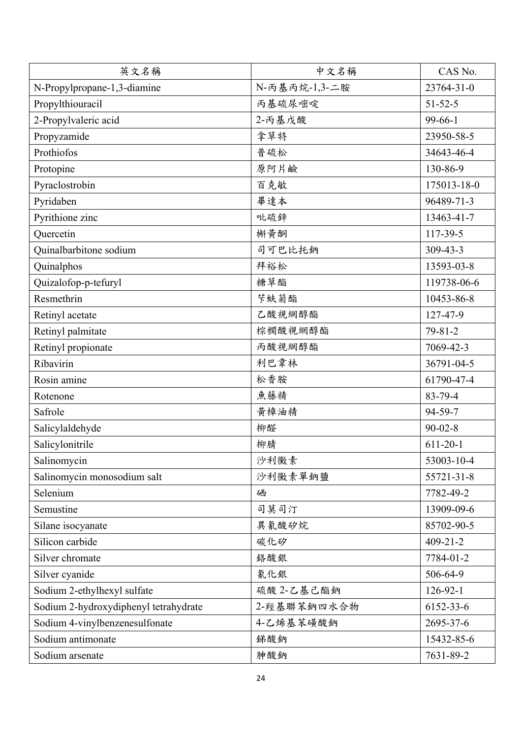| 英文名稱 | 中文名稱 | CAS No. |
| --- | --- | --- |
| N-Propylpropane-1,3-diamine | N-丙基丙烷-1,3-二胺 | 23764-31-0 |
| Propylthiouracil | 丙基硫尿嘧啶 | 51-52-5 |
| 2-Propylvaleric acid | 2-丙基戊酸 | 99-66-1 |
| Propyzamide | 拿草特 | 23950-58-5 |
| Prothiofos | 普硫松 | 34643-46-4 |
| Protopine | 原阿片鹼 | 130-86-9 |
| Pyraclostrobin | 百克敏 | 175013-18-0 |
| Pyridaben | 畢達本 | 96489-71-3 |
| Pyrithione zinc | 吡硫鋅 | 13463-41-7 |
| Quercetin | 槲黃酮 | 117-39-5 |
| Quinalbarbitone sodium | 司可巴比托鈉 | 309-43-3 |
| Quinalphos | 拜裕松 | 13593-03-8 |
| Quizalofop-p-tefuryl | 糖草酯 | 119738-06-6 |
| Resmethrin | 苄蚨菊酯 | 10453-86-8 |
| Retinyl acetate | 乙酸視網醇酯 | 127-47-9 |
| Retinyl palmitate | 棕櫚酸視網醇酯 | 79-81-2 |
| Retinyl propionate | 丙酸視網醇酯 | 7069-42-3 |
| Ribavirin | 利巴韋林 | 36791-04-5 |
| Rosin amine | 松香胺 | 61790-47-4 |
| Rotenone | 魚藤精 | 83-79-4 |
| Safrole | 黃樟油精 | 94-59-7 |
| Salicylaldehyde | 柳醛 | 90-02-8 |
| Salicylonitrile | 柳腈 | 611-20-1 |
| Salinomycin | 沙利黴素 | 53003-10-4 |
| Salinomycin monosodium salt | 沙利黴素單鈉鹽 | 55721-31-8 |
| Selenium | 硒 | 7782-49-2 |
| Semustine | 司莫司汀 | 13909-09-6 |
| Silane isocyanate | 異氰酸矽烷 | 85702-90-5 |
| Silicon carbide | 碳化矽 | 409-21-2 |
| Silver chromate | 鉻酸銀 | 7784-01-2 |
| Silver cyanide | 氰化銀 | 506-64-9 |
| Sodium 2-ethylhexyl sulfate | 硫酸 2-乙基己酯鈉 | 126-92-1 |
| Sodium 2-hydroxydiphenyl tetrahydrate | 2-羥基聯苯鈉四水合物 | 6152-33-6 |
| Sodium 4-vinylbenzenesulfonate | 4-乙烯基苯磺酸鈉 | 2695-37-6 |
| Sodium antimonate | 銻酸鈉 | 15432-85-6 |
| Sodium arsenate | 胂酸鈉 | 7631-89-2 |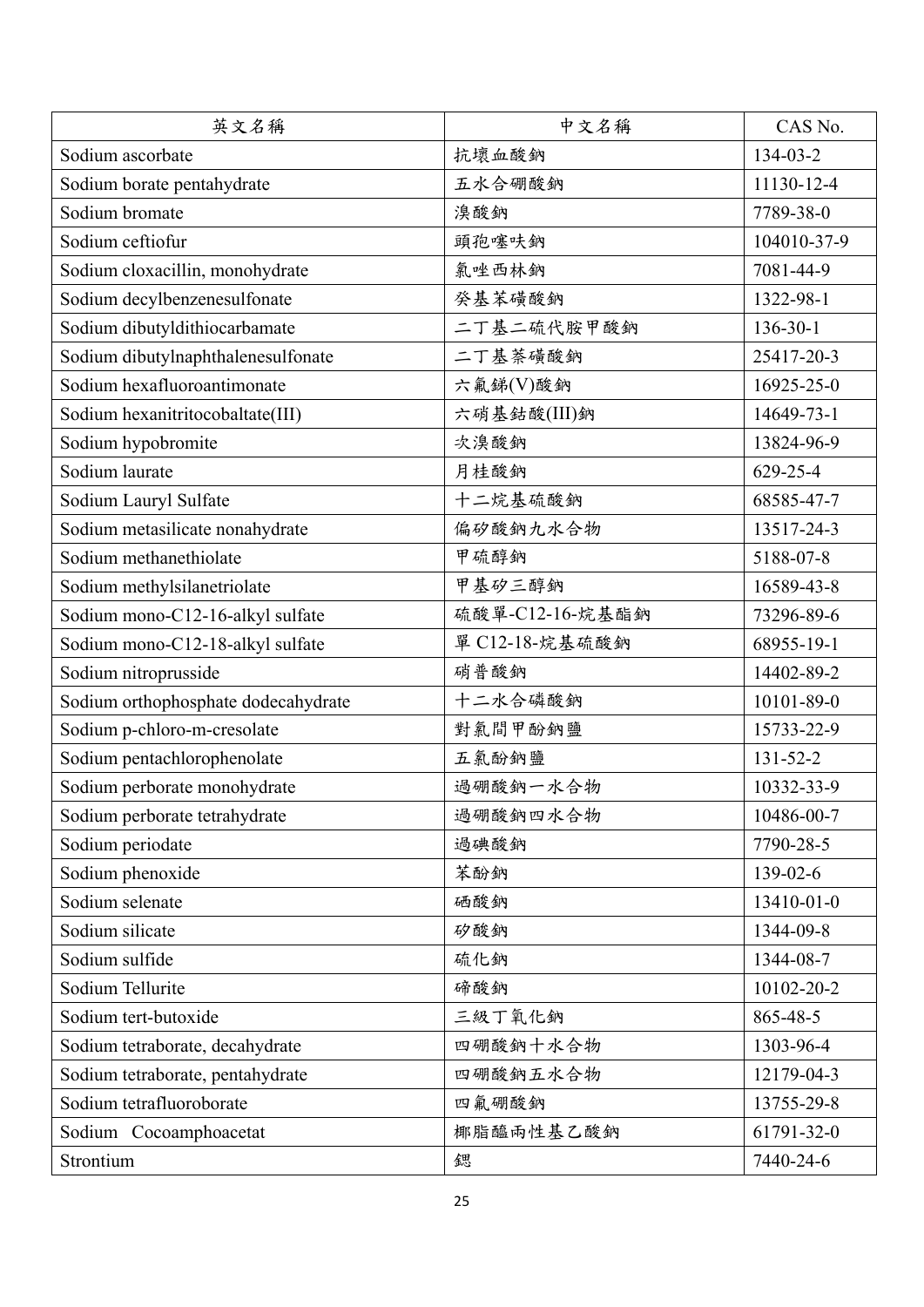| 英文名稱 | 中文名稱 | CAS No. |
|---|---|---|
| Sodium ascorbate | 抗壞血酸鈉 | 134-03-2 |
| Sodium borate pentahydrate | 五水合硼酸鈉 | 11130-12-4 |
| Sodium bromate | 溴酸鈉 | 7789-38-0 |
| Sodium ceftiofur | 頭孢噻呋鈉 | 104010-37-9 |
| Sodium cloxacillin, monohydrate | 氯唑西林鈉 | 7081-44-9 |
| Sodium decylbenzenesulfonate | 癸基苯磺酸鈉 | 1322-98-1 |
| Sodium dibutyldithiocarbamate | 二丁基二硫代胺甲酸鈉 | 136-30-1 |
| Sodium dibutylnaphthalenesulfonate | 二丁基萘磺酸鈉 | 25417-20-3 |
| Sodium hexafluoroantimonate | 六氟銻(V)酸鈉 | 16925-25-0 |
| Sodium hexanitritocobaltate(III) | 六硝基鈷酸(III)鈉 | 14649-73-1 |
| Sodium hypobromite | 次溴酸鈉 | 13824-96-9 |
| Sodium laurate | 月桂酸鈉 | 629-25-4 |
| Sodium Lauryl Sulfate | 十二烷基硫酸鈉 | 68585-47-7 |
| Sodium metasilicate nonahydrate | 偏矽酸鈉九水合物 | 13517-24-3 |
| Sodium methanethiolate | 甲硫醇鈉 | 5188-07-8 |
| Sodium methylsilanetriolate | 甲基矽三醇鈉 | 16589-43-8 |
| Sodium mono-C12-16-alkyl sulfate | 硫酸單-C12-16-烷基酯鈉 | 73296-89-6 |
| Sodium mono-C12-18-alkyl sulfate | 單 C12-18-烷基硫酸鈉 | 68955-19-1 |
| Sodium nitroprusside | 硝普酸鈉 | 14402-89-2 |
| Sodium orthophosphate dodecahydrate | 十二水合磷酸鈉 | 10101-89-0 |
| Sodium p-chloro-m-cresolate | 對氯間甲酚鈉鹽 | 15733-22-9 |
| Sodium pentachlorophenolate | 五氯酚鈉鹽 | 131-52-2 |
| Sodium perborate monohydrate | 過硼酸鈉一水合物 | 10332-33-9 |
| Sodium perborate tetrahydrate | 過硼酸鈉四水合物 | 10486-00-7 |
| Sodium periodate | 過碘酸鈉 | 7790-28-5 |
| Sodium phenoxide | 苯酚鈉 | 139-02-6 |
| Sodium selenate | 硒酸鈉 | 13410-01-0 |
| Sodium silicate | 矽酸鈉 | 1344-09-8 |
| Sodium sulfide | 硫化鈉 | 1344-08-7 |
| Sodium Tellurite | 碲酸鈉 | 10102-20-2 |
| Sodium tert-butoxide | 三級丁氧化鈉 | 865-48-5 |
| Sodium tetraborate, decahydrate | 四硼酸鈉十水合物 | 1303-96-4 |
| Sodium tetraborate, pentahydrate | 四硼酸鈉五水合物 | 12179-04-3 |
| Sodium tetrafluoroborate | 四氟硼酸鈉 | 13755-29-8 |
| Sodium Cocoamphoacetat | 椰脂醯兩性基乙酸鈉 | 61791-32-0 |
| Strontium | 鍶 | 7440-24-6 |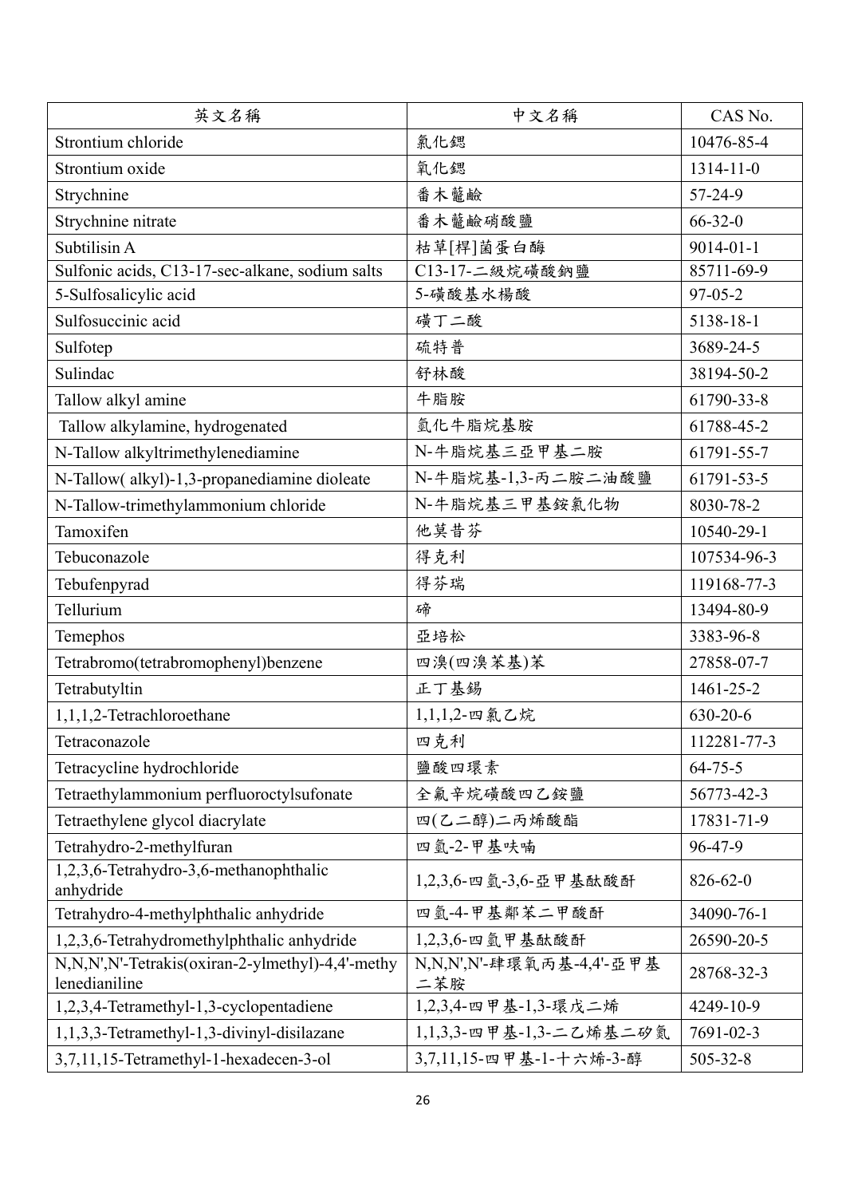| 英文名稱 | 中文名稱 | CAS No. |
| --- | --- | --- |
| Strontium chloride | 氯化鍶 | 10476-85-4 |
| Strontium oxide | 氧化鍶 | 1314-11-0 |
| Strychnine | 番木虌鹼 | 57-24-9 |
| Strychnine nitrate | 番木虌鹼硝酸鹽 | 66-32-0 |
| Subtilisin A | 枯草[桿]菌蛋白酶 | 9014-01-1 |
| Sulfonic acids, C13-17-sec-alkane, sodium salts | C13-17-二級烷磺酸鈉鹽 | 85711-69-9 |
| 5-Sulfosalicylic acid | 5-磺酸基水楊酸 | 97-05-2 |
| Sulfosuccinic acid | 磺丁二酸 | 5138-18-1 |
| Sulfotep | 硫特普 | 3689-24-5 |
| Sulindac | 舒林酸 | 38194-50-2 |
| Tallow alkyl amine | 牛脂胺 | 61790-33-8 |
| Tallow alkylamine, hydrogenated | 氫化牛脂烷基胺 | 61788-45-2 |
| N-Tallow alkyltrimethylenediamine | N-牛脂烷基三亞甲基二胺 | 61791-55-7 |
| N-Tallow( alkyl)-1,3-propanediamine dioleate | N-牛脂烷基-1,3-丙二胺二油酸鹽 | 61791-53-5 |
| N-Tallow-trimethylammonium chloride | N-牛脂烷基三甲基銨氯化物 | 8030-78-2 |
| Tamoxifen | 他莫昔芬 | 10540-29-1 |
| Tebuconazole | 得克利 | 107534-96-3 |
| Tebufenpyrad | 得芬瑞 | 119168-77-3 |
| Tellurium | 碲 | 13494-80-9 |
| Temephos | 亞培松 | 3383-96-8 |
| Tetrabromo(tetrabromophenyl)benzene | 四溴(四溴苯基)苯 | 27858-07-7 |
| Tetrabutyltin | 正丁基錫 | 1461-25-2 |
| 1,1,1,2-Tetrachloroethane | 1,1,1,2-四氯乙烷 | 630-20-6 |
| Tetraconazole | 四克利 | 112281-77-3 |
| Tetracycline hydrochloride | 鹽酸四環素 | 64-75-5 |
| Tetraethylammonium perfluoroctylsufonate | 全氟辛烷磺酸四乙銨鹽 | 56773-42-3 |
| Tetraethylene glycol diacrylate | 四(乙二醇)二丙烯酸酯 | 17831-71-9 |
| Tetrahydro-2-methylfuran | 四氫-2-甲基呋喃 | 96-47-9 |
| 1,2,3,6-Tetrahydro-3,6-methanophthalic anhydride | 1,2,3,6-四氫-3,6-亞甲基酞酸酐 | 826-62-0 |
| Tetrahydro-4-methylphthalic anhydride | 四氫-4-甲基鄰苯二甲酸酐 | 34090-76-1 |
| 1,2,3,6-Tetrahydromethylphthalic anhydride | 1,2,3,6-四氫甲基酞酸酐 | 26590-20-5 |
| N,N,N',N'-Tetrakis(oxiran-2-ylmethyl)-4,4'-methylenedianiline | N,N,N',N'-肆環氧丙基-4,4'-亞甲基二苯胺 | 28768-32-3 |
| 1,2,3,4-Tetramethyl-1,3-cyclopentadiene | 1,2,3,4-四甲基-1,3-環戊二烯 | 4249-10-9 |
| 1,1,3,3-Tetramethyl-1,3-divinyl-disilazane | 1,1,3,3-四甲基-1,3-二乙烯基二矽氮 | 7691-02-3 |
| 3,7,11,15-Tetramethyl-1-hexadecen-3-ol | 3,7,11,15-四甲基-1-十六烯-3-醇 | 505-32-8 |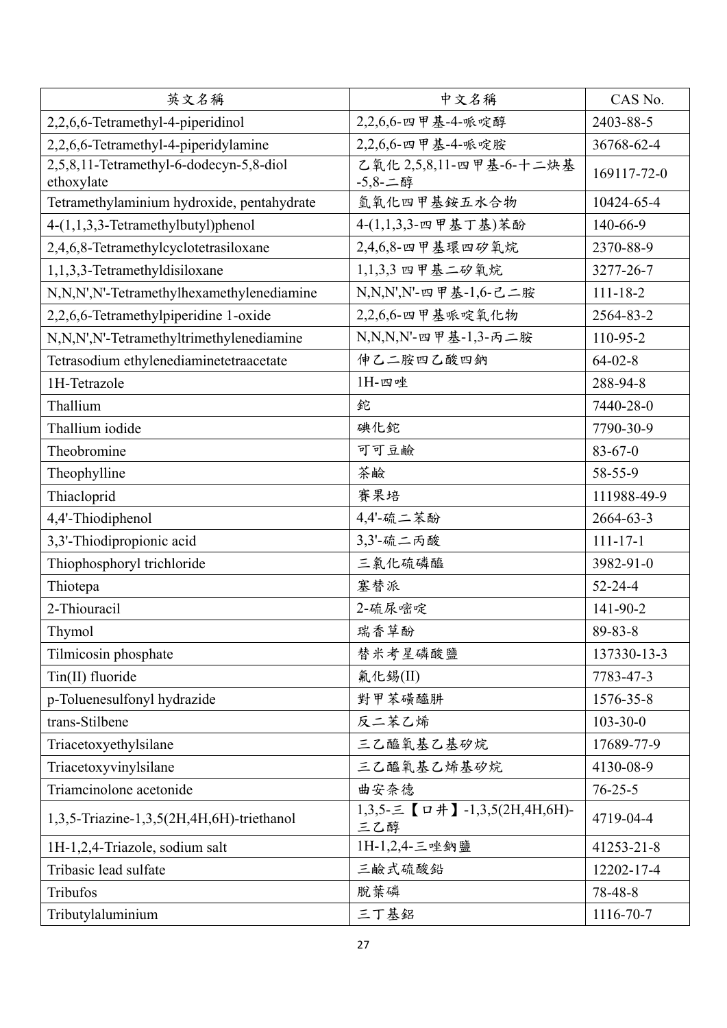| 英文名稱 | 中文名稱 | CAS No. |
| --- | --- | --- |
| 2,2,6,6-Tetramethyl-4-piperidinol | 2,2,6,6-四甲基-4-哌啶醇 | 2403-88-5 |
| 2,2,6,6-Tetramethyl-4-piperidylamine | 2,2,6,6-四甲基-4-哌啶胺 | 36768-62-4 |
| 2,5,8,11-Tetramethyl-6-dodecyn-5,8-diol ethoxylate | 乙氧化 2,5,8,11-四甲基-6-十二炔基-5,8-二醇 | 169117-72-0 |
| Tetramethylaminium hydroxide, pentahydrate | 氫氧化四甲基銨五水合物 | 10424-65-4 |
| 4-(1,1,3,3-Tetramethylbutyl)phenol | 4-(1,1,3,3-四甲基丁基)苯酚 | 140-66-9 |
| 2,4,6,8-Tetramethylcyclotetrasiloxane | 2,4,6,8-四甲基環四矽氧烷 | 2370-88-9 |
| 1,1,3,3-Tetramethyldisiloxane | 1,1,3,3 四甲基二矽氧烷 | 3277-26-7 |
| N,N,N',N'-Tetramethylhexamethylenediamine | N,N,N',N'-四甲基-1,6-己二胺 | 111-18-2 |
| 2,2,6,6-Tetramethylpiperidine 1-oxide | 2,2,6,6-四甲基哌啶氧化物 | 2564-83-2 |
| N,N,N',N'-Tetramethyltrimethylenediamine | N,N,N,N'-四甲基-1,3-丙二胺 | 110-95-2 |
| Tetrasodium ethylenediaminetetraacetate | 伸乙二胺四乙酸四鈉 | 64-02-8 |
| 1H-Tetrazole | 1H-四唑 | 288-94-8 |
| Thallium | 鉈 | 7440-28-0 |
| Thallium iodide | 碘化鉈 | 7790-30-9 |
| Theobromine | 可可豆鹼 | 83-67-0 |
| Theophylline | 茶鹼 | 58-55-9 |
| Thiacloprid | 賽果培 | 111988-49-9 |
| 4,4'-Thiodiphenol | 4,4'-硫二苯酚 | 2664-63-3 |
| 3,3'-Thiodipropionic acid | 3,3'-硫二丙酸 | 111-17-1 |
| Thiophosphoryl trichloride | 三氯化硫磷醯 | 3982-91-0 |
| Thiotepa | 塞替派 | 52-24-4 |
| 2-Thiouracil | 2-硫尿嘧啶 | 141-90-2 |
| Thymol | 瑞香草酚 | 89-83-8 |
| Tilmicosin phosphate | 替米考星磷酸鹽 | 137330-13-3 |
| Tin(II) fluoride | 氟化錫(II) | 7783-47-3 |
| p-Toluenesulfonyl hydrazide | 對甲苯磺醯肼 | 1576-35-8 |
| trans-Stilbene | 反二苯乙烯 | 103-30-0 |
| Triacetoxyethylsilane | 三乙醯氧基乙基矽烷 | 17689-77-9 |
| Triacetoxyvinylsilane | 三乙醯氧基乙烯基矽烷 | 4130-08-9 |
| Triamcinolone acetonide | 曲安奈德 | 76-25-5 |
| 1,3,5-Triazine-1,3,5(2H,4H,6H)-triethanol | 1,3,5-三【口井】-1,3,5(2H,4H,6H)-三乙醇 | 4719-04-4 |
| 1H-1,2,4-Triazole, sodium salt | 1H-1,2,4-三唑鈉鹽 | 41253-21-8 |
| Tribasic lead sulfate | 三鹼式硫酸鉛 | 12202-17-4 |
| Tribufos | 脫葉磷 | 78-48-8 |
| Tributylaluminium | 三丁基鋁 | 1116-70-7 |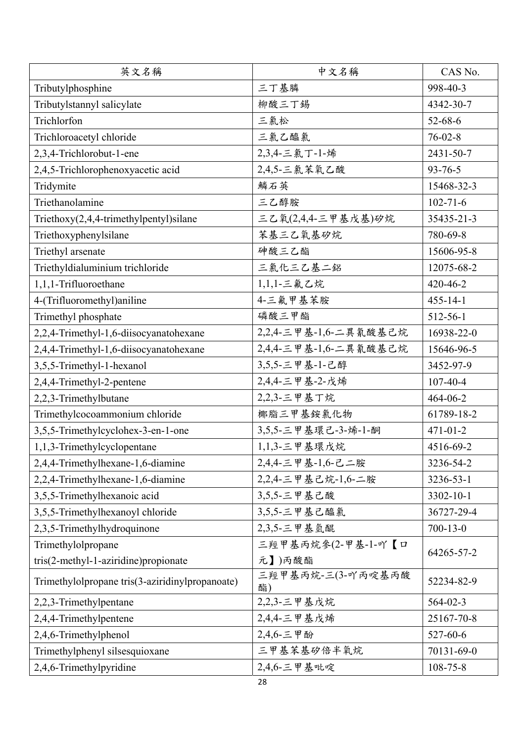| 英文名稱 | 中文名稱 | CAS No. |
| --- | --- | --- |
| Tributylphosphine | 三丁基膦 | 998-40-3 |
| Tributylstannyl salicylate | 柳酸三丁錫 | 4342-30-7 |
| Trichlorfon | 三氯松 | 52-68-6 |
| Trichloroacetyl chloride | 三氯乙醯氯 | 76-02-8 |
| 2,3,4-Trichlorobut-1-ene | 2,3,4-三氯丁-1-烯 | 2431-50-7 |
| 2,4,5-Trichlorophenoxyacetic acid | 2,4,5-三氯苯氧乙酸 | 93-76-5 |
| Tridymite | 鱗石英 | 15468-32-3 |
| Triethanolamine | 三乙醇胺 | 102-71-6 |
| Triethoxy(2,4,4-trimethylpentyl)silane | 三乙氧(2,4,4-三甲基戊基)矽烷 | 35435-21-3 |
| Triethoxyphenylsilane | 苯基三乙氧基矽烷 | 780-69-8 |
| Triethyl arsenate | 砷酸三乙酯 | 15606-95-8 |
| Triethyldialuminium trichloride | 三氯化三乙基二鋁 | 12075-68-2 |
| 1,1,1-Trifluoroethane | 1,1,1-三氟乙烷 | 420-46-2 |
| 4-(Trifluoromethyl)aniline | 4-三氟甲基苯胺 | 455-14-1 |
| Trimethyl phosphate | 磷酸三甲酯 | 512-56-1 |
| 2,2,4-Trimethyl-1,6-diisocyanatohexane | 2,2,4-三甲基-1,6-二異氰酸基己烷 | 16938-22-0 |
| 2,4,4-Trimethyl-1,6-diisocyanatohexane | 2,4,4-三甲基-1,6-二異氰酸基己烷 | 15646-96-5 |
| 3,5,5-Trimethyl-1-hexanol | 3,5,5-三甲基-1-己醇 | 3452-97-9 |
| 2,4,4-Trimethyl-2-pentene | 2,4,4-三甲基-2-戊烯 | 107-40-4 |
| 2,2,3-Trimethylbutane | 2,2,3-三甲基丁烷 | 464-06-2 |
| Trimethylcocoammonium chloride | 椰脂三甲基銨氯化物 | 61789-18-2 |
| 3,5,5-Trimethylcyclohex-3-en-1-one | 3,5,5-三甲基環己-3-烯-1-酮 | 471-01-2 |
| 1,1,3-Trimethylcyclopentane | 1,1,3-三甲基環戊烷 | 4516-69-2 |
| 2,4,4-Trimethylhexane-1,6-diamine | 2,4,4-三甲基-1,6-己二胺 | 3236-54-2 |
| 2,2,4-Trimethylhexane-1,6-diamine | 2,2,4-三甲基己烷-1,6-二胺 | 3236-53-1 |
| 3,5,5-Trimethylhexanoic acid | 3,5,5-三甲基己酸 | 3302-10-1 |
| 3,5,5-Trimethylhexanoyl chloride | 3,5,5-三甲基己醯氯 | 36727-29-4 |
| 2,3,5-Trimethylhydroquinone | 2,3,5-三甲基氫醌 | 700-13-0 |
| Trimethylolpropane tris(2-methyl-1-aziridine)propionate | 三羥甲基丙烷參(2-甲基-1-吖【口元】)丙酸酯 | 64265-57-2 |
| Trimethylolpropane tris(3-aziridinylpropanoate) | 三羥甲基丙烷-三(3-吖丙啶基丙酸酯) | 52234-82-9 |
| 2,2,3-Trimethylpentane | 2,2,3-三甲基戊烷 | 564-02-3 |
| 2,4,4-Trimethylpentene | 2,4,4-三甲基戊烯 | 25167-70-8 |
| 2,4,6-Trimethylphenol | 2,4,6-三甲酚 | 527-60-6 |
| Trimethylphenyl silsesquioxane | 三甲基苯基矽倍半氧烷 | 70131-69-0 |
| 2,4,6-Trimethylpyridine | 2,4,6-三甲基吡啶 | 108-75-8 |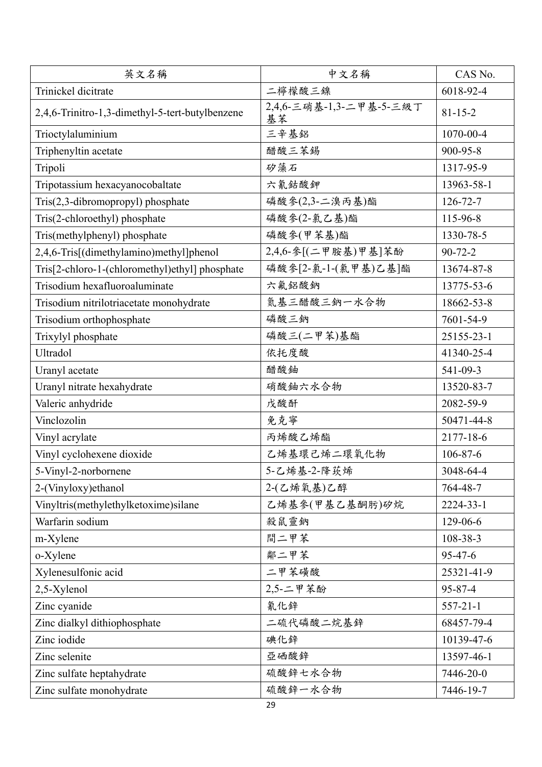| 英文名稱 | 中文名稱 | CAS No. |
| --- | --- | --- |
| Trinickel dicitrate | 二檸檬酸三鎳 | 6018-92-4 |
| 2,4,6-Trinitro-1,3-dimethyl-5-tert-butylbenzene | 2,4,6-三硝基-1,3-二甲基-5-三級丁基苯 | 81-15-2 |
| Trioctylaluminium | 三辛基鋁 | 1070-00-4 |
| Triphenyltin acetate | 醋酸三苯錫 | 900-95-8 |
| Tripoli | 矽藻石 | 1317-95-9 |
| Tripotassium hexacyanocobaltate | 六氰鈷酸鉀 | 13963-58-1 |
| Tris(2,3-dibromopropyl) phosphate | 磷酸參(2,3-二溴丙基)酯 | 126-72-7 |
| Tris(2-chloroethyl) phosphate | 磷酸參(2-氯乙基)酯 | 115-96-8 |
| Tris(methylphenyl) phosphate | 磷酸參(甲苯基)酯 | 1330-78-5 |
| 2,4,6-Tris[(dimethylamino)methyl]phenol | 2,4,6-參[(二甲胺基)甲基]苯酚 | 90-72-2 |
| Tris[2-chloro-1-(chloromethyl)ethyl] phosphate | 磷酸參[2-氯-1-(氯甲基)乙基]酯 | 13674-87-8 |
| Trisodium hexafluoroaluminate | 六氟鋁酸鈉 | 13775-53-6 |
| Trisodium nitrilotriacetate monohydrate | 氮基三醋酸三鈉一水合物 | 18662-53-8 |
| Trisodium orthophosphate | 磷酸三鈉 | 7601-54-9 |
| Trixylyl phosphate | 磷酸三(二甲苯)基酯 | 25155-23-1 |
| Ultradol | 依托度酸 | 41340-25-4 |
| Uranyl acetate | 醋酸鈾 | 541-09-3 |
| Uranyl nitrate hexahydrate | 硝酸鈾六水合物 | 13520-83-7 |
| Valeric anhydride | 戊酸酐 | 2082-59-9 |
| Vinclozolin | 免克寧 | 50471-44-8 |
| Vinyl acrylate | 丙烯酸乙烯酯 | 2177-18-6 |
| Vinyl cyclohexene dioxide | 乙烯基環己烯二環氧化物 | 106-87-6 |
| 5-Vinyl-2-norbornene | 5-乙烯基-2-降莰烯 | 3048-64-4 |
| 2-(Vinyloxy)ethanol | 2-(乙烯氧基)乙醇 | 764-48-7 |
| Vinyltris(methylethylketoxime)silane | 乙烯基參(甲基乙基酮肟)矽烷 | 2224-33-1 |
| Warfarin sodium | 殺鼠靈鈉 | 129-06-6 |
| m-Xylene | 間二甲苯 | 108-38-3 |
| o-Xylene | 鄰二甲苯 | 95-47-6 |
| Xylenesulfonic acid | 二甲苯磺酸 | 25321-41-9 |
| 2,5-Xylenol | 2,5-二甲苯酚 | 95-87-4 |
| Zinc cyanide | 氰化鋅 | 557-21-1 |
| Zinc dialkyl dithiophosphate | 二硫代磷酸二烷基鋅 | 68457-79-4 |
| Zinc iodide | 碘化鋅 | 10139-47-6 |
| Zinc selenite | 亞硒酸鋅 | 13597-46-1 |
| Zinc sulfate heptahydrate | 硫酸鋅七水合物 | 7446-20-0 |
| Zinc sulfate monohydrate | 硫酸鋅一水合物 | 7446-19-7 |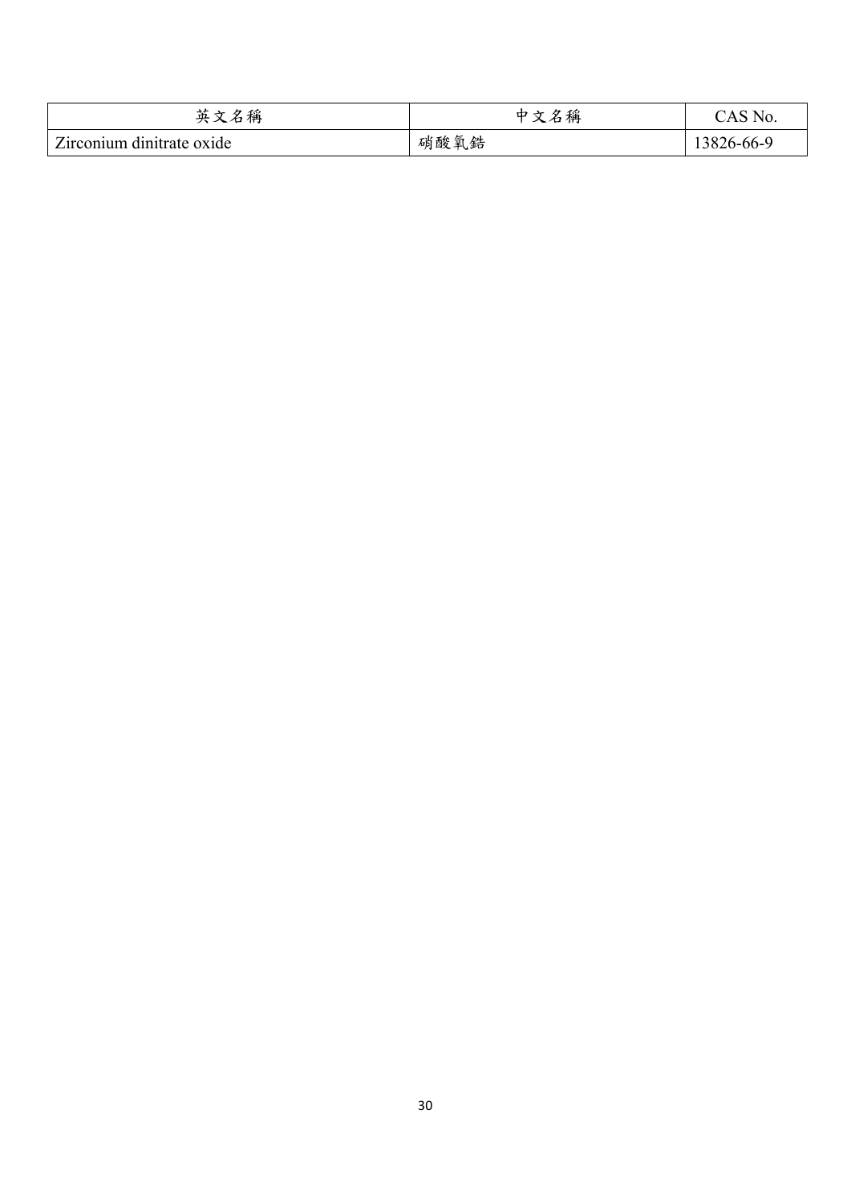| 英文名稱 | 中文名稱 | CAS No. |
|---|---|---|
| Zirconium dinitrate oxide | 硝酸氧鋯 | 13826-66-9 |